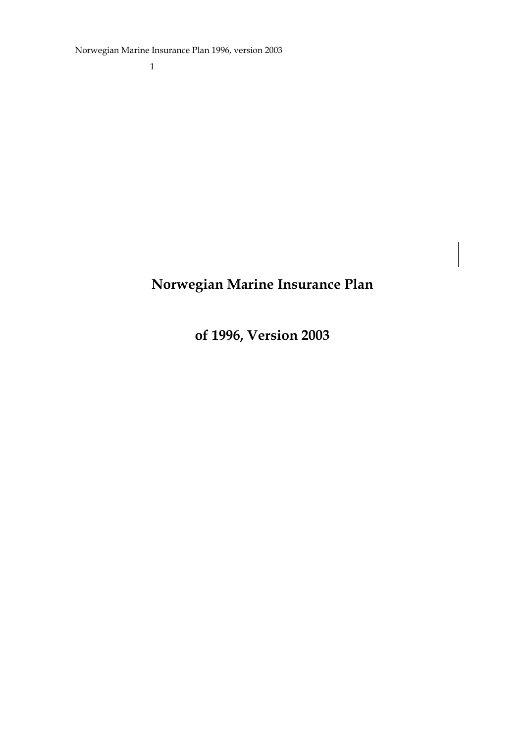# Norwegian Marine Insurance Plan

# of 1996, Version 2003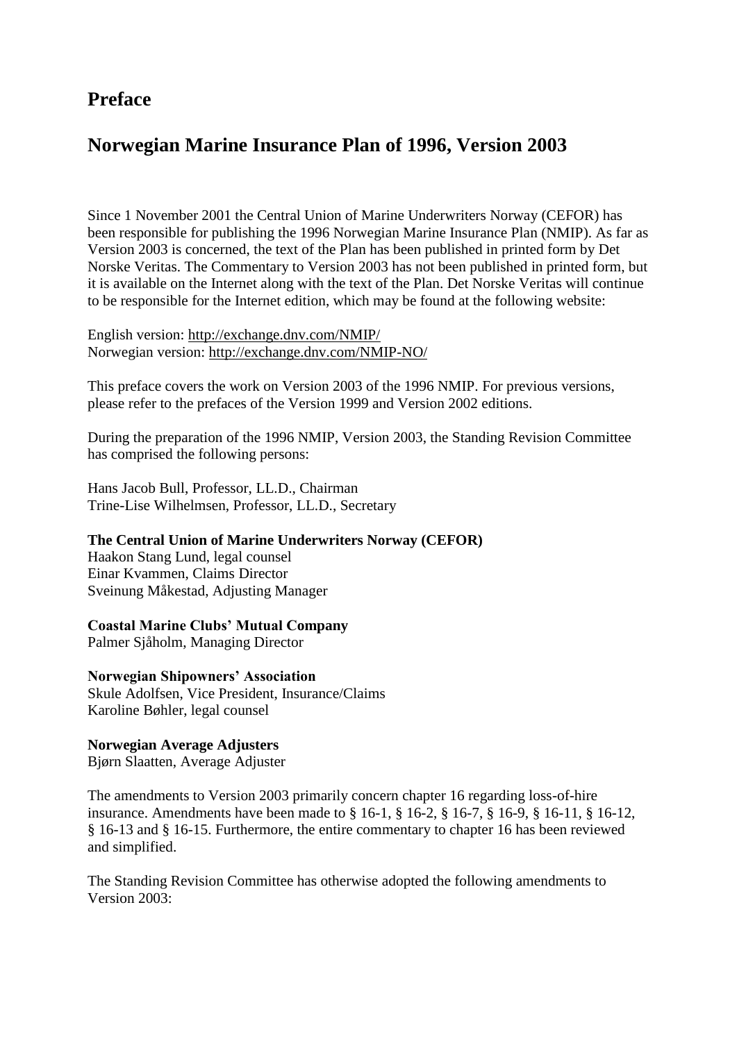# Preface

## Norwegian Marine Insurance Plan of 1996, Version 2003

Since 1 November 2001 the Central Union of Marine Underwriters Norway (CEFOR) has been responsible for publishing the 1996 Norwegian Marine Insurance Plan (NMIP). As far as Version 2003 is concerned, the text of the Plan has been published in printed form by Det Norske Veritas. The Commentary to Version 2003 has not been published in printed form, but it is available on the Internet along with the text of the Plan. Det Norske Veritas will continue to be responsible for the Internet edition, which may be found at the following website:

English version: http://exchange.dnv.com/NMIP/
Norwegian version: http://exchange.dnv.com/NMIP-NO/

This preface covers the work on Version 2003 of the 1996 NMIP. For previous versions, please refer to the prefaces of the Version 1999 and Version 2002 editions.

During the preparation of the 1996 NMIP, Version 2003, the Standing Revision Committee has comprised the following persons:

Hans Jacob Bull, Professor, LL.D., Chairman
Trine-Lise Wilhelmsen, Professor, LL.D., Secretary

**The Central Union of Marine Underwriters Norway (CEFOR)**
Haakon Stang Lund, legal counsel
Einar Kvammen, Claims Director
Sveinung Måkestad, Adjusting Manager

**Coastal Marine Clubs' Mutual Company**
Palmer Sjåholm, Managing Director

**Norwegian Shipowners' Association**
Skule Adolfsen, Vice President, Insurance/Claims
Karoline Bøhler, legal counsel

**Norwegian Average Adjusters**
Bjørn Slaatten, Average Adjuster

The amendments to Version 2003 primarily concern chapter 16 regarding loss-of-hire insurance. Amendments have been made to § 16-1, § 16-2, § 16-7, § 16-9, § 16-11, § 16-12, § 16-13 and § 16-15. Furthermore, the entire commentary to chapter 16 has been reviewed and simplified.

The Standing Revision Committee has otherwise adopted the following amendments to Version 2003: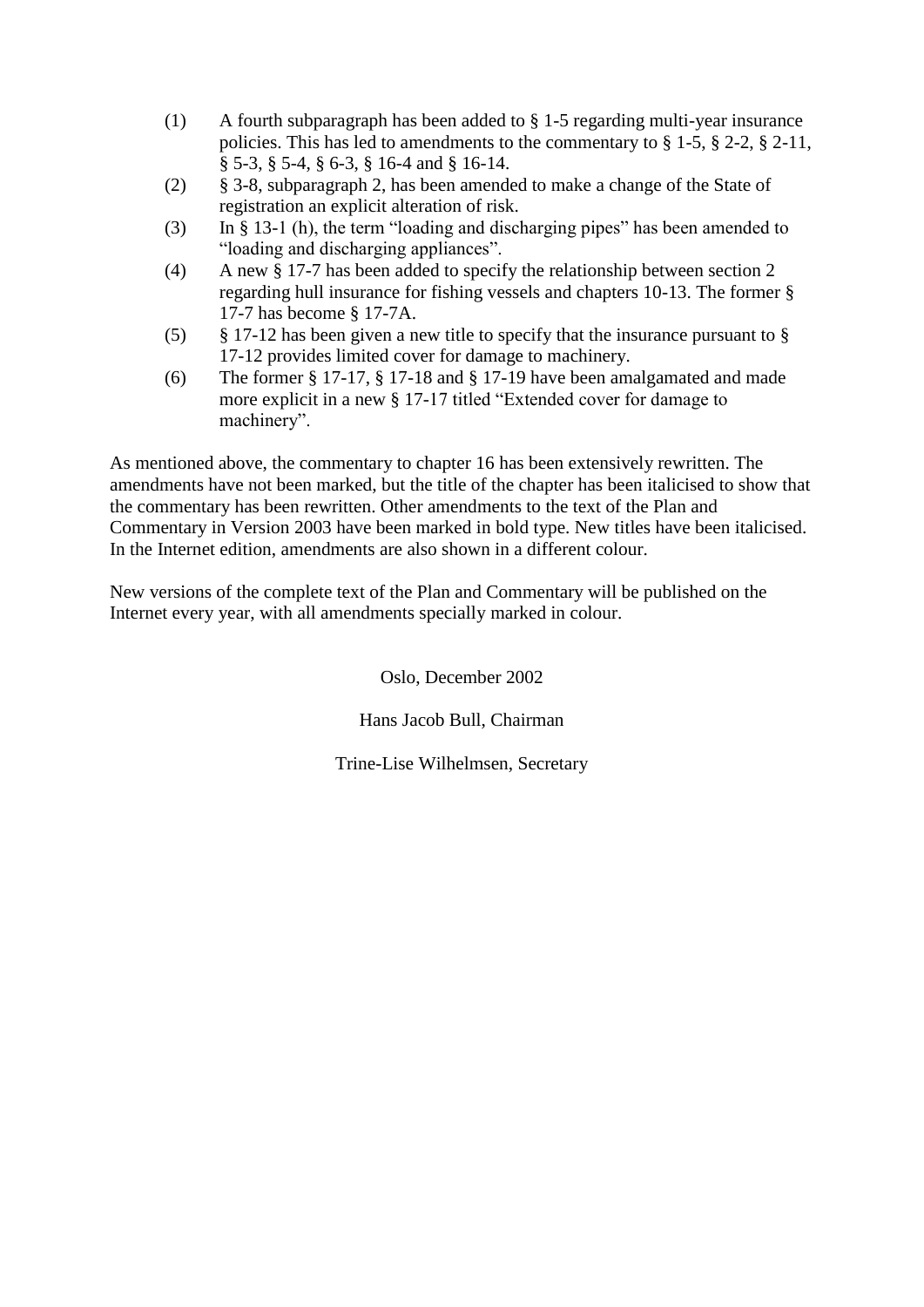(1) A fourth subparagraph has been added to § 1-5 regarding multi-year insurance policies. This has led to amendments to the commentary to § 1-5, § 2-2, § 2-11, § 5-3, § 5-4, § 6-3, § 16-4 and § 16-14.

(2) § 3-8, subparagraph 2, has been amended to make a change of the State of registration an explicit alteration of risk.

(3) In § 13-1 (h), the term "loading and discharging pipes" has been amended to "loading and discharging appliances".

(4) A new § 17-7 has been added to specify the relationship between section 2 regarding hull insurance for fishing vessels and chapters 10-13. The former § 17-7 has become § 17-7A.

(5) § 17-12 has been given a new title to specify that the insurance pursuant to § 17-12 provides limited cover for damage to machinery.

(6) The former § 17-17, § 17-18 and § 17-19 have been amalgamated and made more explicit in a new § 17-17 titled "Extended cover for damage to machinery".

As mentioned above, the commentary to chapter 16 has been extensively rewritten. The amendments have not been marked, but the title of the chapter has been italicised to show that the commentary has been rewritten. Other amendments to the text of the Plan and Commentary in Version 2003 have been marked in bold type. New titles have been italicised. In the Internet edition, amendments are also shown in a different colour.

New versions of the complete text of the Plan and Commentary will be published on the Internet every year, with all amendments specially marked in colour.

Oslo, December 2002

Hans Jacob Bull, Chairman

Trine-Lise Wilhelmsen, Secretary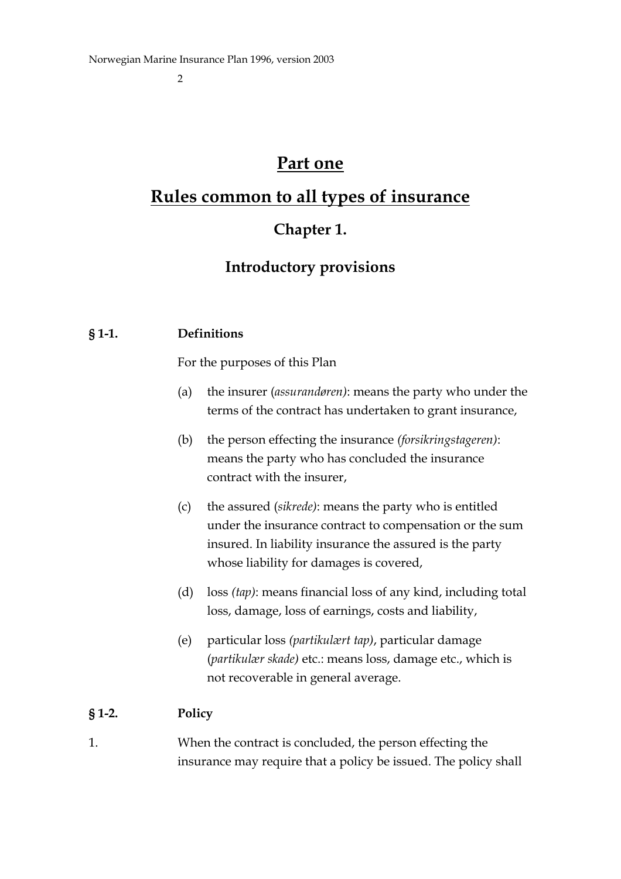# Part one

# Rules common to all types of insurance

## Chapter 1.

## Introductory provisions

**§ 1-1. Definitions**

For the purposes of this Plan

(a) the insurer (*assurandøren)*: means the party who under the terms of the contract has undertaken to grant insurance,

(b) the person effecting the insurance *(forsikringstageren)*: means the party who has concluded the insurance contract with the insurer,

(c) the assured (*sikrede)*: means the party who is entitled under the insurance contract to compensation or the sum insured. In liability insurance the assured is the party whose liability for damages is covered,

(d) loss *(tap)*: means financial loss of any kind, including total loss, damage, loss of earnings, costs and liability,

(e) particular loss *(partikulært tap)*, particular damage (*partikulær skade)* etc.: means loss, damage etc., which is not recoverable in general average.

**§ 1-2. Policy**

1. When the contract is concluded, the person effecting the insurance may require that a policy be issued. The policy shall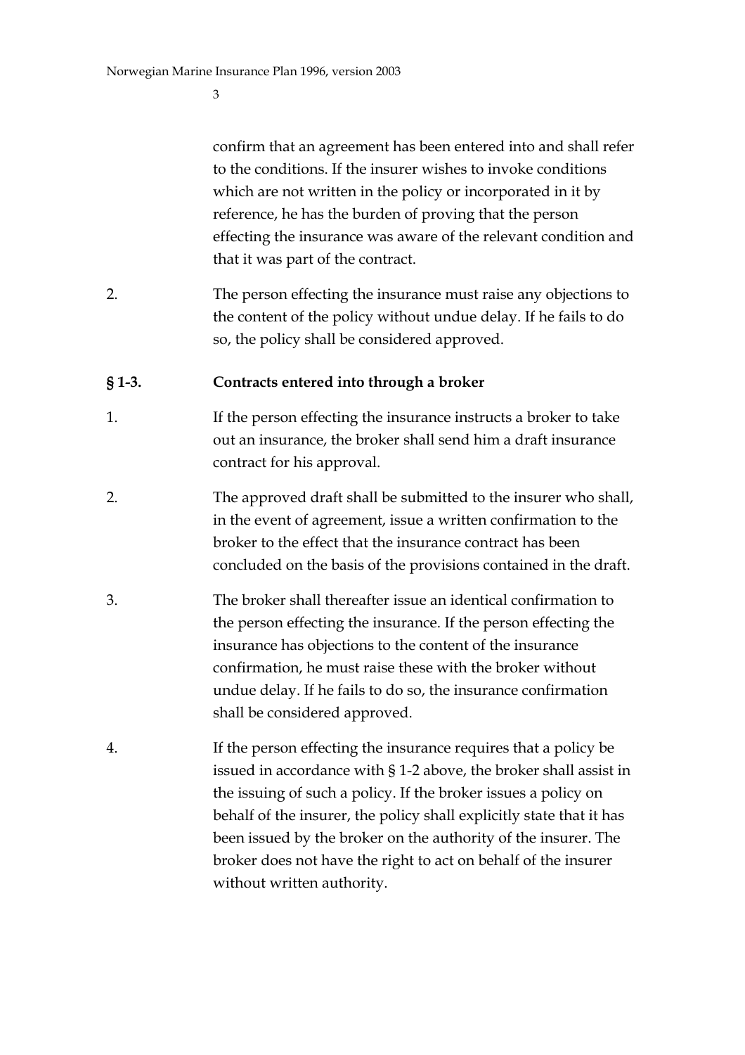confirm that an agreement has been entered into and shall refer to the conditions. If the insurer wishes to invoke conditions which are not written in the policy or incorporated in it by reference, he has the burden of proving that the person effecting the insurance was aware of the relevant condition and that it was part of the contract.

2. The person effecting the insurance must raise any objections to the content of the policy without undue delay. If he fails to do so, the policy shall be considered approved.

**§ 1-3. Contracts entered into through a broker**

1. If the person effecting the insurance instructs a broker to take out an insurance, the broker shall send him a draft insurance contract for his approval.

2. The approved draft shall be submitted to the insurer who shall, in the event of agreement, issue a written confirmation to the broker to the effect that the insurance contract has been concluded on the basis of the provisions contained in the draft.

3. The broker shall thereafter issue an identical confirmation to the person effecting the insurance. If the person effecting the insurance has objections to the content of the insurance confirmation, he must raise these with the broker without undue delay. If he fails to do so, the insurance confirmation shall be considered approved.

4. If the person effecting the insurance requires that a policy be issued in accordance with § 1-2 above, the broker shall assist in the issuing of such a policy. If the broker issues a policy on behalf of the insurer, the policy shall explicitly state that it has been issued by the broker on the authority of the insurer. The broker does not have the right to act on behalf of the insurer without written authority.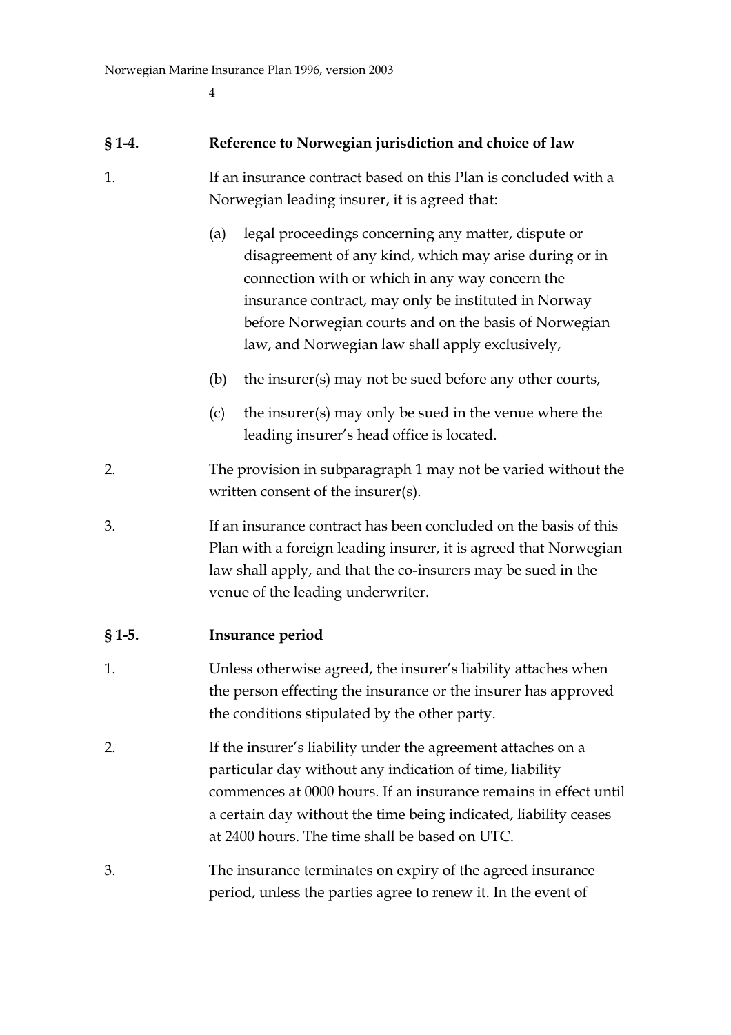## § 1-4. Reference to Norwegian jurisdiction and choice of law

1. If an insurance contract based on this Plan is concluded with a Norwegian leading insurer, it is agreed that:

   (a) legal proceedings concerning any matter, dispute or disagreement of any kind, which may arise during or in connection with or which in any way concern the insurance contract, may only be instituted in Norway before Norwegian courts and on the basis of Norwegian law, and Norwegian law shall apply exclusively,

   (b) the insurer(s) may not be sued before any other courts,

   (c) the insurer(s) may only be sued in the venue where the leading insurer's head office is located.

2. The provision in subparagraph 1 may not be varied without the written consent of the insurer(s).

3. If an insurance contract has been concluded on the basis of this Plan with a foreign leading insurer, it is agreed that Norwegian law shall apply, and that the co-insurers may be sued in the venue of the leading underwriter.

## § 1-5. Insurance period

1. Unless otherwise agreed, the insurer's liability attaches when the person effecting the insurance or the insurer has approved the conditions stipulated by the other party.

2. If the insurer's liability under the agreement attaches on a particular day without any indication of time, liability commences at 0000 hours. If an insurance remains in effect until a certain day without the time being indicated, liability ceases at 2400 hours. The time shall be based on UTC.

3. The insurance terminates on expiry of the agreed insurance period, unless the parties agree to renew it. In the event of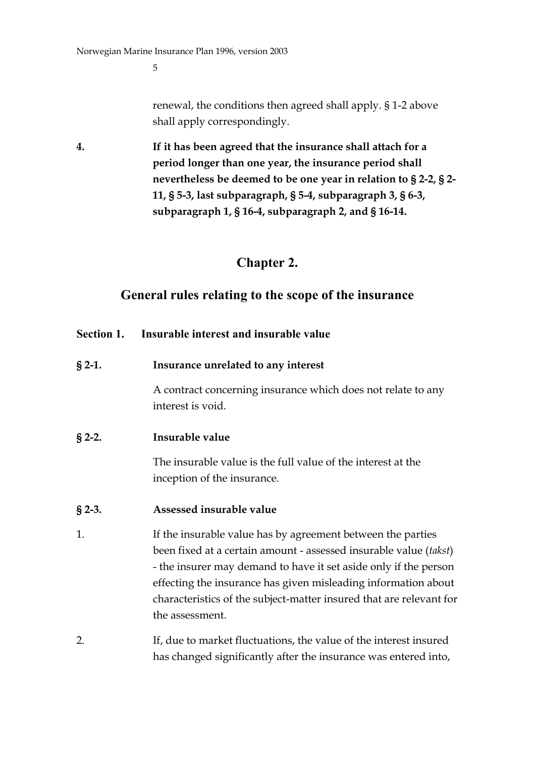renewal, the conditions then agreed shall apply. § 1-2 above shall apply correspondingly.

**4.** **If it has been agreed that the insurance shall attach for a period longer than one year, the insurance period shall nevertheless be deemed to be one year in relation to § 2-2, § 2-11, § 5-3, last subparagraph, § 5-4, subparagraph 3, § 6-3, subparagraph 1, § 16-4, subparagraph 2, and § 16-14.**

# Chapter 2.

# General rules relating to the scope of the insurance

## Section 1. Insurable interest and insurable value

### § 2-1. Insurance unrelated to any interest

A contract concerning insurance which does not relate to any interest is void.

### § 2-2. Insurable value

The insurable value is the full value of the interest at the inception of the insurance.

### § 2-3. Assessed insurable value

1. If the insurable value has by agreement between the parties been fixed at a certain amount - assessed insurable value (*takst*) - the insurer may demand to have it set aside only if the person effecting the insurance has given misleading information about characteristics of the subject-matter insured that are relevant for the assessment.

2. If, due to market fluctuations, the value of the interest insured has changed significantly after the insurance was entered into,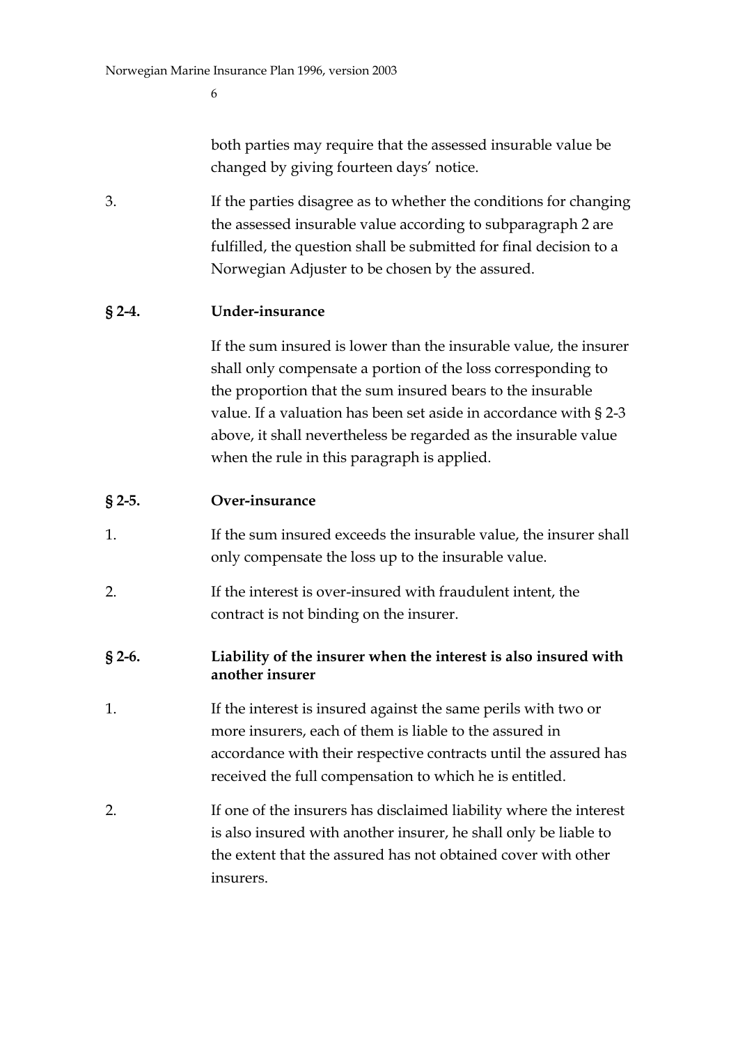both parties may require that the assessed insurable value be changed by giving fourteen days' notice.

3. If the parties disagree as to whether the conditions for changing the assessed insurable value according to subparagraph 2 are fulfilled, the question shall be submitted for final decision to a Norwegian Adjuster to be chosen by the assured.

### § 2-4. Under-insurance

If the sum insured is lower than the insurable value, the insurer shall only compensate a portion of the loss corresponding to the proportion that the sum insured bears to the insurable value. If a valuation has been set aside in accordance with § 2-3 above, it shall nevertheless be regarded as the insurable value when the rule in this paragraph is applied.

### § 2-5. Over-insurance

1. If the sum insured exceeds the insurable value, the insurer shall only compensate the loss up to the insurable value.

2. If the interest is over-insured with fraudulent intent, the contract is not binding on the insurer.

### § 2-6. Liability of the insurer when the interest is also insured with another insurer

1. If the interest is insured against the same perils with two or more insurers, each of them is liable to the assured in accordance with their respective contracts until the assured has received the full compensation to which he is entitled.

2. If one of the insurers has disclaimed liability where the interest is also insured with another insurer, he shall only be liable to the extent that the assured has not obtained cover with other insurers.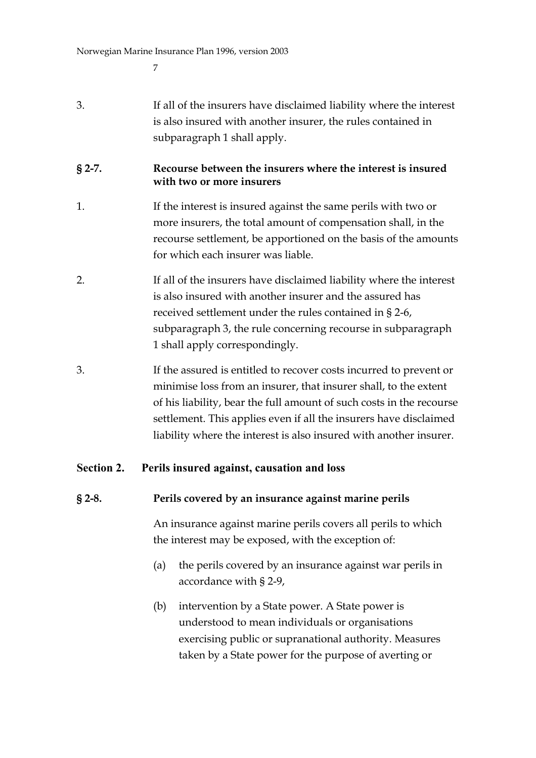3. If all of the insurers have disclaimed liability where the interest is also insured with another insurer, the rules contained in subparagraph 1 shall apply.

### § 2-7. Recourse between the insurers where the interest is insured with two or more insurers

1. If the interest is insured against the same perils with two or more insurers, the total amount of compensation shall, in the recourse settlement, be apportioned on the basis of the amounts for which each insurer was liable.

2. If all of the insurers have disclaimed liability where the interest is also insured with another insurer and the assured has received settlement under the rules contained in § 2-6, subparagraph 3, the rule concerning recourse in subparagraph 1 shall apply correspondingly.

3. If the assured is entitled to recover costs incurred to prevent or minimise loss from an insurer, that insurer shall, to the extent of his liability, bear the full amount of such costs in the recourse settlement. This applies even if all the insurers have disclaimed liability where the interest is also insured with another insurer.

## Section 2. Perils insured against, causation and loss

### § 2-8. Perils covered by an insurance against marine perils

An insurance against marine perils covers all perils to which the interest may be exposed, with the exception of:

(a) the perils covered by an insurance against war perils in accordance with § 2-9,

(b) intervention by a State power. A State power is understood to mean individuals or organisations exercising public or supranational authority. Measures taken by a State power for the purpose of averting or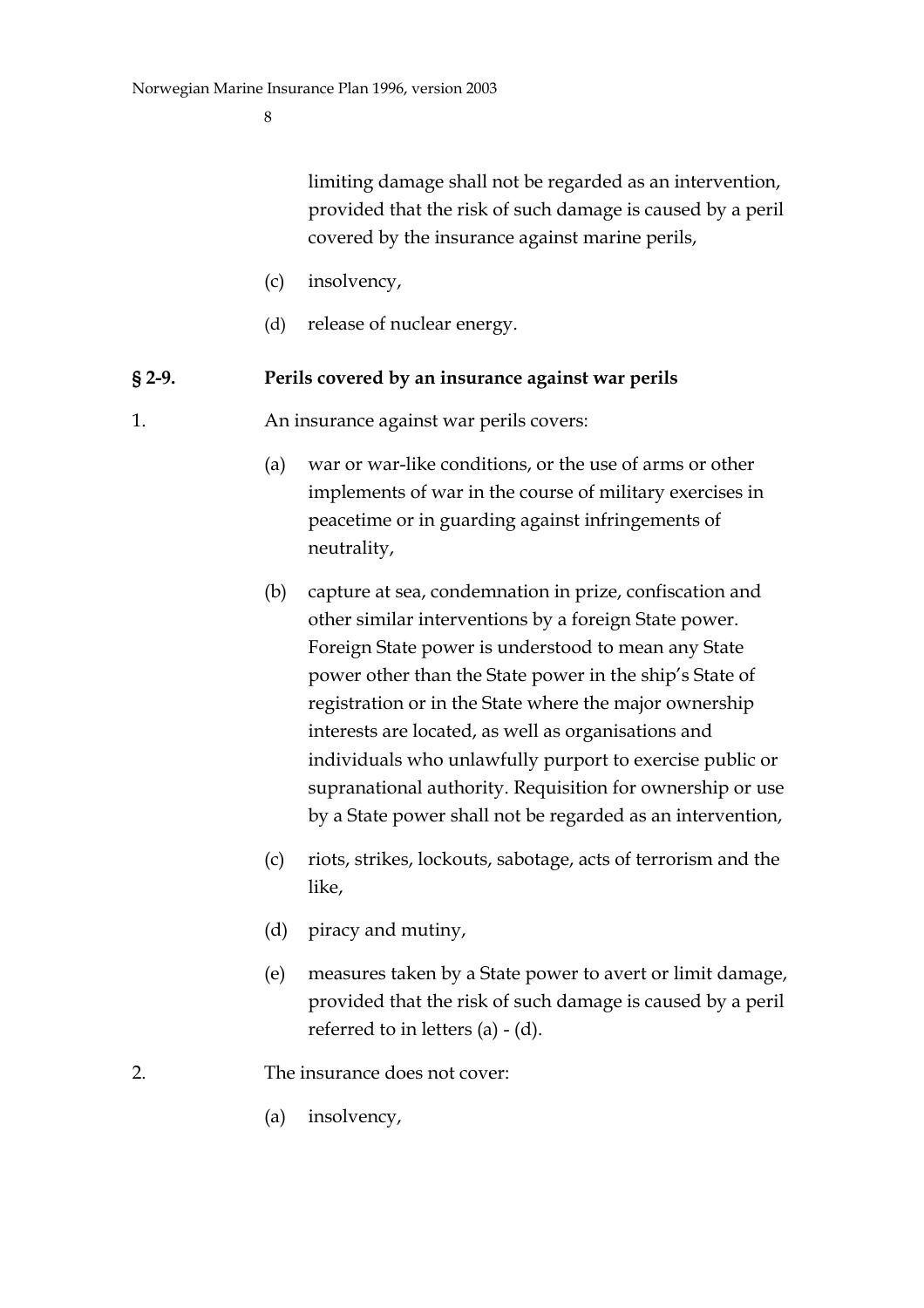limiting damage shall not be regarded as an intervention, provided that the risk of such damage is caused by a peril covered by the insurance against marine perils,

(c) insolvency,

(d) release of nuclear energy.

### § 2-9. Perils covered by an insurance against war perils

1. An insurance against war perils covers:

   (a) war or war-like conditions, or the use of arms or other implements of war in the course of military exercises in peacetime or in guarding against infringements of neutrality,

   (b) capture at sea, condemnation in prize, confiscation and other similar interventions by a foreign State power. Foreign State power is understood to mean any State power other than the State power in the ship's State of registration or in the State where the major ownership interests are located, as well as organisations and individuals who unlawfully purport to exercise public or supranational authority. Requisition for ownership or use by a State power shall not be regarded as an intervention,

   (c) riots, strikes, lockouts, sabotage, acts of terrorism and the like,

   (d) piracy and mutiny,

   (e) measures taken by a State power to avert or limit damage, provided that the risk of such damage is caused by a peril referred to in letters (a) - (d).

2. The insurance does not cover:

   (a) insolvency,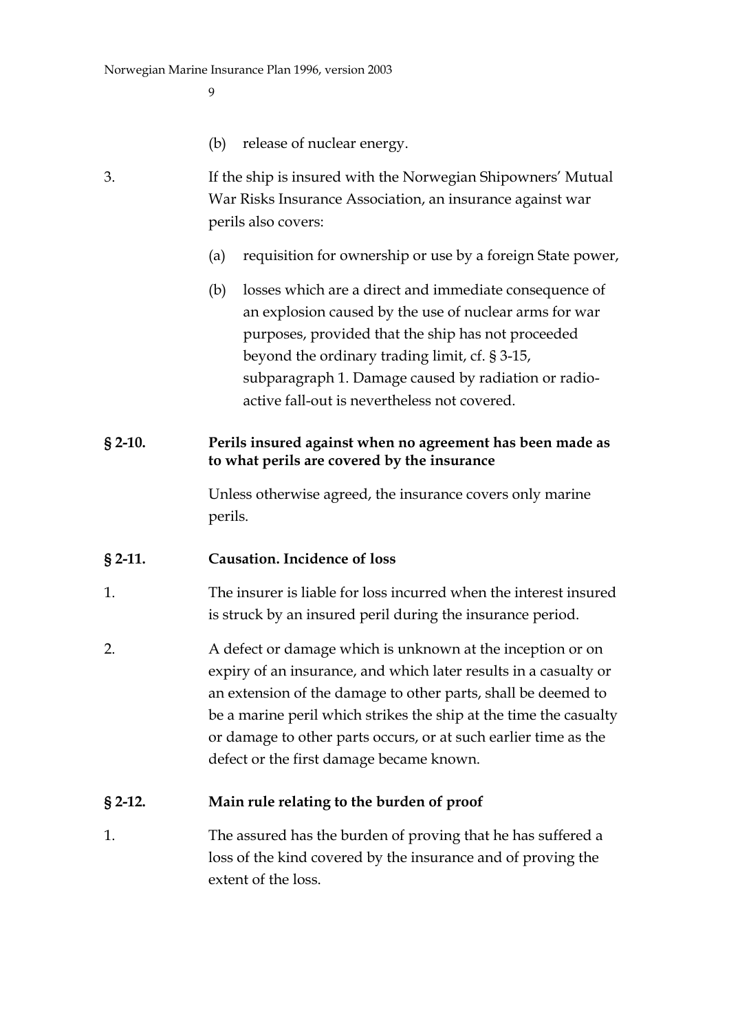(b) release of nuclear energy.

3. If the ship is insured with the Norwegian Shipowners' Mutual War Risks Insurance Association, an insurance against war perils also covers:

   (a) requisition for ownership or use by a foreign State power,

   (b) losses which are a direct and immediate consequence of an explosion caused by the use of nuclear arms for war purposes, provided that the ship has not proceeded beyond the ordinary trading limit, cf. § 3-15, subparagraph 1. Damage caused by radiation or radio-active fall-out is nevertheless not covered.

### § 2-10. Perils insured against when no agreement has been made as to what perils are covered by the insurance

Unless otherwise agreed, the insurance covers only marine perils.

### § 2-11. Causation. Incidence of loss

1. The insurer is liable for loss incurred when the interest insured is struck by an insured peril during the insurance period.

2. A defect or damage which is unknown at the inception or on expiry of an insurance, and which later results in a casualty or an extension of the damage to other parts, shall be deemed to be a marine peril which strikes the ship at the time the casualty or damage to other parts occurs, or at such earlier time as the defect or the first damage became known.

### § 2-12. Main rule relating to the burden of proof

1. The assured has the burden of proving that he has suffered a loss of the kind covered by the insurance and of proving the extent of the loss.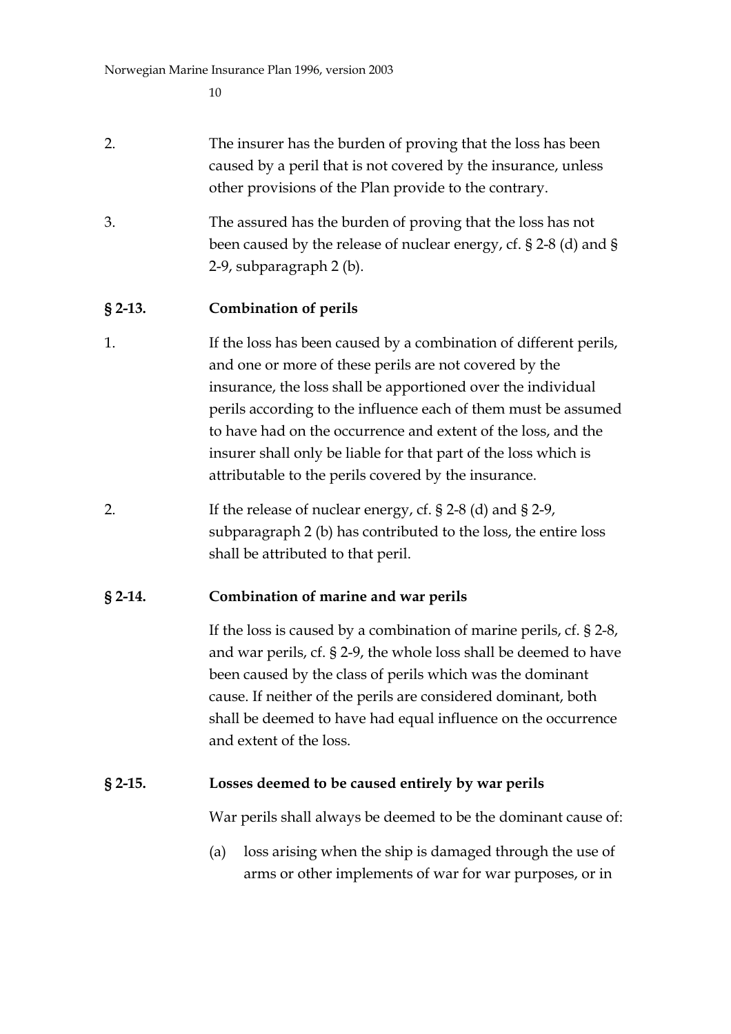2. The insurer has the burden of proving that the loss has been caused by a peril that is not covered by the insurance, unless other provisions of the Plan provide to the contrary.

3. The assured has the burden of proving that the loss has not been caused by the release of nuclear energy, cf. § 2-8 (d) and § 2-9, subparagraph 2 (b).

### § 2-13. Combination of perils

1. If the loss has been caused by a combination of different perils, and one or more of these perils are not covered by the insurance, the loss shall be apportioned over the individual perils according to the influence each of them must be assumed to have had on the occurrence and extent of the loss, and the insurer shall only be liable for that part of the loss which is attributable to the perils covered by the insurance.

2. If the release of nuclear energy, cf. § 2-8 (d) and § 2-9, subparagraph 2 (b) has contributed to the loss, the entire loss shall be attributed to that peril.

### § 2-14. Combination of marine and war perils

If the loss is caused by a combination of marine perils, cf. § 2-8, and war perils, cf. § 2-9, the whole loss shall be deemed to have been caused by the class of perils which was the dominant cause. If neither of the perils are considered dominant, both shall be deemed to have had equal influence on the occurrence and extent of the loss.

### § 2-15. Losses deemed to be caused entirely by war perils

War perils shall always be deemed to be the dominant cause of:

(a) loss arising when the ship is damaged through the use of arms or other implements of war for war purposes, or in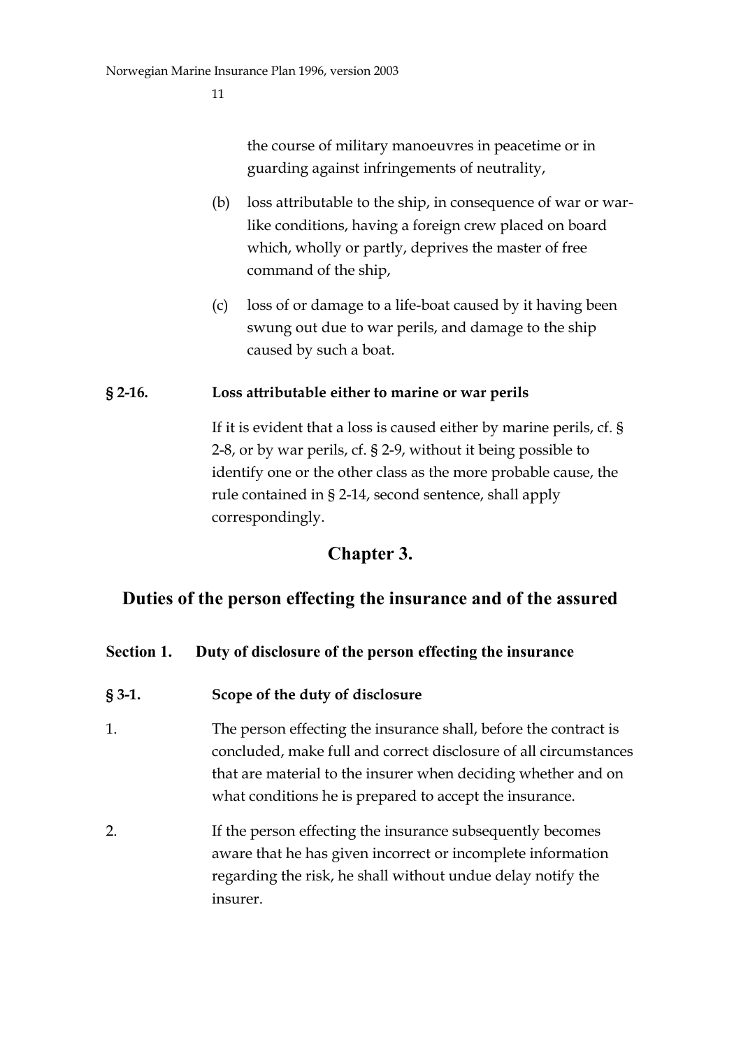the course of military manoeuvres in peacetime or in guarding against infringements of neutrality,

(b) loss attributable to the ship, in consequence of war or war-like conditions, having a foreign crew placed on board which, wholly or partly, deprives the master of free command of the ship,

(c) loss of or damage to a life-boat caused by it having been swung out due to war perils, and damage to the ship caused by such a boat.

**§ 2-16. Loss attributable either to marine or war perils**

If it is evident that a loss is caused either by marine perils, cf. § 2-8, or by war perils, cf. § 2-9, without it being possible to identify one or the other class as the more probable cause, the rule contained in § 2-14, second sentence, shall apply correspondingly.

# Chapter 3.

## Duties of the person effecting the insurance and of the assured

### Section 1. Duty of disclosure of the person effecting the insurance

**§ 3-1. Scope of the duty of disclosure**

1. The person effecting the insurance shall, before the contract is concluded, make full and correct disclosure of all circumstances that are material to the insurer when deciding whether and on what conditions he is prepared to accept the insurance.

2. If the person effecting the insurance subsequently becomes aware that he has given incorrect or incomplete information regarding the risk, he shall without undue delay notify the insurer.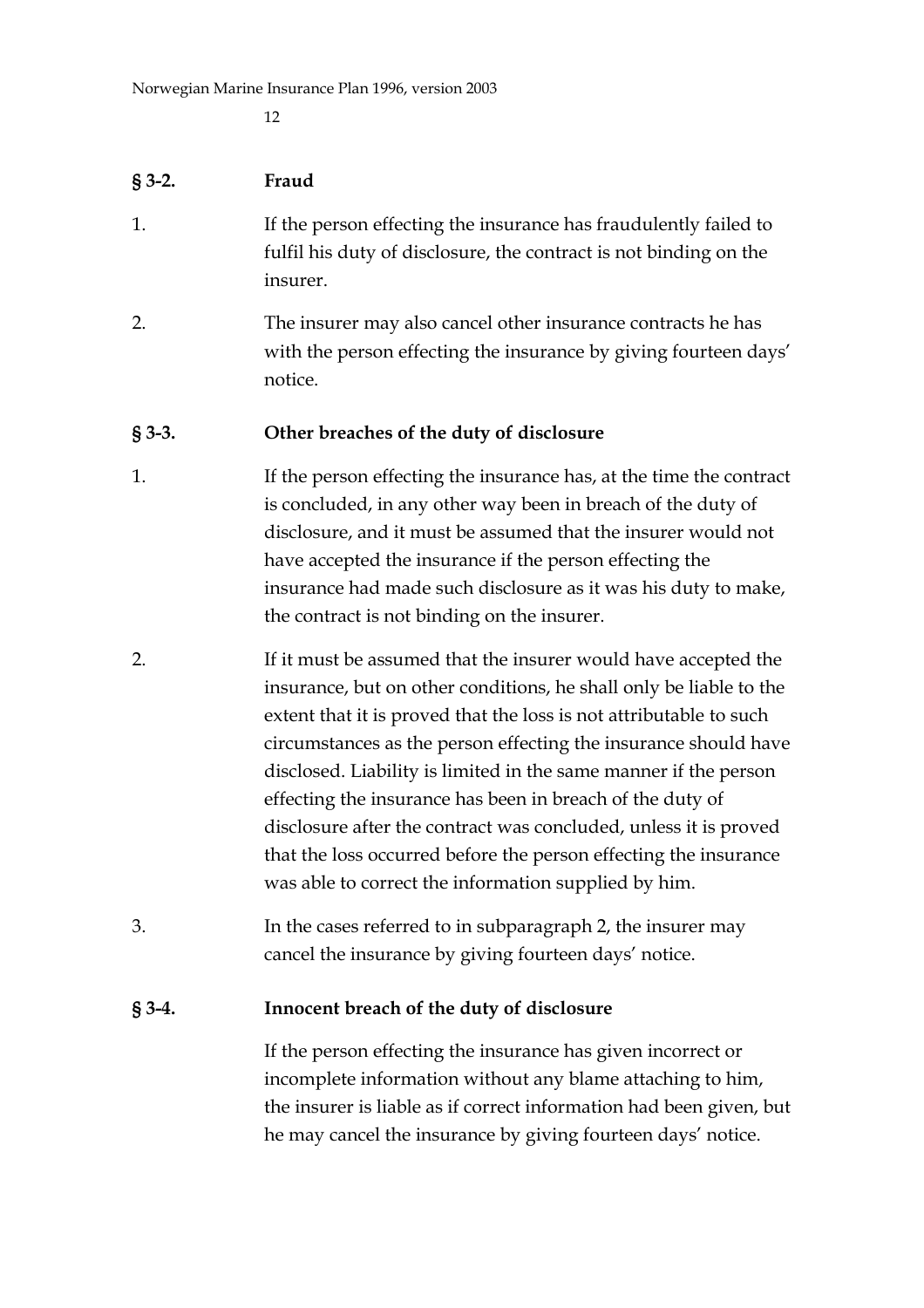## § 3-2. Fraud

1. If the person effecting the insurance has fraudulently failed to fulfil his duty of disclosure, the contract is not binding on the insurer.

2. The insurer may also cancel other insurance contracts he has with the person effecting the insurance by giving fourteen days' notice.

## § 3-3. Other breaches of the duty of disclosure

1. If the person effecting the insurance has, at the time the contract is concluded, in any other way been in breach of the duty of disclosure, and it must be assumed that the insurer would not have accepted the insurance if the person effecting the insurance had made such disclosure as it was his duty to make, the contract is not binding on the insurer.

2. If it must be assumed that the insurer would have accepted the insurance, but on other conditions, he shall only be liable to the extent that it is proved that the loss is not attributable to such circumstances as the person effecting the insurance should have disclosed. Liability is limited in the same manner if the person effecting the insurance has been in breach of the duty of disclosure after the contract was concluded, unless it is proved that the loss occurred before the person effecting the insurance was able to correct the information supplied by him.

3. In the cases referred to in subparagraph 2, the insurer may cancel the insurance by giving fourteen days' notice.

## § 3-4. Innocent breach of the duty of disclosure

If the person effecting the insurance has given incorrect or incomplete information without any blame attaching to him, the insurer is liable as if correct information had been given, but he may cancel the insurance by giving fourteen days' notice.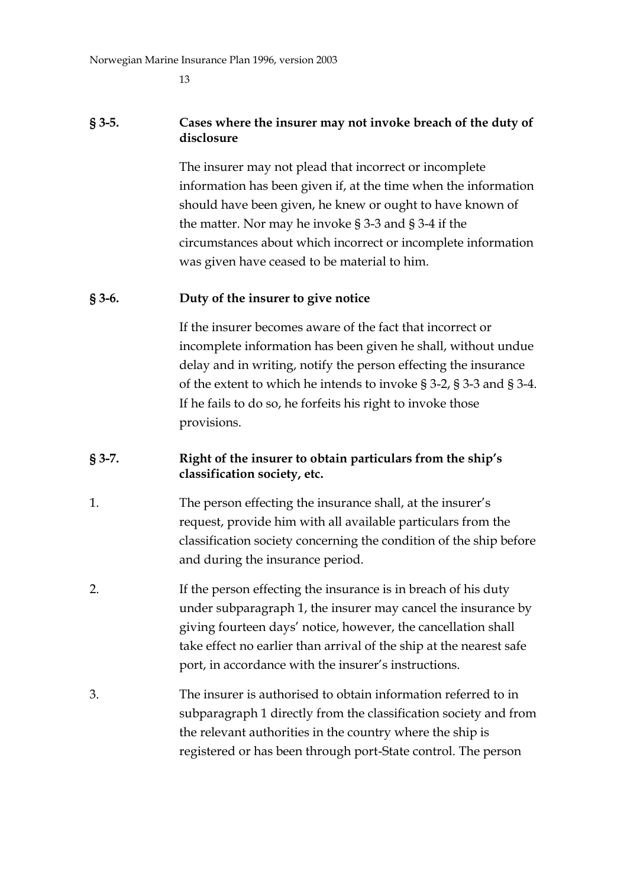### § 3-5. Cases where the insurer may not invoke breach of the duty of disclosure

The insurer may not plead that incorrect or incomplete information has been given if, at the time when the information should have been given, he knew or ought to have known of the matter. Nor may he invoke § 3-3 and § 3-4 if the circumstances about which incorrect or incomplete information was given have ceased to be material to him.

### § 3-6. Duty of the insurer to give notice

If the insurer becomes aware of the fact that incorrect or incomplete information has been given he shall, without undue delay and in writing, notify the person effecting the insurance of the extent to which he intends to invoke § 3-2, § 3-3 and § 3-4. If he fails to do so, he forfeits his right to invoke those provisions.

### § 3-7. Right of the insurer to obtain particulars from the ship's classification society, etc.

1. The person effecting the insurance shall, at the insurer's request, provide him with all available particulars from the classification society concerning the condition of the ship before and during the insurance period.

2. If the person effecting the insurance is in breach of his duty under subparagraph 1, the insurer may cancel the insurance by giving fourteen days' notice, however, the cancellation shall take effect no earlier than arrival of the ship at the nearest safe port, in accordance with the insurer's instructions.

3. The insurer is authorised to obtain information referred to in subparagraph 1 directly from the classification society and from the relevant authorities in the country where the ship is registered or has been through port-State control. The person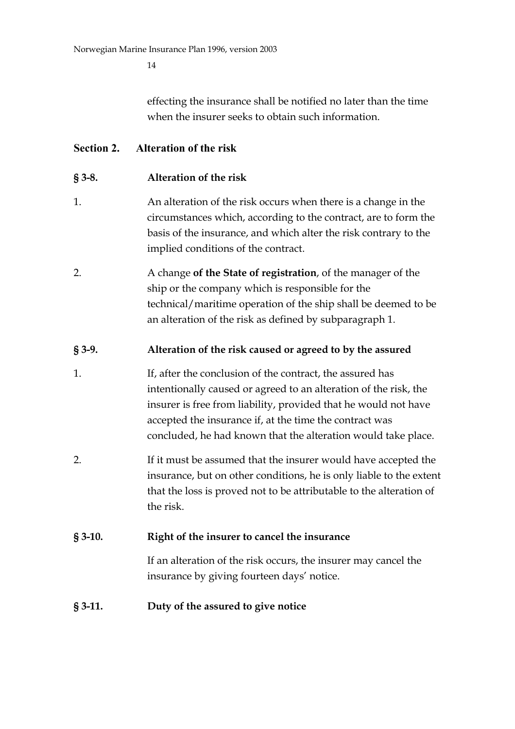effecting the insurance shall be notified no later than the time when the insurer seeks to obtain such information.

## Section 2. Alteration of the risk

### § 3-8. Alteration of the risk

1. An alteration of the risk occurs when there is a change in the circumstances which, according to the contract, are to form the basis of the insurance, and which alter the risk contrary to the implied conditions of the contract.

2. A change **of the State of registration**, of the manager of the ship or the company which is responsible for the technical/maritime operation of the ship shall be deemed to be an alteration of the risk as defined by subparagraph 1.

### § 3-9. Alteration of the risk caused or agreed to by the assured

1. If, after the conclusion of the contract, the assured has intentionally caused or agreed to an alteration of the risk, the insurer is free from liability, provided that he would not have accepted the insurance if, at the time the contract was concluded, he had known that the alteration would take place.

2. If it must be assumed that the insurer would have accepted the insurance, but on other conditions, he is only liable to the extent that the loss is proved not to be attributable to the alteration of the risk.

### § 3-10. Right of the insurer to cancel the insurance

If an alteration of the risk occurs, the insurer may cancel the insurance by giving fourteen days' notice.

### § 3-11. Duty of the assured to give notice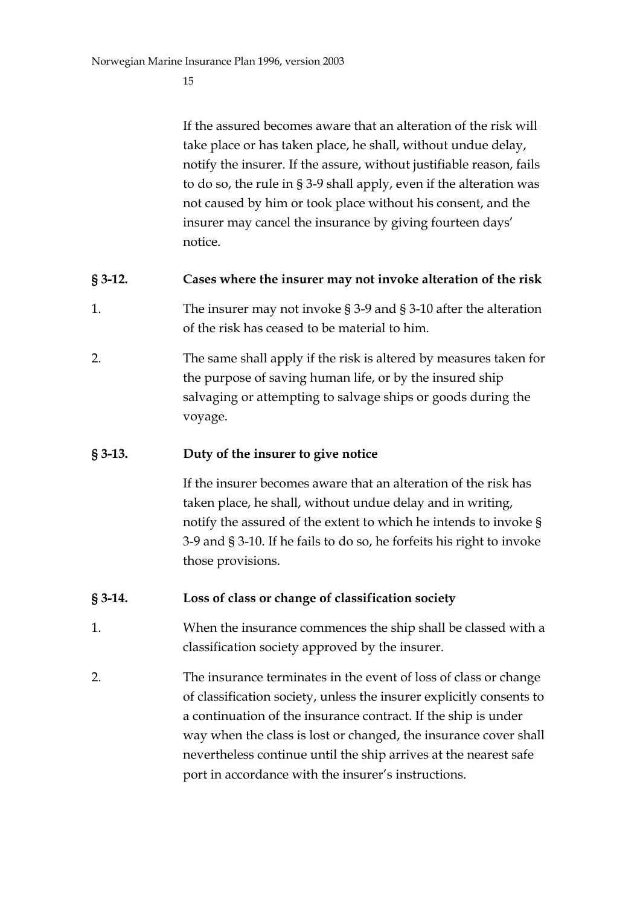If the assured becomes aware that an alteration of the risk will take place or has taken place, he shall, without undue delay, notify the insurer. If the assure, without justifiable reason, fails to do so, the rule in § 3-9 shall apply, even if the alteration was not caused by him or took place without his consent, and the insurer may cancel the insurance by giving fourteen days' notice.

### § 3-12. Cases where the insurer may not invoke alteration of the risk

1. The insurer may not invoke § 3-9 and § 3-10 after the alteration of the risk has ceased to be material to him.

2. The same shall apply if the risk is altered by measures taken for the purpose of saving human life, or by the insured ship salvaging or attempting to salvage ships or goods during the voyage.

### § 3-13. Duty of the insurer to give notice

If the insurer becomes aware that an alteration of the risk has taken place, he shall, without undue delay and in writing, notify the assured of the extent to which he intends to invoke § 3-9 and § 3-10. If he fails to do so, he forfeits his right to invoke those provisions.

### § 3-14. Loss of class or change of classification society

1. When the insurance commences the ship shall be classed with a classification society approved by the insurer.

2. The insurance terminates in the event of loss of class or change of classification society, unless the insurer explicitly consents to a continuation of the insurance contract. If the ship is under way when the class is lost or changed, the insurance cover shall nevertheless continue until the ship arrives at the nearest safe port in accordance with the insurer's instructions.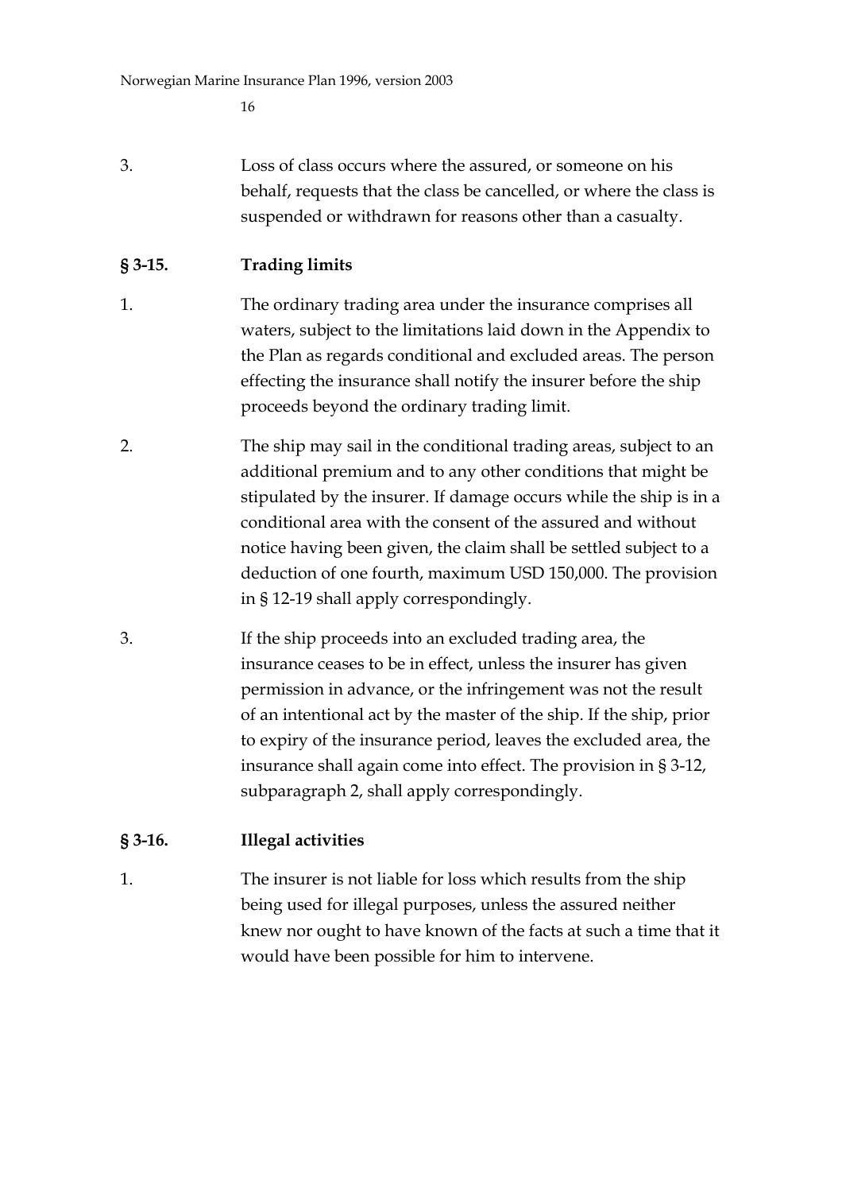3. Loss of class occurs where the assured, or someone on his behalf, requests that the class be cancelled, or where the class is suspended or withdrawn for reasons other than a casualty.

### § 3-15. Trading limits

1. The ordinary trading area under the insurance comprises all waters, subject to the limitations laid down in the Appendix to the Plan as regards conditional and excluded areas. The person effecting the insurance shall notify the insurer before the ship proceeds beyond the ordinary trading limit.

2. The ship may sail in the conditional trading areas, subject to an additional premium and to any other conditions that might be stipulated by the insurer. If damage occurs while the ship is in a conditional area with the consent of the assured and without notice having been given, the claim shall be settled subject to a deduction of one fourth, maximum USD 150,000. The provision in § 12-19 shall apply correspondingly.

3. If the ship proceeds into an excluded trading area, the insurance ceases to be in effect, unless the insurer has given permission in advance, or the infringement was not the result of an intentional act by the master of the ship. If the ship, prior to expiry of the insurance period, leaves the excluded area, the insurance shall again come into effect. The provision in § 3-12, subparagraph 2, shall apply correspondingly.

### § 3-16. Illegal activities

1. The insurer is not liable for loss which results from the ship being used for illegal purposes, unless the assured neither knew nor ought to have known of the facts at such a time that it would have been possible for him to intervene.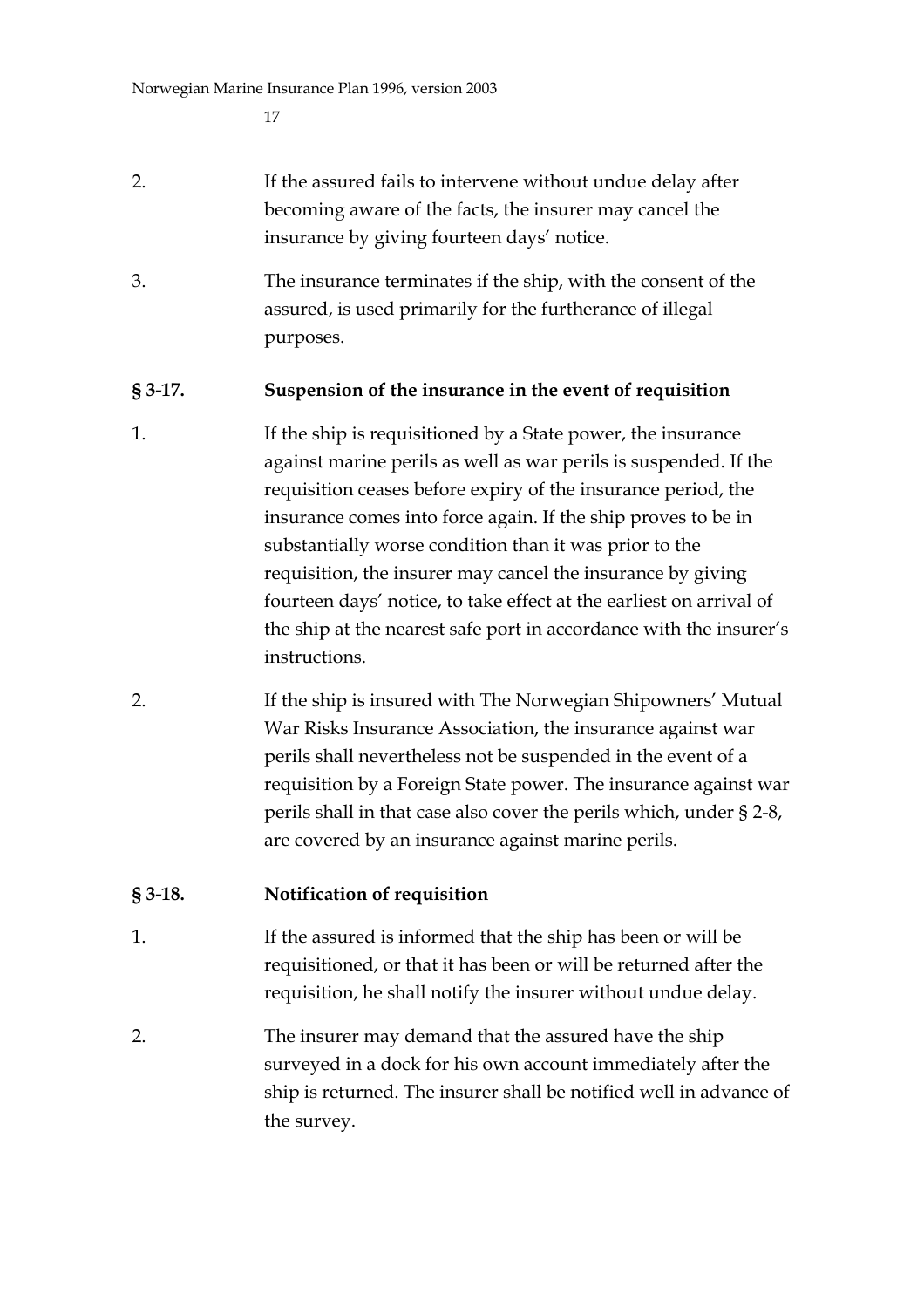2. If the assured fails to intervene without undue delay after becoming aware of the facts, the insurer may cancel the insurance by giving fourteen days' notice.

3. The insurance terminates if the ship, with the consent of the assured, is used primarily for the furtherance of illegal purposes.

### § 3-17. Suspension of the insurance in the event of requisition

1. If the ship is requisitioned by a State power, the insurance against marine perils as well as war perils is suspended. If the requisition ceases before expiry of the insurance period, the insurance comes into force again. If the ship proves to be in substantially worse condition than it was prior to the requisition, the insurer may cancel the insurance by giving fourteen days' notice, to take effect at the earliest on arrival of the ship at the nearest safe port in accordance with the insurer's instructions.

2. If the ship is insured with The Norwegian Shipowners' Mutual War Risks Insurance Association, the insurance against war perils shall nevertheless not be suspended in the event of a requisition by a Foreign State power. The insurance against war perils shall in that case also cover the perils which, under § 2-8, are covered by an insurance against marine perils.

### § 3-18. Notification of requisition

1. If the assured is informed that the ship has been or will be requisitioned, or that it has been or will be returned after the requisition, he shall notify the insurer without undue delay.

2. The insurer may demand that the assured have the ship surveyed in a dock for his own account immediately after the ship is returned. The insurer shall be notified well in advance of the survey.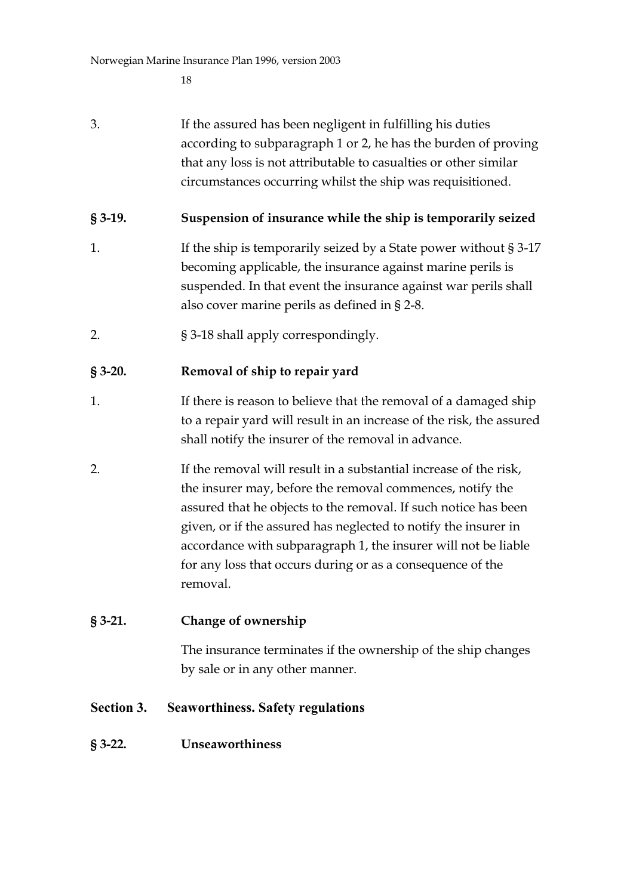3. If the assured has been negligent in fulfilling his duties according to subparagraph 1 or 2, he has the burden of proving that any loss is not attributable to casualties or other similar circumstances occurring whilst the ship was requisitioned.

### § 3-19. Suspension of insurance while the ship is temporarily seized

1. If the ship is temporarily seized by a State power without § 3-17 becoming applicable, the insurance against marine perils is suspended. In that event the insurance against war perils shall also cover marine perils as defined in § 2-8.

2. § 3-18 shall apply correspondingly.

### § 3-20. Removal of ship to repair yard

1. If there is reason to believe that the removal of a damaged ship to a repair yard will result in an increase of the risk, the assured shall notify the insurer of the removal in advance.

2. If the removal will result in a substantial increase of the risk, the insurer may, before the removal commences, notify the assured that he objects to the removal. If such notice has been given, or if the assured has neglected to notify the insurer in accordance with subparagraph 1, the insurer will not be liable for any loss that occurs during or as a consequence of the removal.

### § 3-21. Change of ownership

The insurance terminates if the ownership of the ship changes by sale or in any other manner.

## Section 3. Seaworthiness. Safety regulations

### § 3-22. Unseaworthiness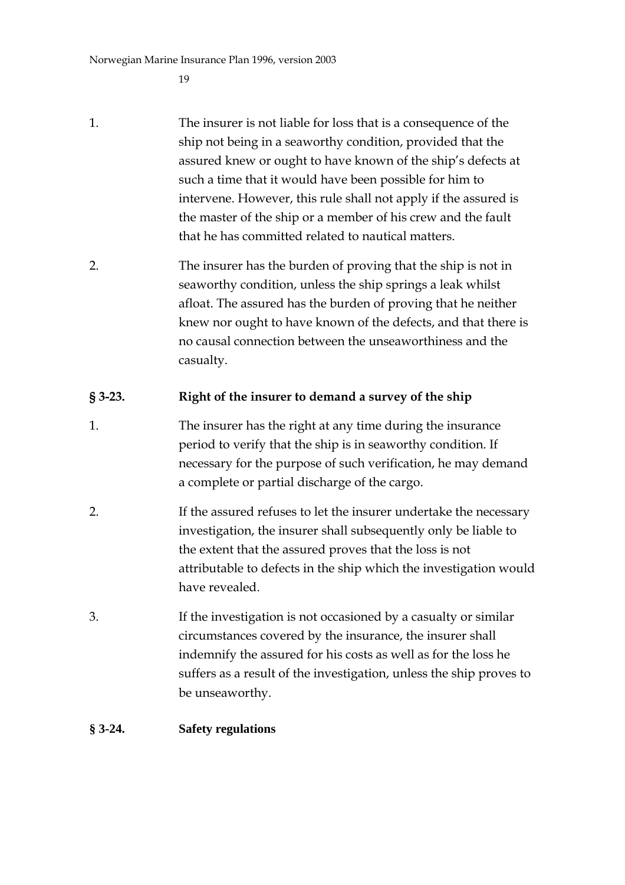1. The insurer is not liable for loss that is a consequence of the ship not being in a seaworthy condition, provided that the assured knew or ought to have known of the ship's defects at such a time that it would have been possible for him to intervene. However, this rule shall not apply if the assured is the master of the ship or a member of his crew and the fault that he has committed related to nautical matters.

2. The insurer has the burden of proving that the ship is not in seaworthy condition, unless the ship springs a leak whilst afloat. The assured has the burden of proving that he neither knew nor ought to have known of the defects, and that there is no causal connection between the unseaworthiness and the casualty.

### § 3-23. Right of the insurer to demand a survey of the ship

1. The insurer has the right at any time during the insurance period to verify that the ship is in seaworthy condition. If necessary for the purpose of such verification, he may demand a complete or partial discharge of the cargo.

2. If the assured refuses to let the insurer undertake the necessary investigation, the insurer shall subsequently only be liable to the extent that the assured proves that the loss is not attributable to defects in the ship which the investigation would have revealed.

3. If the investigation is not occasioned by a casualty or similar circumstances covered by the insurance, the insurer shall indemnify the assured for his costs as well as for the loss he suffers as a result of the investigation, unless the ship proves to be unseaworthy.

### § 3-24. Safety regulations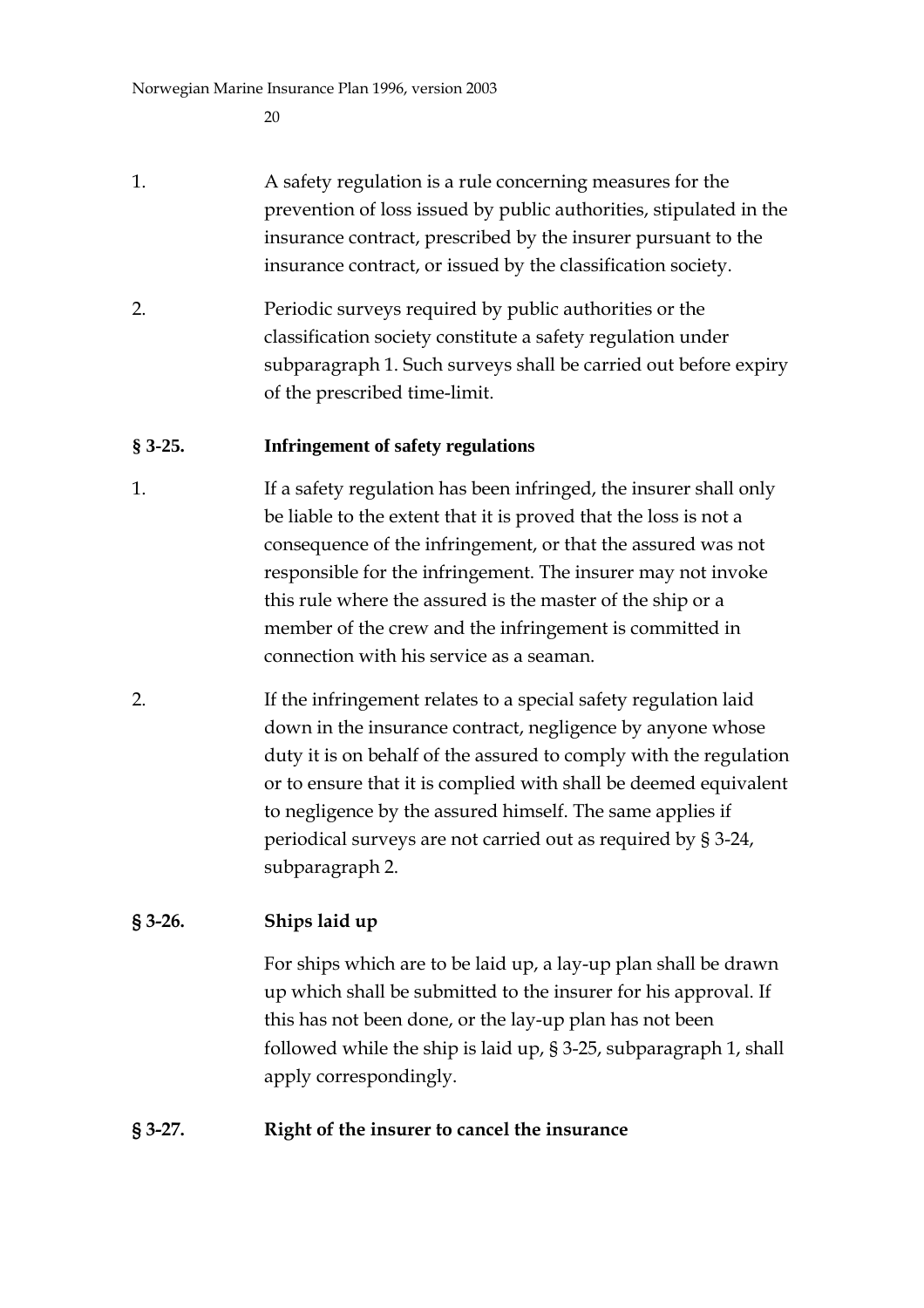1. A safety regulation is a rule concerning measures for the prevention of loss issued by public authorities, stipulated in the insurance contract, prescribed by the insurer pursuant to the insurance contract, or issued by the classification society.

2. Periodic surveys required by public authorities or the classification society constitute a safety regulation under subparagraph 1. Such surveys shall be carried out before expiry of the prescribed time-limit.

### § 3-25. Infringement of safety regulations

1. If a safety regulation has been infringed, the insurer shall only be liable to the extent that it is proved that the loss is not a consequence of the infringement, or that the assured was not responsible for the infringement. The insurer may not invoke this rule where the assured is the master of the ship or a member of the crew and the infringement is committed in connection with his service as a seaman.

2. If the infringement relates to a special safety regulation laid down in the insurance contract, negligence by anyone whose duty it is on behalf of the assured to comply with the regulation or to ensure that it is complied with shall be deemed equivalent to negligence by the assured himself. The same applies if periodical surveys are not carried out as required by § 3-24, subparagraph 2.

### § 3-26. Ships laid up

For ships which are to be laid up, a lay-up plan shall be drawn up which shall be submitted to the insurer for his approval. If this has not been done, or the lay-up plan has not been followed while the ship is laid up, § 3-25, subparagraph 1, shall apply correspondingly.

### § 3-27. Right of the insurer to cancel the insurance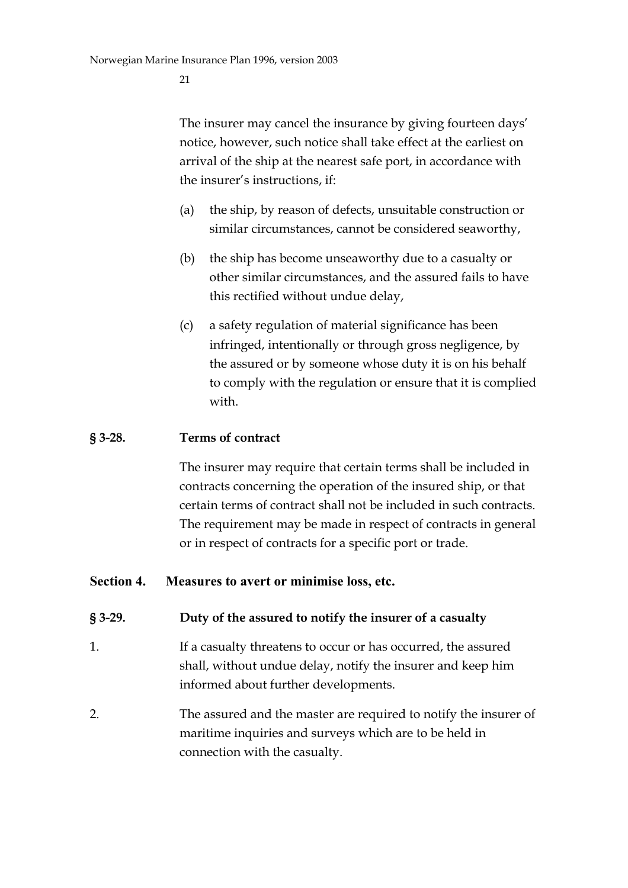The insurer may cancel the insurance by giving fourteen days' notice, however, such notice shall take effect at the earliest on arrival of the ship at the nearest safe port, in accordance with the insurer's instructions, if:

(a) the ship, by reason of defects, unsuitable construction or similar circumstances, cannot be considered seaworthy,

(b) the ship has become unseaworthy due to a casualty or other similar circumstances, and the assured fails to have this rectified without undue delay,

(c) a safety regulation of material significance has been infringed, intentionally or through gross negligence, by the assured or by someone whose duty it is on his behalf to comply with the regulation or ensure that it is complied with.

### § 3-28. Terms of contract

The insurer may require that certain terms shall be included in contracts concerning the operation of the insured ship, or that certain terms of contract shall not be included in such contracts. The requirement may be made in respect of contracts in general or in respect of contracts for a specific port or trade.

## Section 4. Measures to avert or minimise loss, etc.

### § 3-29. Duty of the assured to notify the insurer of a casualty

1. If a casualty threatens to occur or has occurred, the assured shall, without undue delay, notify the insurer and keep him informed about further developments.

2. The assured and the master are required to notify the insurer of maritime inquiries and surveys which are to be held in connection with the casualty.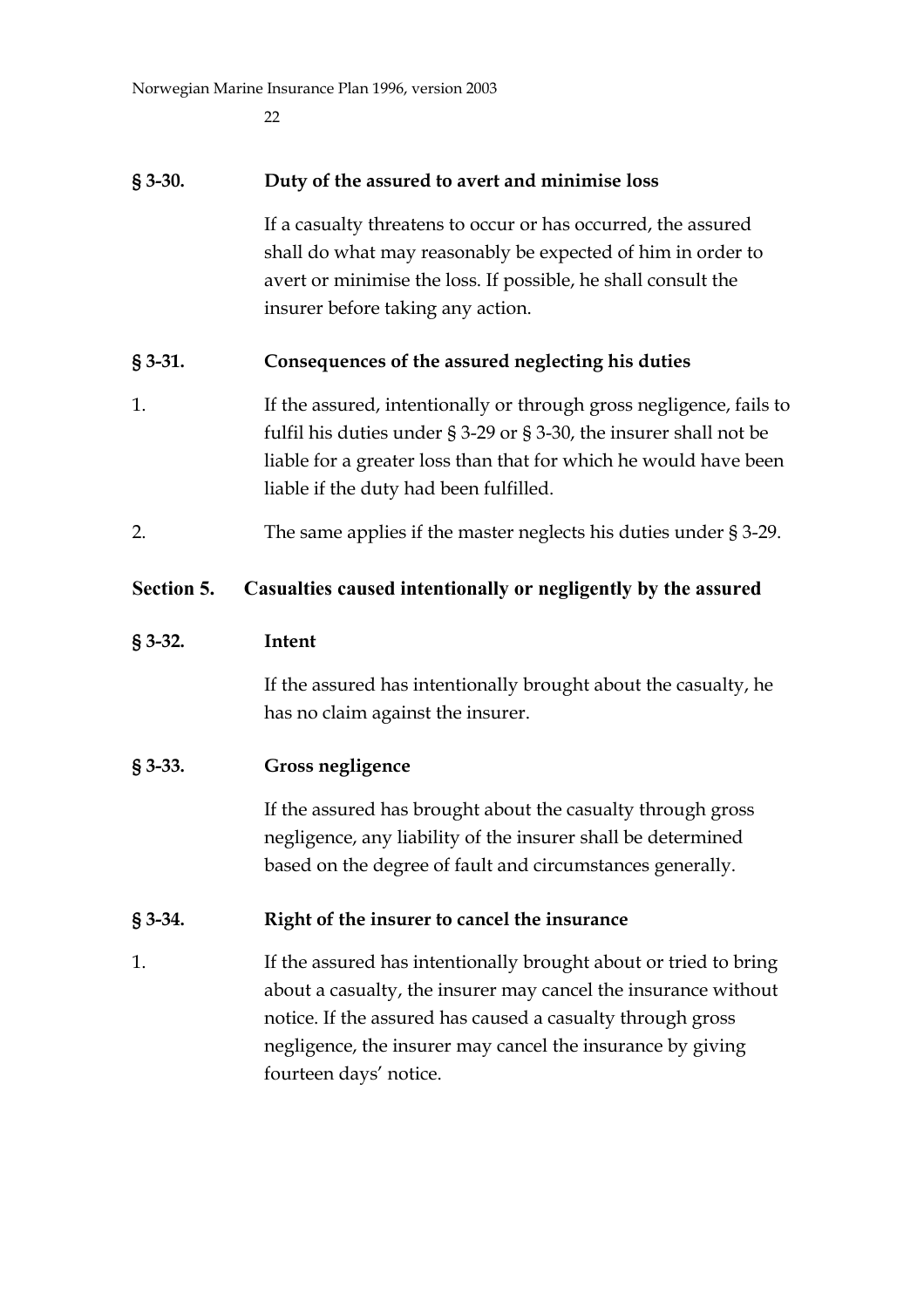**§ 3-30. Duty of the assured to avert and minimise loss**

If a casualty threatens to occur or has occurred, the assured shall do what may reasonably be expected of him in order to avert or minimise the loss. If possible, he shall consult the insurer before taking any action.

**§ 3-31. Consequences of the assured neglecting his duties**

1. If the assured, intentionally or through gross negligence, fails to fulfil his duties under § 3-29 or § 3-30, the insurer shall not be liable for a greater loss than that for which he would have been liable if the duty had been fulfilled.

2. The same applies if the master neglects his duties under § 3-29.

## Section 5. Casualties caused intentionally or negligently by the assured

**§ 3-32. Intent**

If the assured has intentionally brought about the casualty, he has no claim against the insurer.

**§ 3-33. Gross negligence**

If the assured has brought about the casualty through gross negligence, any liability of the insurer shall be determined based on the degree of fault and circumstances generally.

**§ 3-34. Right of the insurer to cancel the insurance**

1. If the assured has intentionally brought about or tried to bring about a casualty, the insurer may cancel the insurance without notice. If the assured has caused a casualty through gross negligence, the insurer may cancel the insurance by giving fourteen days' notice.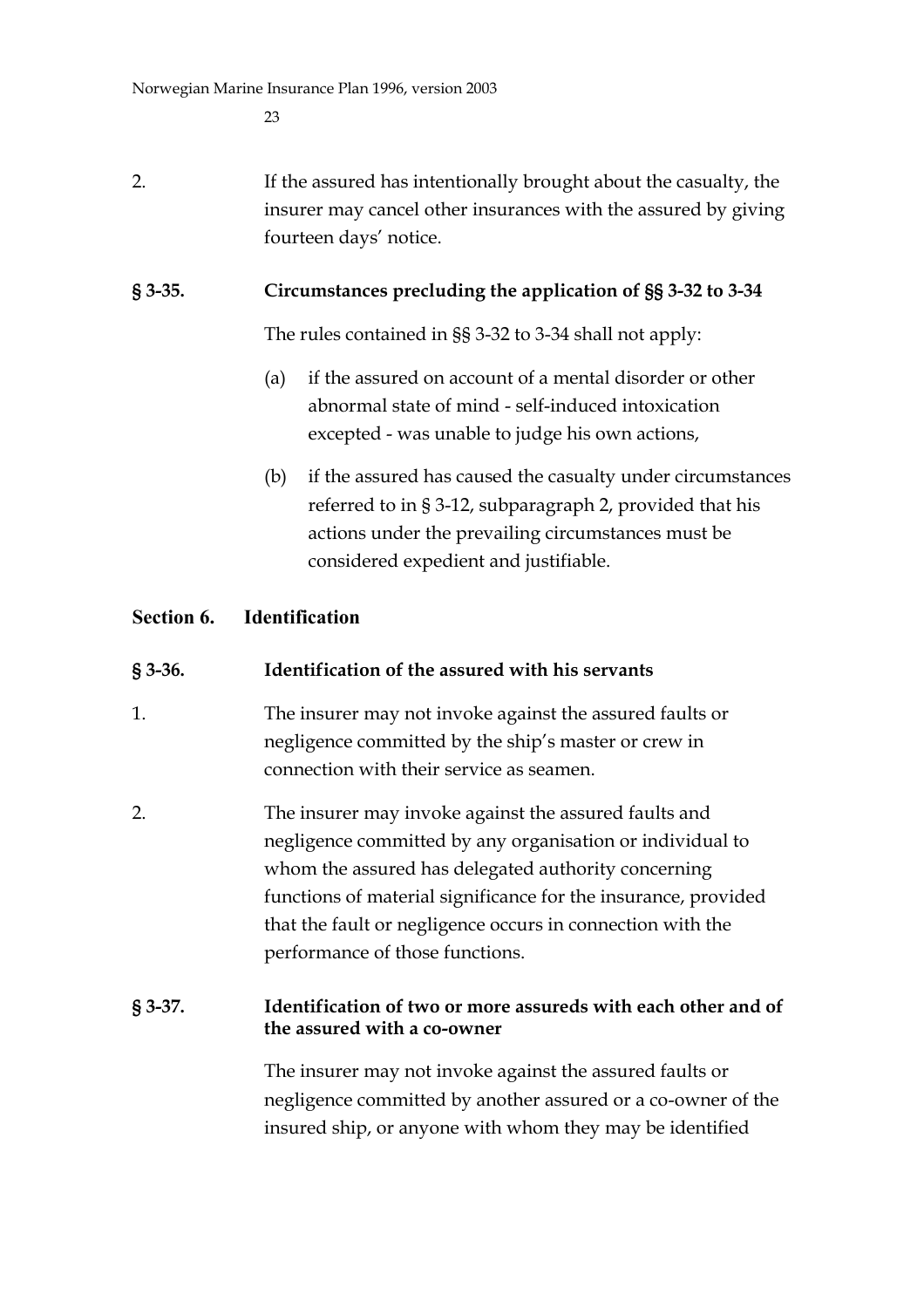2. If the assured has intentionally brought about the casualty, the insurer may cancel other insurances with the assured by giving fourteen days' notice.

### § 3-35. Circumstances precluding the application of §§ 3-32 to 3-34

The rules contained in §§ 3-32 to 3-34 shall not apply:

(a) if the assured on account of a mental disorder or other abnormal state of mind - self-induced intoxication excepted - was unable to judge his own actions,

(b) if the assured has caused the casualty under circumstances referred to in § 3-12, subparagraph 2, provided that his actions under the prevailing circumstances must be considered expedient and justifiable.

## Section 6. Identification

### § 3-36. Identification of the assured with his servants

1. The insurer may not invoke against the assured faults or negligence committed by the ship's master or crew in connection with their service as seamen.

2. The insurer may invoke against the assured faults and negligence committed by any organisation or individual to whom the assured has delegated authority concerning functions of material significance for the insurance, provided that the fault or negligence occurs in connection with the performance of those functions.

### § 3-37. Identification of two or more assureds with each other and of the assured with a co-owner

The insurer may not invoke against the assured faults or negligence committed by another assured or a co-owner of the insured ship, or anyone with whom they may be identified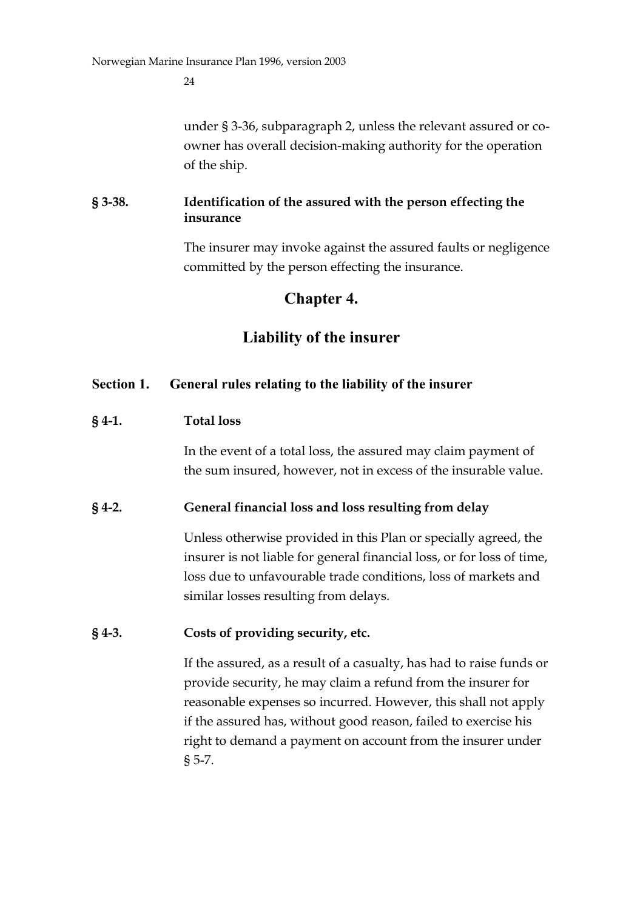under § 3-36, subparagraph 2, unless the relevant assured or co-owner has overall decision-making authority for the operation of the ship.

### § 3-38. Identification of the assured with the person effecting the insurance

The insurer may invoke against the assured faults or negligence committed by the person effecting the insurance.

# Chapter 4.

# Liability of the insurer

## Section 1. General rules relating to the liability of the insurer

### § 4-1. Total loss

In the event of a total loss, the assured may claim payment of the sum insured, however, not in excess of the insurable value.

### § 4-2. General financial loss and loss resulting from delay

Unless otherwise provided in this Plan or specially agreed, the insurer is not liable for general financial loss, or for loss of time, loss due to unfavourable trade conditions, loss of markets and similar losses resulting from delays.

### § 4-3. Costs of providing security, etc.

If the assured, as a result of a casualty, has had to raise funds or provide security, he may claim a refund from the insurer for reasonable expenses so incurred. However, this shall not apply if the assured has, without good reason, failed to exercise his right to demand a payment on account from the insurer under § 5-7.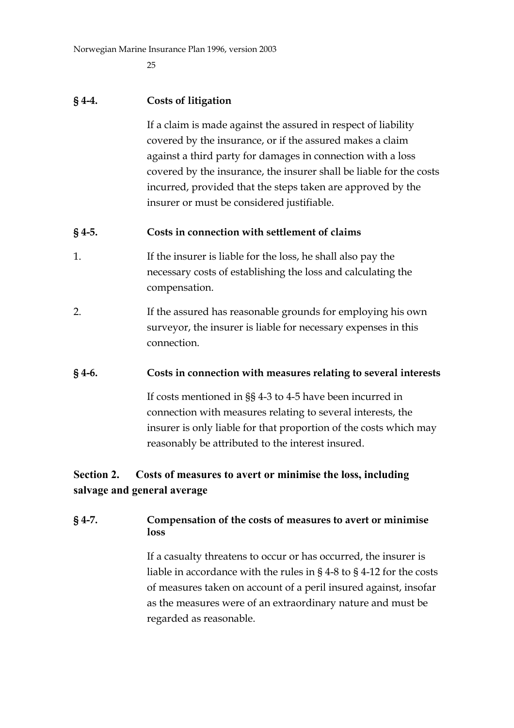**§ 4-4. Costs of litigation**

If a claim is made against the assured in respect of liability covered by the insurance, or if the assured makes a claim against a third party for damages in connection with a loss covered by the insurance, the insurer shall be liable for the costs incurred, provided that the steps taken are approved by the insurer or must be considered justifiable.

**§ 4-5. Costs in connection with settlement of claims**

1. If the insurer is liable for the loss, he shall also pay the necessary costs of establishing the loss and calculating the compensation.

2. If the assured has reasonable grounds for employing his own surveyor, the insurer is liable for necessary expenses in this connection.

**§ 4-6. Costs in connection with measures relating to several interests**

If costs mentioned in §§ 4-3 to 4-5 have been incurred in connection with measures relating to several interests, the insurer is only liable for that proportion of the costs which may reasonably be attributed to the interest insured.

## Section 2. Costs of measures to avert or minimise the loss, including salvage and general average

**§ 4-7. Compensation of the costs of measures to avert or minimise loss**

If a casualty threatens to occur or has occurred, the insurer is liable in accordance with the rules in § 4-8 to § 4-12 for the costs of measures taken on account of a peril insured against, insofar as the measures were of an extraordinary nature and must be regarded as reasonable.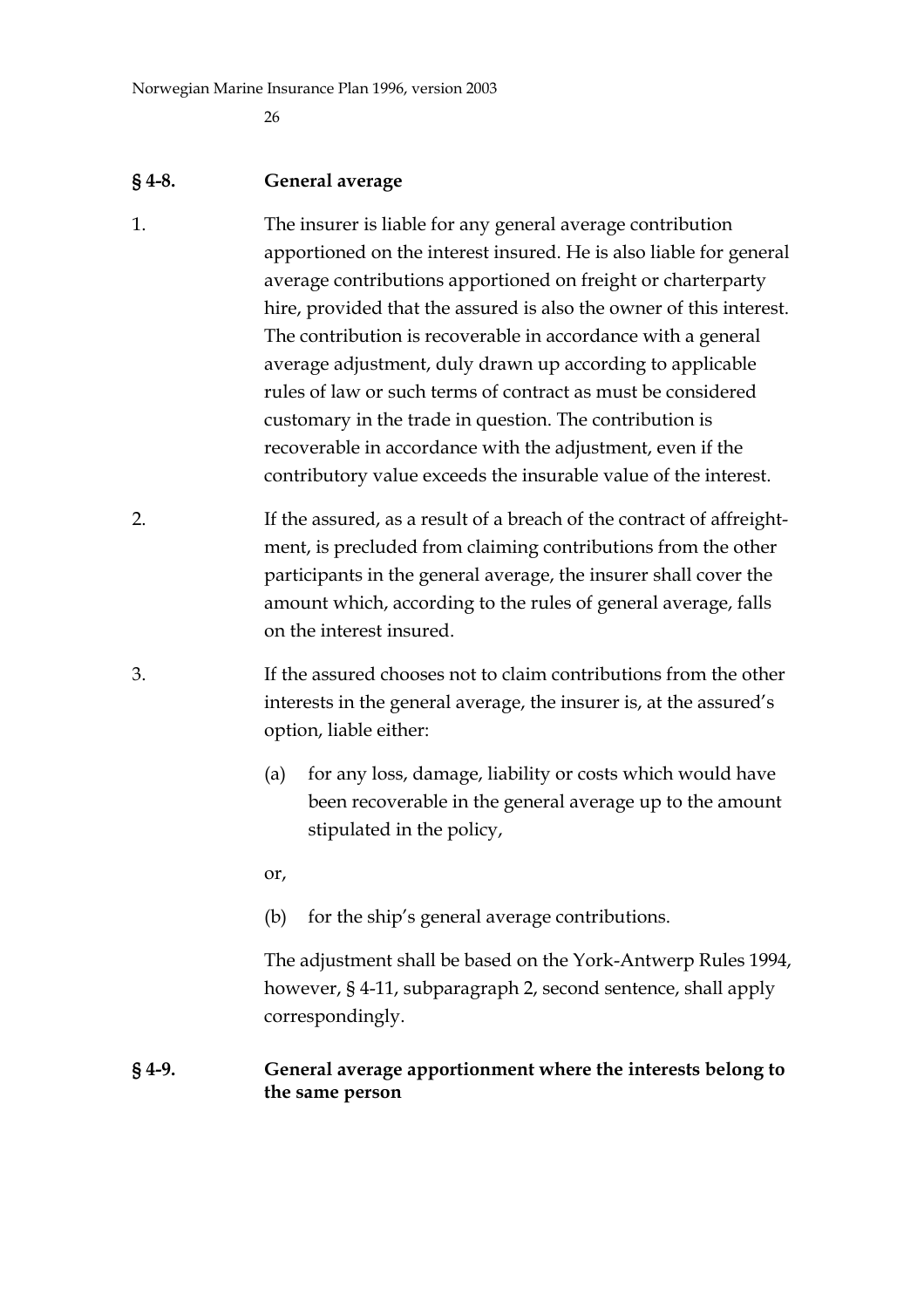## § 4-8. General average

1. The insurer is liable for any general average contribution apportioned on the interest insured. He is also liable for general average contributions apportioned on freight or charterparty hire, provided that the assured is also the owner of this interest. The contribution is recoverable in accordance with a general average adjustment, duly drawn up according to applicable rules of law or such terms of contract as must be considered customary in the trade in question. The contribution is recoverable in accordance with the adjustment, even if the contributory value exceeds the insurable value of the interest.

2. If the assured, as a result of a breach of the contract of affreightment, is precluded from claiming contributions from the other participants in the general average, the insurer shall cover the amount which, according to the rules of general average, falls on the interest insured.

3. If the assured chooses not to claim contributions from the other interests in the general average, the insurer is, at the assured's option, liable either:

   (a) for any loss, damage, liability or costs which would have been recoverable in the general average up to the amount stipulated in the policy,

   or,

   (b) for the ship's general average contributions.

   The adjustment shall be based on the York-Antwerp Rules 1994, however, § 4-11, subparagraph 2, second sentence, shall apply correspondingly.

## § 4-9. General average apportionment where the interests belong to the same person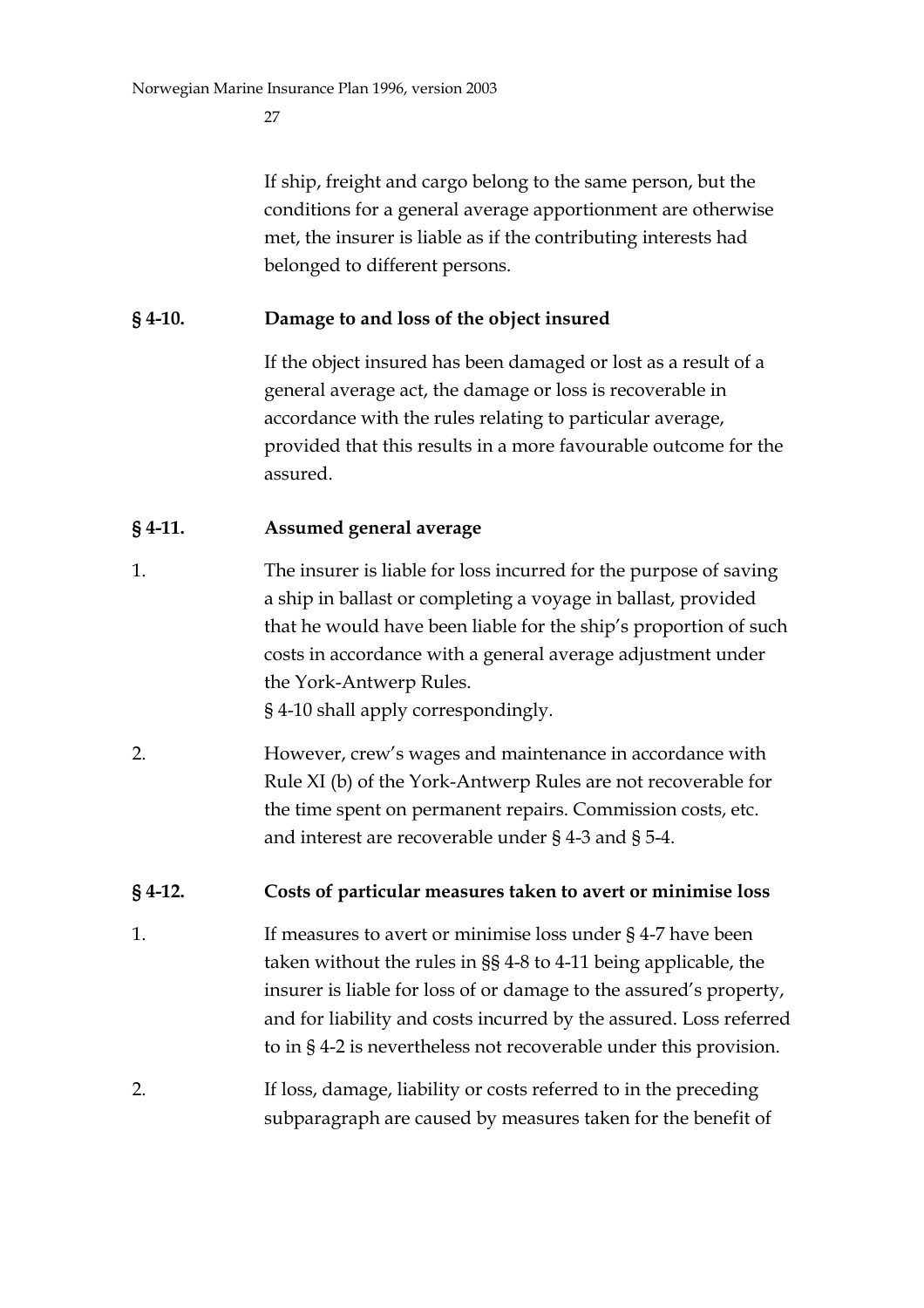If ship, freight and cargo belong to the same person, but the conditions for a general average apportionment are otherwise met, the insurer is liable as if the contributing interests had belonged to different persons.

### § 4-10. Damage to and loss of the object insured

If the object insured has been damaged or lost as a result of a general average act, the damage or loss is recoverable in accordance with the rules relating to particular average, provided that this results in a more favourable outcome for the assured.

### § 4-11. Assumed general average

1. The insurer is liable for loss incurred for the purpose of saving a ship in ballast or completing a voyage in ballast, provided that he would have been liable for the ship's proportion of such costs in accordance with a general average adjustment under the York-Antwerp Rules.
§ 4-10 shall apply correspondingly.

2. However, crew's wages and maintenance in accordance with Rule XI (b) of the York-Antwerp Rules are not recoverable for the time spent on permanent repairs. Commission costs, etc. and interest are recoverable under § 4-3 and § 5-4.

### § 4-12. Costs of particular measures taken to avert or minimise loss

1. If measures to avert or minimise loss under § 4-7 have been taken without the rules in §§ 4-8 to 4-11 being applicable, the insurer is liable for loss of or damage to the assured's property, and for liability and costs incurred by the assured. Loss referred to in § 4-2 is nevertheless not recoverable under this provision.

2. If loss, damage, liability or costs referred to in the preceding subparagraph are caused by measures taken for the benefit of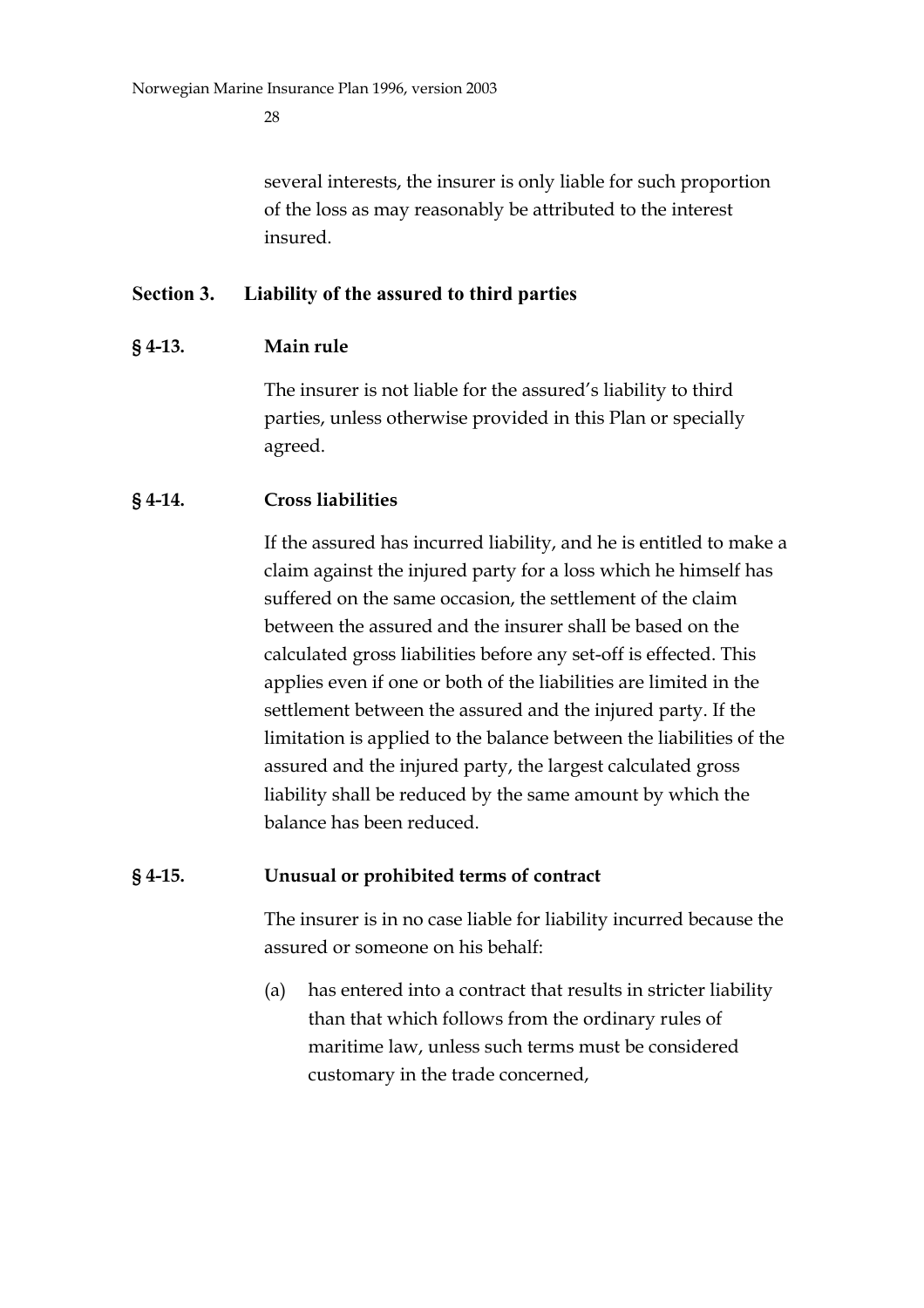several interests, the insurer is only liable for such proportion of the loss as may reasonably be attributed to the interest insured.

## Section 3. Liability of the assured to third parties

### § 4-13. Main rule

The insurer is not liable for the assured's liability to third parties, unless otherwise provided in this Plan or specially agreed.

### § 4-14. Cross liabilities

If the assured has incurred liability, and he is entitled to make a claim against the injured party for a loss which he himself has suffered on the same occasion, the settlement of the claim between the assured and the insurer shall be based on the calculated gross liabilities before any set-off is effected. This applies even if one or both of the liabilities are limited in the settlement between the assured and the injured party. If the limitation is applied to the balance between the liabilities of the assured and the injured party, the largest calculated gross liability shall be reduced by the same amount by which the balance has been reduced.

### § 4-15. Unusual or prohibited terms of contract

The insurer is in no case liable for liability incurred because the assured or someone on his behalf:

(a) has entered into a contract that results in stricter liability than that which follows from the ordinary rules of maritime law, unless such terms must be considered customary in the trade concerned,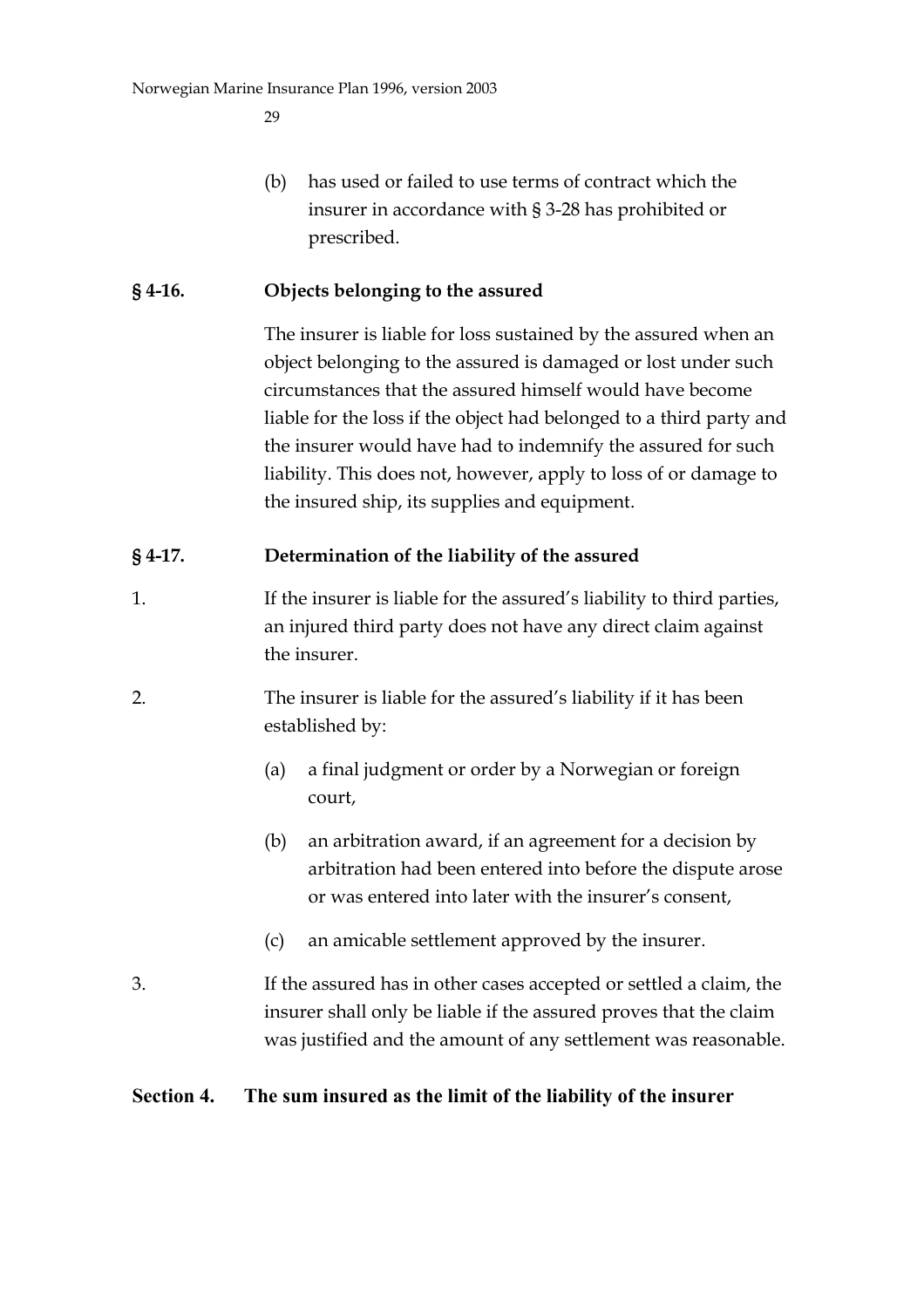(b) has used or failed to use terms of contract which the insurer in accordance with § 3-28 has prohibited or prescribed.

### § 4-16. Objects belonging to the assured

The insurer is liable for loss sustained by the assured when an object belonging to the assured is damaged or lost under such circumstances that the assured himself would have become liable for the loss if the object had belonged to a third party and the insurer would have had to indemnify the assured for such liability. This does not, however, apply to loss of or damage to the insured ship, its supplies and equipment.

### § 4-17. Determination of the liability of the assured

1. If the insurer is liable for the assured's liability to third parties, an injured third party does not have any direct claim against the insurer.

2. The insurer is liable for the assured's liability if it has been established by:

   (a) a final judgment or order by a Norwegian or foreign court,

   (b) an arbitration award, if an agreement for a decision by arbitration had been entered into before the dispute arose or was entered into later with the insurer's consent,

   (c) an amicable settlement approved by the insurer.

3. If the assured has in other cases accepted or settled a claim, the insurer shall only be liable if the assured proves that the claim was justified and the amount of any settlement was reasonable.

## Section 4. The sum insured as the limit of the liability of the insurer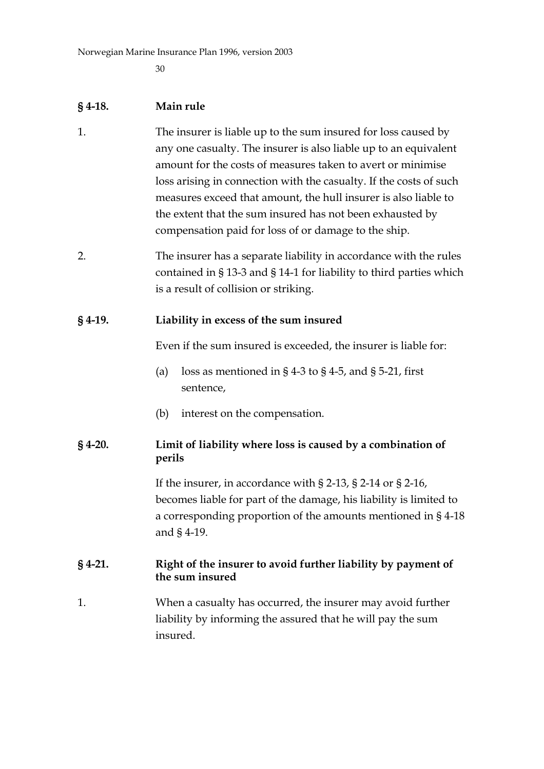### § 4-18. Main rule

1. The insurer is liable up to the sum insured for loss caused by any one casualty. The insurer is also liable up to an equivalent amount for the costs of measures taken to avert or minimise loss arising in connection with the casualty. If the costs of such measures exceed that amount, the hull insurer is also liable to the extent that the sum insured has not been exhausted by compensation paid for loss of or damage to the ship.

2. The insurer has a separate liability in accordance with the rules contained in § 13-3 and § 14-1 for liability to third parties which is a result of collision or striking.

### § 4-19. Liability in excess of the sum insured

Even if the sum insured is exceeded, the insurer is liable for:

(a) loss as mentioned in § 4-3 to § 4-5, and § 5-21, first sentence,

(b) interest on the compensation.

### § 4-20. Limit of liability where loss is caused by a combination of perils

If the insurer, in accordance with § 2-13, § 2-14 or § 2-16, becomes liable for part of the damage, his liability is limited to a corresponding proportion of the amounts mentioned in § 4-18 and § 4-19.

### § 4-21. Right of the insurer to avoid further liability by payment of the sum insured

1. When a casualty has occurred, the insurer may avoid further liability by informing the assured that he will pay the sum insured.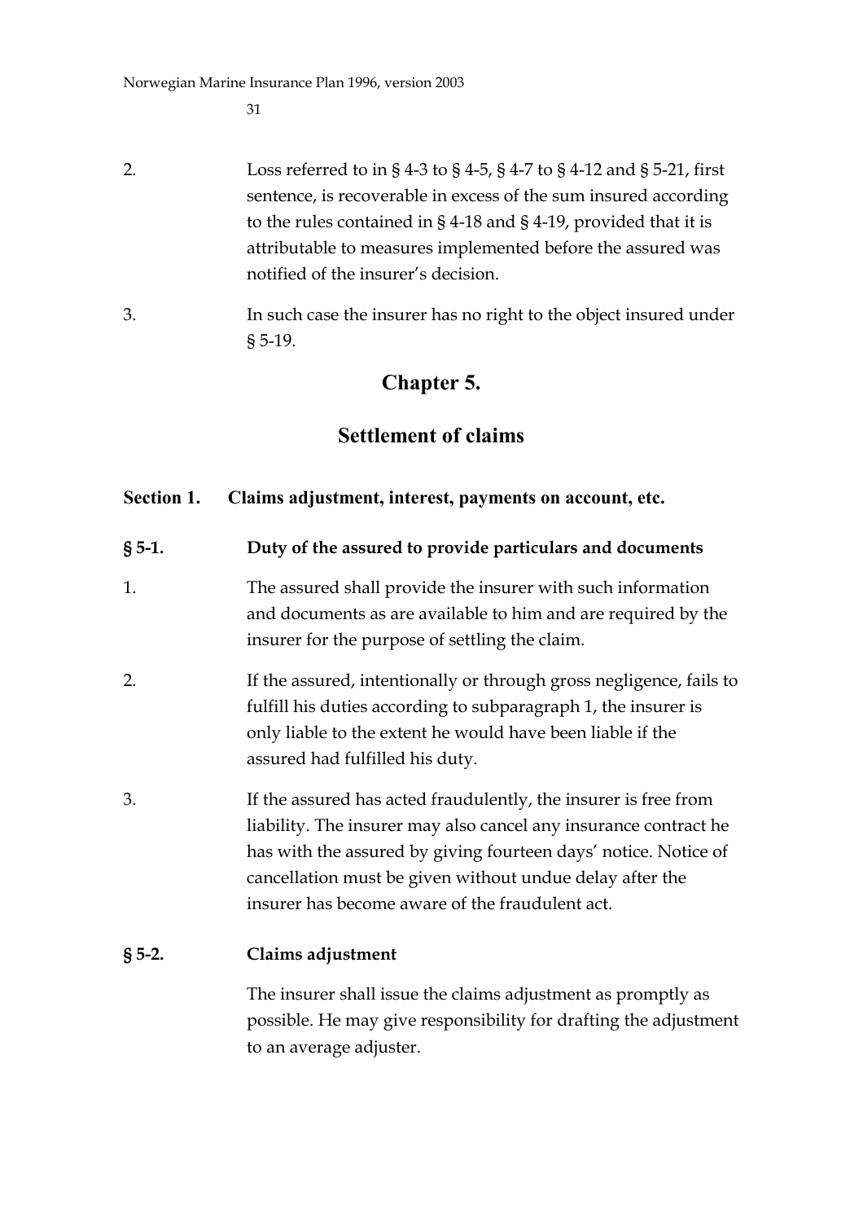2. Loss referred to in § 4-3 to § 4-5, § 4-7 to § 4-12 and § 5-21, first sentence, is recoverable in excess of the sum insured according to the rules contained in § 4-18 and § 4-19, provided that it is attributable to measures implemented before the assured was notified of the insurer's decision.

3. In such case the insurer has no right to the object insured under § 5-19.

# Chapter 5.

# Settlement of claims

## Section 1. Claims adjustment, interest, payments on account, etc.

### § 5-1. Duty of the assured to provide particulars and documents

1. The assured shall provide the insurer with such information and documents as are available to him and are required by the insurer for the purpose of settling the claim.

2. If the assured, intentionally or through gross negligence, fails to fulfill his duties according to subparagraph 1, the insurer is only liable to the extent he would have been liable if the assured had fulfilled his duty.

3. If the assured has acted fraudulently, the insurer is free from liability. The insurer may also cancel any insurance contract he has with the assured by giving fourteen days' notice. Notice of cancellation must be given without undue delay after the insurer has become aware of the fraudulent act.

### § 5-2. Claims adjustment

The insurer shall issue the claims adjustment as promptly as possible. He may give responsibility for drafting the adjustment to an average adjuster.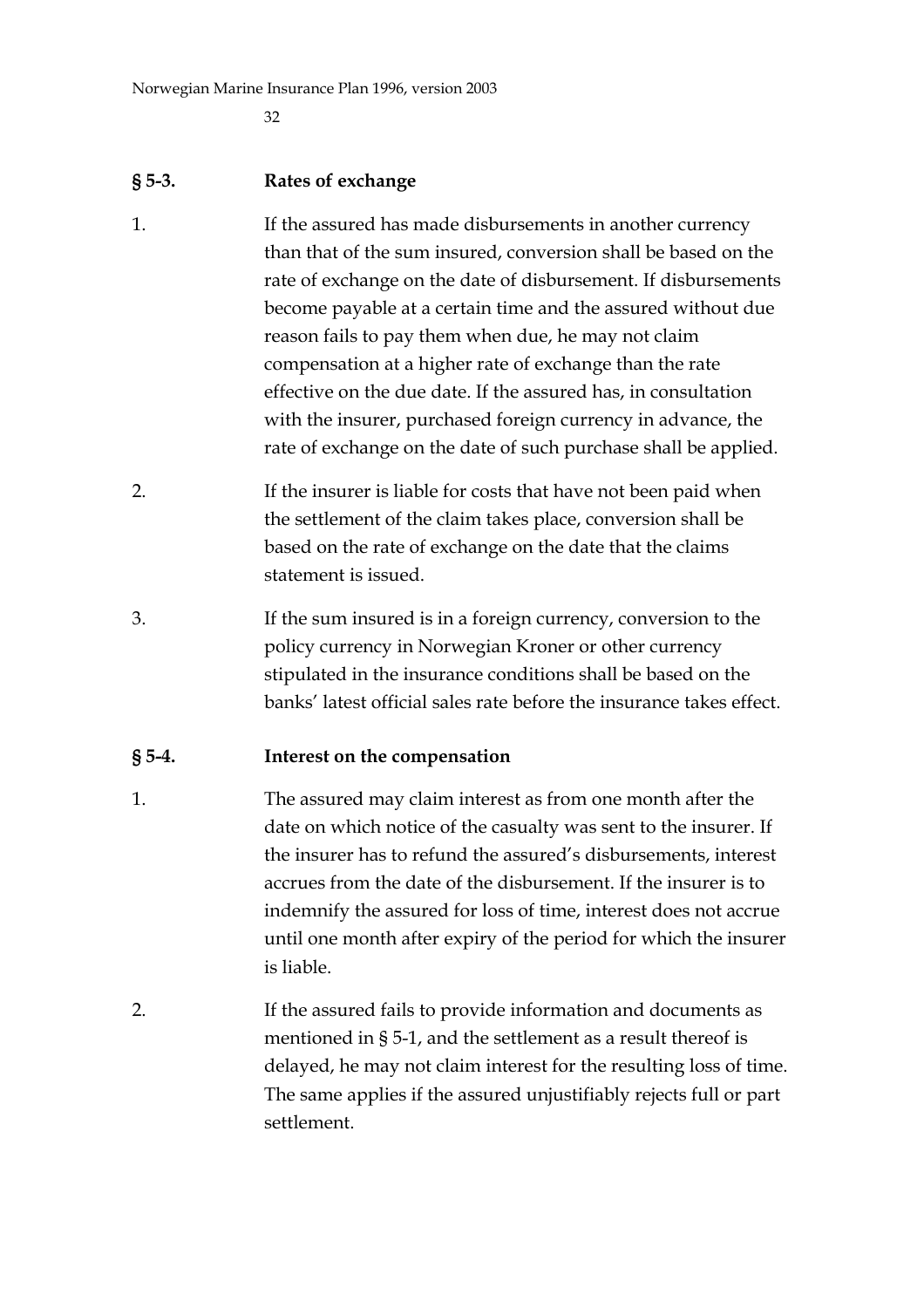## § 5-3. Rates of exchange

1. If the assured has made disbursements in another currency than that of the sum insured, conversion shall be based on the rate of exchange on the date of disbursement. If disbursements become payable at a certain time and the assured without due reason fails to pay them when due, he may not claim compensation at a higher rate of exchange than the rate effective on the due date. If the assured has, in consultation with the insurer, purchased foreign currency in advance, the rate of exchange on the date of such purchase shall be applied.

2. If the insurer is liable for costs that have not been paid when the settlement of the claim takes place, conversion shall be based on the rate of exchange on the date that the claims statement is issued.

3. If the sum insured is in a foreign currency, conversion to the policy currency in Norwegian Kroner or other currency stipulated in the insurance conditions shall be based on the banks' latest official sales rate before the insurance takes effect.

## § 5-4. Interest on the compensation

1. The assured may claim interest as from one month after the date on which notice of the casualty was sent to the insurer. If the insurer has to refund the assured's disbursements, interest accrues from the date of the disbursement. If the insurer is to indemnify the assured for loss of time, interest does not accrue until one month after expiry of the period for which the insurer is liable.

2. If the assured fails to provide information and documents as mentioned in § 5-1, and the settlement as a result thereof is delayed, he may not claim interest for the resulting loss of time. The same applies if the assured unjustifiably rejects full or part settlement.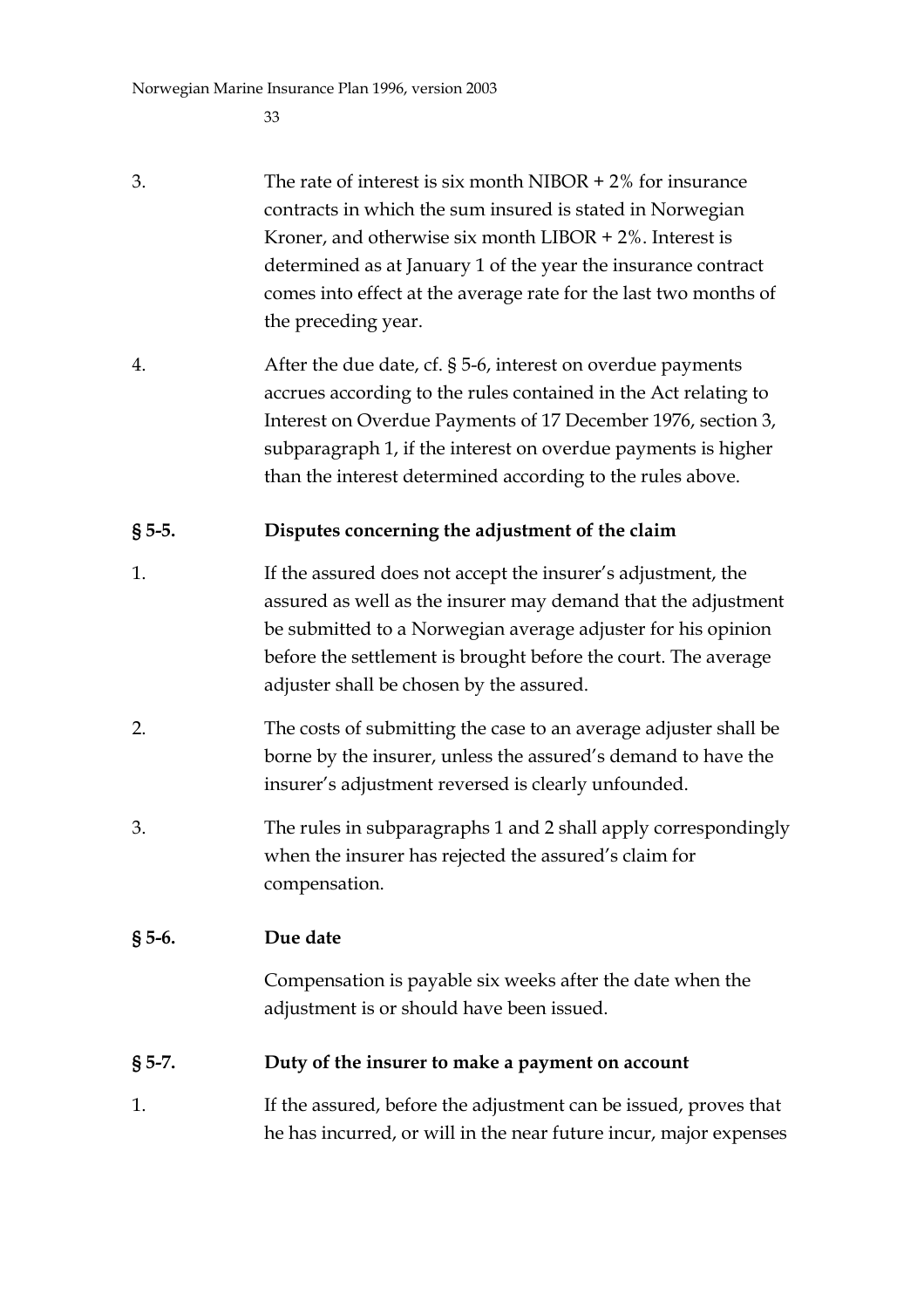3. The rate of interest is six month NIBOR + 2% for insurance contracts in which the sum insured is stated in Norwegian Kroner, and otherwise six month LIBOR + 2%. Interest is determined as at January 1 of the year the insurance contract comes into effect at the average rate for the last two months of the preceding year.

4. After the due date, cf. § 5-6, interest on overdue payments accrues according to the rules contained in the Act relating to Interest on Overdue Payments of 17 December 1976, section 3, subparagraph 1, if the interest on overdue payments is higher than the interest determined according to the rules above.

### § 5-5. Disputes concerning the adjustment of the claim

1. If the assured does not accept the insurer's adjustment, the assured as well as the insurer may demand that the adjustment be submitted to a Norwegian average adjuster for his opinion before the settlement is brought before the court. The average adjuster shall be chosen by the assured.

2. The costs of submitting the case to an average adjuster shall be borne by the insurer, unless the assured's demand to have the insurer's adjustment reversed is clearly unfounded.

3. The rules in subparagraphs 1 and 2 shall apply correspondingly when the insurer has rejected the assured's claim for compensation.

### § 5-6. Due date

Compensation is payable six weeks after the date when the adjustment is or should have been issued.

### § 5-7. Duty of the insurer to make a payment on account

1. If the assured, before the adjustment can be issued, proves that he has incurred, or will in the near future incur, major expenses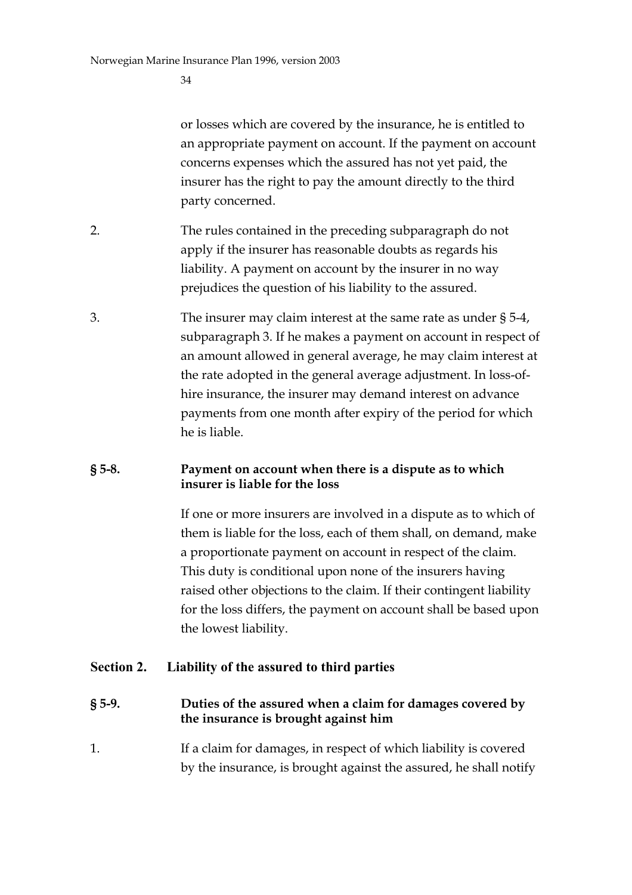or losses which are covered by the insurance, he is entitled to an appropriate payment on account. If the payment on account concerns expenses which the assured has not yet paid, the insurer has the right to pay the amount directly to the third party concerned.

2. The rules contained in the preceding subparagraph do not apply if the insurer has reasonable doubts as regards his liability. A payment on account by the insurer in no way prejudices the question of his liability to the assured.

3. The insurer may claim interest at the same rate as under § 5-4, subparagraph 3. If he makes a payment on account in respect of an amount allowed in general average, he may claim interest at the rate adopted in the general average adjustment. In loss-of-hire insurance, the insurer may demand interest on advance payments from one month after expiry of the period for which he is liable.

### § 5-8. Payment on account when there is a dispute as to which insurer is liable for the loss

If one or more insurers are involved in a dispute as to which of them is liable for the loss, each of them shall, on demand, make a proportionate payment on account in respect of the claim. This duty is conditional upon none of the insurers having raised other objections to the claim. If their contingent liability for the loss differs, the payment on account shall be based upon the lowest liability.

## Section 2. Liability of the assured to third parties

### § 5-9. Duties of the assured when a claim for damages covered by the insurance is brought against him

1. If a claim for damages, in respect of which liability is covered by the insurance, is brought against the assured, he shall notify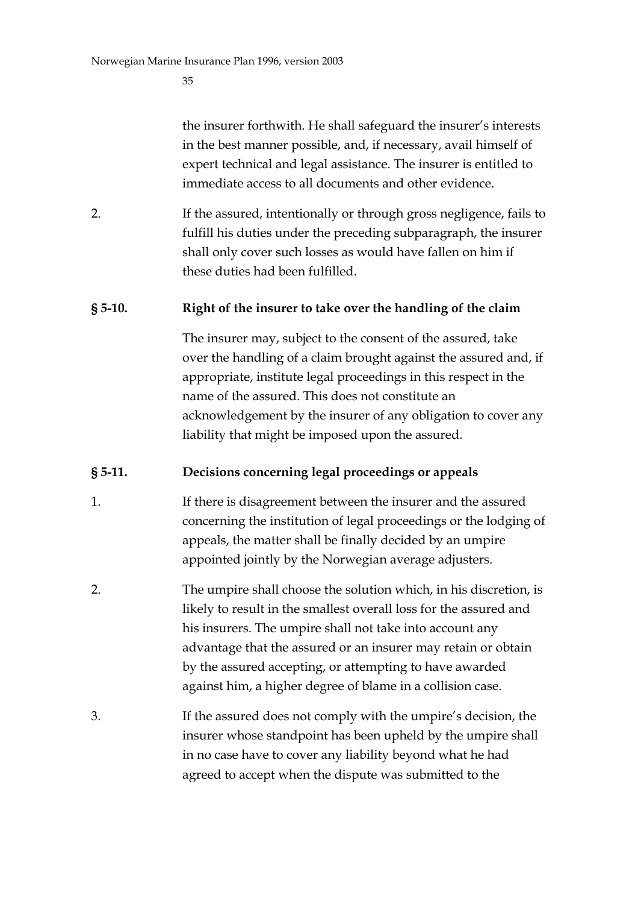the insurer forthwith. He shall safeguard the insurer's interests in the best manner possible, and, if necessary, avail himself of expert technical and legal assistance. The insurer is entitled to immediate access to all documents and other evidence.

2. If the assured, intentionally or through gross negligence, fails to fulfill his duties under the preceding subparagraph, the insurer shall only cover such losses as would have fallen on him if these duties had been fulfilled.

### § 5-10. Right of the insurer to take over the handling of the claim

The insurer may, subject to the consent of the assured, take over the handling of a claim brought against the assured and, if appropriate, institute legal proceedings in this respect in the name of the assured. This does not constitute an acknowledgement by the insurer of any obligation to cover any liability that might be imposed upon the assured.

### § 5-11. Decisions concerning legal proceedings or appeals

1. If there is disagreement between the insurer and the assured concerning the institution of legal proceedings or the lodging of appeals, the matter shall be finally decided by an umpire appointed jointly by the Norwegian average adjusters.

2. The umpire shall choose the solution which, in his discretion, is likely to result in the smallest overall loss for the assured and his insurers. The umpire shall not take into account any advantage that the assured or an insurer may retain or obtain by the assured accepting, or attempting to have awarded against him, a higher degree of blame in a collision case.

3. If the assured does not comply with the umpire's decision, the insurer whose standpoint has been upheld by the umpire shall in no case have to cover any liability beyond what he had agreed to accept when the dispute was submitted to the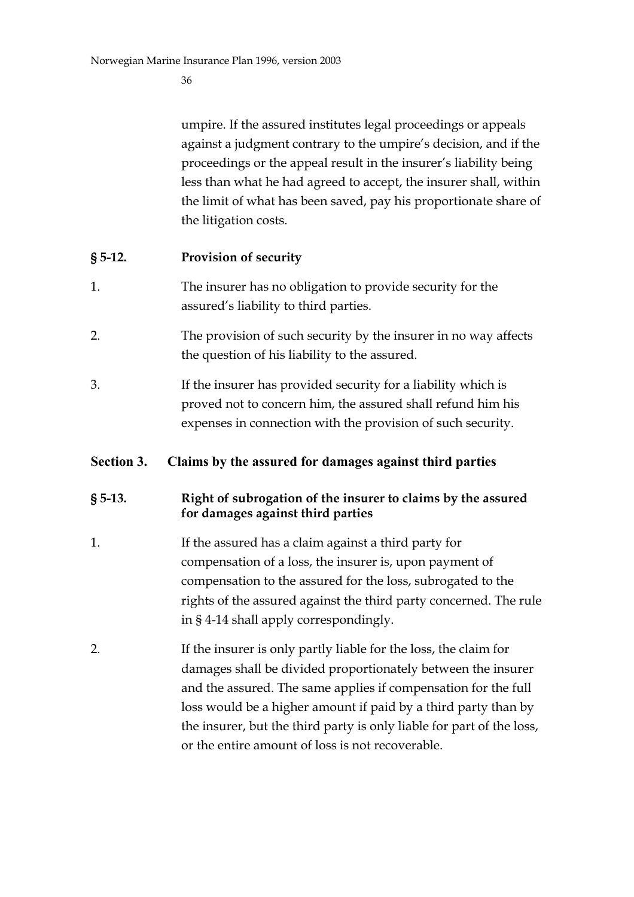umpire. If the assured institutes legal proceedings or appeals against a judgment contrary to the umpire's decision, and if the proceedings or the appeal result in the insurer's liability being less than what he had agreed to accept, the insurer shall, within the limit of what has been saved, pay his proportionate share of the litigation costs.

### § 5-12. Provision of security

1. The insurer has no obligation to provide security for the assured's liability to third parties.

2. The provision of such security by the insurer in no way affects the question of his liability to the assured.

3. If the insurer has provided security for a liability which is proved not to concern him, the assured shall refund him his expenses in connection with the provision of such security.

## Section 3. Claims by the assured for damages against third parties

### § 5-13. Right of subrogation of the insurer to claims by the assured for damages against third parties

1. If the assured has a claim against a third party for compensation of a loss, the insurer is, upon payment of compensation to the assured for the loss, subrogated to the rights of the assured against the third party concerned. The rule in § 4-14 shall apply correspondingly.

2. If the insurer is only partly liable for the loss, the claim for damages shall be divided proportionately between the insurer and the assured. The same applies if compensation for the full loss would be a higher amount if paid by a third party than by the insurer, but the third party is only liable for part of the loss, or the entire amount of loss is not recoverable.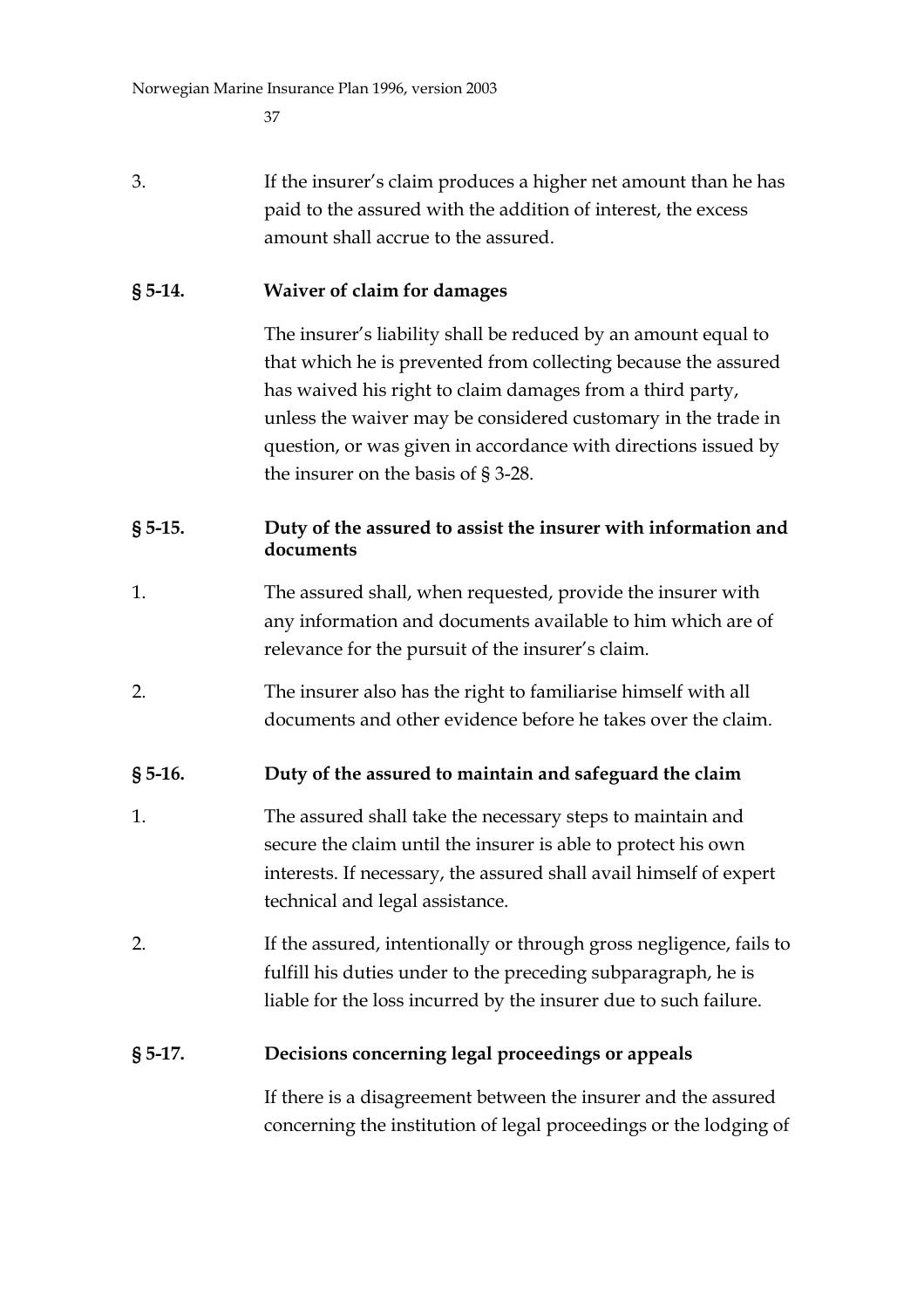3. If the insurer's claim produces a higher net amount than he has paid to the assured with the addition of interest, the excess amount shall accrue to the assured.

### § 5-14. Waiver of claim for damages

The insurer's liability shall be reduced by an amount equal to that which he is prevented from collecting because the assured has waived his right to claim damages from a third party, unless the waiver may be considered customary in the trade in question, or was given in accordance with directions issued by the insurer on the basis of § 3-28.

### § 5-15. Duty of the assured to assist the insurer with information and documents

1. The assured shall, when requested, provide the insurer with any information and documents available to him which are of relevance for the pursuit of the insurer's claim.

2. The insurer also has the right to familiarise himself with all documents and other evidence before he takes over the claim.

### § 5-16. Duty of the assured to maintain and safeguard the claim

1. The assured shall take the necessary steps to maintain and secure the claim until the insurer is able to protect his own interests. If necessary, the assured shall avail himself of expert technical and legal assistance.

2. If the assured, intentionally or through gross negligence, fails to fulfill his duties under to the preceding subparagraph, he is liable for the loss incurred by the insurer due to such failure.

### § 5-17. Decisions concerning legal proceedings or appeals

If there is a disagreement between the insurer and the assured concerning the institution of legal proceedings or the lodging of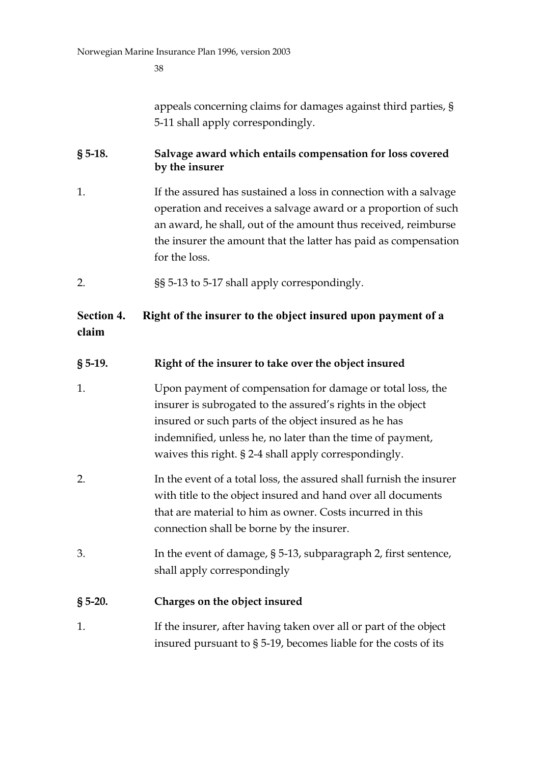appeals concerning claims for damages against third parties, § 5-11 shall apply correspondingly.

### § 5-18. Salvage award which entails compensation for loss covered by the insurer

1. If the assured has sustained a loss in connection with a salvage operation and receives a salvage award or a proportion of such an award, he shall, out of the amount thus received, reimburse the insurer the amount that the latter has paid as compensation for the loss.

2. §§ 5-13 to 5-17 shall apply correspondingly.

## Section 4. Right of the insurer to the object insured upon payment of a claim

### § 5-19. Right of the insurer to take over the object insured

1. Upon payment of compensation for damage or total loss, the insurer is subrogated to the assured's rights in the object insured or such parts of the object insured as he has indemnified, unless he, no later than the time of payment, waives this right. § 2-4 shall apply correspondingly.

2. In the event of a total loss, the assured shall furnish the insurer with title to the object insured and hand over all documents that are material to him as owner. Costs incurred in this connection shall be borne by the insurer.

3. In the event of damage, § 5-13, subparagraph 2, first sentence, shall apply correspondingly

### § 5-20. Charges on the object insured

1. If the insurer, after having taken over all or part of the object insured pursuant to § 5-19, becomes liable for the costs of its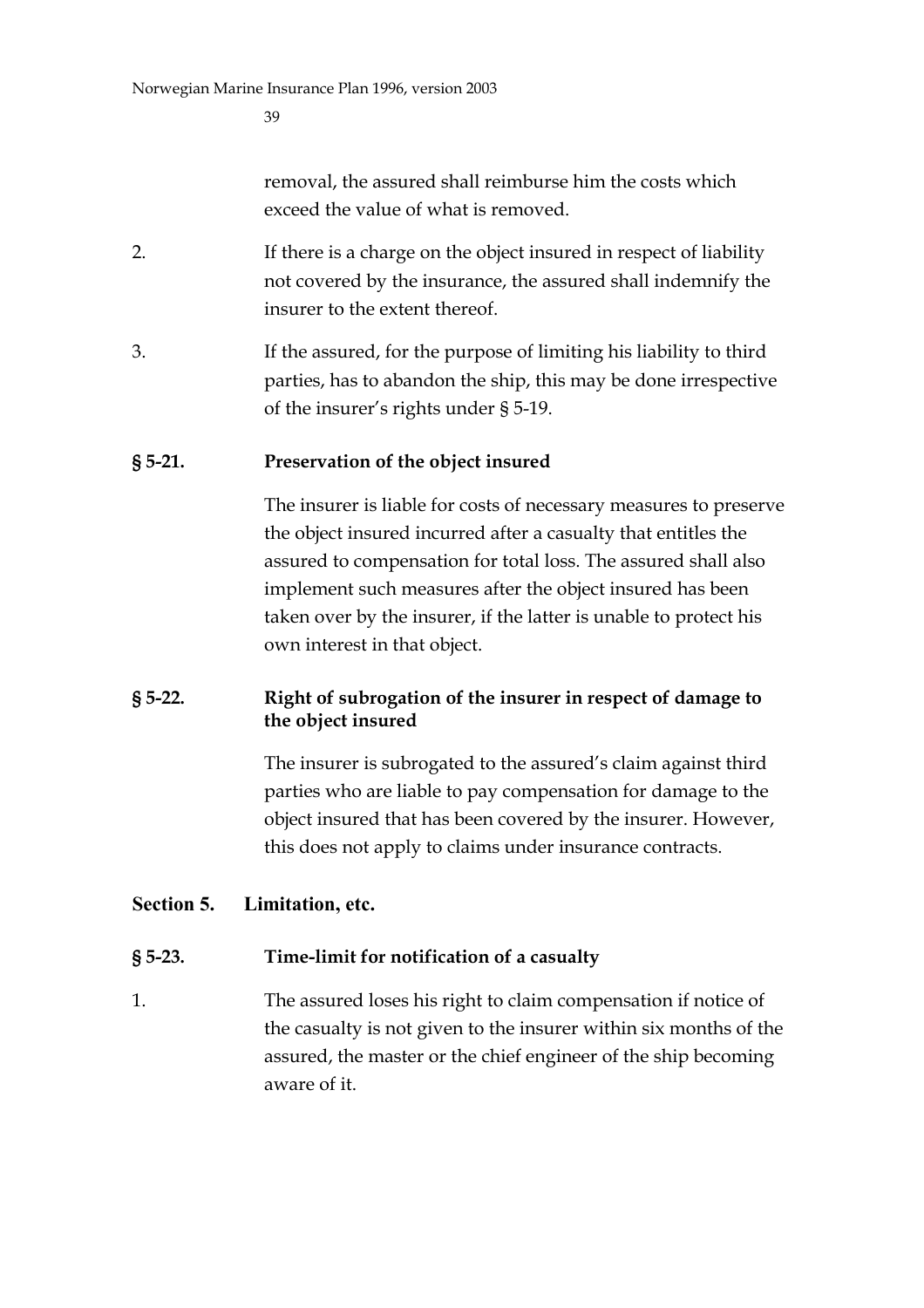removal, the assured shall reimburse him the costs which exceed the value of what is removed.

2. If there is a charge on the object insured in respect of liability not covered by the insurance, the assured shall indemnify the insurer to the extent thereof.

3. If the assured, for the purpose of limiting his liability to third parties, has to abandon the ship, this may be done irrespective of the insurer's rights under § 5-19.

### § 5-21. Preservation of the object insured

The insurer is liable for costs of necessary measures to preserve the object insured incurred after a casualty that entitles the assured to compensation for total loss. The assured shall also implement such measures after the object insured has been taken over by the insurer, if the latter is unable to protect his own interest in that object.

### § 5-22. Right of subrogation of the insurer in respect of damage to the object insured

The insurer is subrogated to the assured's claim against third parties who are liable to pay compensation for damage to the object insured that has been covered by the insurer. However, this does not apply to claims under insurance contracts.

## Section 5. Limitation, etc.

### § 5-23. Time-limit for notification of a casualty

1. The assured loses his right to claim compensation if notice of the casualty is not given to the insurer within six months of the assured, the master or the chief engineer of the ship becoming aware of it.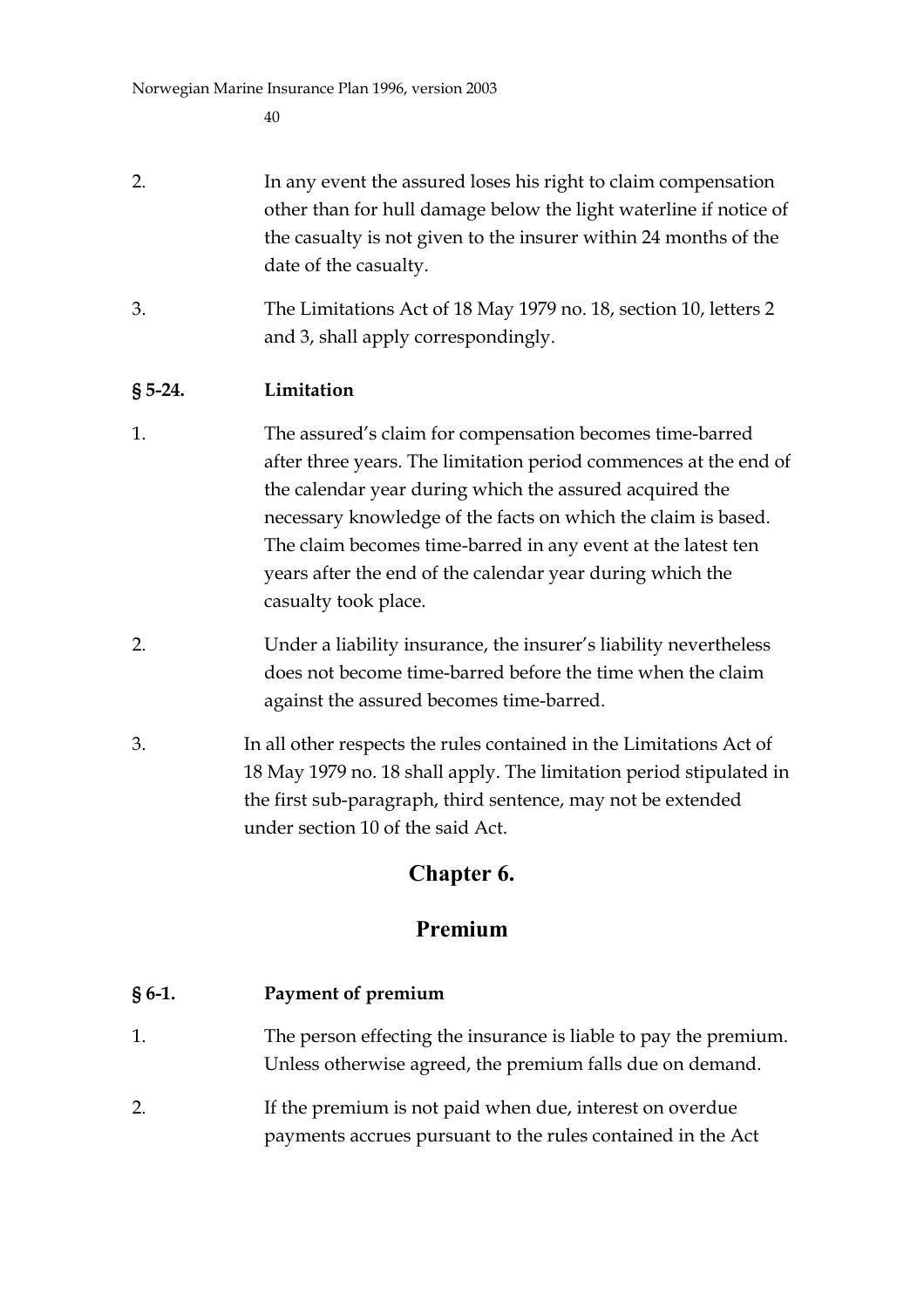2. In any event the assured loses his right to claim compensation other than for hull damage below the light waterline if notice of the casualty is not given to the insurer within 24 months of the date of the casualty.

3. The Limitations Act of 18 May 1979 no. 18, section 10, letters 2 and 3, shall apply correspondingly.

**§ 5-24. Limitation**

1. The assured's claim for compensation becomes time-barred after three years. The limitation period commences at the end of the calendar year during which the assured acquired the necessary knowledge of the facts on which the claim is based. The claim becomes time-barred in any event at the latest ten years after the end of the calendar year during which the casualty took place.

2. Under a liability insurance, the insurer's liability nevertheless does not become time-barred before the time when the claim against the assured becomes time-barred.

3. In all other respects the rules contained in the Limitations Act of 18 May 1979 no. 18 shall apply. The limitation period stipulated in the first sub-paragraph, third sentence, may not be extended under section 10 of the said Act.

# Chapter 6.

# Premium

**§ 6-1. Payment of premium**

1. The person effecting the insurance is liable to pay the premium. Unless otherwise agreed, the premium falls due on demand.

2. If the premium is not paid when due, interest on overdue payments accrues pursuant to the rules contained in the Act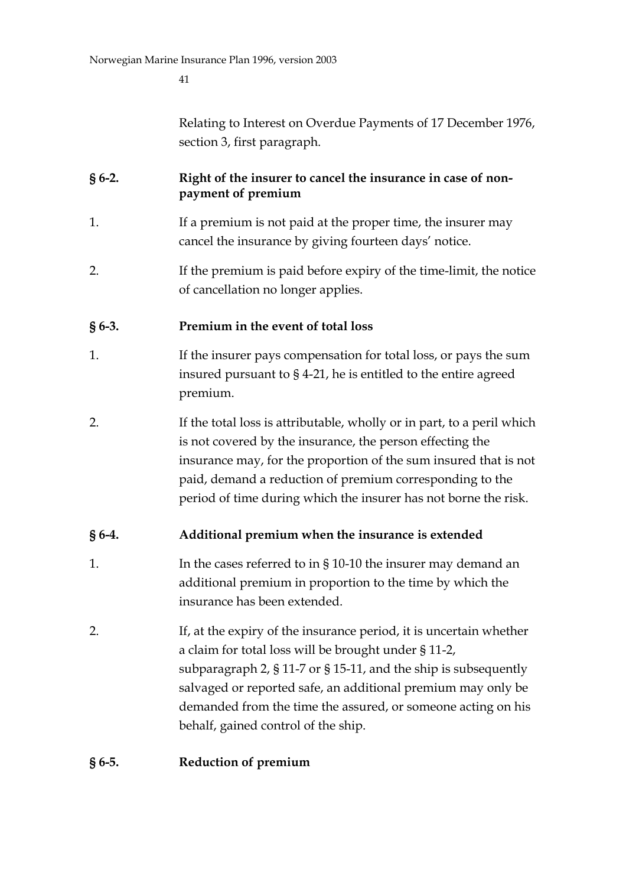Relating to Interest on Overdue Payments of 17 December 1976, section 3, first paragraph.

### § 6-2. Right of the insurer to cancel the insurance in case of non-payment of premium

1. If a premium is not paid at the proper time, the insurer may cancel the insurance by giving fourteen days' notice.

2. If the premium is paid before expiry of the time-limit, the notice of cancellation no longer applies.

### § 6-3. Premium in the event of total loss

1. If the insurer pays compensation for total loss, or pays the sum insured pursuant to § 4-21, he is entitled to the entire agreed premium.

2. If the total loss is attributable, wholly or in part, to a peril which is not covered by the insurance, the person effecting the insurance may, for the proportion of the sum insured that is not paid, demand a reduction of premium corresponding to the period of time during which the insurer has not borne the risk.

### § 6-4. Additional premium when the insurance is extended

1. In the cases referred to in § 10-10 the insurer may demand an additional premium in proportion to the time by which the insurance has been extended.

2. If, at the expiry of the insurance period, it is uncertain whether a claim for total loss will be brought under § 11-2, subparagraph 2, § 11-7 or § 15-11, and the ship is subsequently salvaged or reported safe, an additional premium may only be demanded from the time the assured, or someone acting on his behalf, gained control of the ship.

### § 6-5. Reduction of premium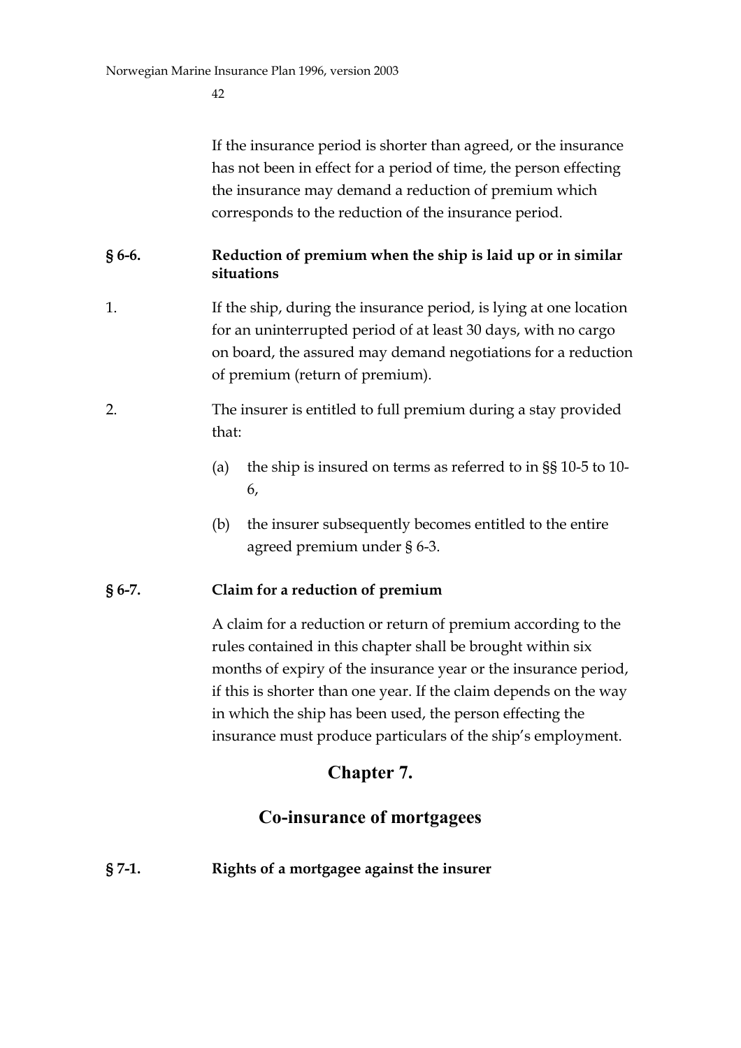If the insurance period is shorter than agreed, or the insurance has not been in effect for a period of time, the person effecting the insurance may demand a reduction of premium which corresponds to the reduction of the insurance period.

### § 6-6. Reduction of premium when the ship is laid up or in similar situations

1. If the ship, during the insurance period, is lying at one location for an uninterrupted period of at least 30 days, with no cargo on board, the assured may demand negotiations for a reduction of premium (return of premium).

2. The insurer is entitled to full premium during a stay provided that:

   (a) the ship is insured on terms as referred to in §§ 10-5 to 10-6,

   (b) the insurer subsequently becomes entitled to the entire agreed premium under § 6-3.

### § 6-7. Claim for a reduction of premium

A claim for a reduction or return of premium according to the rules contained in this chapter shall be brought within six months of expiry of the insurance year or the insurance period, if this is shorter than one year. If the claim depends on the way in which the ship has been used, the person effecting the insurance must produce particulars of the ship's employment.

## Chapter 7.

## Co-insurance of mortgagees

### § 7-1. Rights of a mortgagee against the insurer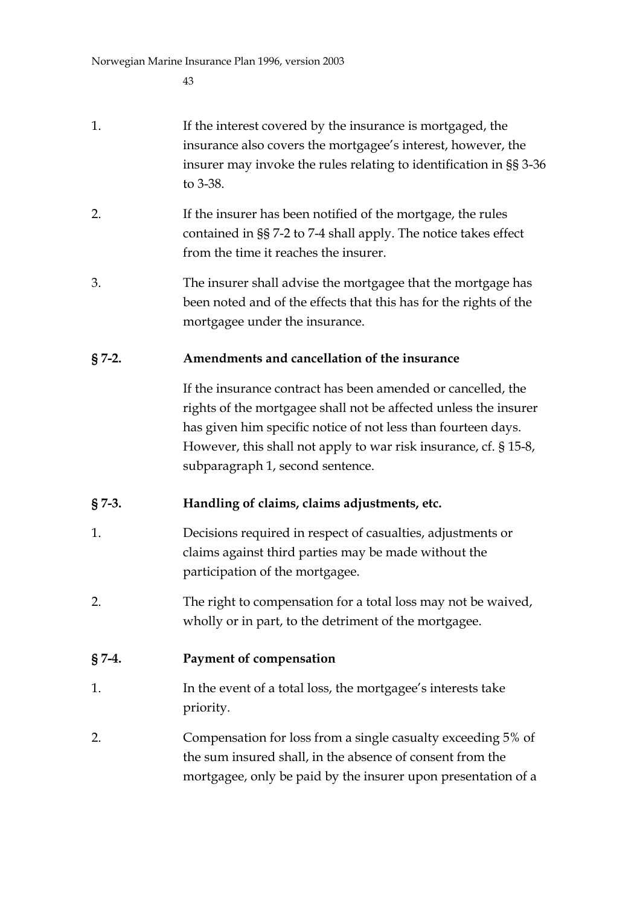1. If the interest covered by the insurance is mortgaged, the insurance also covers the mortgagee's interest, however, the insurer may invoke the rules relating to identification in §§ 3-36 to 3-38.

2. If the insurer has been notified of the mortgage, the rules contained in §§ 7-2 to 7-4 shall apply. The notice takes effect from the time it reaches the insurer.

3. The insurer shall advise the mortgagee that the mortgage has been noted and of the effects that this has for the rights of the mortgagee under the insurance.

### § 7-2. Amendments and cancellation of the insurance

If the insurance contract has been amended or cancelled, the rights of the mortgagee shall not be affected unless the insurer has given him specific notice of not less than fourteen days. However, this shall not apply to war risk insurance, cf. § 15-8, subparagraph 1, second sentence.

### § 7-3. Handling of claims, claims adjustments, etc.

1. Decisions required in respect of casualties, adjustments or claims against third parties may be made without the participation of the mortgagee.

2. The right to compensation for a total loss may not be waived, wholly or in part, to the detriment of the mortgagee.

### § 7-4. Payment of compensation

1. In the event of a total loss, the mortgagee's interests take priority.

2. Compensation for loss from a single casualty exceeding 5% of the sum insured shall, in the absence of consent from the mortgagee, only be paid by the insurer upon presentation of a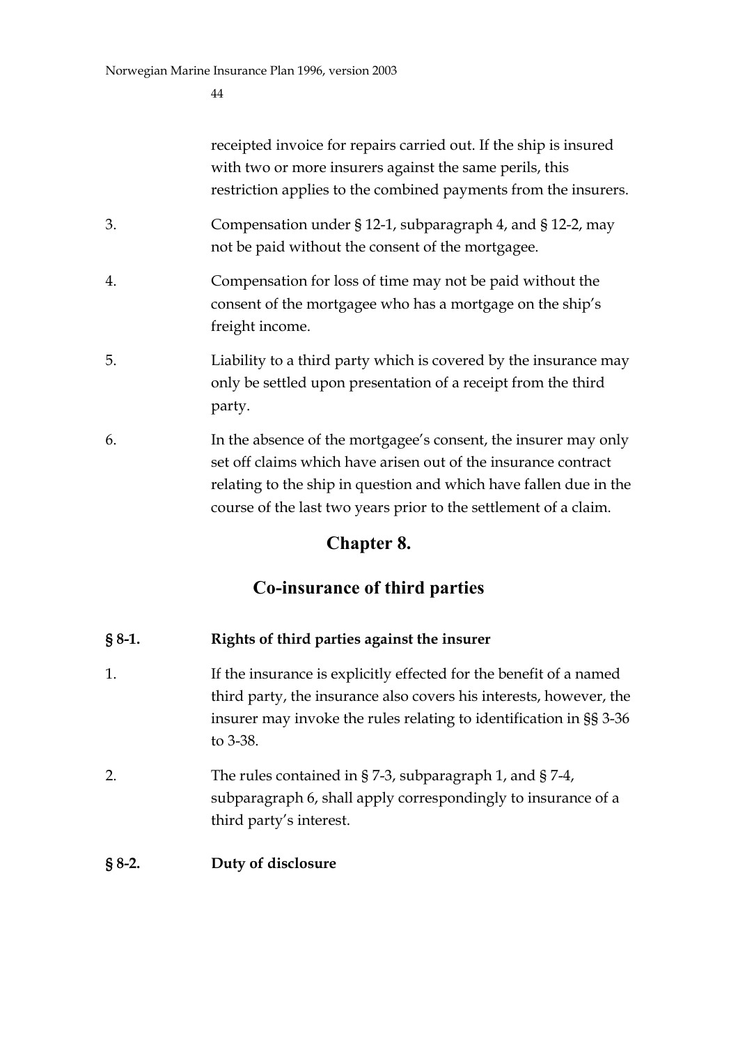receipted invoice for repairs carried out. If the ship is insured with two or more insurers against the same perils, this restriction applies to the combined payments from the insurers.

3. Compensation under § 12-1, subparagraph 4, and § 12-2, may not be paid without the consent of the mortgagee.

4. Compensation for loss of time may not be paid without the consent of the mortgagee who has a mortgage on the ship's freight income.

5. Liability to a third party which is covered by the insurance may only be settled upon presentation of a receipt from the third party.

6. In the absence of the mortgagee's consent, the insurer may only set off claims which have arisen out of the insurance contract relating to the ship in question and which have fallen due in the course of the last two years prior to the settlement of a claim.

# Chapter 8.

# Co-insurance of third parties

### § 8-1. Rights of third parties against the insurer

1. If the insurance is explicitly effected for the benefit of a named third party, the insurance also covers his interests, however, the insurer may invoke the rules relating to identification in §§ 3-36 to 3-38.

2. The rules contained in § 7-3, subparagraph 1, and § 7-4, subparagraph 6, shall apply correspondingly to insurance of a third party's interest.

### § 8-2. Duty of disclosure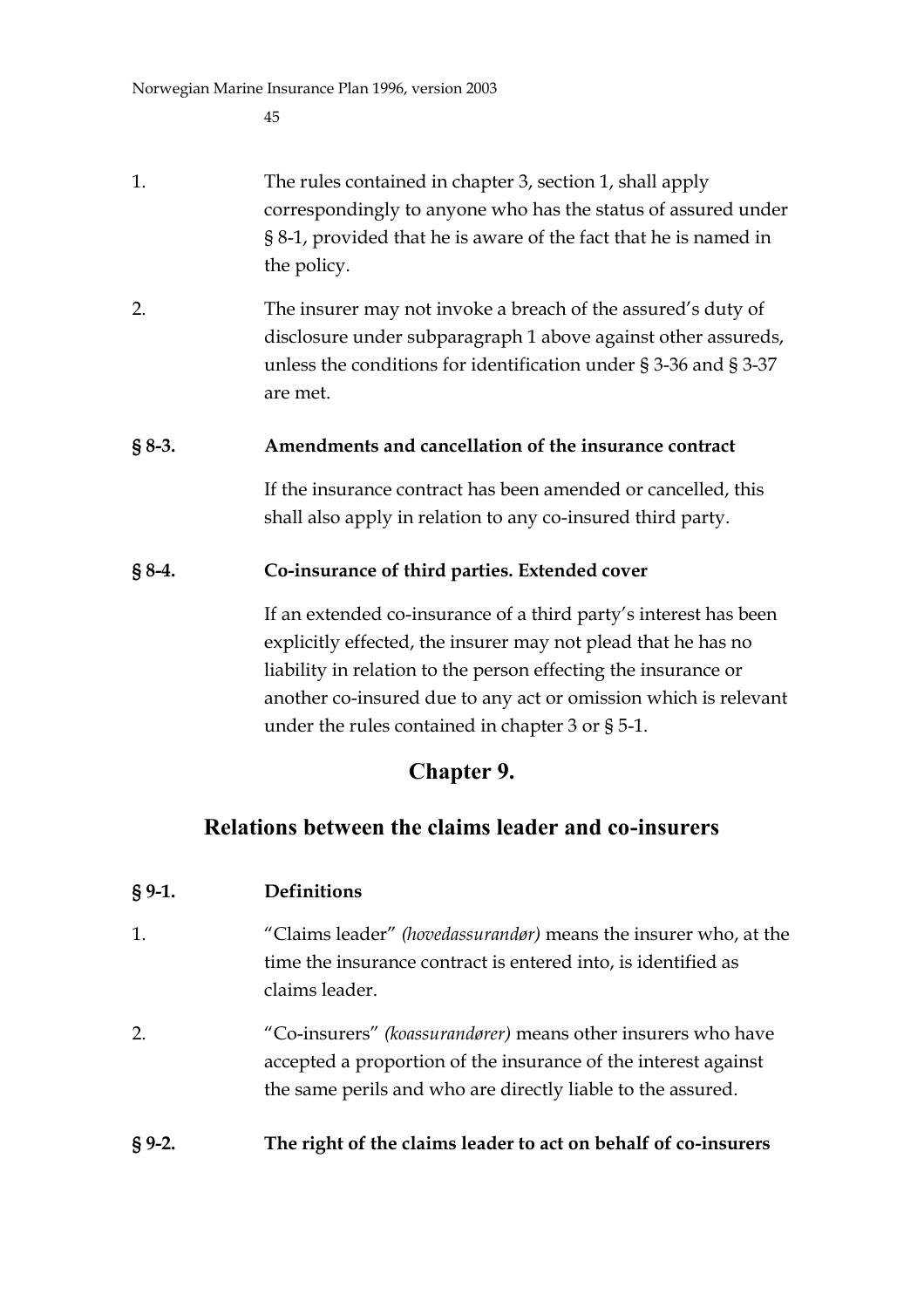1. The rules contained in chapter 3, section 1, shall apply correspondingly to anyone who has the status of assured under § 8-1, provided that he is aware of the fact that he is named in the policy.

2. The insurer may not invoke a breach of the assured's duty of disclosure under subparagraph 1 above against other assureds, unless the conditions for identification under § 3-36 and § 3-37 are met.

**§ 8-3. Amendments and cancellation of the insurance contract**

If the insurance contract has been amended or cancelled, this shall also apply in relation to any co-insured third party.

**§ 8-4. Co-insurance of third parties. Extended cover**

If an extended co-insurance of a third party's interest has been explicitly effected, the insurer may not plead that he has no liability in relation to the person effecting the insurance or another co-insured due to any act or omission which is relevant under the rules contained in chapter 3 or § 5-1.

## Chapter 9.

## Relations between the claims leader and co-insurers

**§ 9-1. Definitions**

1. "Claims leader" *(hovedassurandør)* means the insurer who, at the time the insurance contract is entered into, is identified as claims leader.

2. "Co-insurers" *(koassurandører)* means other insurers who have accepted a proportion of the insurance of the interest against the same perils and who are directly liable to the assured.

**§ 9-2. The right of the claims leader to act on behalf of co-insurers**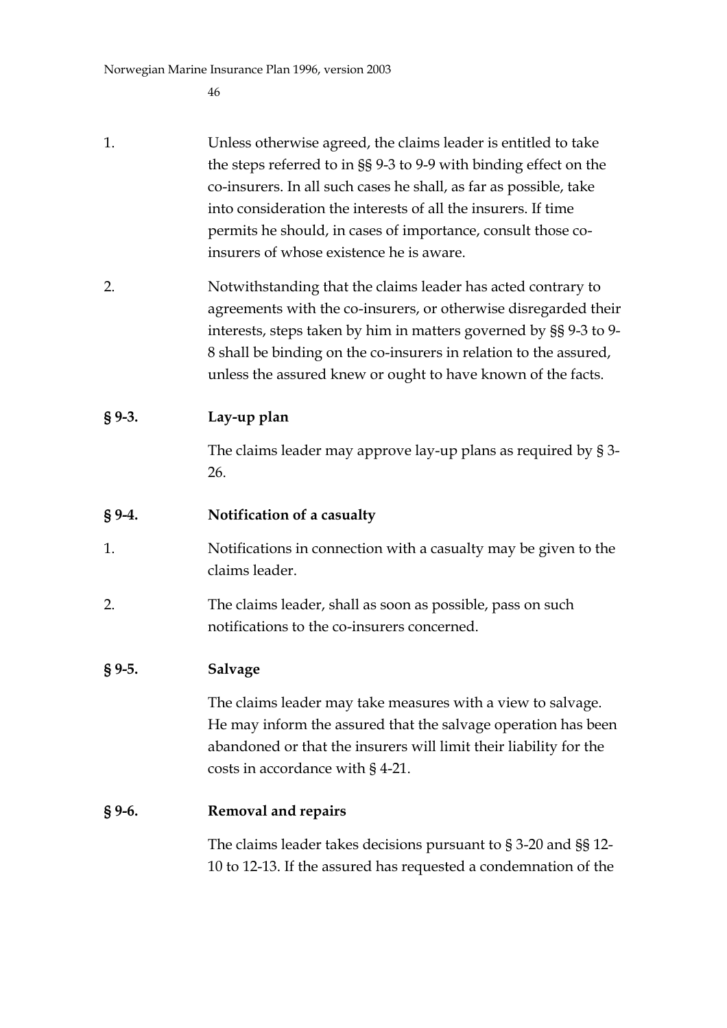1. Unless otherwise agreed, the claims leader is entitled to take the steps referred to in §§ 9-3 to 9-9 with binding effect on the co-insurers. In all such cases he shall, as far as possible, take into consideration the interests of all the insurers. If time permits he should, in cases of importance, consult those co-insurers of whose existence he is aware.

2. Notwithstanding that the claims leader has acted contrary to agreements with the co-insurers, or otherwise disregarded their interests, steps taken by him in matters governed by §§ 9-3 to 9-8 shall be binding on the co-insurers in relation to the assured, unless the assured knew or ought to have known of the facts.

### § 9-3. Lay-up plan

The claims leader may approve lay-up plans as required by § 3-26.

### § 9-4. Notification of a casualty

1. Notifications in connection with a casualty may be given to the claims leader.

2. The claims leader, shall as soon as possible, pass on such notifications to the co-insurers concerned.

### § 9-5. Salvage

The claims leader may take measures with a view to salvage. He may inform the assured that the salvage operation has been abandoned or that the insurers will limit their liability for the costs in accordance with § 4-21.

### § 9-6. Removal and repairs

The claims leader takes decisions pursuant to § 3-20 and §§ 12-10 to 12-13. If the assured has requested a condemnation of the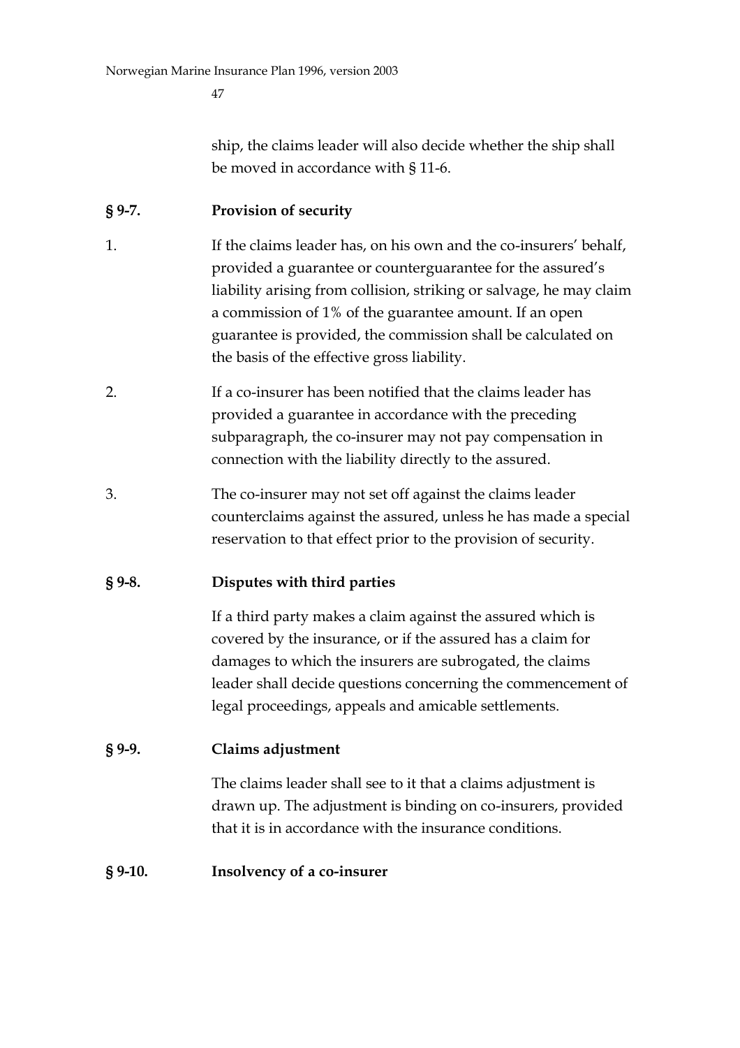ship, the claims leader will also decide whether the ship shall be moved in accordance with § 11-6.

### § 9-7. Provision of security

1. If the claims leader has, on his own and the co-insurers' behalf, provided a guarantee or counterguarantee for the assured's liability arising from collision, striking or salvage, he may claim a commission of 1% of the guarantee amount. If an open guarantee is provided, the commission shall be calculated on the basis of the effective gross liability.

2. If a co-insurer has been notified that the claims leader has provided a guarantee in accordance with the preceding subparagraph, the co-insurer may not pay compensation in connection with the liability directly to the assured.

3. The co-insurer may not set off against the claims leader counterclaims against the assured, unless he has made a special reservation to that effect prior to the provision of security.

### § 9-8. Disputes with third parties

If a third party makes a claim against the assured which is covered by the insurance, or if the assured has a claim for damages to which the insurers are subrogated, the claims leader shall decide questions concerning the commencement of legal proceedings, appeals and amicable settlements.

### § 9-9. Claims adjustment

The claims leader shall see to it that a claims adjustment is drawn up. The adjustment is binding on co-insurers, provided that it is in accordance with the insurance conditions.

### § 9-10. Insolvency of a co-insurer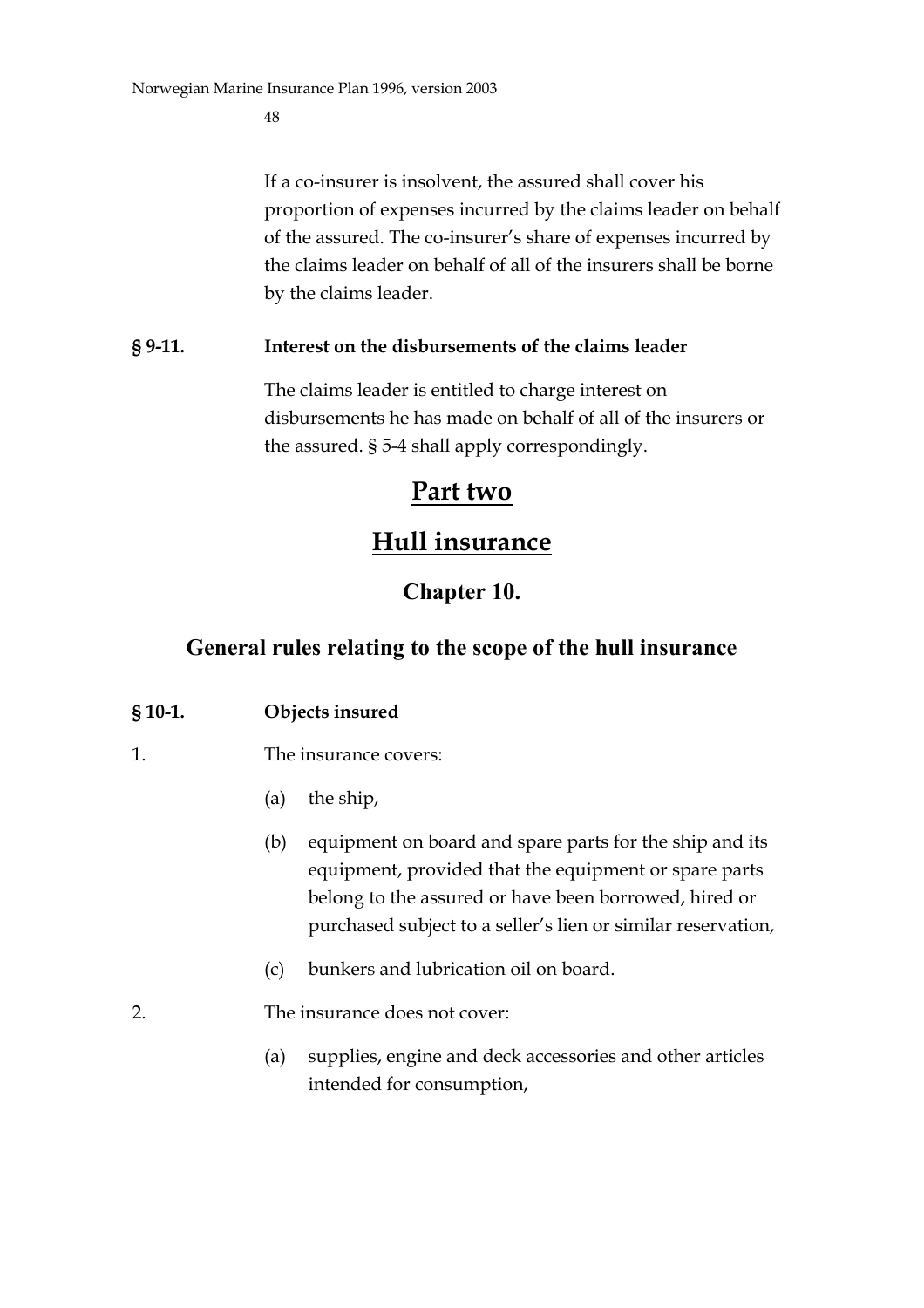If a co-insurer is insolvent, the assured shall cover his proportion of expenses incurred by the claims leader on behalf of the assured. The co-insurer's share of expenses incurred by the claims leader on behalf of all of the insurers shall be borne by the claims leader.

**§ 9-11. Interest on the disbursements of the claims leader**

The claims leader is entitled to charge interest on disbursements he has made on behalf of all of the insurers or the assured. § 5-4 shall apply correspondingly.

# Part two

# Hull insurance

## Chapter 10.

## General rules relating to the scope of the hull insurance

**§ 10-1. Objects insured**

1. The insurance covers:

   (a) the ship,

   (b) equipment on board and spare parts for the ship and its equipment, provided that the equipment or spare parts belong to the assured or have been borrowed, hired or purchased subject to a seller's lien or similar reservation,

   (c) bunkers and lubrication oil on board.

2. The insurance does not cover:

   (a) supplies, engine and deck accessories and other articles intended for consumption,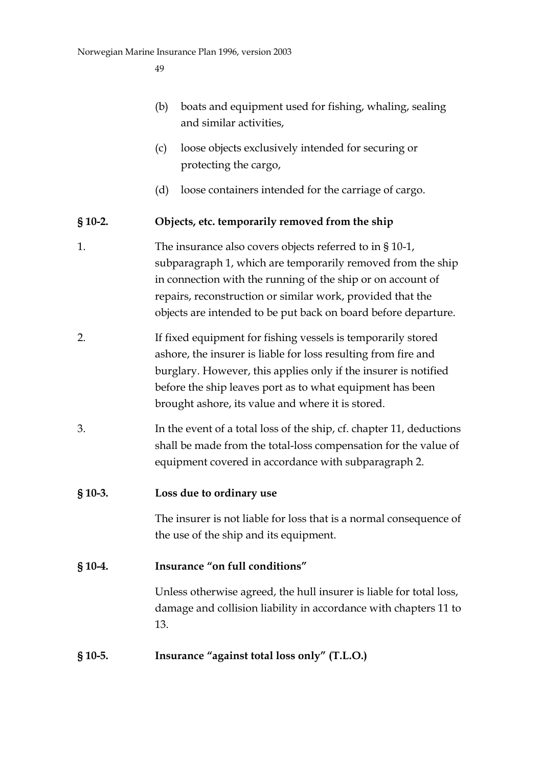(b) boats and equipment used for fishing, whaling, sealing and similar activities,

(c) loose objects exclusively intended for securing or protecting the cargo,

(d) loose containers intended for the carriage of cargo.

### § 10-2. Objects, etc. temporarily removed from the ship

1. The insurance also covers objects referred to in § 10-1, subparagraph 1, which are temporarily removed from the ship in connection with the running of the ship or on account of repairs, reconstruction or similar work, provided that the objects are intended to be put back on board before departure.

2. If fixed equipment for fishing vessels is temporarily stored ashore, the insurer is liable for loss resulting from fire and burglary. However, this applies only if the insurer is notified before the ship leaves port as to what equipment has been brought ashore, its value and where it is stored.

3. In the event of a total loss of the ship, cf. chapter 11, deductions shall be made from the total-loss compensation for the value of equipment covered in accordance with subparagraph 2.

### § 10-3. Loss due to ordinary use

The insurer is not liable for loss that is a normal consequence of the use of the ship and its equipment.

### § 10-4. Insurance "on full conditions"

Unless otherwise agreed, the hull insurer is liable for total loss, damage and collision liability in accordance with chapters 11 to 13.

### § 10-5. Insurance "against total loss only" (T.L.O.)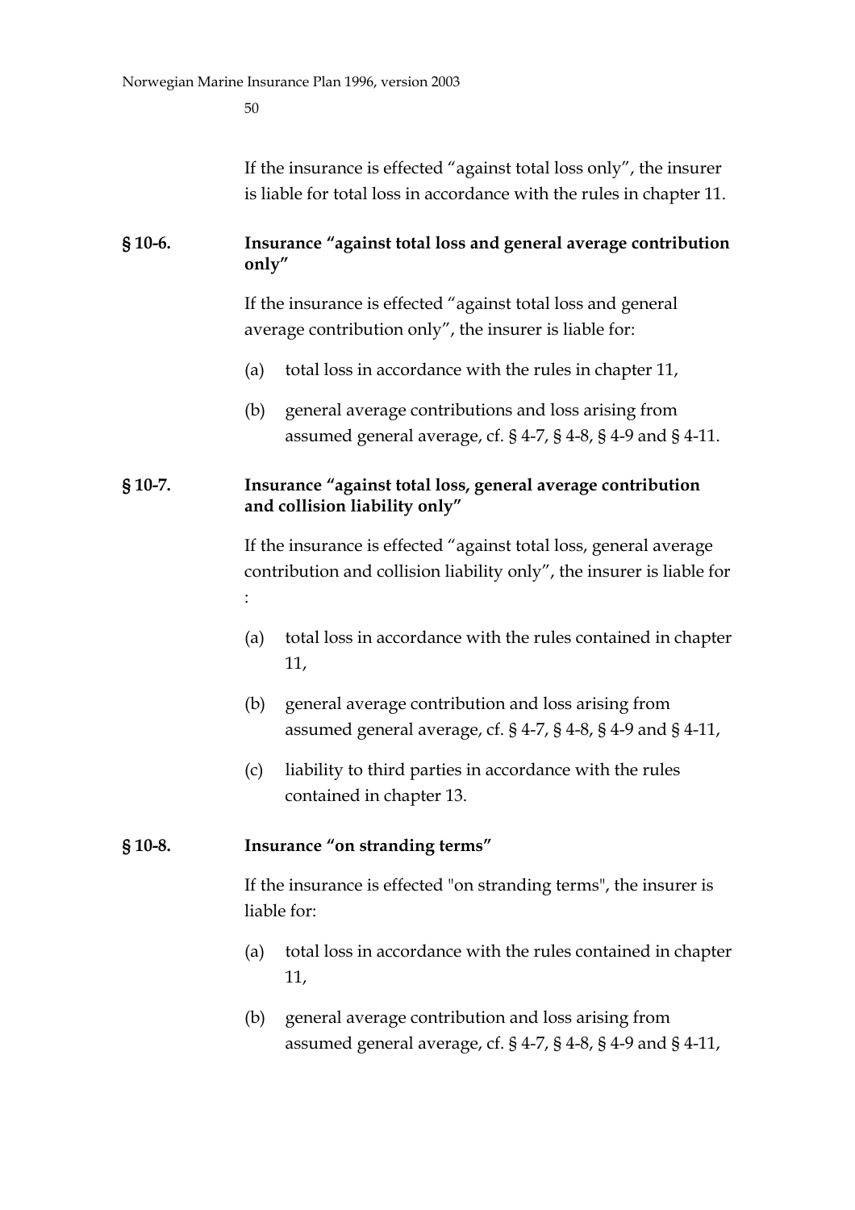If the insurance is effected “against total loss only”, the insurer is liable for total loss in accordance with the rules in chapter 11.

**§ 10-6. Insurance “against total loss and general average contribution only”**

If the insurance is effected “against total loss and general average contribution only”, the insurer is liable for:

(a) total loss in accordance with the rules in chapter 11,

(b) general average contributions and loss arising from assumed general average, cf. § 4-7, § 4-8, § 4-9 and § 4-11.

**§ 10-7. Insurance “against total loss, general average contribution and collision liability only”**

If the insurance is effected “against total loss, general average contribution and collision liability only”, the insurer is liable for :

(a) total loss in accordance with the rules contained in chapter 11,

(b) general average contribution and loss arising from assumed general average, cf. § 4-7, § 4-8, § 4-9 and § 4-11,

(c) liability to third parties in accordance with the rules contained in chapter 13.

**§ 10-8. Insurance “on stranding terms”**

If the insurance is effected "on stranding terms", the insurer is liable for:

(a) total loss in accordance with the rules contained in chapter 11,

(b) general average contribution and loss arising from assumed general average, cf. § 4-7, § 4-8, § 4-9 and § 4-11,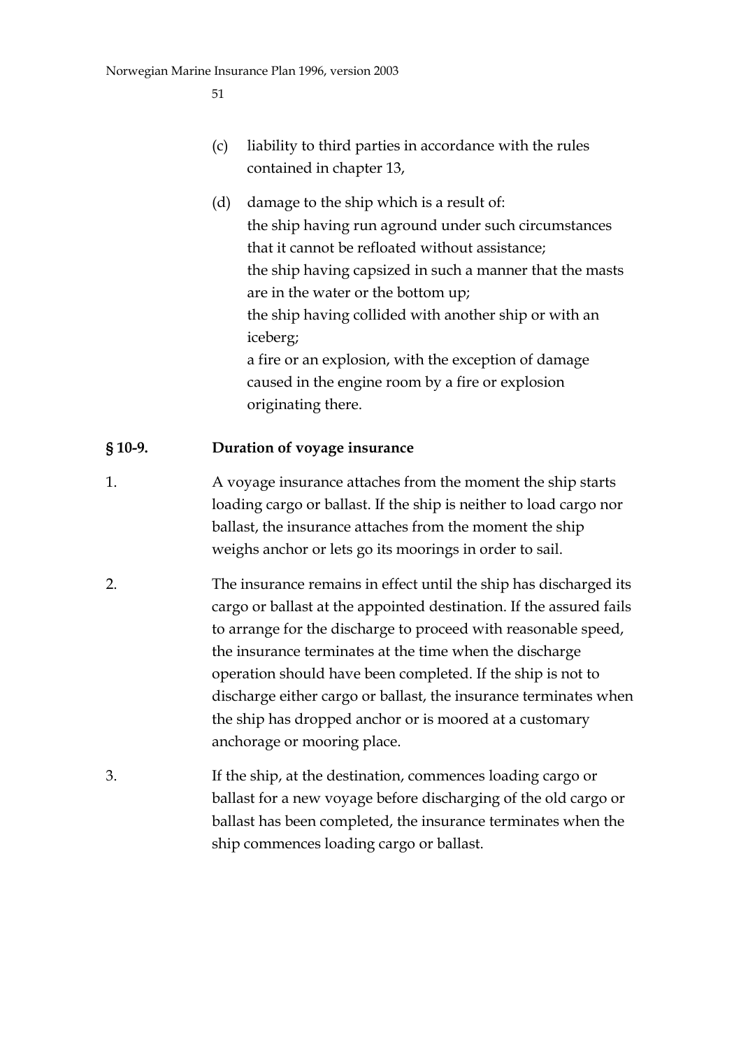(c) liability to third parties in accordance with the rules contained in chapter 13,

(d) damage to the ship which is a result of:
the ship having run aground under such circumstances that it cannot be refloated without assistance;
the ship having capsized in such a manner that the masts are in the water or the bottom up;
the ship having collided with another ship or with an iceberg;
a fire or an explosion, with the exception of damage caused in the engine room by a fire or explosion originating there.

### § 10-9. Duration of voyage insurance

1. A voyage insurance attaches from the moment the ship starts loading cargo or ballast. If the ship is neither to load cargo nor ballast, the insurance attaches from the moment the ship weighs anchor or lets go its moorings in order to sail.

2. The insurance remains in effect until the ship has discharged its cargo or ballast at the appointed destination. If the assured fails to arrange for the discharge to proceed with reasonable speed, the insurance terminates at the time when the discharge operation should have been completed. If the ship is not to discharge either cargo or ballast, the insurance terminates when the ship has dropped anchor or is moored at a customary anchorage or mooring place.

3. If the ship, at the destination, commences loading cargo or ballast for a new voyage before discharging of the old cargo or ballast has been completed, the insurance terminates when the ship commences loading cargo or ballast.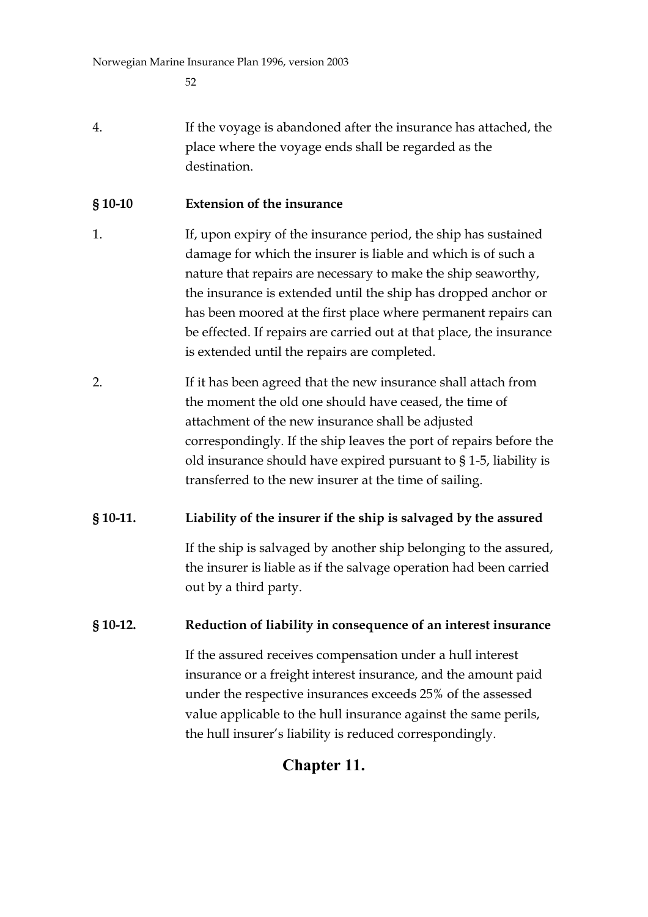4. If the voyage is abandoned after the insurance has attached, the place where the voyage ends shall be regarded as the destination.

### § 10-10 Extension of the insurance

1. If, upon expiry of the insurance period, the ship has sustained damage for which the insurer is liable and which is of such a nature that repairs are necessary to make the ship seaworthy, the insurance is extended until the ship has dropped anchor or has been moored at the first place where permanent repairs can be effected. If repairs are carried out at that place, the insurance is extended until the repairs are completed.

2. If it has been agreed that the new insurance shall attach from the moment the old one should have ceased, the time of attachment of the new insurance shall be adjusted correspondingly. If the ship leaves the port of repairs before the old insurance should have expired pursuant to § 1-5, liability is transferred to the new insurer at the time of sailing.

### § 10-11. Liability of the insurer if the ship is salvaged by the assured

If the ship is salvaged by another ship belonging to the assured, the insurer is liable as if the salvage operation had been carried out by a third party.

### § 10-12. Reduction of liability in consequence of an interest insurance

If the assured receives compensation under a hull interest insurance or a freight interest insurance, and the amount paid under the respective insurances exceeds 25% of the assessed value applicable to the hull insurance against the same perils, the hull insurer's liability is reduced correspondingly.

## Chapter 11.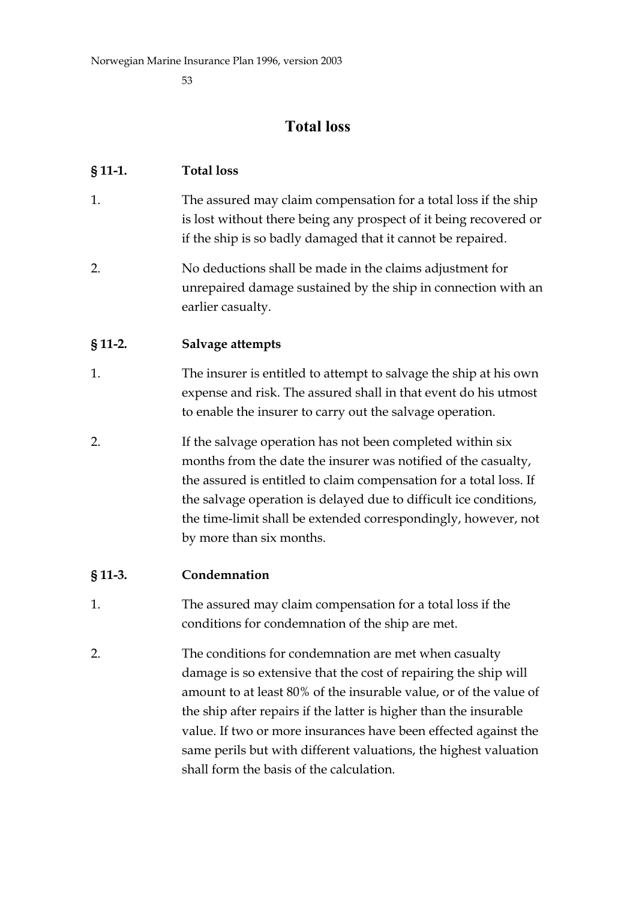# Total loss

## § 11-1. Total loss

1. The assured may claim compensation for a total loss if the ship is lost without there being any prospect of it being recovered or if the ship is so badly damaged that it cannot be repaired.

2. No deductions shall be made in the claims adjustment for unrepaired damage sustained by the ship in connection with an earlier casualty.

## § 11-2. Salvage attempts

1. The insurer is entitled to attempt to salvage the ship at his own expense and risk. The assured shall in that event do his utmost to enable the insurer to carry out the salvage operation.

2. If the salvage operation has not been completed within six months from the date the insurer was notified of the casualty, the assured is entitled to claim compensation for a total loss. If the salvage operation is delayed due to difficult ice conditions, the time-limit shall be extended correspondingly, however, not by more than six months.

## § 11-3. Condemnation

1. The assured may claim compensation for a total loss if the conditions for condemnation of the ship are met.

2. The conditions for condemnation are met when casualty damage is so extensive that the cost of repairing the ship will amount to at least 80% of the insurable value, or of the value of the ship after repairs if the latter is higher than the insurable value. If two or more insurances have been effected against the same perils but with different valuations, the highest valuation shall form the basis of the calculation.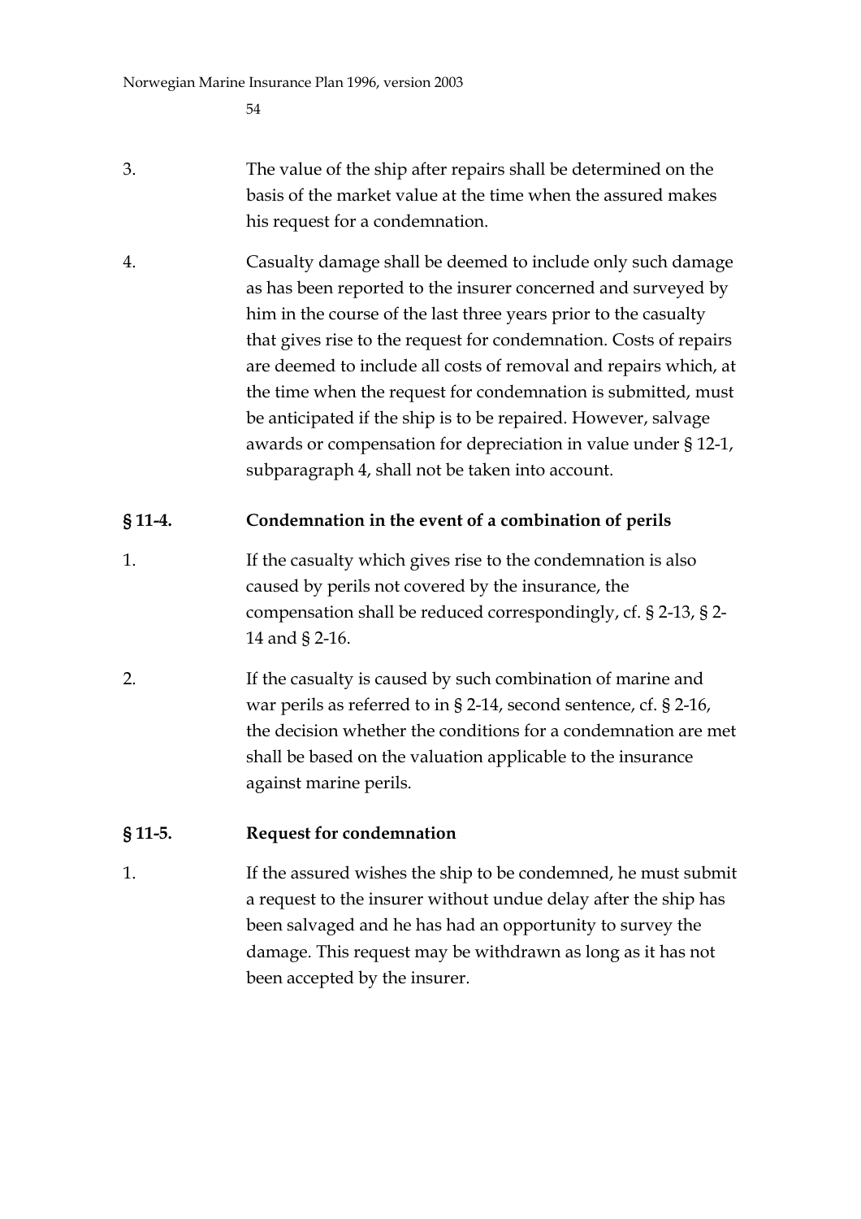3. The value of the ship after repairs shall be determined on the basis of the market value at the time when the assured makes his request for a condemnation.

4. Casualty damage shall be deemed to include only such damage as has been reported to the insurer concerned and surveyed by him in the course of the last three years prior to the casualty that gives rise to the request for condemnation. Costs of repairs are deemed to include all costs of removal and repairs which, at the time when the request for condemnation is submitted, must be anticipated if the ship is to be repaired. However, salvage awards or compensation for depreciation in value under § 12-1, subparagraph 4, shall not be taken into account.

**§ 11-4. Condemnation in the event of a combination of perils**

1. If the casualty which gives rise to the condemnation is also caused by perils not covered by the insurance, the compensation shall be reduced correspondingly, cf. § 2-13, § 2-14 and § 2-16.

2. If the casualty is caused by such combination of marine and war perils as referred to in § 2-14, second sentence, cf. § 2-16, the decision whether the conditions for a condemnation are met shall be based on the valuation applicable to the insurance against marine perils.

**§ 11-5. Request for condemnation**

1. If the assured wishes the ship to be condemned, he must submit a request to the insurer without undue delay after the ship has been salvaged and he has had an opportunity to survey the damage. This request may be withdrawn as long as it has not been accepted by the insurer.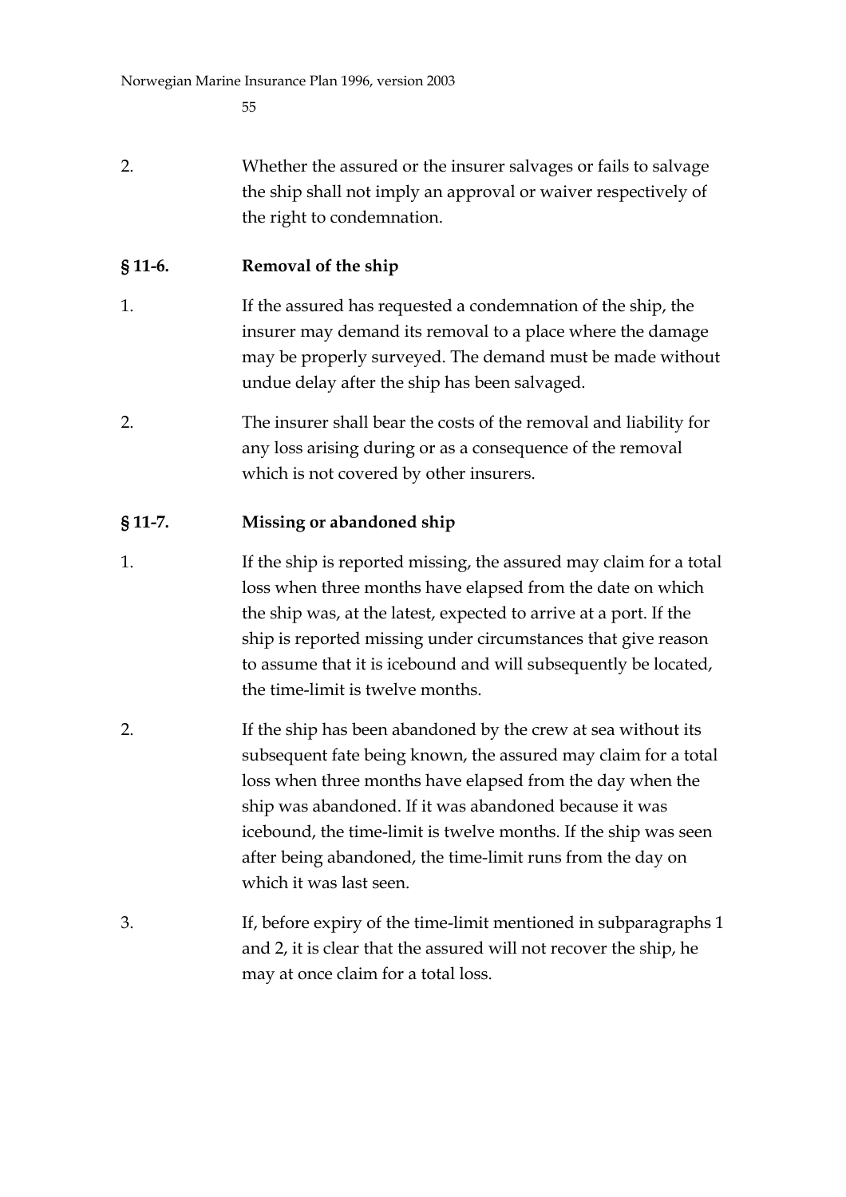2. Whether the assured or the insurer salvages or fails to salvage the ship shall not imply an approval or waiver respectively of the right to condemnation.

### § 11-6. Removal of the ship

1. If the assured has requested a condemnation of the ship, the insurer may demand its removal to a place where the damage may be properly surveyed. The demand must be made without undue delay after the ship has been salvaged.

2. The insurer shall bear the costs of the removal and liability for any loss arising during or as a consequence of the removal which is not covered by other insurers.

### § 11-7. Missing or abandoned ship

1. If the ship is reported missing, the assured may claim for a total loss when three months have elapsed from the date on which the ship was, at the latest, expected to arrive at a port. If the ship is reported missing under circumstances that give reason to assume that it is icebound and will subsequently be located, the time-limit is twelve months.

2. If the ship has been abandoned by the crew at sea without its subsequent fate being known, the assured may claim for a total loss when three months have elapsed from the day when the ship was abandoned. If it was abandoned because it was icebound, the time-limit is twelve months. If the ship was seen after being abandoned, the time-limit runs from the day on which it was last seen.

3. If, before expiry of the time-limit mentioned in subparagraphs 1 and 2, it is clear that the assured will not recover the ship, he may at once claim for a total loss.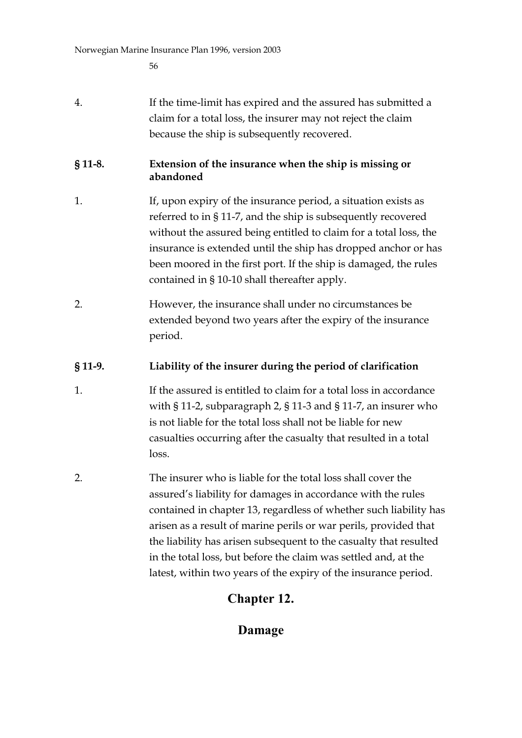4. If the time-limit has expired and the assured has submitted a claim for a total loss, the insurer may not reject the claim because the ship is subsequently recovered.

### § 11-8. Extension of the insurance when the ship is missing or abandoned

1. If, upon expiry of the insurance period, a situation exists as referred to in § 11-7, and the ship is subsequently recovered without the assured being entitled to claim for a total loss, the insurance is extended until the ship has dropped anchor or has been moored in the first port. If the ship is damaged, the rules contained in § 10-10 shall thereafter apply.

2. However, the insurance shall under no circumstances be extended beyond two years after the expiry of the insurance period.

### § 11-9. Liability of the insurer during the period of clarification

1. If the assured is entitled to claim for a total loss in accordance with § 11-2, subparagraph 2, § 11-3 and § 11-7, an insurer who is not liable for the total loss shall not be liable for new casualties occurring after the casualty that resulted in a total loss.

2. The insurer who is liable for the total loss shall cover the assured's liability for damages in accordance with the rules contained in chapter 13, regardless of whether such liability has arisen as a result of marine perils or war perils, provided that the liability has arisen subsequent to the casualty that resulted in the total loss, but before the claim was settled and, at the latest, within two years of the expiry of the insurance period.

## Chapter 12.

## Damage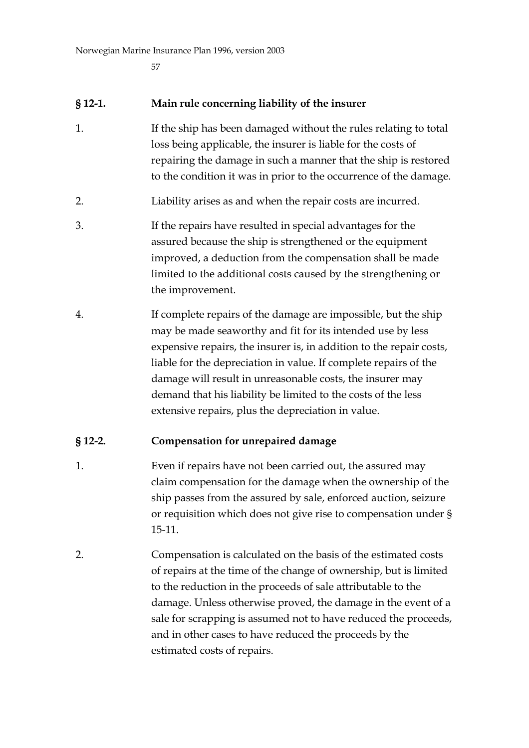### § 12-1. Main rule concerning liability of the insurer

1. If the ship has been damaged without the rules relating to total loss being applicable, the insurer is liable for the costs of repairing the damage in such a manner that the ship is restored to the condition it was in prior to the occurrence of the damage.

2. Liability arises as and when the repair costs are incurred.

3. If the repairs have resulted in special advantages for the assured because the ship is strengthened or the equipment improved, a deduction from the compensation shall be made limited to the additional costs caused by the strengthening or the improvement.

4. If complete repairs of the damage are impossible, but the ship may be made seaworthy and fit for its intended use by less expensive repairs, the insurer is, in addition to the repair costs, liable for the depreciation in value. If complete repairs of the damage will result in unreasonable costs, the insurer may demand that his liability be limited to the costs of the less extensive repairs, plus the depreciation in value.

### § 12-2. Compensation for unrepaired damage

1. Even if repairs have not been carried out, the assured may claim compensation for the damage when the ownership of the ship passes from the assured by sale, enforced auction, seizure or requisition which does not give rise to compensation under § 15-11.

2. Compensation is calculated on the basis of the estimated costs of repairs at the time of the change of ownership, but is limited to the reduction in the proceeds of sale attributable to the damage. Unless otherwise proved, the damage in the event of a sale for scrapping is assumed not to have reduced the proceeds, and in other cases to have reduced the proceeds by the estimated costs of repairs.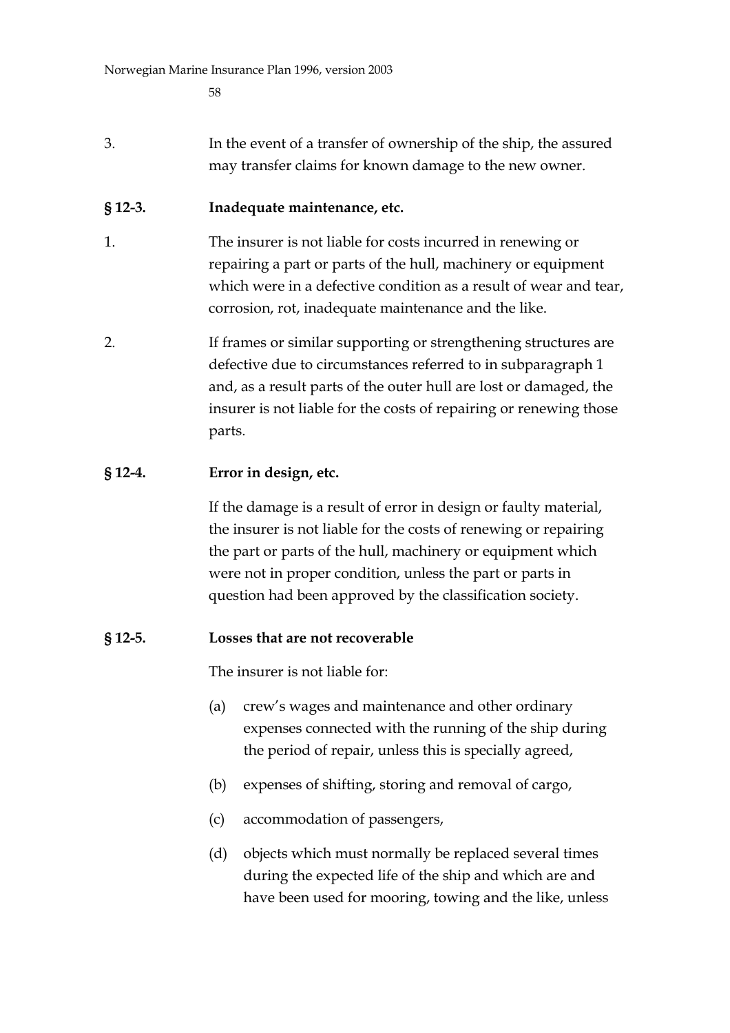3. In the event of a transfer of ownership of the ship, the assured may transfer claims for known damage to the new owner.

### § 12-3. Inadequate maintenance, etc.

1. The insurer is not liable for costs incurred in renewing or repairing a part or parts of the hull, machinery or equipment which were in a defective condition as a result of wear and tear, corrosion, rot, inadequate maintenance and the like.

2. If frames or similar supporting or strengthening structures are defective due to circumstances referred to in subparagraph 1 and, as a result parts of the outer hull are lost or damaged, the insurer is not liable for the costs of repairing or renewing those parts.

### § 12-4. Error in design, etc.

If the damage is a result of error in design or faulty material, the insurer is not liable for the costs of renewing or repairing the part or parts of the hull, machinery or equipment which were not in proper condition, unless the part or parts in question had been approved by the classification society.

### § 12-5. Losses that are not recoverable

The insurer is not liable for:

(a) crew's wages and maintenance and other ordinary expenses connected with the running of the ship during the period of repair, unless this is specially agreed,

(b) expenses of shifting, storing and removal of cargo,

(c) accommodation of passengers,

(d) objects which must normally be replaced several times during the expected life of the ship and which are and have been used for mooring, towing and the like, unless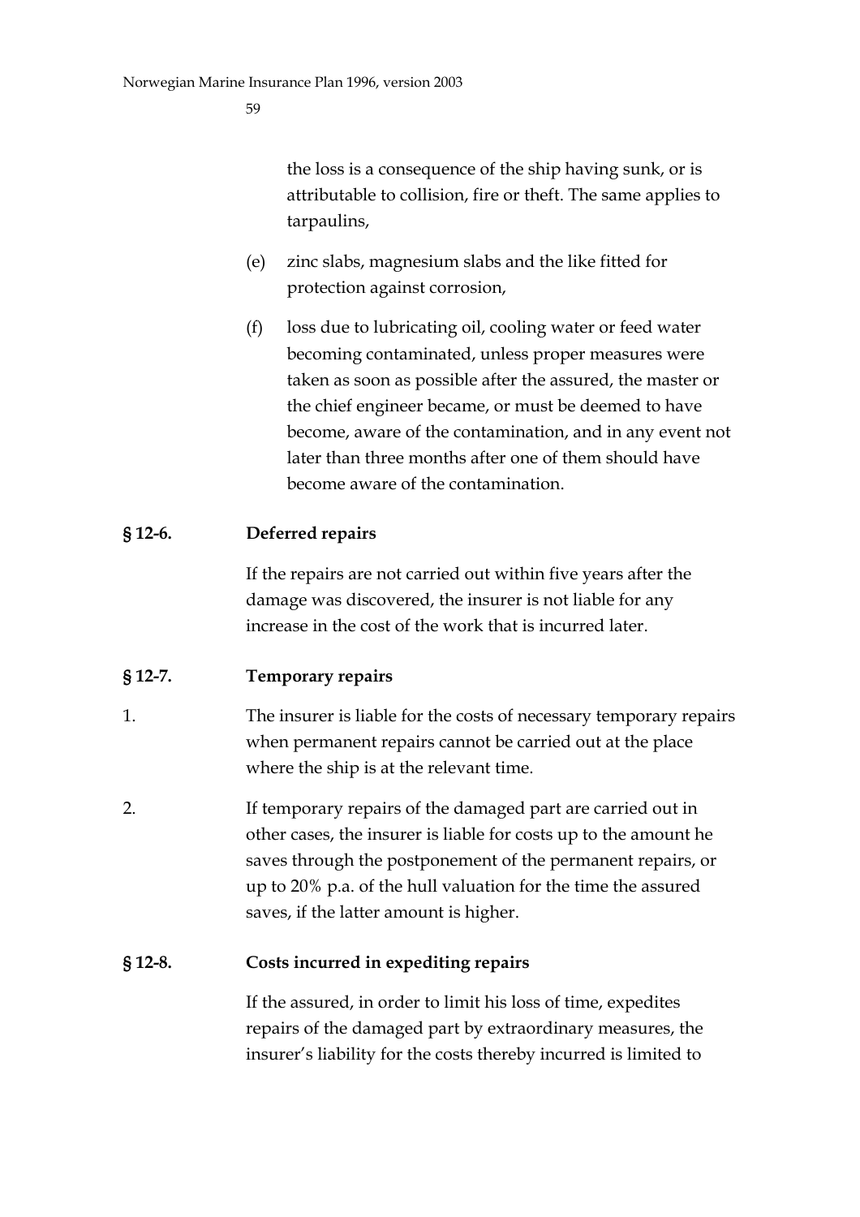the loss is a consequence of the ship having sunk, or is attributable to collision, fire or theft. The same applies to tarpaulins,

(e) zinc slabs, magnesium slabs and the like fitted for protection against corrosion,

(f) loss due to lubricating oil, cooling water or feed water becoming contaminated, unless proper measures were taken as soon as possible after the assured, the master or the chief engineer became, or must be deemed to have become, aware of the contamination, and in any event not later than three months after one of them should have become aware of the contamination.

**§ 12-6. Deferred repairs**

If the repairs are not carried out within five years after the damage was discovered, the insurer is not liable for any increase in the cost of the work that is incurred later.

**§ 12-7. Temporary repairs**

1. The insurer is liable for the costs of necessary temporary repairs when permanent repairs cannot be carried out at the place where the ship is at the relevant time.

2. If temporary repairs of the damaged part are carried out in other cases, the insurer is liable for costs up to the amount he saves through the postponement of the permanent repairs, or up to 20% p.a. of the hull valuation for the time the assured saves, if the latter amount is higher.

**§ 12-8. Costs incurred in expediting repairs**

If the assured, in order to limit his loss of time, expedites repairs of the damaged part by extraordinary measures, the insurer's liability for the costs thereby incurred is limited to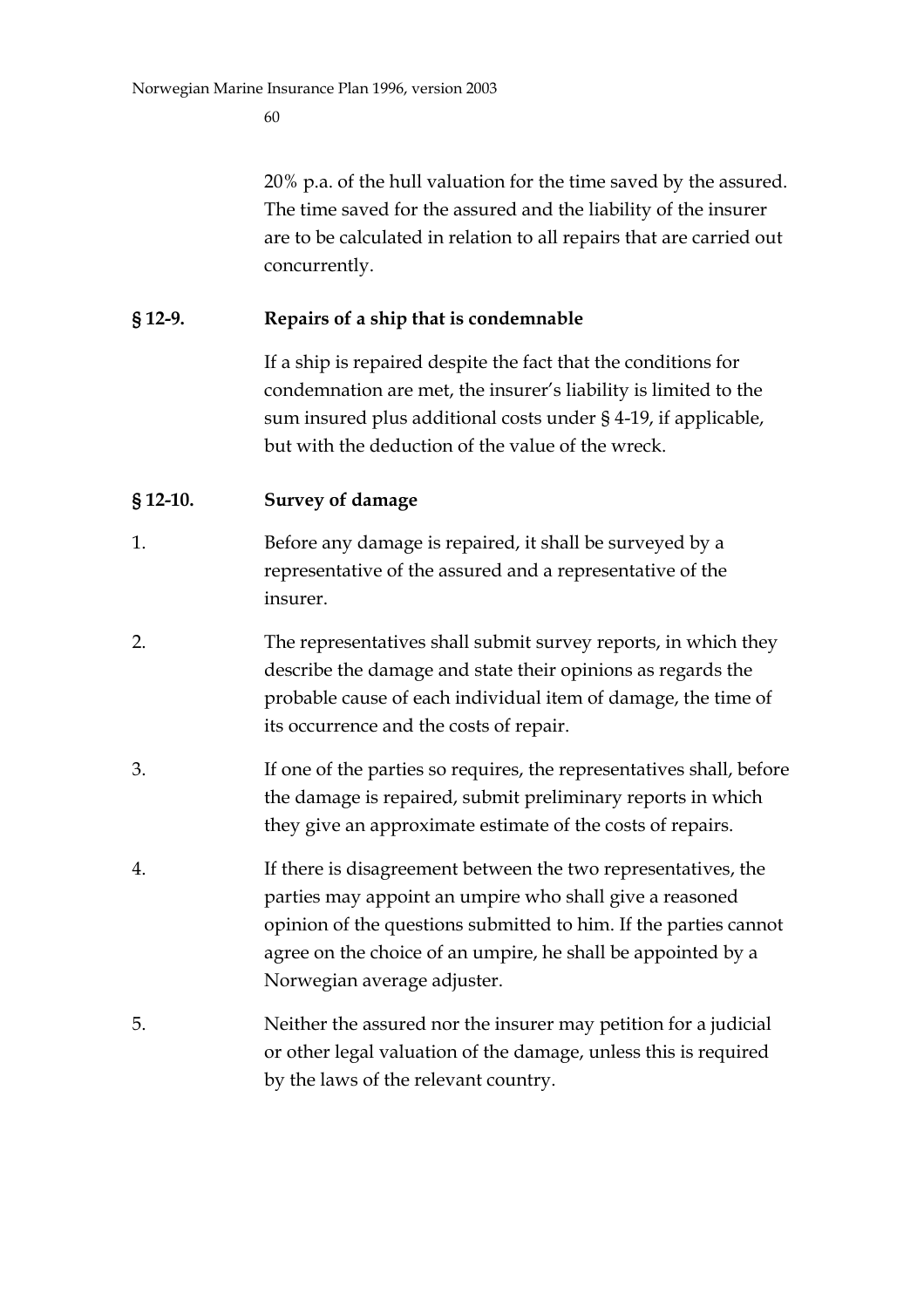20% p.a. of the hull valuation for the time saved by the assured. The time saved for the assured and the liability of the insurer are to be calculated in relation to all repairs that are carried out concurrently.

**§ 12-9. Repairs of a ship that is condemnable**

If a ship is repaired despite the fact that the conditions for condemnation are met, the insurer's liability is limited to the sum insured plus additional costs under § 4-19, if applicable, but with the deduction of the value of the wreck.

**§ 12-10. Survey of damage**

1. Before any damage is repaired, it shall be surveyed by a representative of the assured and a representative of the insurer.

2. The representatives shall submit survey reports, in which they describe the damage and state their opinions as regards the probable cause of each individual item of damage, the time of its occurrence and the costs of repair.

3. If one of the parties so requires, the representatives shall, before the damage is repaired, submit preliminary reports in which they give an approximate estimate of the costs of repairs.

4. If there is disagreement between the two representatives, the parties may appoint an umpire who shall give a reasoned opinion of the questions submitted to him. If the parties cannot agree on the choice of an umpire, he shall be appointed by a Norwegian average adjuster.

5. Neither the assured nor the insurer may petition for a judicial or other legal valuation of the damage, unless this is required by the laws of the relevant country.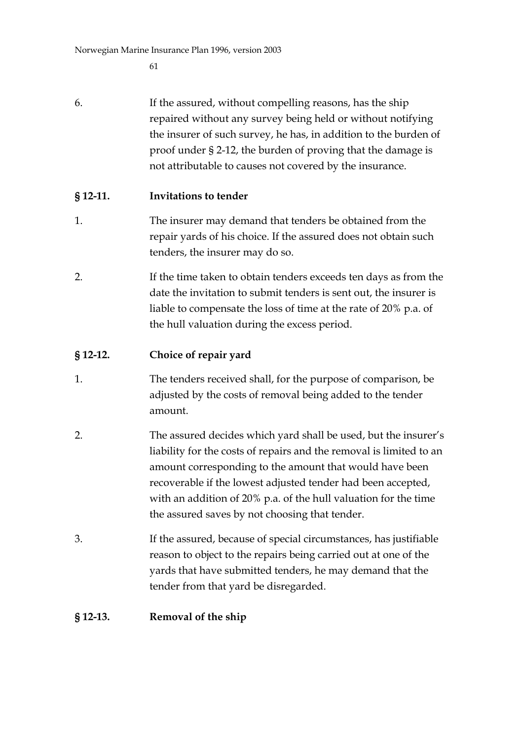6. If the assured, without compelling reasons, has the ship repaired without any survey being held or without notifying the insurer of such survey, he has, in addition to the burden of proof under § 2-12, the burden of proving that the damage is not attributable to causes not covered by the insurance.

## § 12-11. Invitations to tender

1. The insurer may demand that tenders be obtained from the repair yards of his choice. If the assured does not obtain such tenders, the insurer may do so.

2. If the time taken to obtain tenders exceeds ten days as from the date the invitation to submit tenders is sent out, the insurer is liable to compensate the loss of time at the rate of 20% p.a. of the hull valuation during the excess period.

## § 12-12. Choice of repair yard

1. The tenders received shall, for the purpose of comparison, be adjusted by the costs of removal being added to the tender amount.

2. The assured decides which yard shall be used, but the insurer's liability for the costs of repairs and the removal is limited to an amount corresponding to the amount that would have been recoverable if the lowest adjusted tender had been accepted, with an addition of 20% p.a. of the hull valuation for the time the assured saves by not choosing that tender.

3. If the assured, because of special circumstances, has justifiable reason to object to the repairs being carried out at one of the yards that have submitted tenders, he may demand that the tender from that yard be disregarded.

## § 12-13. Removal of the ship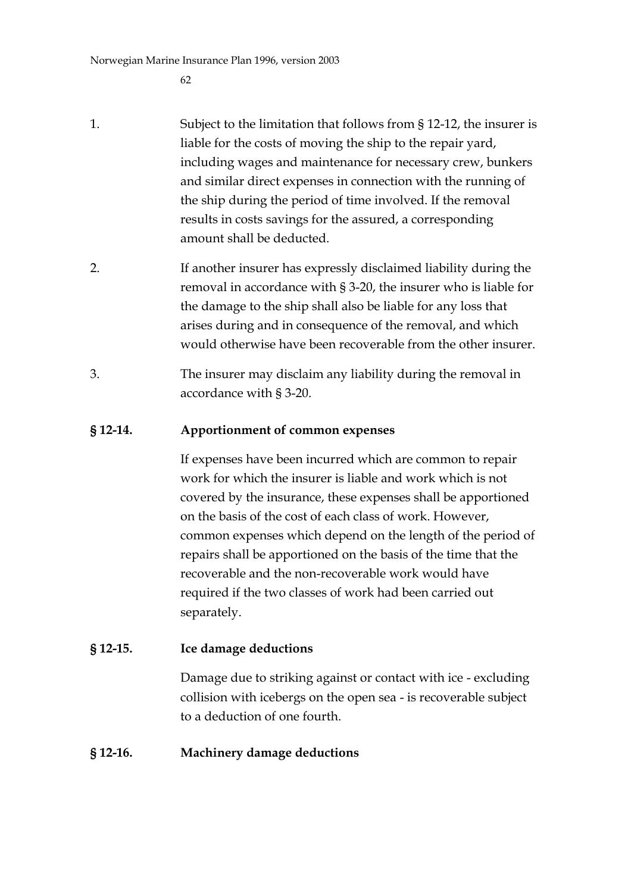1. Subject to the limitation that follows from § 12-12, the insurer is liable for the costs of moving the ship to the repair yard, including wages and maintenance for necessary crew, bunkers and similar direct expenses in connection with the running of the ship during the period of time involved. If the removal results in costs savings for the assured, a corresponding amount shall be deducted.

2. If another insurer has expressly disclaimed liability during the removal in accordance with § 3-20, the insurer who is liable for the damage to the ship shall also be liable for any loss that arises during and in consequence of the removal, and which would otherwise have been recoverable from the other insurer.

3. The insurer may disclaim any liability during the removal in accordance with § 3-20.

**§ 12-14. Apportionment of common expenses**

If expenses have been incurred which are common to repair work for which the insurer is liable and work which is not covered by the insurance, these expenses shall be apportioned on the basis of the cost of each class of work. However, common expenses which depend on the length of the period of repairs shall be apportioned on the basis of the time that the recoverable and the non-recoverable work would have required if the two classes of work had been carried out separately.

**§ 12-15. Ice damage deductions**

Damage due to striking against or contact with ice - excluding collision with icebergs on the open sea - is recoverable subject to a deduction of one fourth.

**§ 12-16. Machinery damage deductions**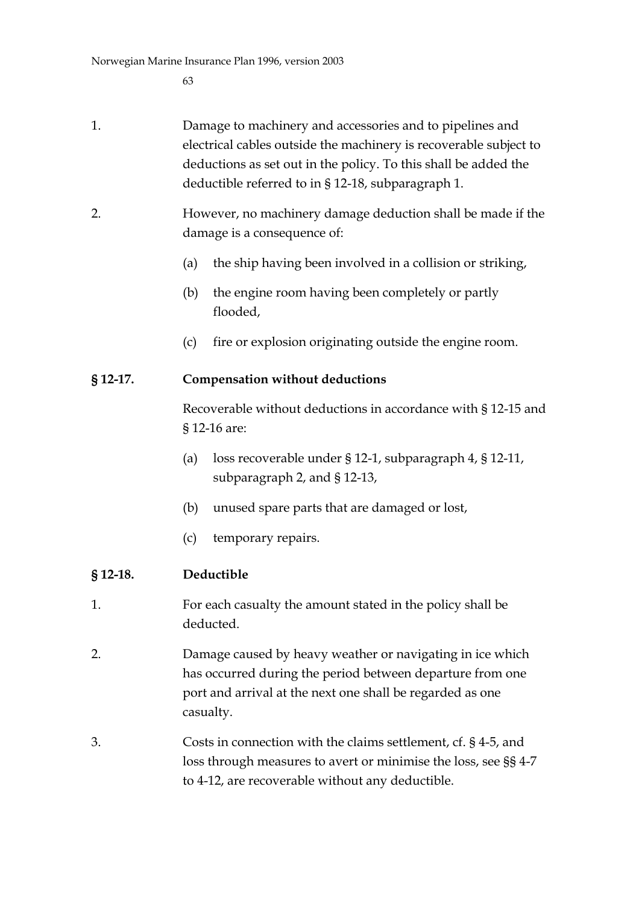1. Damage to machinery and accessories and to pipelines and electrical cables outside the machinery is recoverable subject to deductions as set out in the policy. To this shall be added the deductible referred to in § 12-18, subparagraph 1.

2. However, no machinery damage deduction shall be made if the damage is a consequence of:

   (a) the ship having been involved in a collision or striking,

   (b) the engine room having been completely or partly flooded,

   (c) fire or explosion originating outside the engine room.

**§ 12-17. Compensation without deductions**

Recoverable without deductions in accordance with § 12-15 and § 12-16 are:

(a) loss recoverable under § 12-1, subparagraph 4, § 12-11, subparagraph 2, and § 12-13,

(b) unused spare parts that are damaged or lost,

(c) temporary repairs.

**§ 12-18. Deductible**

1. For each casualty the amount stated in the policy shall be deducted.

2. Damage caused by heavy weather or navigating in ice which has occurred during the period between departure from one port and arrival at the next one shall be regarded as one casualty.

3. Costs in connection with the claims settlement, cf. § 4-5, and loss through measures to avert or minimise the loss, see §§ 4-7 to 4-12, are recoverable without any deductible.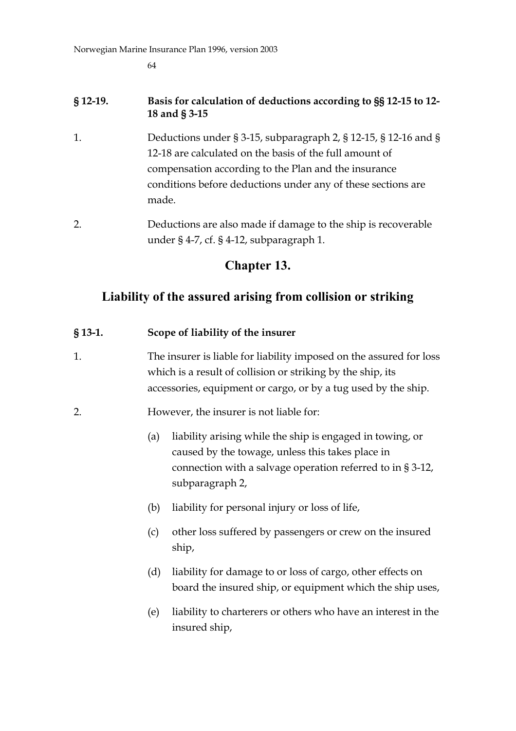**§ 12-19. Basis for calculation of deductions according to §§ 12-15 to 12-18 and § 3-15**

1. Deductions under § 3-15, subparagraph 2, § 12-15, § 12-16 and § 12-18 are calculated on the basis of the full amount of compensation according to the Plan and the insurance conditions before deductions under any of these sections are made.

2. Deductions are also made if damage to the ship is recoverable under § 4-7, cf. § 4-12, subparagraph 1.

# Chapter 13.

## Liability of the assured arising from collision or striking

**§ 13-1. Scope of liability of the insurer**

1. The insurer is liable for liability imposed on the assured for loss which is a result of collision or striking by the ship, its accessories, equipment or cargo, or by a tug used by the ship.

2. However, the insurer is not liable for:

   (a) liability arising while the ship is engaged in towing, or caused by the towage, unless this takes place in connection with a salvage operation referred to in § 3-12, subparagraph 2,

   (b) liability for personal injury or loss of life,

   (c) other loss suffered by passengers or crew on the insured ship,

   (d) liability for damage to or loss of cargo, other effects on board the insured ship, or equipment which the ship uses,

   (e) liability to charterers or others who have an interest in the insured ship,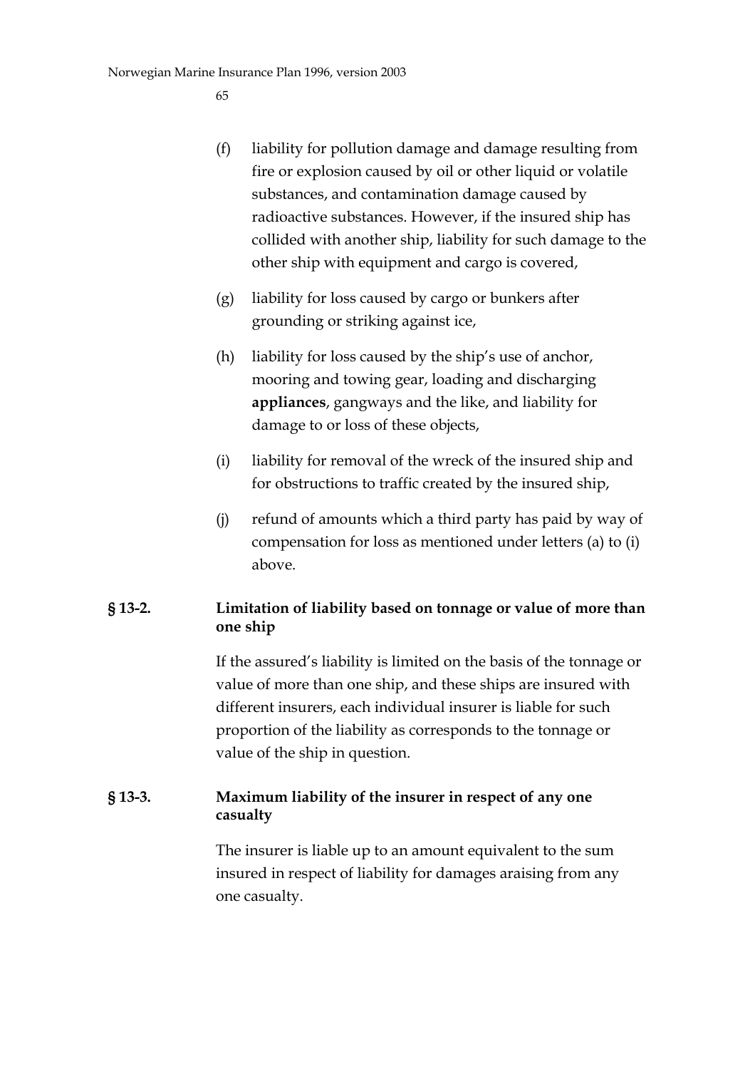(f) liability for pollution damage and damage resulting from fire or explosion caused by oil or other liquid or volatile substances, and contamination damage caused by radioactive substances. However, if the insured ship has collided with another ship, liability for such damage to the other ship with equipment and cargo is covered,

(g) liability for loss caused by cargo or bunkers after grounding or striking against ice,

(h) liability for loss caused by the ship's use of anchor, mooring and towing gear, loading and discharging **appliances**, gangways and the like, and liability for damage to or loss of these objects,

(i) liability for removal of the wreck of the insured ship and for obstructions to traffic created by the insured ship,

(j) refund of amounts which a third party has paid by way of compensation for loss as mentioned under letters (a) to (i) above.

### § 13-2. Limitation of liability based on tonnage or value of more than one ship

If the assured's liability is limited on the basis of the tonnage or value of more than one ship, and these ships are insured with different insurers, each individual insurer is liable for such proportion of the liability as corresponds to the tonnage or value of the ship in question.

### § 13-3. Maximum liability of the insurer in respect of any one casualty

The insurer is liable up to an amount equivalent to the sum insured in respect of liability for damages araising from any one casualty.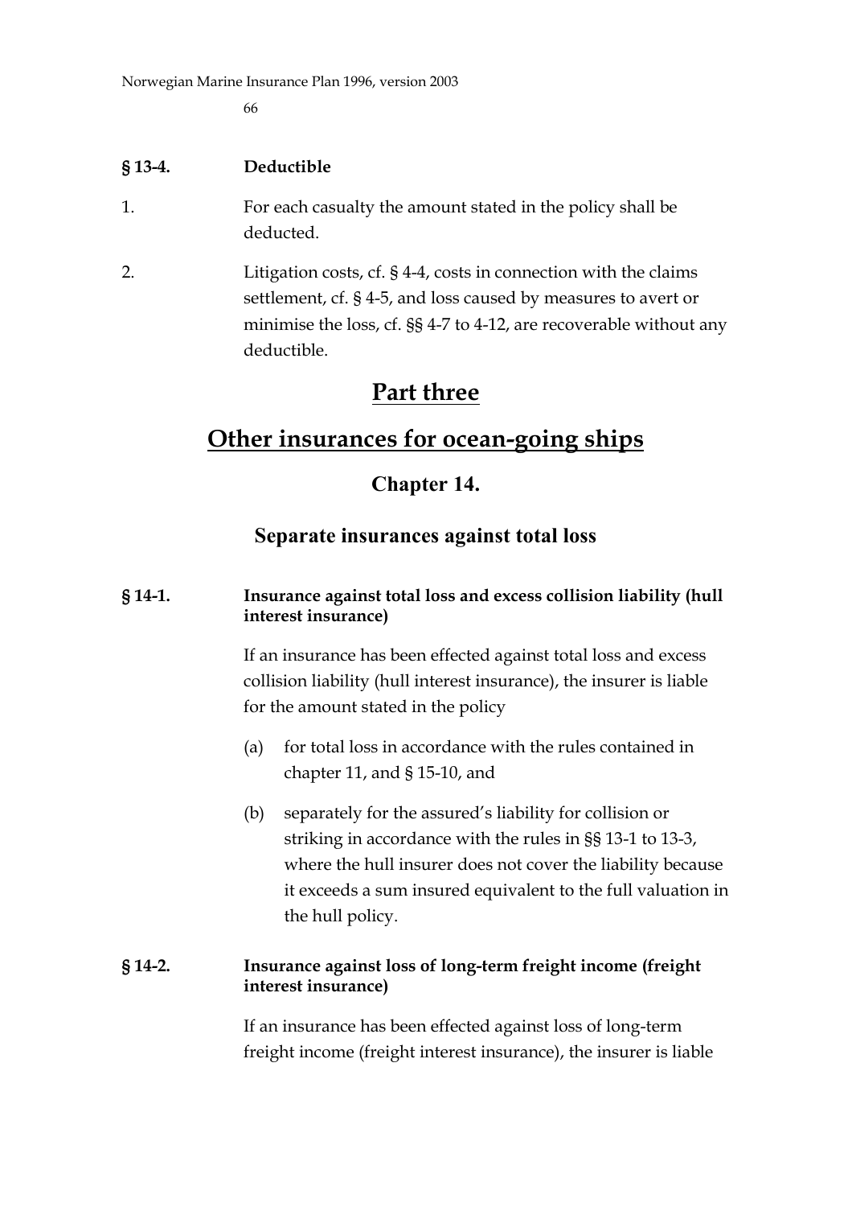**§ 13-4. Deductible**

1. For each casualty the amount stated in the policy shall be deducted.

2. Litigation costs, cf. § 4-4, costs in connection with the claims settlement, cf. § 4-5, and loss caused by measures to avert or minimise the loss, cf. §§ 4-7 to 4-12, are recoverable without any deductible.

# Part three

# Other insurances for ocean-going ships

## Chapter 14.

## Separate insurances against total loss

**§ 14-1. Insurance against total loss and excess collision liability (hull interest insurance)**

If an insurance has been effected against total loss and excess collision liability (hull interest insurance), the insurer is liable for the amount stated in the policy

(a) for total loss in accordance with the rules contained in chapter 11, and § 15-10, and

(b) separately for the assured's liability for collision or striking in accordance with the rules in §§ 13-1 to 13-3, where the hull insurer does not cover the liability because it exceeds a sum insured equivalent to the full valuation in the hull policy.

**§ 14-2. Insurance against loss of long-term freight income (freight interest insurance)**

If an insurance has been effected against loss of long-term freight income (freight interest insurance), the insurer is liable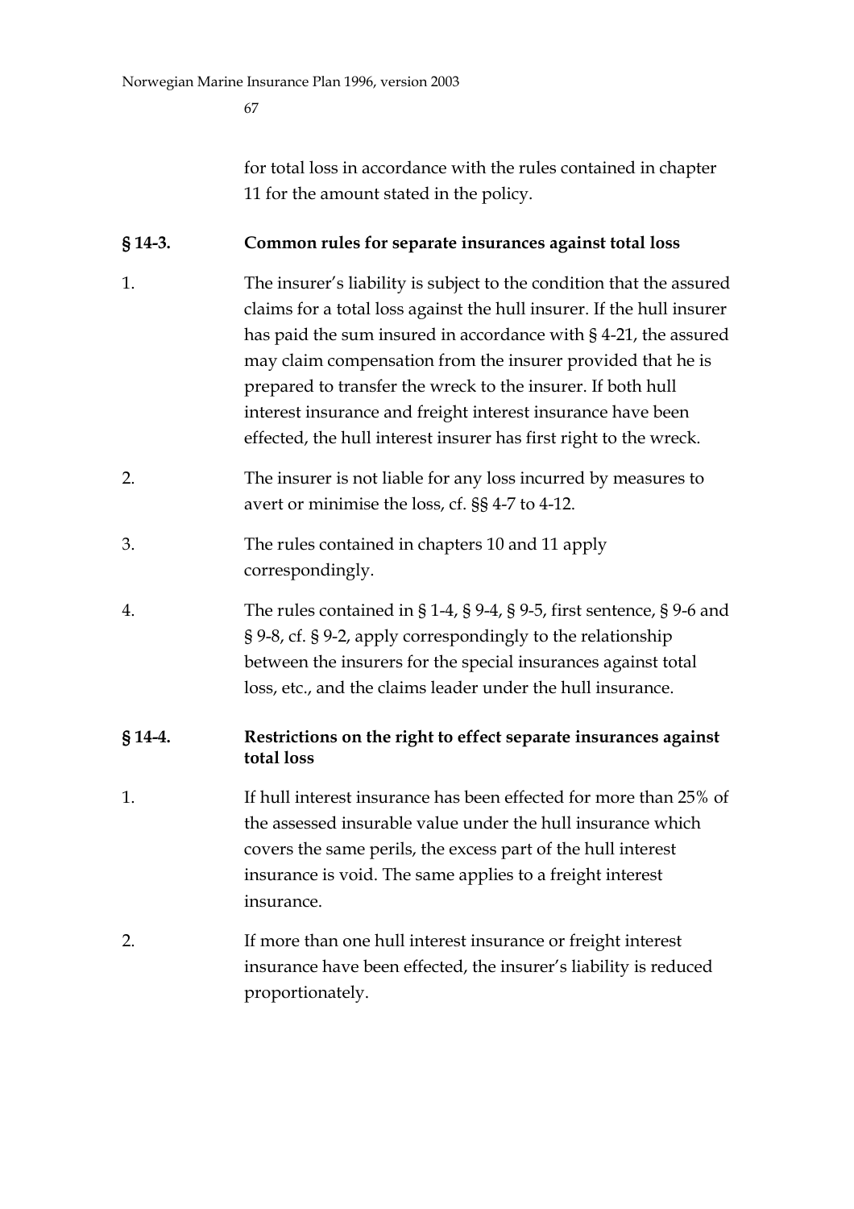for total loss in accordance with the rules contained in chapter 11 for the amount stated in the policy.

### § 14-3. Common rules for separate insurances against total loss

1. The insurer's liability is subject to the condition that the assured claims for a total loss against the hull insurer. If the hull insurer has paid the sum insured in accordance with § 4-21, the assured may claim compensation from the insurer provided that he is prepared to transfer the wreck to the insurer. If both hull interest insurance and freight interest insurance have been effected, the hull interest insurer has first right to the wreck.

2. The insurer is not liable for any loss incurred by measures to avert or minimise the loss, cf. §§ 4-7 to 4-12.

3. The rules contained in chapters 10 and 11 apply correspondingly.

4. The rules contained in § 1-4, § 9-4, § 9-5, first sentence, § 9-6 and § 9-8, cf. § 9-2, apply correspondingly to the relationship between the insurers for the special insurances against total loss, etc., and the claims leader under the hull insurance.

### § 14-4. Restrictions on the right to effect separate insurances against total loss

1. If hull interest insurance has been effected for more than 25% of the assessed insurable value under the hull insurance which covers the same perils, the excess part of the hull interest insurance is void. The same applies to a freight interest insurance.

2. If more than one hull interest insurance or freight interest insurance have been effected, the insurer's liability is reduced proportionately.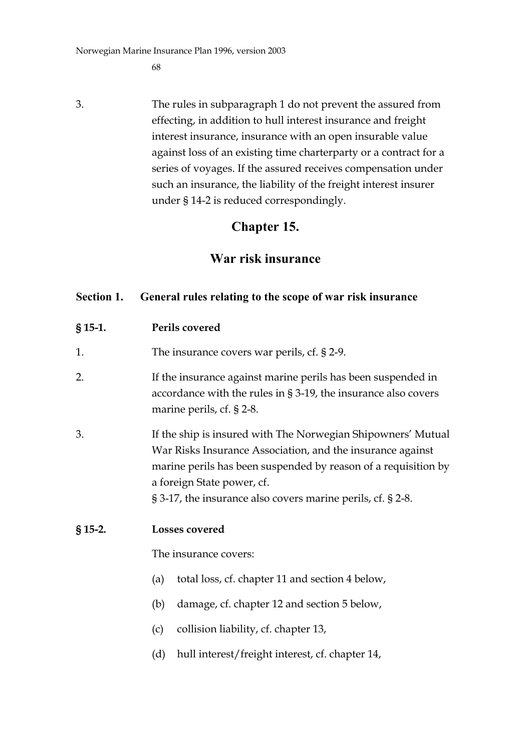3. The rules in subparagraph 1 do not prevent the assured from effecting, in addition to hull interest insurance and freight interest insurance, insurance with an open insurable value against loss of an existing time charterparty or a contract for a series of voyages. If the assured receives compensation under such an insurance, the liability of the freight interest insurer under § 14-2 is reduced correspondingly.

# Chapter 15.

# War risk insurance

## Section 1. General rules relating to the scope of war risk insurance

### § 15-1. Perils covered

1. The insurance covers war perils, cf. § 2-9.

2. If the insurance against marine perils has been suspended in accordance with the rules in § 3-19, the insurance also covers marine perils, cf. § 2-8.

3. If the ship is insured with The Norwegian Shipowners' Mutual War Risks Insurance Association, and the insurance against marine perils has been suspended by reason of a requisition by a foreign State power, cf. § 3-17, the insurance also covers marine perils, cf. § 2-8.

### § 15-2. Losses covered

The insurance covers:

(a) total loss, cf. chapter 11 and section 4 below,

(b) damage, cf. chapter 12 and section 5 below,

(c) collision liability, cf. chapter 13,

(d) hull interest/freight interest, cf. chapter 14,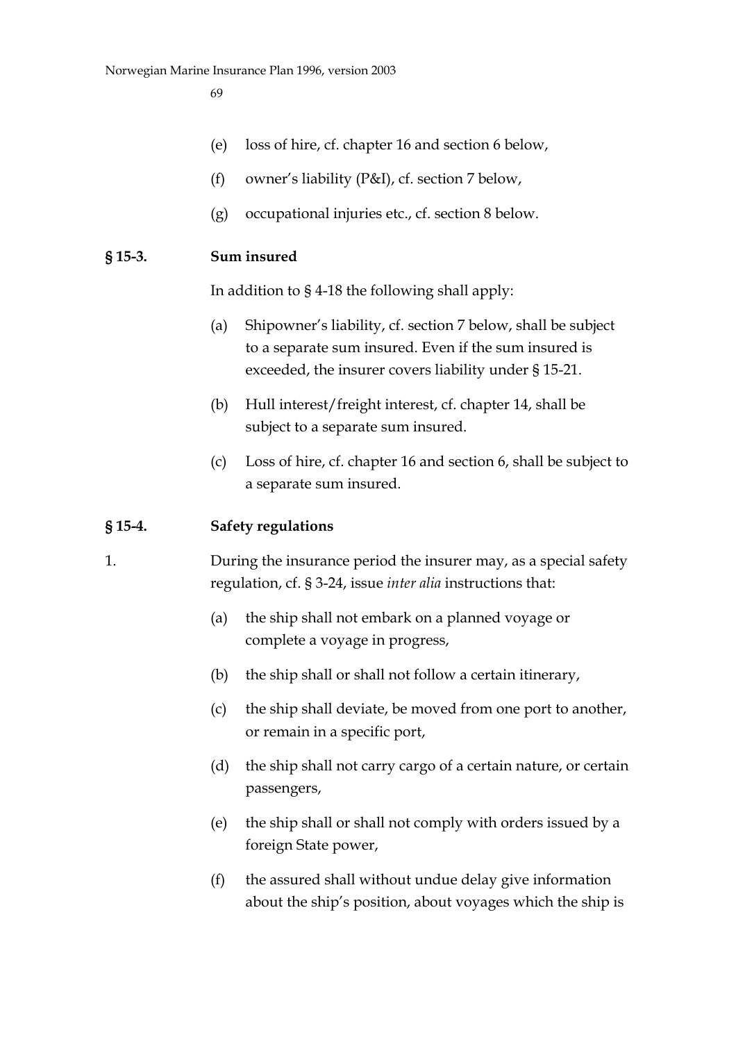(e) loss of hire, cf. chapter 16 and section 6 below,

(f) owner's liability (P&I), cf. section 7 below,

(g) occupational injuries etc., cf. section 8 below.

**§ 15-3. Sum insured**

In addition to § 4-18 the following shall apply:

(a) Shipowner's liability, cf. section 7 below, shall be subject to a separate sum insured. Even if the sum insured is exceeded, the insurer covers liability under § 15-21.

(b) Hull interest/freight interest, cf. chapter 14, shall be subject to a separate sum insured.

(c) Loss of hire, cf. chapter 16 and section 6, shall be subject to a separate sum insured.

**§ 15-4. Safety regulations**

1. During the insurance period the insurer may, as a special safety regulation, cf. § 3-24, issue *inter alia* instructions that:

(a) the ship shall not embark on a planned voyage or complete a voyage in progress,

(b) the ship shall or shall not follow a certain itinerary,

(c) the ship shall deviate, be moved from one port to another, or remain in a specific port,

(d) the ship shall not carry cargo of a certain nature, or certain passengers,

(e) the ship shall or shall not comply with orders issued by a foreign State power,

(f) the assured shall without undue delay give information about the ship's position, about voyages which the ship is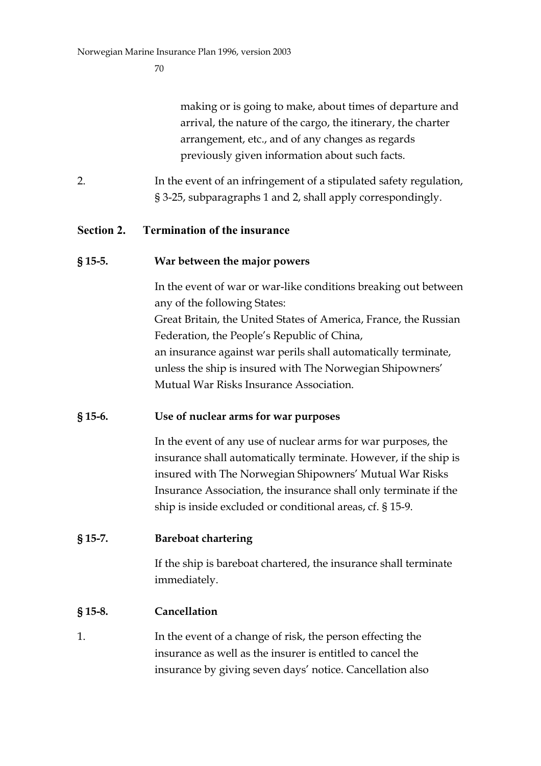making or is going to make, about times of departure and arrival, the nature of the cargo, the itinerary, the charter arrangement, etc., and of any changes as regards previously given information about such facts.

2. In the event of an infringement of a stipulated safety regulation, § 3-25, subparagraphs 1 and 2, shall apply correspondingly.

## Section 2. Termination of the insurance

### § 15-5. War between the major powers

In the event of war or war-like conditions breaking out between any of the following States:
Great Britain, the United States of America, France, the Russian Federation, the People's Republic of China,
an insurance against war perils shall automatically terminate, unless the ship is insured with The Norwegian Shipowners' Mutual War Risks Insurance Association.

### § 15-6. Use of nuclear arms for war purposes

In the event of any use of nuclear arms for war purposes, the insurance shall automatically terminate. However, if the ship is insured with The Norwegian Shipowners' Mutual War Risks Insurance Association, the insurance shall only terminate if the ship is inside excluded or conditional areas, cf. § 15-9.

### § 15-7. Bareboat chartering

If the ship is bareboat chartered, the insurance shall terminate immediately.

### § 15-8. Cancellation

1. In the event of a change of risk, the person effecting the insurance as well as the insurer is entitled to cancel the insurance by giving seven days' notice. Cancellation also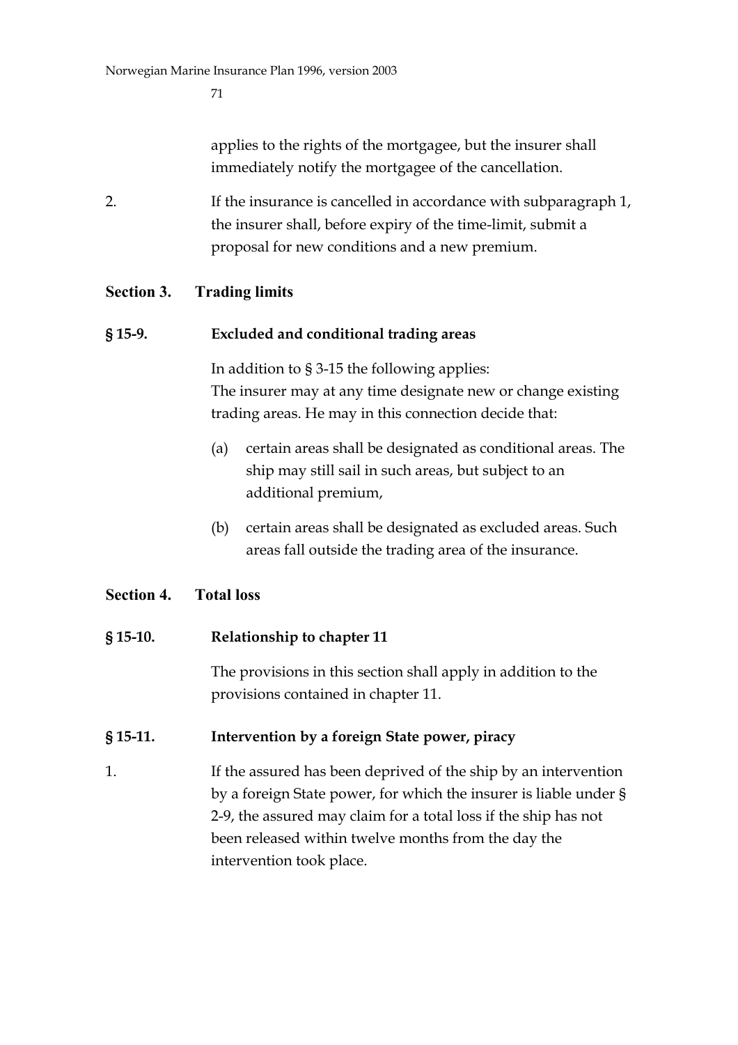applies to the rights of the mortgagee, but the insurer shall immediately notify the mortgagee of the cancellation.

2. If the insurance is cancelled in accordance with subparagraph 1, the insurer shall, before expiry of the time-limit, submit a proposal for new conditions and a new premium.

## Section 3. Trading limits

### § 15-9. Excluded and conditional trading areas

In addition to § 3-15 the following applies:
The insurer may at any time designate new or change existing trading areas. He may in this connection decide that:

(a) certain areas shall be designated as conditional areas. The ship may still sail in such areas, but subject to an additional premium,

(b) certain areas shall be designated as excluded areas. Such areas fall outside the trading area of the insurance.

## Section 4. Total loss

### § 15-10. Relationship to chapter 11

The provisions in this section shall apply in addition to the provisions contained in chapter 11.

### § 15-11. Intervention by a foreign State power, piracy

1. If the assured has been deprived of the ship by an intervention by a foreign State power, for which the insurer is liable under § 2-9, the assured may claim for a total loss if the ship has not been released within twelve months from the day the intervention took place.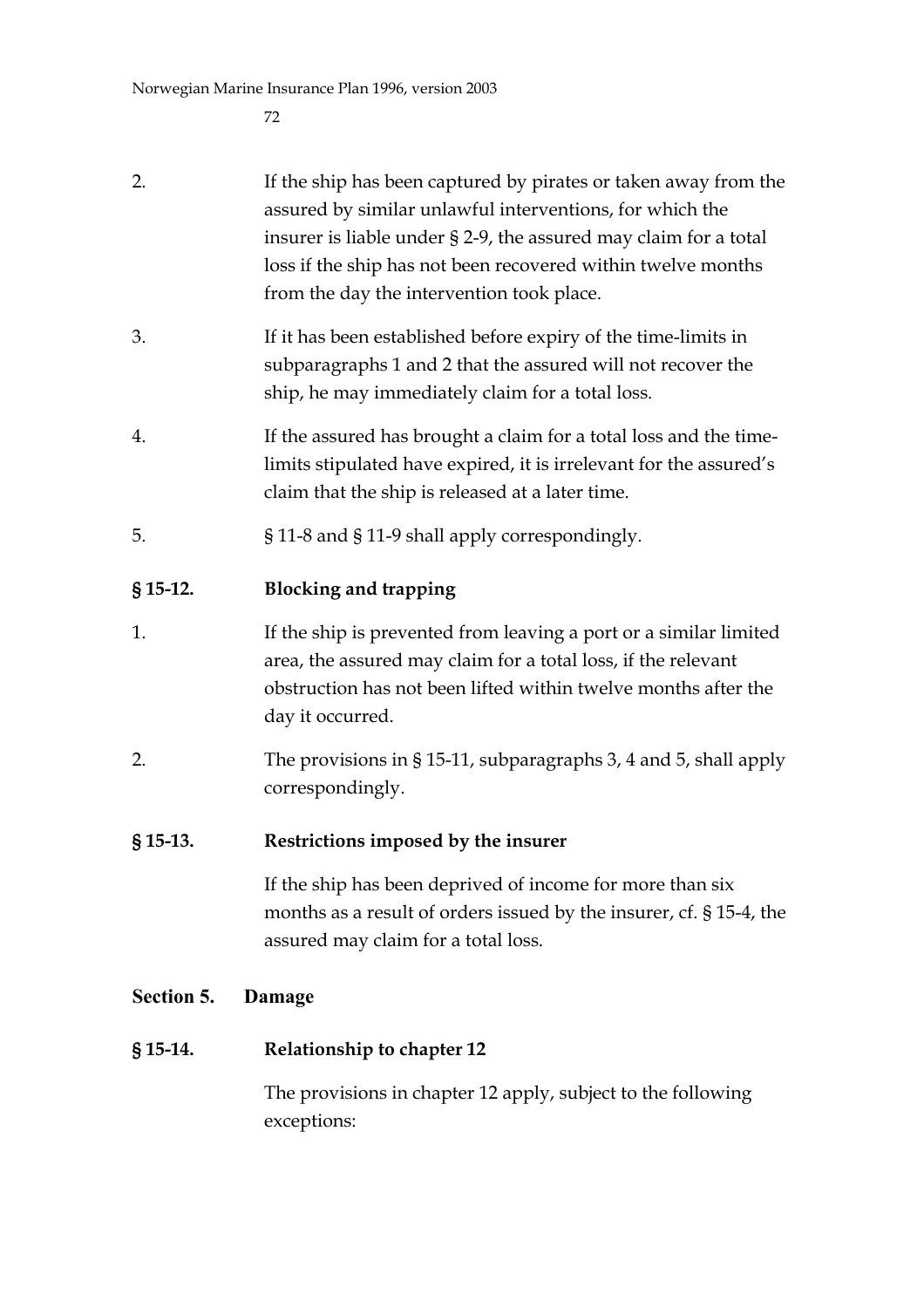2. If the ship has been captured by pirates or taken away from the assured by similar unlawful interventions, for which the insurer is liable under § 2-9, the assured may claim for a total loss if the ship has not been recovered within twelve months from the day the intervention took place.

3. If it has been established before expiry of the time-limits in subparagraphs 1 and 2 that the assured will not recover the ship, he may immediately claim for a total loss.

4. If the assured has brought a claim for a total loss and the time-limits stipulated have expired, it is irrelevant for the assured's claim that the ship is released at a later time.

5. § 11-8 and § 11-9 shall apply correspondingly.

### § 15-12. Blocking and trapping

1. If the ship is prevented from leaving a port or a similar limited area, the assured may claim for a total loss, if the relevant obstruction has not been lifted within twelve months after the day it occurred.

2. The provisions in § 15-11, subparagraphs 3, 4 and 5, shall apply correspondingly.

### § 15-13. Restrictions imposed by the insurer

If the ship has been deprived of income for more than six months as a result of orders issued by the insurer, cf. § 15-4, the assured may claim for a total loss.

## Section 5. Damage

### § 15-14. Relationship to chapter 12

The provisions in chapter 12 apply, subject to the following exceptions: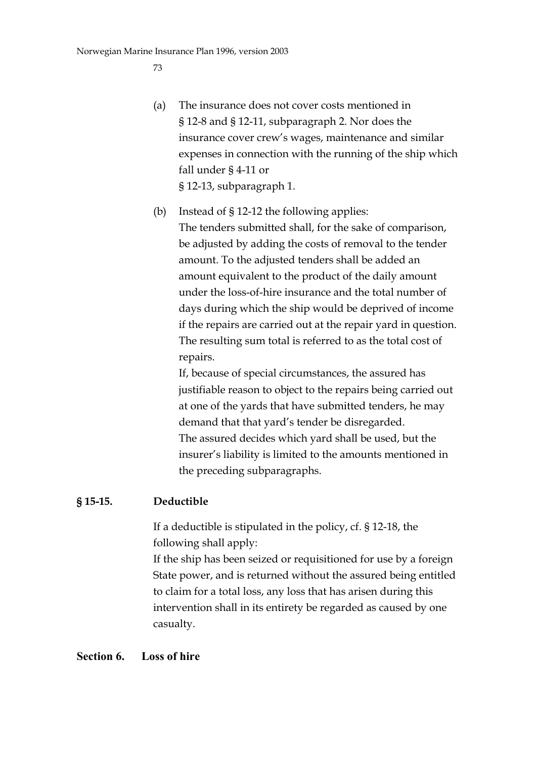(a) The insurance does not cover costs mentioned in § 12-8 and § 12-11, subparagraph 2. Nor does the insurance cover crew's wages, maintenance and similar expenses in connection with the running of the ship which fall under § 4-11 or § 12-13, subparagraph 1.

(b) Instead of § 12-12 the following applies:
The tenders submitted shall, for the sake of comparison, be adjusted by adding the costs of removal to the tender amount. To the adjusted tenders shall be added an amount equivalent to the product of the daily amount under the loss-of-hire insurance and the total number of days during which the ship would be deprived of income if the repairs are carried out at the repair yard in question. The resulting sum total is referred to as the total cost of repairs.
If, because of special circumstances, the assured has justifiable reason to object to the repairs being carried out at one of the yards that have submitted tenders, he may demand that that yard's tender be disregarded.
The assured decides which yard shall be used, but the insurer's liability is limited to the amounts mentioned in the preceding subparagraphs.

### § 15-15. Deductible

If a deductible is stipulated in the policy, cf. § 12-18, the following shall apply:
If the ship has been seized or requisitioned for use by a foreign State power, and is returned without the assured being entitled to claim for a total loss, any loss that has arisen during this intervention shall in its entirety be regarded as caused by one casualty.

## Section 6. Loss of hire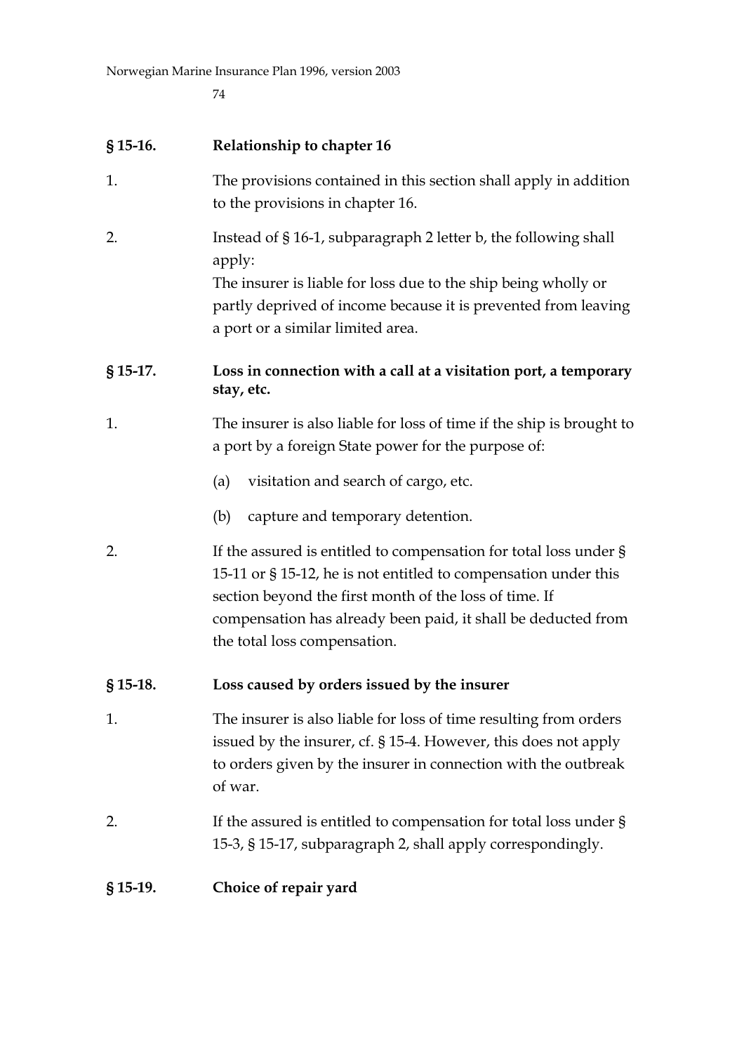**§ 15-16. Relationship to chapter 16**

1. The provisions contained in this section shall apply in addition to the provisions in chapter 16.

2. Instead of § 16-1, subparagraph 2 letter b, the following shall apply:
The insurer is liable for loss due to the ship being wholly or partly deprived of income because it is prevented from leaving a port or a similar limited area.

**§ 15-17. Loss in connection with a call at a visitation port, a temporary stay, etc.**

1. The insurer is also liable for loss of time if the ship is brought to a port by a foreign State power for the purpose of:

   (a) visitation and search of cargo, etc.

   (b) capture and temporary detention.

2. If the assured is entitled to compensation for total loss under § 15-11 or § 15-12, he is not entitled to compensation under this section beyond the first month of the loss of time. If compensation has already been paid, it shall be deducted from the total loss compensation.

**§ 15-18. Loss caused by orders issued by the insurer**

1. The insurer is also liable for loss of time resulting from orders issued by the insurer, cf. § 15-4. However, this does not apply to orders given by the insurer in connection with the outbreak of war.

2. If the assured is entitled to compensation for total loss under § 15-3, § 15-17, subparagraph 2, shall apply correspondingly.

**§ 15-19. Choice of repair yard**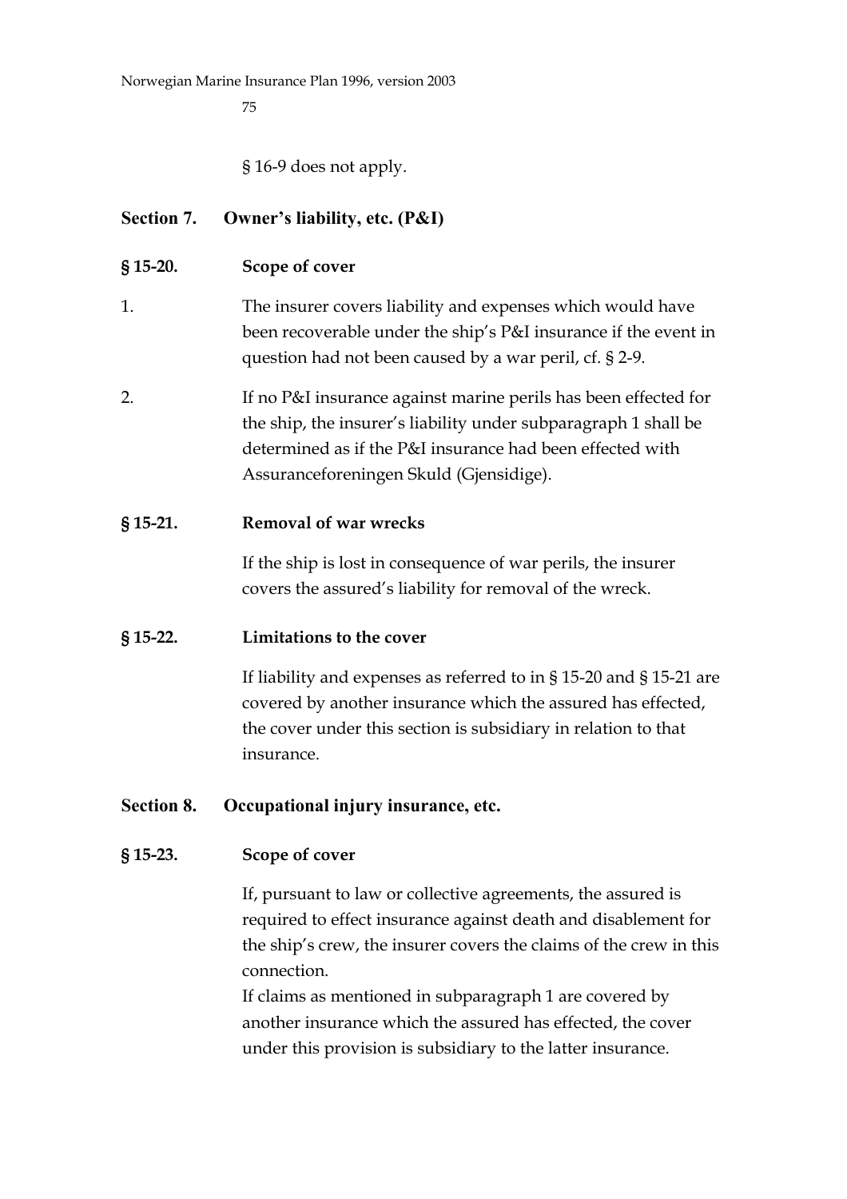§ 16-9 does not apply.

## Section 7. Owner's liability, etc. (P&I)

### § 15-20. Scope of cover

1. The insurer covers liability and expenses which would have been recoverable under the ship's P&I insurance if the event in question had not been caused by a war peril, cf. § 2-9.
2. If no P&I insurance against marine perils has been effected for the ship, the insurer's liability under subparagraph 1 shall be determined as if the P&I insurance had been effected with Assuranceforeningen Skuld (Gjensidige).

### § 15-21. Removal of war wrecks

If the ship is lost in consequence of war perils, the insurer covers the assured's liability for removal of the wreck.

### § 15-22. Limitations to the cover

If liability and expenses as referred to in § 15-20 and § 15-21 are covered by another insurance which the assured has effected, the cover under this section is subsidiary in relation to that insurance.

## Section 8. Occupational injury insurance, etc.

### § 15-23. Scope of cover

If, pursuant to law or collective agreements, the assured is required to effect insurance against death and disablement for the ship's crew, the insurer covers the claims of the crew in this connection.

If claims as mentioned in subparagraph 1 are covered by another insurance which the assured has effected, the cover under this provision is subsidiary to the latter insurance.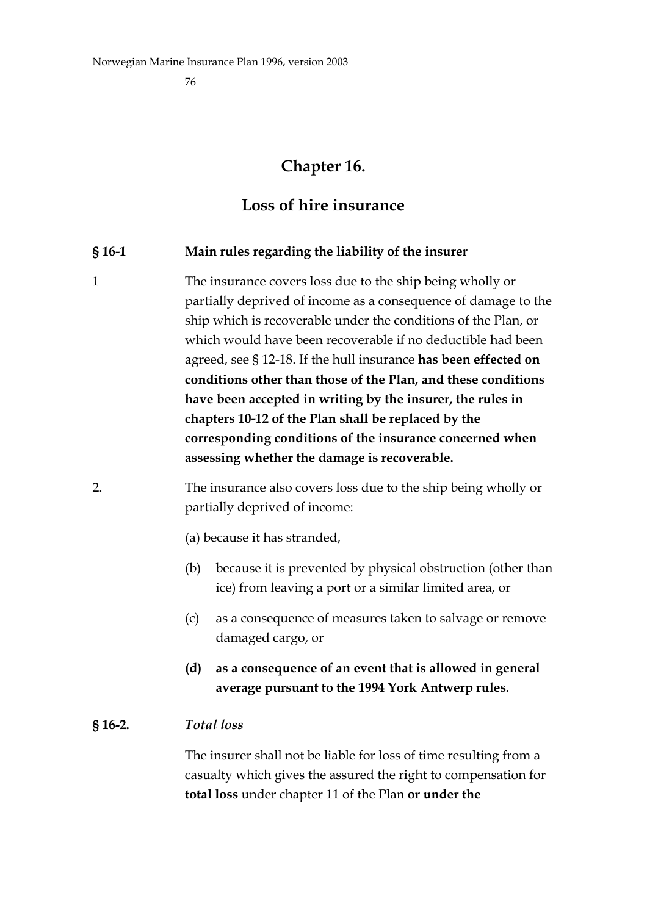# Chapter 16.

# Loss of hire insurance

**§ 16-1 Main rules regarding the liability of the insurer**

1 The insurance covers loss due to the ship being wholly or partially deprived of income as a consequence of damage to the ship which is recoverable under the conditions of the Plan, or which would have been recoverable if no deductible had been agreed, see § 12-18. If the hull insurance **has been effected on conditions other than those of the Plan, and these conditions have been accepted in writing by the insurer, the rules in chapters 10-12 of the Plan shall be replaced by the corresponding conditions of the insurance concerned when assessing whether the damage is recoverable.**

2. The insurance also covers loss due to the ship being wholly or partially deprived of income:

(a) because it has stranded,

(b) because it is prevented by physical obstruction (other than ice) from leaving a port or a similar limited area, or

(c) as a consequence of measures taken to salvage or remove damaged cargo, or

**(d) as a consequence of an event that is allowed in general average pursuant to the 1994 York Antwerp rules.**

**§ 16-2.** ***Total loss***

The insurer shall not be liable for loss of time resulting from a casualty which gives the assured the right to compensation for **total loss** under chapter 11 of the Plan **or under the**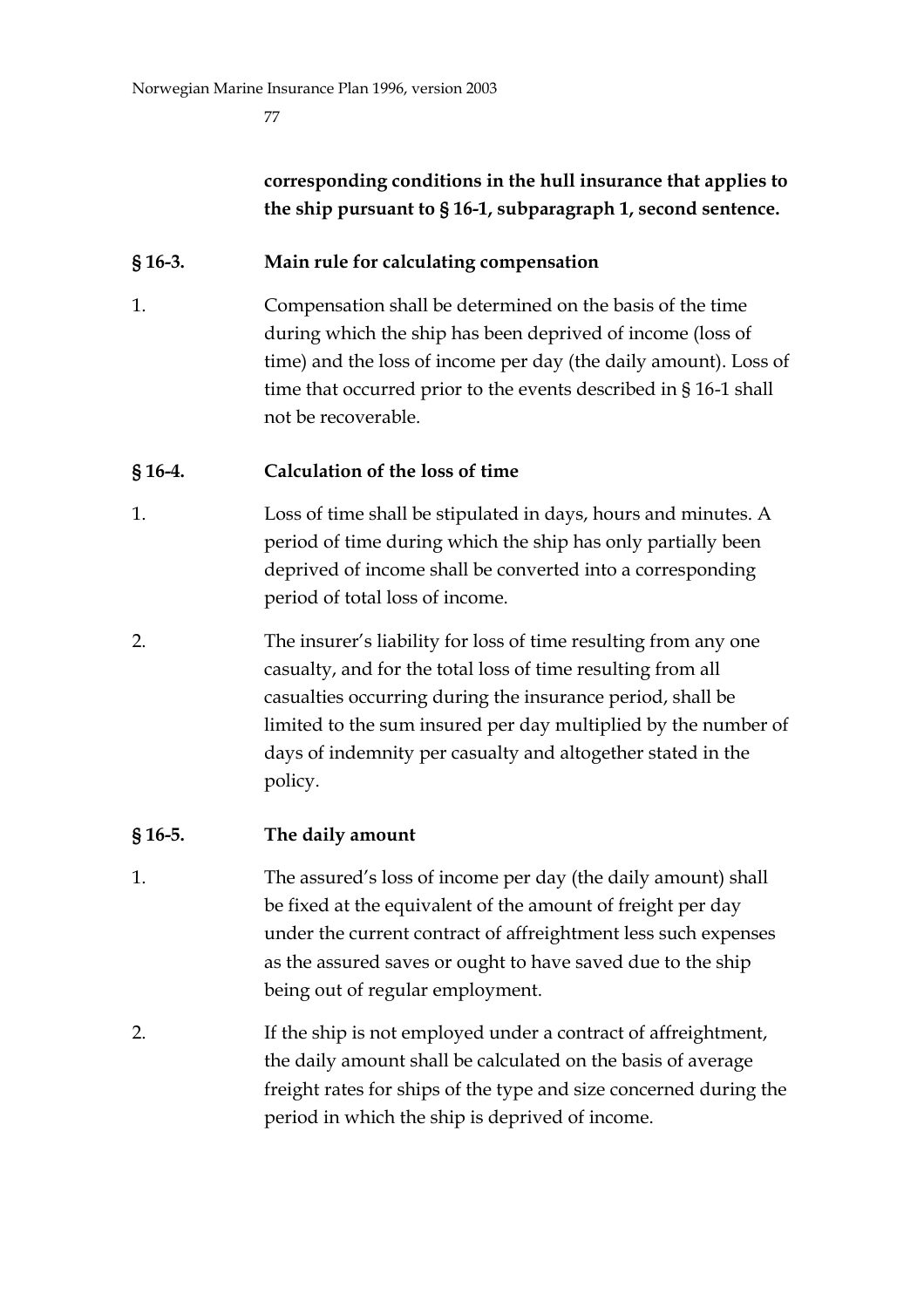**corresponding conditions in the hull insurance that applies to the ship pursuant to § 16-1, subparagraph 1, second sentence.**

### § 16-3. Main rule for calculating compensation

1. Compensation shall be determined on the basis of the time during which the ship has been deprived of income (loss of time) and the loss of income per day (the daily amount). Loss of time that occurred prior to the events described in § 16-1 shall not be recoverable.

### § 16-4. Calculation of the loss of time

1. Loss of time shall be stipulated in days, hours and minutes. A period of time during which the ship has only partially been deprived of income shall be converted into a corresponding period of total loss of income.

2. The insurer's liability for loss of time resulting from any one casualty, and for the total loss of time resulting from all casualties occurring during the insurance period, shall be limited to the sum insured per day multiplied by the number of days of indemnity per casualty and altogether stated in the policy.

### § 16-5. The daily amount

1. The assured's loss of income per day (the daily amount) shall be fixed at the equivalent of the amount of freight per day under the current contract of affreightment less such expenses as the assured saves or ought to have saved due to the ship being out of regular employment.

2. If the ship is not employed under a contract of affreightment, the daily amount shall be calculated on the basis of average freight rates for ships of the type and size concerned during the period in which the ship is deprived of income.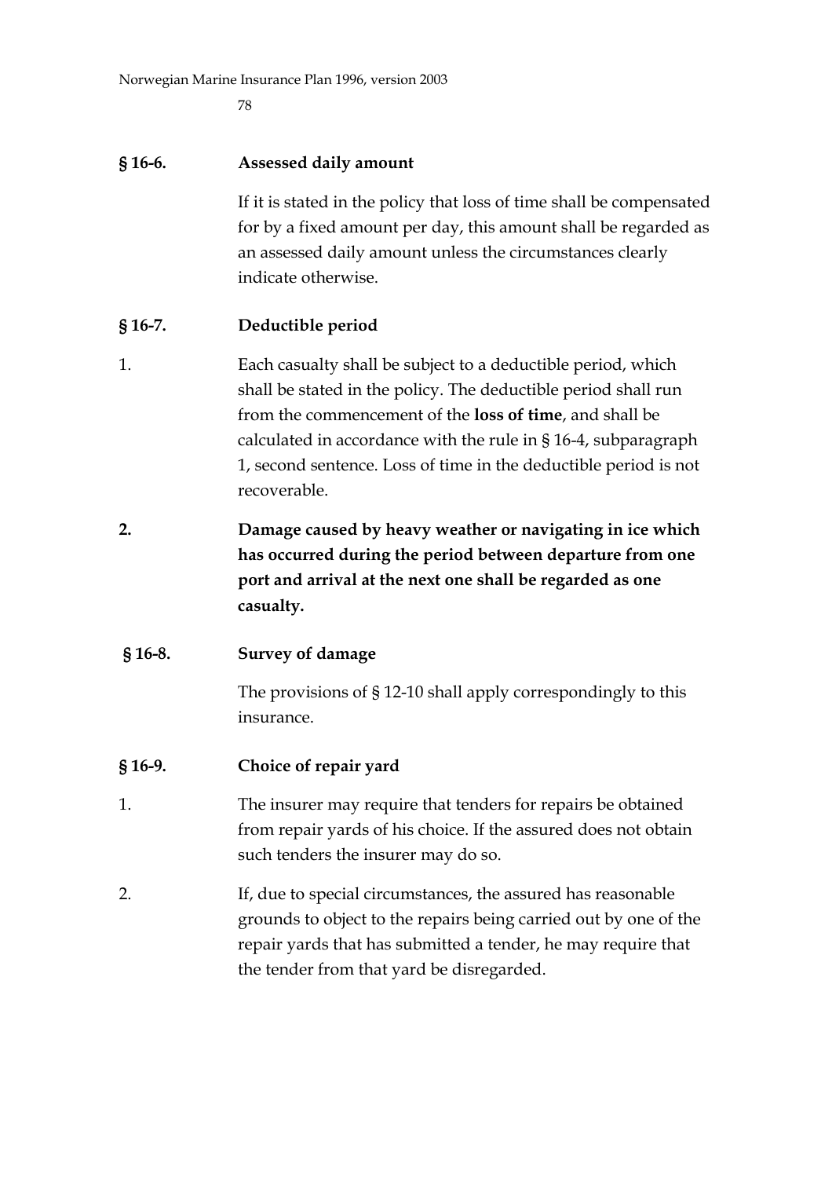## § 16-6. Assessed daily amount

If it is stated in the policy that loss of time shall be compensated for by a fixed amount per day, this amount shall be regarded as an assessed daily amount unless the circumstances clearly indicate otherwise.

## § 16-7. Deductible period

1. Each casualty shall be subject to a deductible period, which shall be stated in the policy. The deductible period shall run from the commencement of the **loss of time**, and shall be calculated in accordance with the rule in § 16-4, subparagraph 1, second sentence. Loss of time in the deductible period is not recoverable.

**2. Damage caused by heavy weather or navigating in ice which has occurred during the period between departure from one port and arrival at the next one shall be regarded as one casualty.**

## § 16-8. Survey of damage

The provisions of § 12-10 shall apply correspondingly to this insurance.

## § 16-9. Choice of repair yard

1. The insurer may require that tenders for repairs be obtained from repair yards of his choice. If the assured does not obtain such tenders the insurer may do so.

2. If, due to special circumstances, the assured has reasonable grounds to object to the repairs being carried out by one of the repair yards that has submitted a tender, he may require that the tender from that yard be disregarded.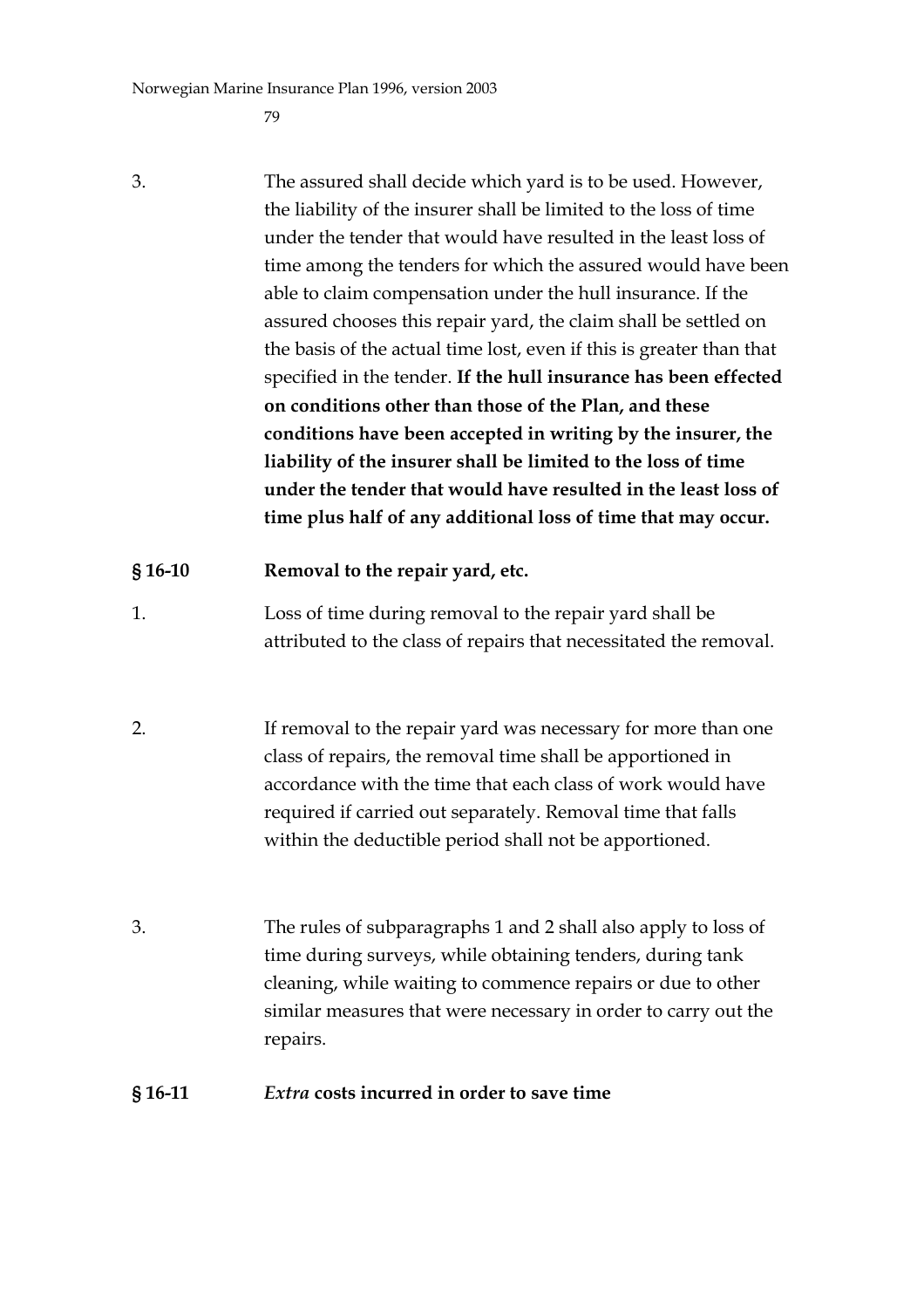3. The assured shall decide which yard is to be used. However, the liability of the insurer shall be limited to the loss of time under the tender that would have resulted in the least loss of time among the tenders for which the assured would have been able to claim compensation under the hull insurance. If the assured chooses this repair yard, the claim shall be settled on the basis of the actual time lost, even if this is greater than that specified in the tender. **If the hull insurance has been effected on conditions other than those of the Plan, and these conditions have been accepted in writing by the insurer, the liability of the insurer shall be limited to the loss of time under the tender that would have resulted in the least loss of time plus half of any additional loss of time that may occur.**

**§ 16-10 Removal to the repair yard, etc.**

1. Loss of time during removal to the repair yard shall be attributed to the class of repairs that necessitated the removal.

2. If removal to the repair yard was necessary for more than one class of repairs, the removal time shall be apportioned in accordance with the time that each class of work would have required if carried out separately. Removal time that falls within the deductible period shall not be apportioned.

3. The rules of subparagraphs 1 and 2 shall also apply to loss of time during surveys, while obtaining tenders, during tank cleaning, while waiting to commence repairs or due to other similar measures that were necessary in order to carry out the repairs.

**§ 16-11 *Extra* costs incurred in order to save time**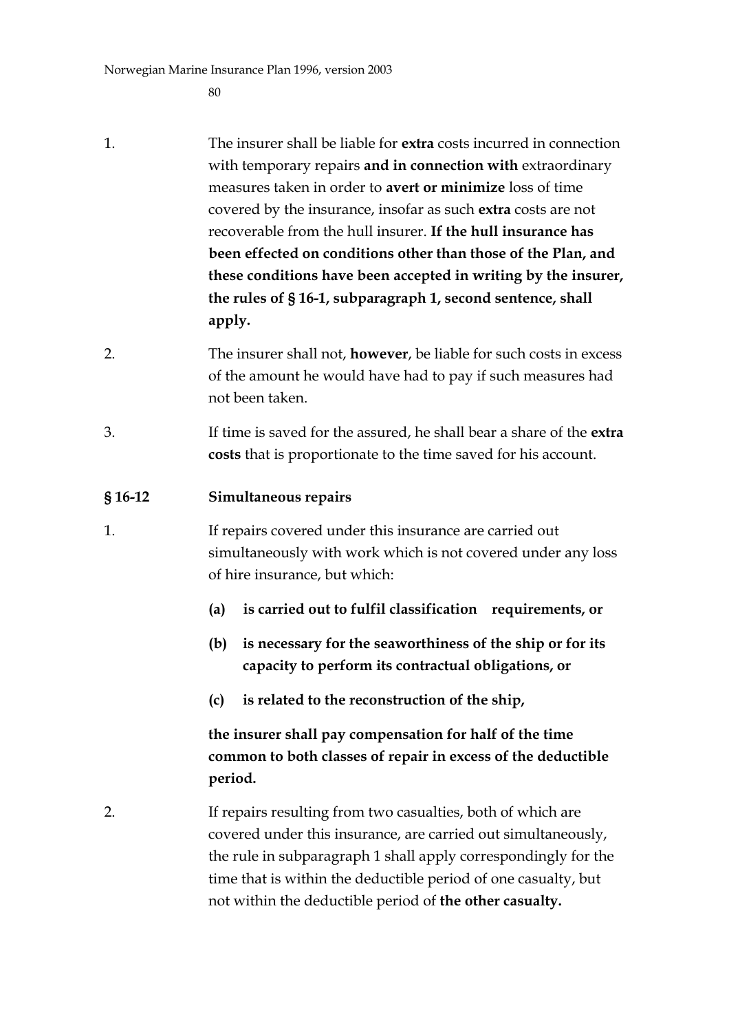1. The insurer shall be liable for **extra** costs incurred in connection with temporary repairs **and in connection with** extraordinary measures taken in order to **avert or minimize** loss of time covered by the insurance, insofar as such **extra** costs are not recoverable from the hull insurer. **If the hull insurance has been effected on conditions other than those of the Plan, and these conditions have been accepted in writing by the insurer, the rules of § 16-1, subparagraph 1, second sentence, shall apply.**

2. The insurer shall not, **however**, be liable for such costs in excess of the amount he would have had to pay if such measures had not been taken.

3. If time is saved for the assured, he shall bear a share of the **extra costs** that is proportionate to the time saved for his account.

### § 16-12 Simultaneous repairs

1. If repairs covered under this insurance are carried out simultaneously with work which is not covered under any loss of hire insurance, but which:

   **(a) is carried out to fulfil classification requirements, or**

   **(b) is necessary for the seaworthiness of the ship or for its capacity to perform its contractual obligations, or**

   **(c) is related to the reconstruction of the ship,**

   **the insurer shall pay compensation for half of the time common to both classes of repair in excess of the deductible period.**

2. If repairs resulting from two casualties, both of which are covered under this insurance, are carried out simultaneously, the rule in subparagraph 1 shall apply correspondingly for the time that is within the deductible period of one casualty, but not within the deductible period of **the other casualty.**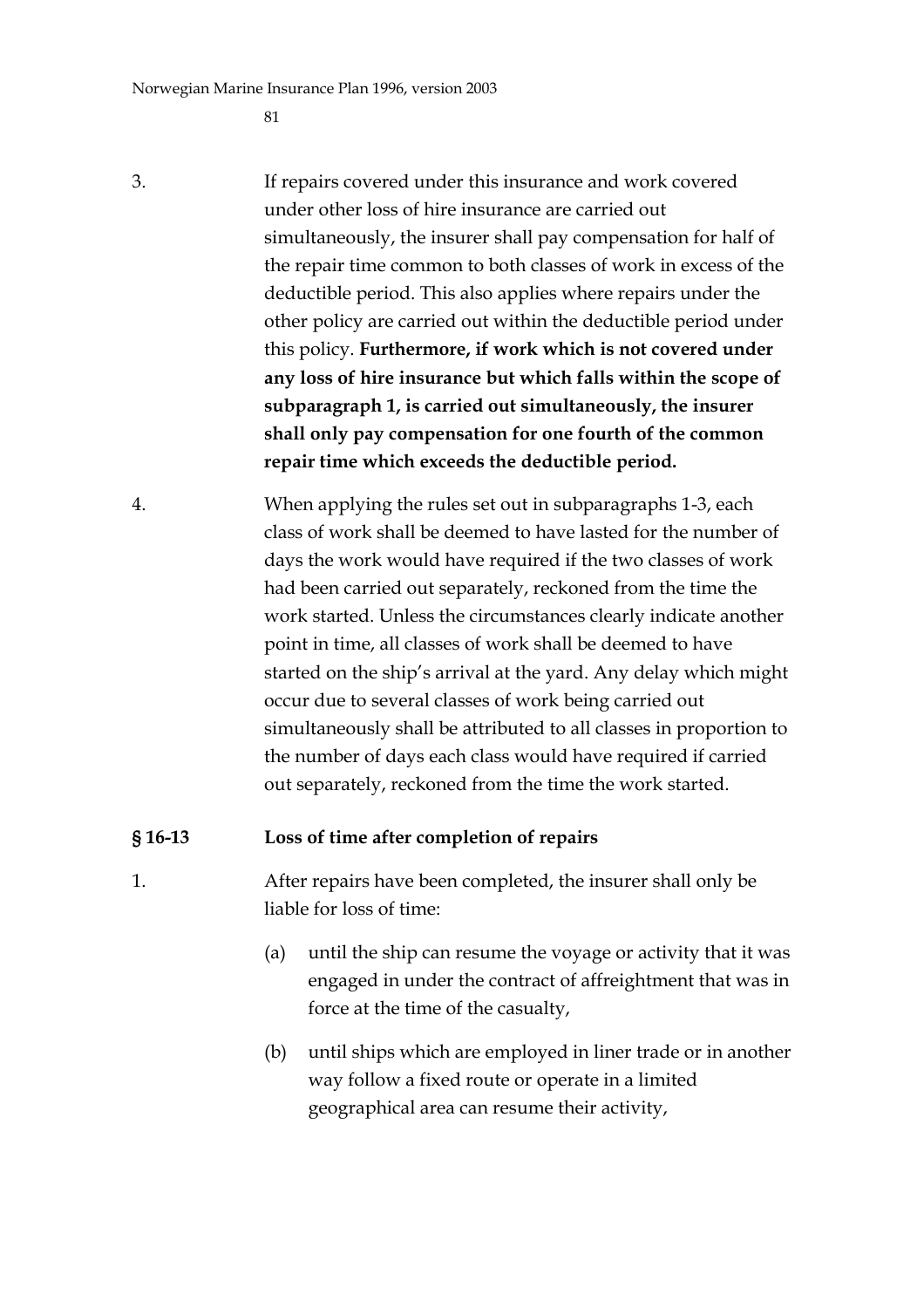3. If repairs covered under this insurance and work covered under other loss of hire insurance are carried out simultaneously, the insurer shall pay compensation for half of the repair time common to both classes of work in excess of the deductible period. This also applies where repairs under the other policy are carried out within the deductible period under this policy. **Furthermore, if work which is not covered under any loss of hire insurance but which falls within the scope of subparagraph 1, is carried out simultaneously, the insurer shall only pay compensation for one fourth of the common repair time which exceeds the deductible period.**

4. When applying the rules set out in subparagraphs 1-3, each class of work shall be deemed to have lasted for the number of days the work would have required if the two classes of work had been carried out separately, reckoned from the time the work started. Unless the circumstances clearly indicate another point in time, all classes of work shall be deemed to have started on the ship's arrival at the yard. Any delay which might occur due to several classes of work being carried out simultaneously shall be attributed to all classes in proportion to the number of days each class would have required if carried out separately, reckoned from the time the work started.

### § 16-13 Loss of time after completion of repairs

1. After repairs have been completed, the insurer shall only be liable for loss of time:

   (a) until the ship can resume the voyage or activity that it was engaged in under the contract of affreightment that was in force at the time of the casualty,

   (b) until ships which are employed in liner trade or in another way follow a fixed route or operate in a limited geographical area can resume their activity,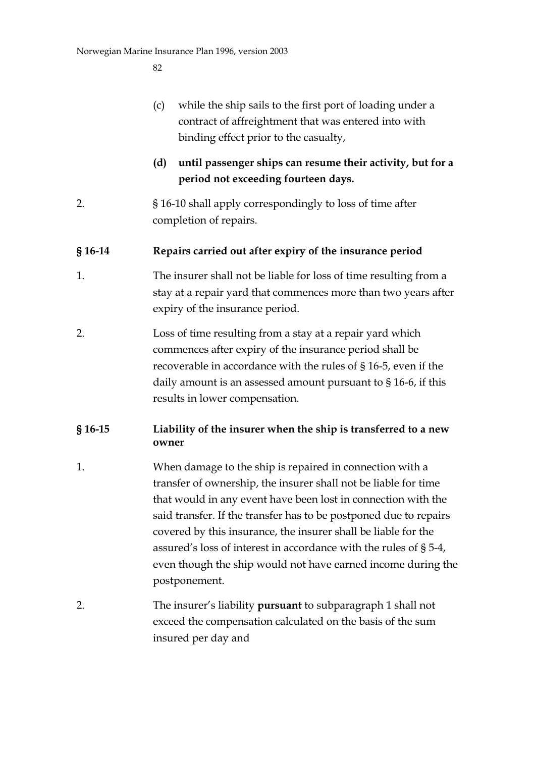(c) while the ship sails to the first port of loading under a contract of affreightment that was entered into with binding effect prior to the casualty,

**(d) until passenger ships can resume their activity, but for a period not exceeding fourteen days.**

2. § 16-10 shall apply correspondingly to loss of time after completion of repairs.

### § 16-14 Repairs carried out after expiry of the insurance period

1. The insurer shall not be liable for loss of time resulting from a stay at a repair yard that commences more than two years after expiry of the insurance period.

2. Loss of time resulting from a stay at a repair yard which commences after expiry of the insurance period shall be recoverable in accordance with the rules of § 16-5, even if the daily amount is an assessed amount pursuant to § 16-6, if this results in lower compensation.

### § 16-15 Liability of the insurer when the ship is transferred to a new owner

1. When damage to the ship is repaired in connection with a transfer of ownership, the insurer shall not be liable for time that would in any event have been lost in connection with the said transfer. If the transfer has to be postponed due to repairs covered by this insurance, the insurer shall be liable for the assured's loss of interest in accordance with the rules of § 5-4, even though the ship would not have earned income during the postponement.

2. The insurer's liability **pursuant** to subparagraph 1 shall not exceed the compensation calculated on the basis of the sum insured per day and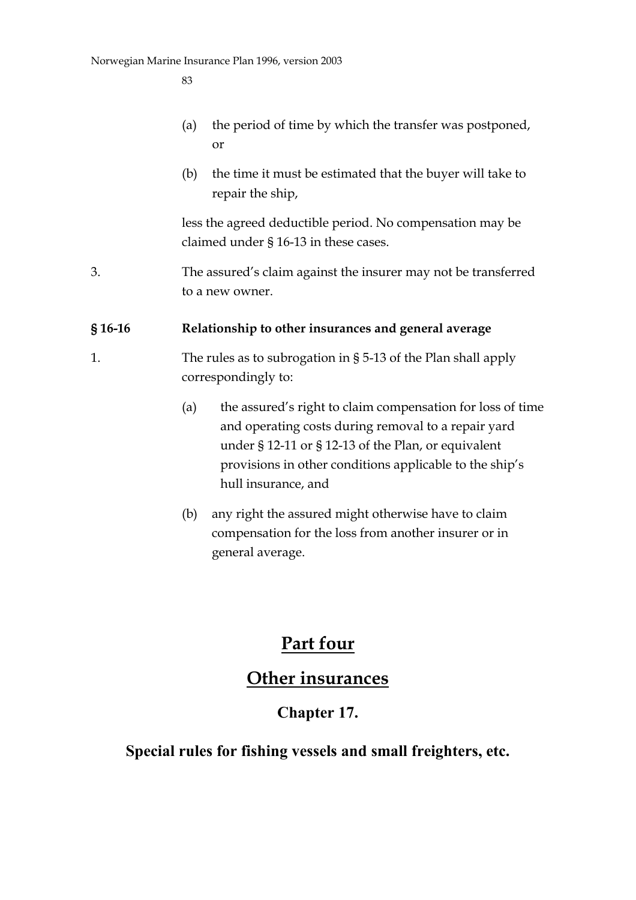(a) the period of time by which the transfer was postponed, or

(b) the time it must be estimated that the buyer will take to repair the ship,

less the agreed deductible period. No compensation may be claimed under § 16-13 in these cases.

3. The assured's claim against the insurer may not be transferred to a new owner.

**§ 16-16 Relationship to other insurances and general average**

1. The rules as to subrogation in § 5-13 of the Plan shall apply correspondingly to:

(a) the assured's right to claim compensation for loss of time and operating costs during removal to a repair yard under § 12-11 or § 12-13 of the Plan, or equivalent provisions in other conditions applicable to the ship's hull insurance, and

(b) any right the assured might otherwise have to claim compensation for the loss from another insurer or in general average.

# Part four

# Other insurances

## Chapter 17.

## Special rules for fishing vessels and small freighters, etc.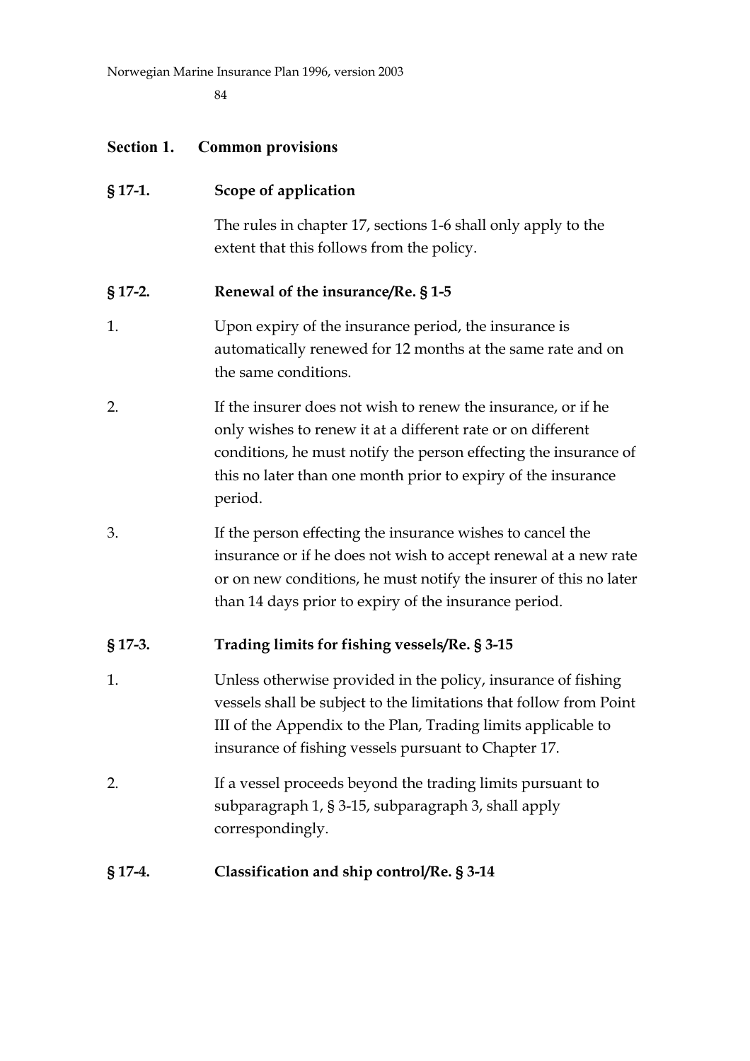## Section 1. Common provisions

### § 17-1. Scope of application

The rules in chapter 17, sections 1-6 shall only apply to the extent that this follows from the policy.

### § 17-2. Renewal of the insurance/Re. § 1-5

1. Upon expiry of the insurance period, the insurance is automatically renewed for 12 months at the same rate and on the same conditions.

2. If the insurer does not wish to renew the insurance, or if he only wishes to renew it at a different rate or on different conditions, he must notify the person effecting the insurance of this no later than one month prior to expiry of the insurance period.

3. If the person effecting the insurance wishes to cancel the insurance or if he does not wish to accept renewal at a new rate or on new conditions, he must notify the insurer of this no later than 14 days prior to expiry of the insurance period.

### § 17-3. Trading limits for fishing vessels/Re. § 3-15

1. Unless otherwise provided in the policy, insurance of fishing vessels shall be subject to the limitations that follow from Point III of the Appendix to the Plan, Trading limits applicable to insurance of fishing vessels pursuant to Chapter 17.

2. If a vessel proceeds beyond the trading limits pursuant to subparagraph 1, § 3-15, subparagraph 3, shall apply correspondingly.

### § 17-4. Classification and ship control/Re. § 3-14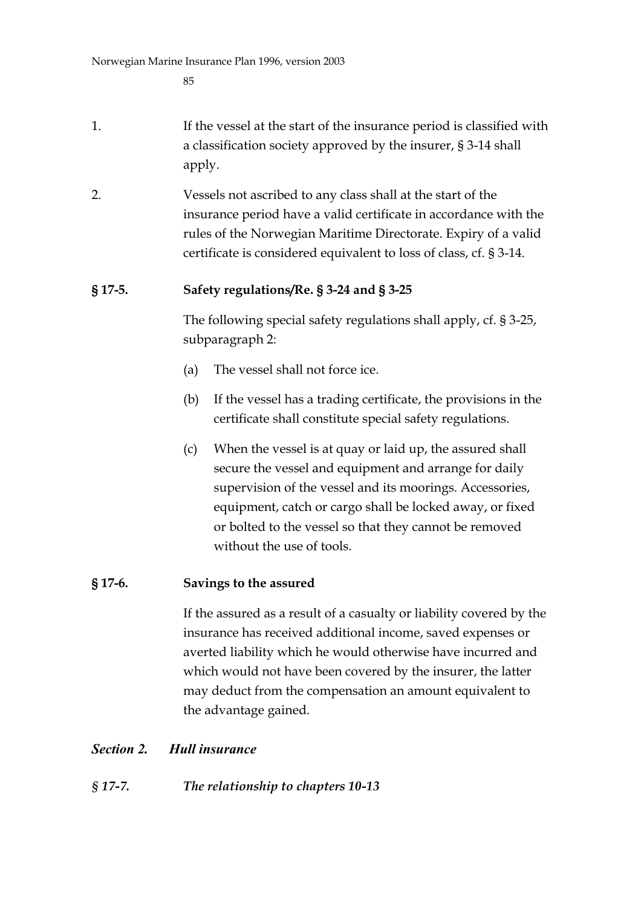1. If the vessel at the start of the insurance period is classified with a classification society approved by the insurer, § 3-14 shall apply.

2. Vessels not ascribed to any class shall at the start of the insurance period have a valid certificate in accordance with the rules of the Norwegian Maritime Directorate. Expiry of a valid certificate is considered equivalent to loss of class, cf. § 3-14.

### § 17-5. Safety regulations/Re. § 3-24 and § 3-25

The following special safety regulations shall apply, cf. § 3-25, subparagraph 2:

(a) The vessel shall not force ice.

(b) If the vessel has a trading certificate, the provisions in the certificate shall constitute special safety regulations.

(c) When the vessel is at quay or laid up, the assured shall secure the vessel and equipment and arrange for daily supervision of the vessel and its moorings. Accessories, equipment, catch or cargo shall be locked away, or fixed or bolted to the vessel so that they cannot be removed without the use of tools.

### § 17-6. Savings to the assured

If the assured as a result of a casualty or liability covered by the insurance has received additional income, saved expenses or averted liability which he would otherwise have incurred and which would not have been covered by the insurer, the latter may deduct from the compensation an amount equivalent to the advantage gained.

## *Section 2. Hull insurance*

### *§ 17-7. The relationship to chapters 10-13*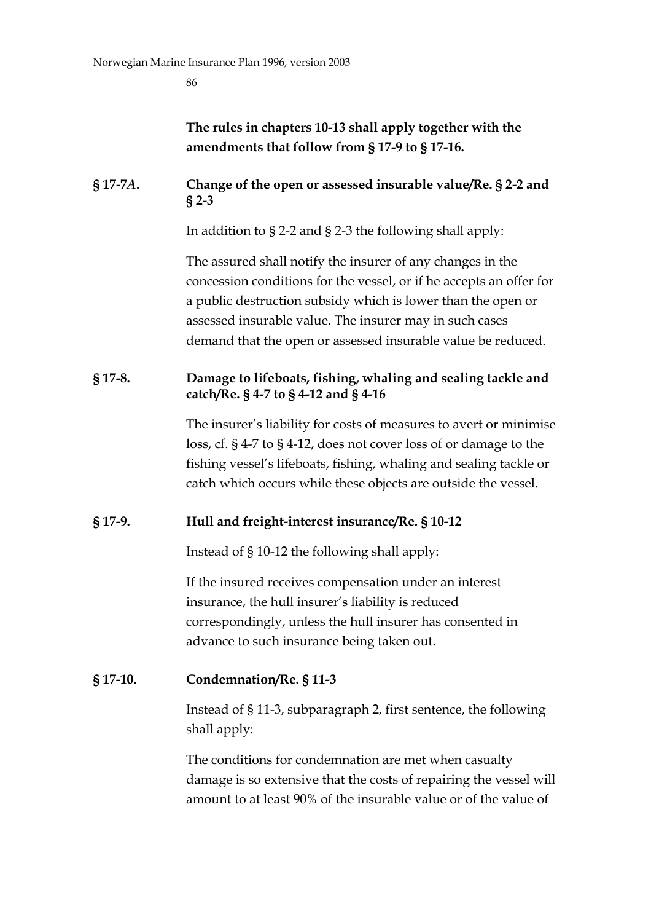**The rules in chapters 10-13 shall apply together with the amendments that follow from § 17-9 to § 17-16.**

### § 17-7*A*. Change of the open or assessed insurable value/Re. § 2-2 and § 2-3

In addition to § 2-2 and § 2-3 the following shall apply:

The assured shall notify the insurer of any changes in the concession conditions for the vessel, or if he accepts an offer for a public destruction subsidy which is lower than the open or assessed insurable value. The insurer may in such cases demand that the open or assessed insurable value be reduced.

### § 17-8. Damage to lifeboats, fishing, whaling and sealing tackle and catch/Re. § 4-7 to § 4-12 and § 4-16

The insurer's liability for costs of measures to avert or minimise loss, cf. § 4-7 to § 4-12, does not cover loss of or damage to the fishing vessel's lifeboats, fishing, whaling and sealing tackle or catch which occurs while these objects are outside the vessel.

### § 17-9. Hull and freight-interest insurance/Re. § 10-12

Instead of § 10-12 the following shall apply:

If the insured receives compensation under an interest insurance, the hull insurer's liability is reduced correspondingly, unless the hull insurer has consented in advance to such insurance being taken out.

### § 17-10. Condemnation/Re. § 11-3

Instead of § 11-3, subparagraph 2, first sentence, the following shall apply:

The conditions for condemnation are met when casualty damage is so extensive that the costs of repairing the vessel will amount to at least 90% of the insurable value or of the value of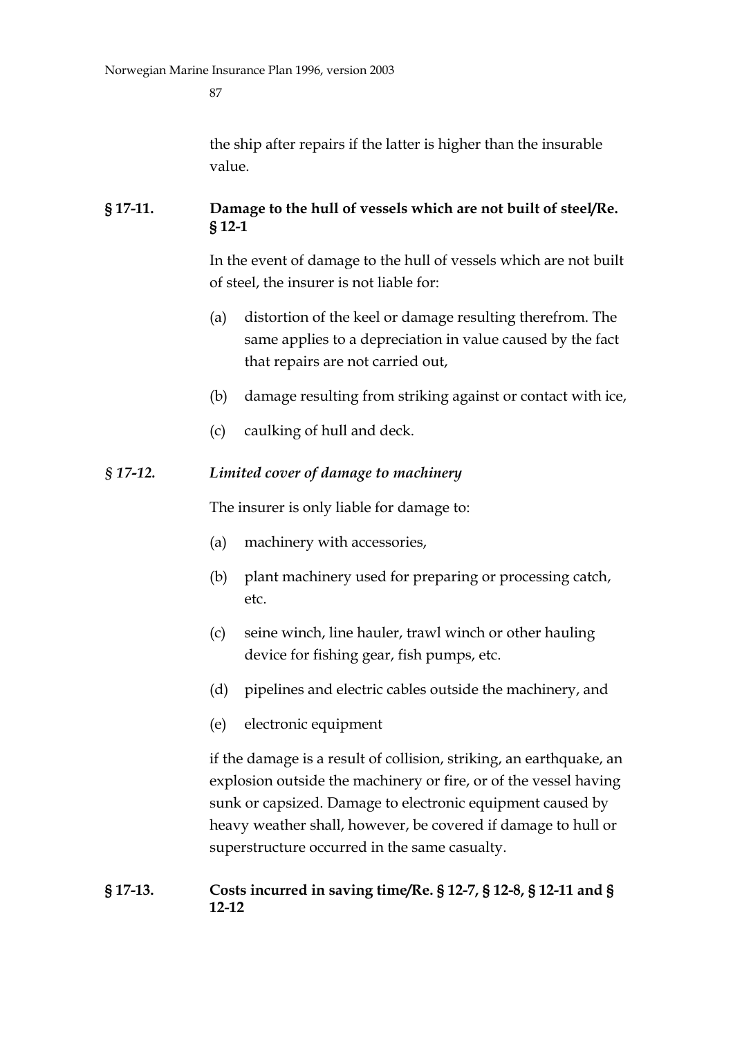the ship after repairs if the latter is higher than the insurable value.

## § 17-11. Damage to the hull of vessels which are not built of steel/Re. § 12-1

In the event of damage to the hull of vessels which are not built of steel, the insurer is not liable for:

(a) distortion of the keel or damage resulting therefrom. The same applies to a depreciation in value caused by the fact that repairs are not carried out,

(b) damage resulting from striking against or contact with ice,

(c) caulking of hull and deck.

## *§ 17-12. Limited cover of damage to machinery*

The insurer is only liable for damage to:

(a) machinery with accessories,

(b) plant machinery used for preparing or processing catch, etc.

(c) seine winch, line hauler, trawl winch or other hauling device for fishing gear, fish pumps, etc.

(d) pipelines and electric cables outside the machinery, and

(e) electronic equipment

if the damage is a result of collision, striking, an earthquake, an explosion outside the machinery or fire, or of the vessel having sunk or capsized. Damage to electronic equipment caused by heavy weather shall, however, be covered if damage to hull or superstructure occurred in the same casualty.

## § 17-13. Costs incurred in saving time/Re. § 12-7, § 12-8, § 12-11 and § 12-12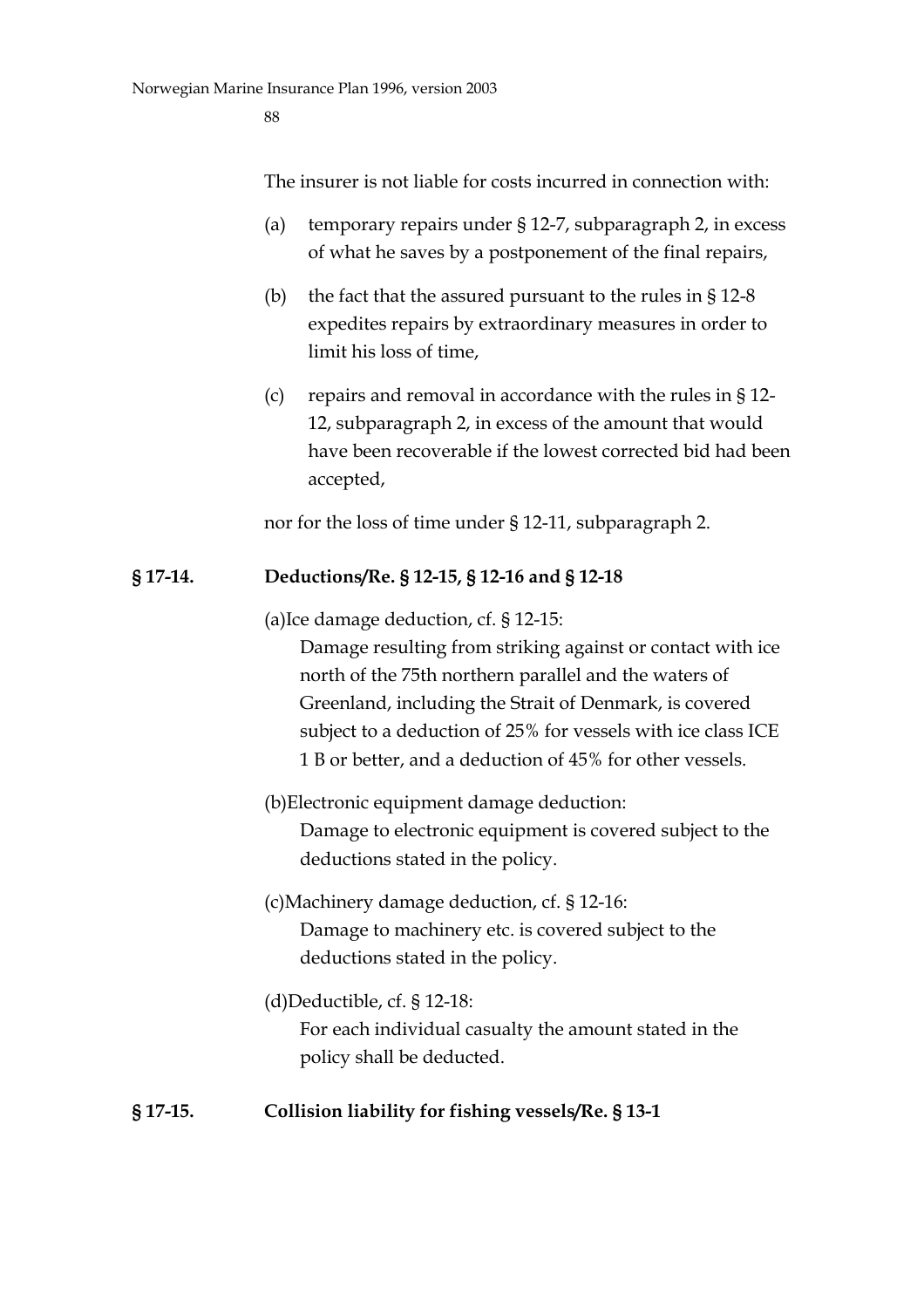The insurer is not liable for costs incurred in connection with:

(a) temporary repairs under § 12-7, subparagraph 2, in excess of what he saves by a postponement of the final repairs,

(b) the fact that the assured pursuant to the rules in § 12-8 expedites repairs by extraordinary measures in order to limit his loss of time,

(c) repairs and removal in accordance with the rules in § 12-12, subparagraph 2, in excess of the amount that would have been recoverable if the lowest corrected bid had been accepted,

nor for the loss of time under § 12-11, subparagraph 2.

**§ 17-14. Deductions/Re. § 12-15, § 12-16 and § 12-18**

(a)Ice damage deduction, cf. § 12-15:

Damage resulting from striking against or contact with ice north of the 75th northern parallel and the waters of Greenland, including the Strait of Denmark, is covered subject to a deduction of 25% for vessels with ice class ICE 1 B or better, and a deduction of 45% for other vessels.

(b)Electronic equipment damage deduction:

Damage to electronic equipment is covered subject to the deductions stated in the policy.

(c)Machinery damage deduction, cf. § 12-16:

Damage to machinery etc. is covered subject to the deductions stated in the policy.

(d)Deductible, cf. § 12-18:

For each individual casualty the amount stated in the policy shall be deducted.

**§ 17-15. Collision liability for fishing vessels/Re. § 13-1**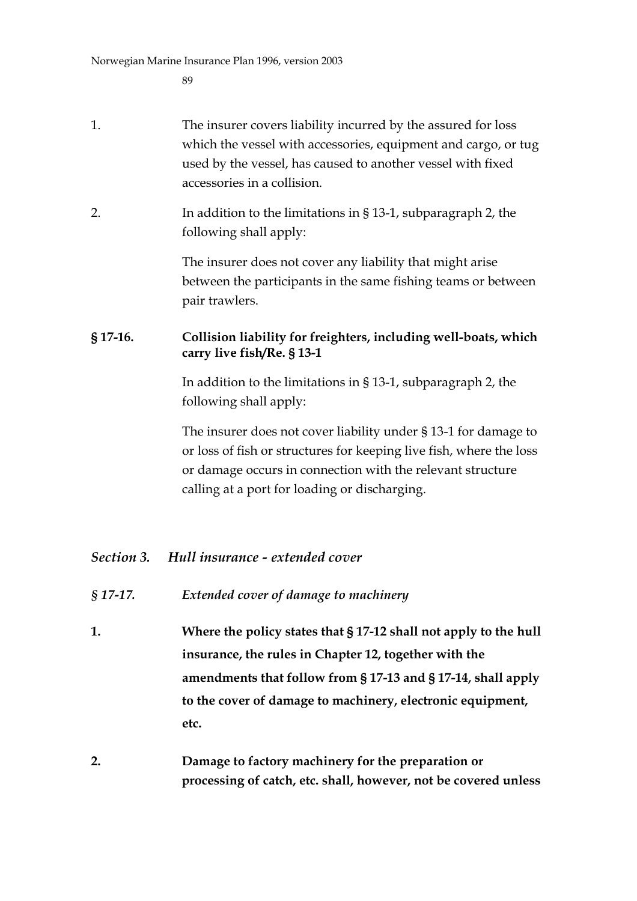1. The insurer covers liability incurred by the assured for loss which the vessel with accessories, equipment and cargo, or tug used by the vessel, has caused to another vessel with fixed accessories in a collision.

2. In addition to the limitations in § 13-1, subparagraph 2, the following shall apply:

   The insurer does not cover any liability that might arise between the participants in the same fishing teams or between pair trawlers.

**§ 17-16. Collision liability for freighters, including well-boats, which carry live fish/Re. § 13-1**

In addition to the limitations in § 13-1, subparagraph 2, the following shall apply:

The insurer does not cover liability under § 13-1 for damage to or loss of fish or structures for keeping live fish, where the loss or damage occurs in connection with the relevant structure calling at a port for loading or discharging.

## *Section 3. Hull insurance - extended cover*

*§ 17-17. Extended cover of damage to machinery*

**1. Where the policy states that § 17-12 shall not apply to the hull insurance, the rules in Chapter 12, together with the amendments that follow from § 17-13 and § 17-14, shall apply to the cover of damage to machinery, electronic equipment, etc.**

**2. Damage to factory machinery for the preparation or processing of catch, etc. shall, however, not be covered unless**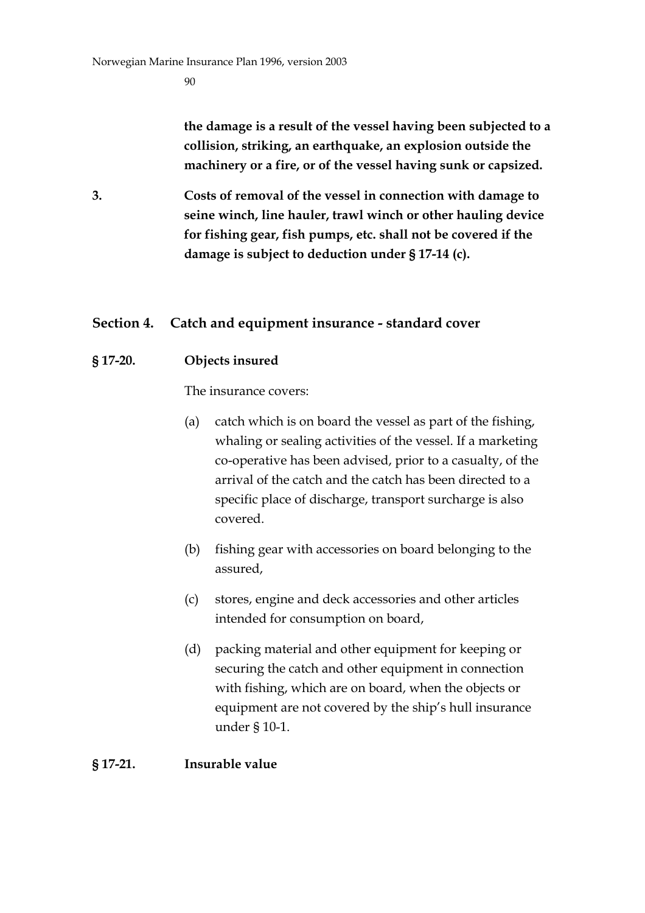**the damage is a result of the vessel having been subjected to a collision, striking, an earthquake, an explosion outside the machinery or a fire, or of the vessel having sunk or capsized.**

**3.** **Costs of removal of the vessel in connection with damage to seine winch, line hauler, trawl winch or other hauling device for fishing gear, fish pumps, etc. shall not be covered if the damage is subject to deduction under § 17-14 (c).**

## Section 4. Catch and equipment insurance - standard cover

### § 17-20. Objects insured

The insurance covers:

(a) catch which is on board the vessel as part of the fishing, whaling or sealing activities of the vessel. If a marketing co-operative has been advised, prior to a casualty, of the arrival of the catch and the catch has been directed to a specific place of discharge, transport surcharge is also covered.

(b) fishing gear with accessories on board belonging to the assured,

(c) stores, engine and deck accessories and other articles intended for consumption on board,

(d) packing material and other equipment for keeping or securing the catch and other equipment in connection with fishing, which are on board, when the objects or equipment are not covered by the ship's hull insurance under § 10-1.

### § 17-21. Insurable value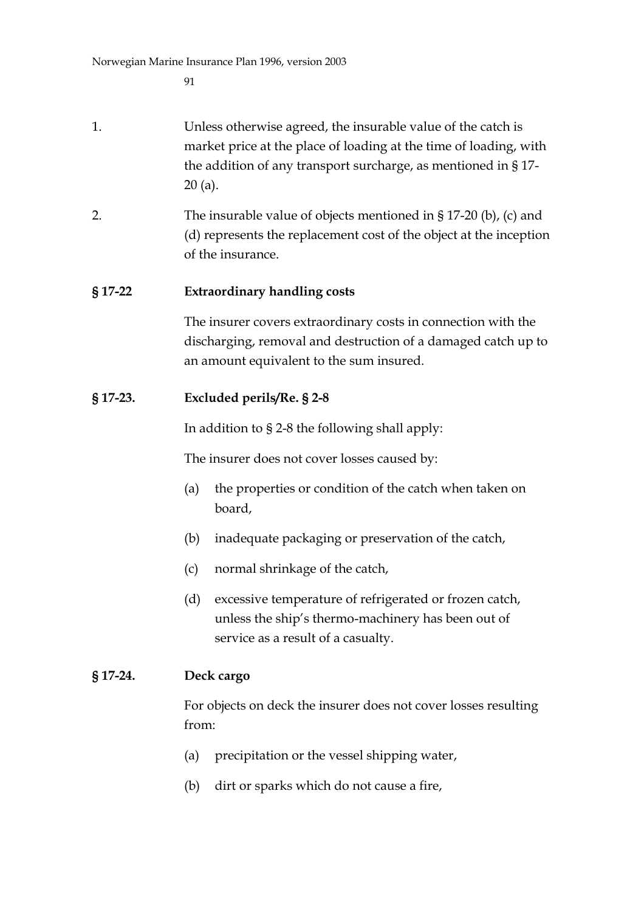1. Unless otherwise agreed, the insurable value of the catch is market price at the place of loading at the time of loading, with the addition of any transport surcharge, as mentioned in § 17-20 (a).

2. The insurable value of objects mentioned in § 17-20 (b), (c) and (d) represents the replacement cost of the object at the inception of the insurance.

### § 17-22 Extraordinary handling costs

The insurer covers extraordinary costs in connection with the discharging, removal and destruction of a damaged catch up to an amount equivalent to the sum insured.

### § 17-23. Excluded perils/Re. § 2-8

In addition to § 2-8 the following shall apply:

The insurer does not cover losses caused by:

(a) the properties or condition of the catch when taken on board,

(b) inadequate packaging or preservation of the catch,

(c) normal shrinkage of the catch,

(d) excessive temperature of refrigerated or frozen catch, unless the ship's thermo-machinery has been out of service as a result of a casualty.

### § 17-24. Deck cargo

For objects on deck the insurer does not cover losses resulting from:

(a) precipitation or the vessel shipping water,

(b) dirt or sparks which do not cause a fire,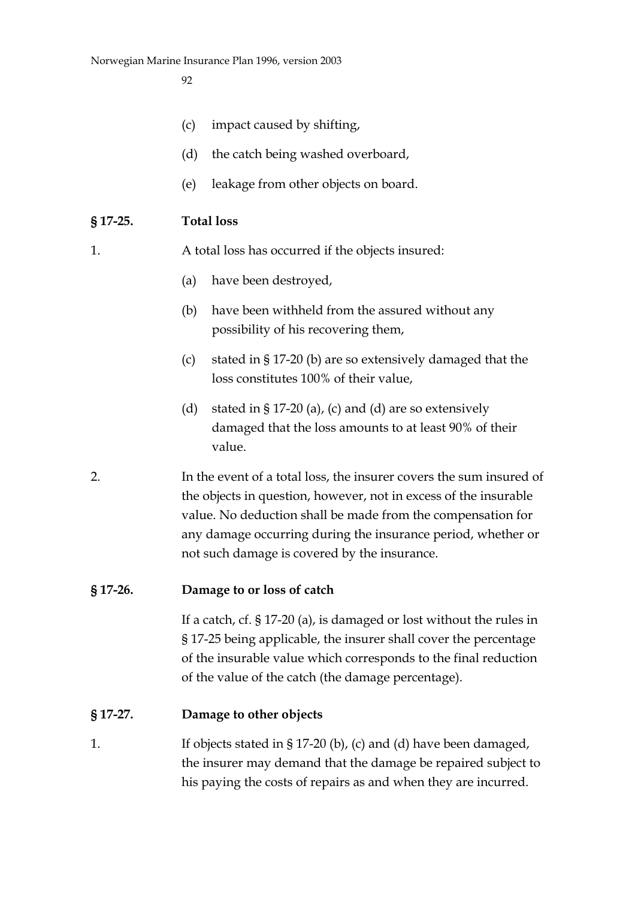(c) impact caused by shifting,

(d) the catch being washed overboard,

(e) leakage from other objects on board.

**§ 17-25. Total loss**

1. A total loss has occurred if the objects insured:

   (a) have been destroyed,

   (b) have been withheld from the assured without any possibility of his recovering them,

   (c) stated in § 17-20 (b) are so extensively damaged that the loss constitutes 100% of their value,

   (d) stated in § 17-20 (a), (c) and (d) are so extensively damaged that the loss amounts to at least 90% of their value.

2. In the event of a total loss, the insurer covers the sum insured of the objects in question, however, not in excess of the insurable value. No deduction shall be made from the compensation for any damage occurring during the insurance period, whether or not such damage is covered by the insurance.

**§ 17-26. Damage to or loss of catch**

If a catch, cf. § 17-20 (a), is damaged or lost without the rules in § 17-25 being applicable, the insurer shall cover the percentage of the insurable value which corresponds to the final reduction of the value of the catch (the damage percentage).

**§ 17-27. Damage to other objects**

1. If objects stated in § 17-20 (b), (c) and (d) have been damaged, the insurer may demand that the damage be repaired subject to his paying the costs of repairs as and when they are incurred.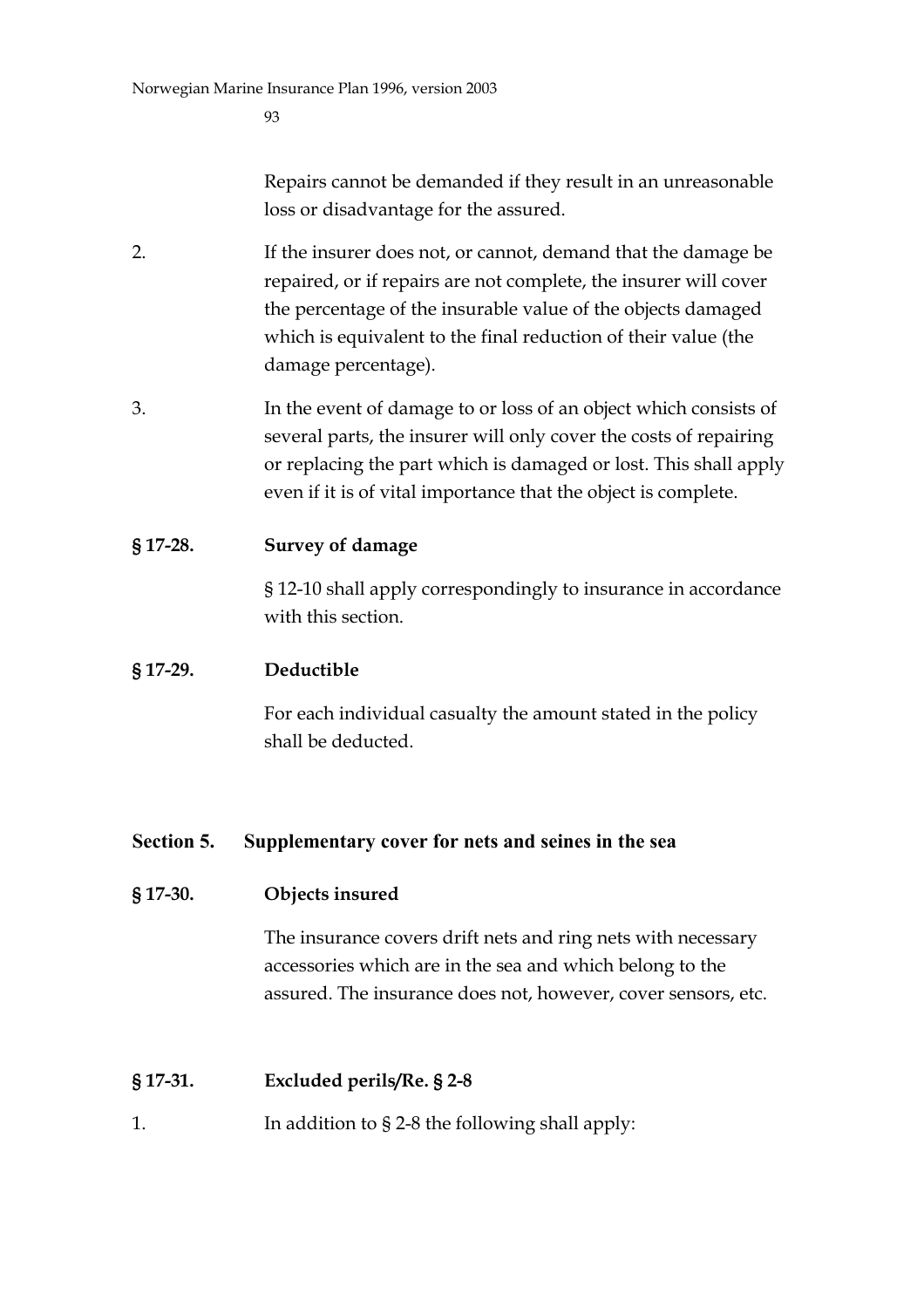Repairs cannot be demanded if they result in an unreasonable loss or disadvantage for the assured.

2. If the insurer does not, or cannot, demand that the damage be repaired, or if repairs are not complete, the insurer will cover the percentage of the insurable value of the objects damaged which is equivalent to the final reduction of their value (the damage percentage).

3. In the event of damage to or loss of an object which consists of several parts, the insurer will only cover the costs of repairing or replacing the part which is damaged or lost. This shall apply even if it is of vital importance that the object is complete.

**§ 17-28. Survey of damage**

§ 12-10 shall apply correspondingly to insurance in accordance with this section.

**§ 17-29. Deductible**

For each individual casualty the amount stated in the policy shall be deducted.

## Section 5. Supplementary cover for nets and seines in the sea

**§ 17-30. Objects insured**

The insurance covers drift nets and ring nets with necessary accessories which are in the sea and which belong to the assured. The insurance does not, however, cover sensors, etc.

**§ 17-31. Excluded perils/Re. § 2-8**

1. In addition to § 2-8 the following shall apply: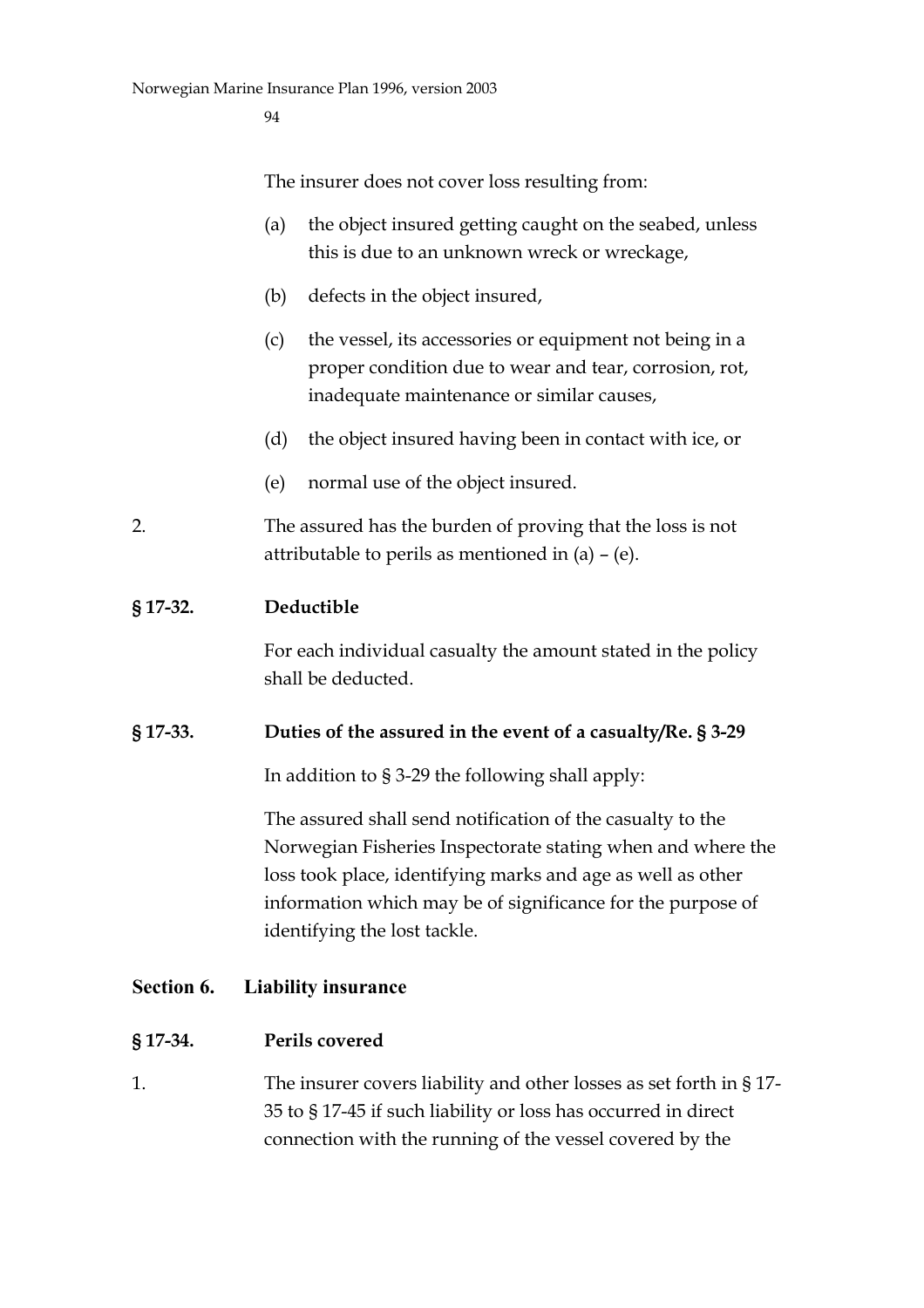The insurer does not cover loss resulting from:

(a) the object insured getting caught on the seabed, unless this is due to an unknown wreck or wreckage,

(b) defects in the object insured,

(c) the vessel, its accessories or equipment not being in a proper condition due to wear and tear, corrosion, rot, inadequate maintenance or similar causes,

(d) the object insured having been in contact with ice, or

(e) normal use of the object insured.

2. The assured has the burden of proving that the loss is not attributable to perils as mentioned in (a) – (e).

**§ 17-32. Deductible**

For each individual casualty the amount stated in the policy shall be deducted.

**§ 17-33. Duties of the assured in the event of a casualty/Re. § 3-29**

In addition to § 3-29 the following shall apply:

The assured shall send notification of the casualty to the Norwegian Fisheries Inspectorate stating when and where the loss took place, identifying marks and age as well as other information which may be of significance for the purpose of identifying the lost tackle.

## Section 6. Liability insurance

**§ 17-34. Perils covered**

1. The insurer covers liability and other losses as set forth in § 17-35 to § 17-45 if such liability or loss has occurred in direct connection with the running of the vessel covered by the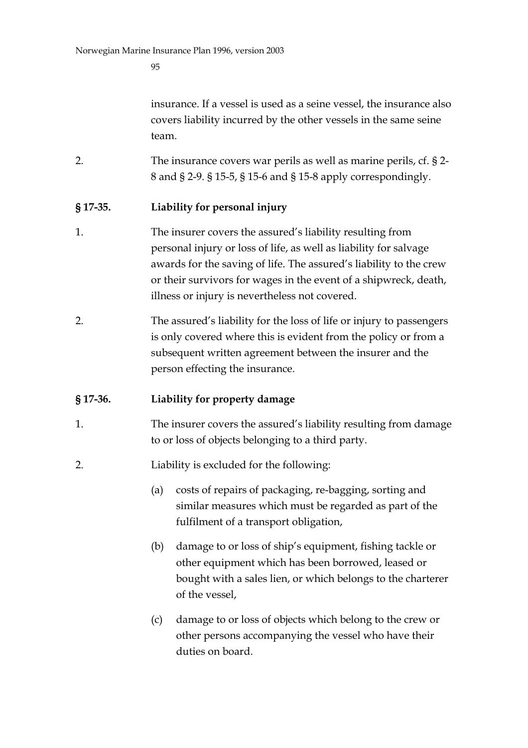insurance. If a vessel is used as a seine vessel, the insurance also covers liability incurred by the other vessels in the same seine team.

2. The insurance covers war perils as well as marine perils, cf. § 2-8 and § 2-9. § 15-5, § 15-6 and § 15-8 apply correspondingly.

### § 17-35. Liability for personal injury

1. The insurer covers the assured's liability resulting from personal injury or loss of life, as well as liability for salvage awards for the saving of life. The assured's liability to the crew or their survivors for wages in the event of a shipwreck, death, illness or injury is nevertheless not covered.

2. The assured's liability for the loss of life or injury to passengers is only covered where this is evident from the policy or from a subsequent written agreement between the insurer and the person effecting the insurance.

### § 17-36. Liability for property damage

1. The insurer covers the assured's liability resulting from damage to or loss of objects belonging to a third party.

2. Liability is excluded for the following:

   (a) costs of repairs of packaging, re-bagging, sorting and similar measures which must be regarded as part of the fulfilment of a transport obligation,

   (b) damage to or loss of ship's equipment, fishing tackle or other equipment which has been borrowed, leased or bought with a sales lien, or which belongs to the charterer of the vessel,

   (c) damage to or loss of objects which belong to the crew or other persons accompanying the vessel who have their duties on board.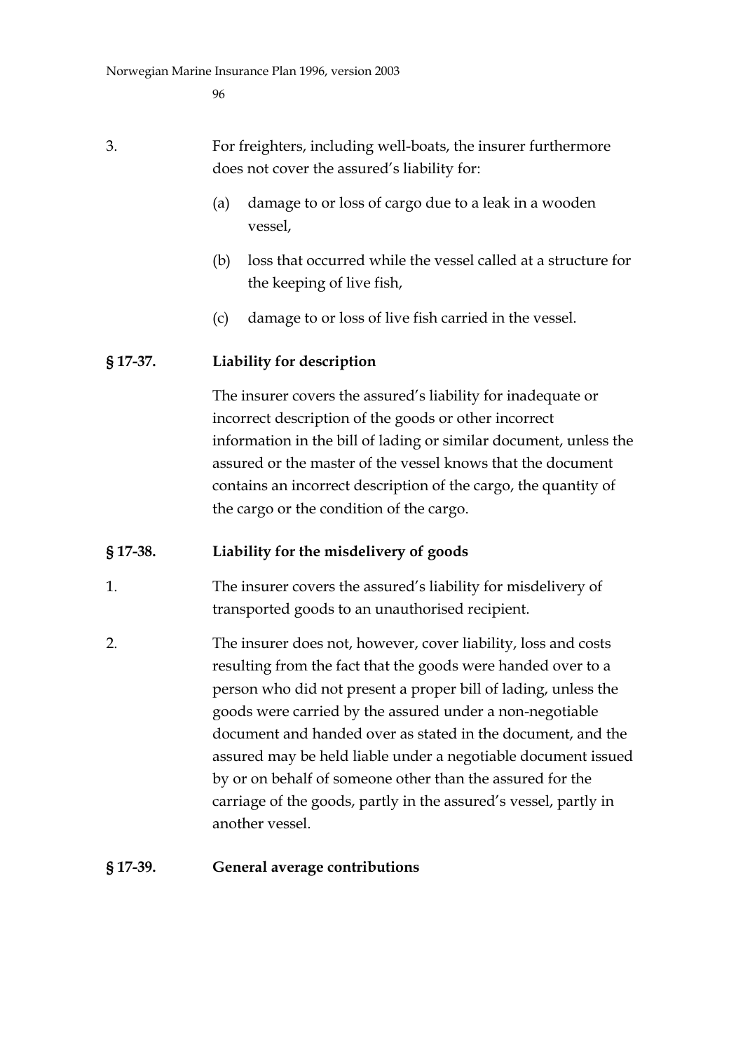3. For freighters, including well-boats, the insurer furthermore does not cover the assured's liability for:

   (a) damage to or loss of cargo due to a leak in a wooden vessel,

   (b) loss that occurred while the vessel called at a structure for the keeping of live fish,

   (c) damage to or loss of live fish carried in the vessel.

**§ 17-37. Liability for description**

The insurer covers the assured's liability for inadequate or incorrect description of the goods or other incorrect information in the bill of lading or similar document, unless the assured or the master of the vessel knows that the document contains an incorrect description of the cargo, the quantity of the cargo or the condition of the cargo.

**§ 17-38. Liability for the misdelivery of goods**

1. The insurer covers the assured's liability for misdelivery of transported goods to an unauthorised recipient.

2. The insurer does not, however, cover liability, loss and costs resulting from the fact that the goods were handed over to a person who did not present a proper bill of lading, unless the goods were carried by the assured under a non-negotiable document and handed over as stated in the document, and the assured may be held liable under a negotiable document issued by or on behalf of someone other than the assured for the carriage of the goods, partly in the assured's vessel, partly in another vessel.

**§ 17-39. General average contributions**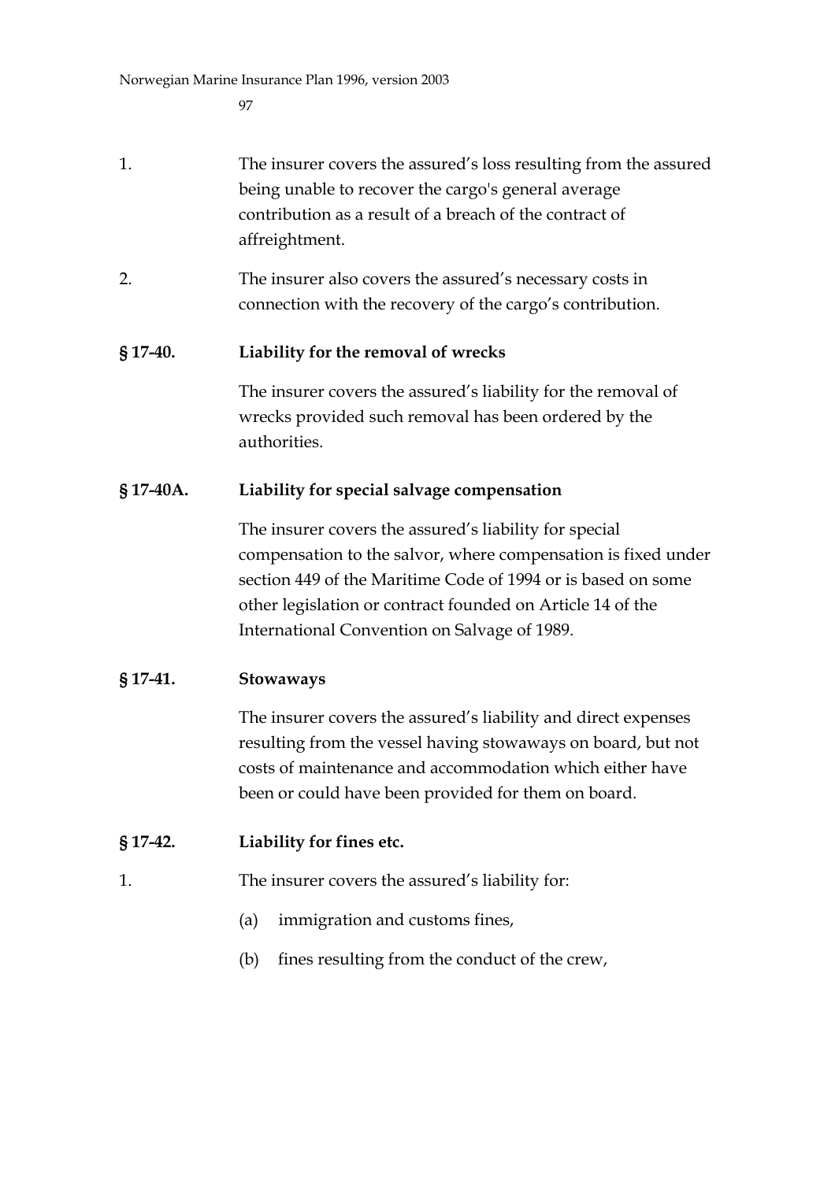1. The insurer covers the assured's loss resulting from the assured being unable to recover the cargo's general average contribution as a result of a breach of the contract of affreightment.

2. The insurer also covers the assured's necessary costs in connection with the recovery of the cargo's contribution.

### § 17-40. Liability for the removal of wrecks

The insurer covers the assured's liability for the removal of wrecks provided such removal has been ordered by the authorities.

### § 17-40A. Liability for special salvage compensation

The insurer covers the assured's liability for special compensation to the salvor, where compensation is fixed under section 449 of the Maritime Code of 1994 or is based on some other legislation or contract founded on Article 14 of the International Convention on Salvage of 1989.

### § 17-41. Stowaways

The insurer covers the assured's liability and direct expenses resulting from the vessel having stowaways on board, but not costs of maintenance and accommodation which either have been or could have been provided for them on board.

### § 17-42. Liability for fines etc.

1. The insurer covers the assured's liability for:

   (a) immigration and customs fines,

   (b) fines resulting from the conduct of the crew,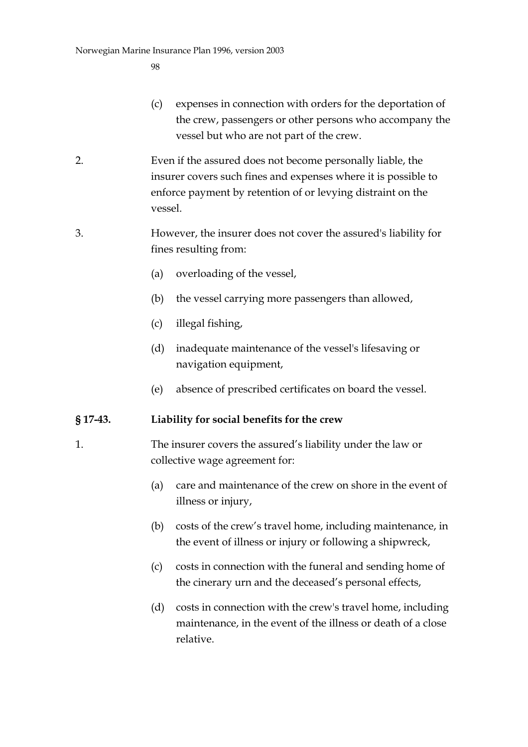(c) expenses in connection with orders for the deportation of the crew, passengers or other persons who accompany the vessel but who are not part of the crew.

2. Even if the assured does not become personally liable, the insurer covers such fines and expenses where it is possible to enforce payment by retention of or levying distraint on the vessel.

3. However, the insurer does not cover the assured's liability for fines resulting from:

   (a) overloading of the vessel,

   (b) the vessel carrying more passengers than allowed,

   (c) illegal fishing,

   (d) inadequate maintenance of the vessel's lifesaving or navigation equipment,

   (e) absence of prescribed certificates on board the vessel.

**§ 17-43. Liability for social benefits for the crew**

1. The insurer covers the assured's liability under the law or collective wage agreement for:

   (a) care and maintenance of the crew on shore in the event of illness or injury,

   (b) costs of the crew's travel home, including maintenance, in the event of illness or injury or following a shipwreck,

   (c) costs in connection with the funeral and sending home of the cinerary urn and the deceased's personal effects,

   (d) costs in connection with the crew's travel home, including maintenance, in the event of the illness or death of a close relative.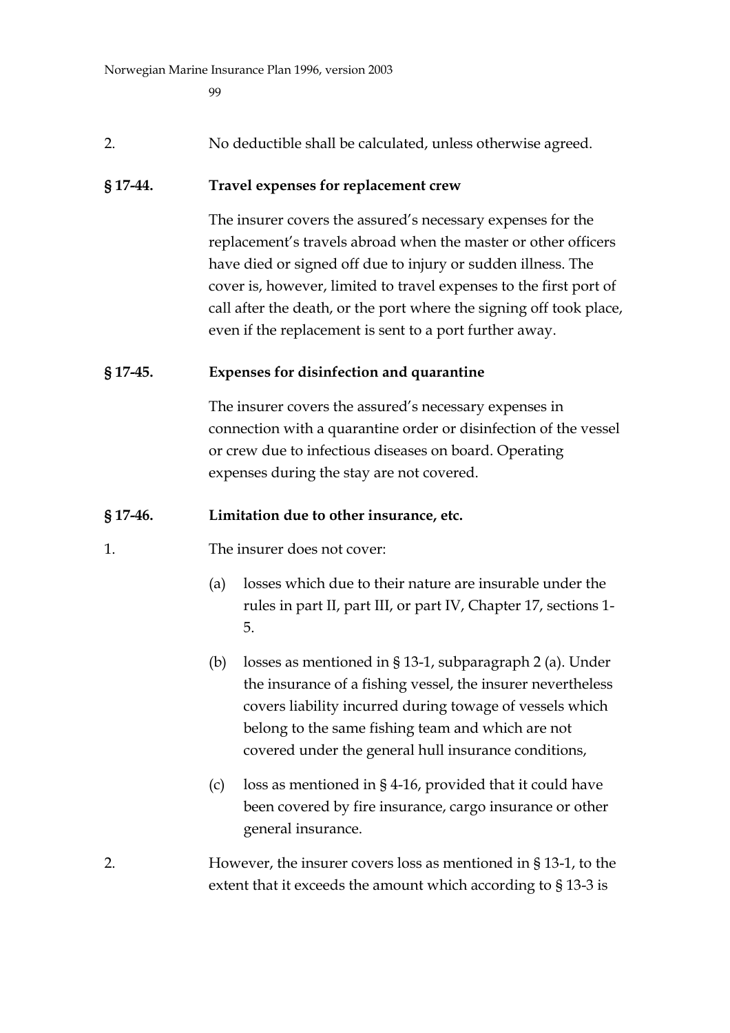2. No deductible shall be calculated, unless otherwise agreed.

**§ 17-44. Travel expenses for replacement crew**

The insurer covers the assured's necessary expenses for the replacement's travels abroad when the master or other officers have died or signed off due to injury or sudden illness. The cover is, however, limited to travel expenses to the first port of call after the death, or the port where the signing off took place, even if the replacement is sent to a port further away.

**§ 17-45. Expenses for disinfection and quarantine**

The insurer covers the assured's necessary expenses in connection with a quarantine order or disinfection of the vessel or crew due to infectious diseases on board. Operating expenses during the stay are not covered.

**§ 17-46. Limitation due to other insurance, etc.**

1. The insurer does not cover:

   (a) losses which due to their nature are insurable under the rules in part II, part III, or part IV, Chapter 17, sections 1-5.

   (b) losses as mentioned in § 13-1, subparagraph 2 (a). Under the insurance of a fishing vessel, the insurer nevertheless covers liability incurred during towage of vessels which belong to the same fishing team and which are not covered under the general hull insurance conditions,

   (c) loss as mentioned in § 4-16, provided that it could have been covered by fire insurance, cargo insurance or other general insurance.

2. However, the insurer covers loss as mentioned in § 13-1, to the extent that it exceeds the amount which according to § 13-3 is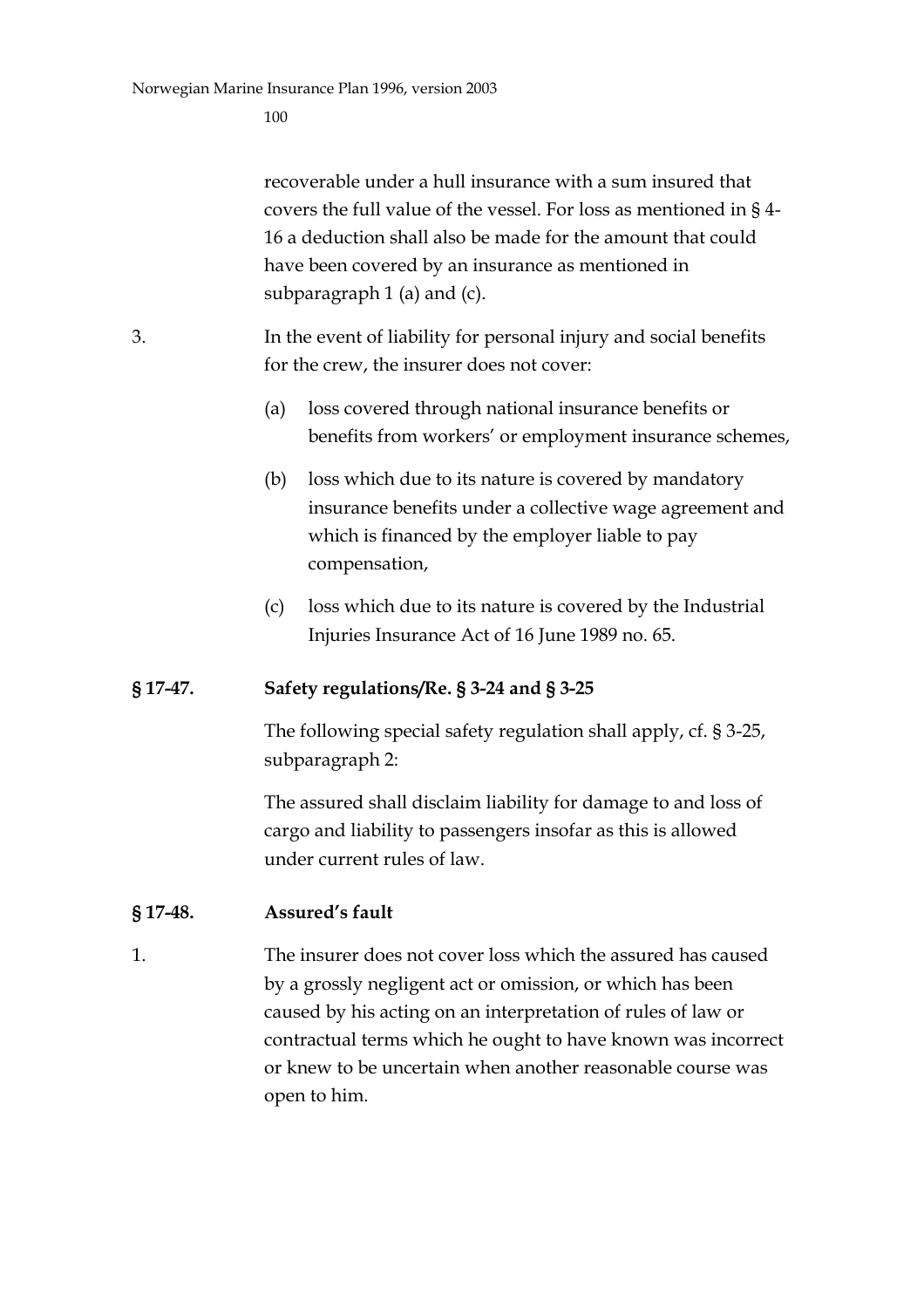recoverable under a hull insurance with a sum insured that covers the full value of the vessel. For loss as mentioned in § 4-16 a deduction shall also be made for the amount that could have been covered by an insurance as mentioned in subparagraph 1 (a) and (c).

3. In the event of liability for personal injury and social benefits for the crew, the insurer does not cover:

   (a) loss covered through national insurance benefits or benefits from workers' or employment insurance schemes,

   (b) loss which due to its nature is covered by mandatory insurance benefits under a collective wage agreement and which is financed by the employer liable to pay compensation,

   (c) loss which due to its nature is covered by the Industrial Injuries Insurance Act of 16 June 1989 no. 65.

### § 17-47. Safety regulations/Re. § 3-24 and § 3-25

The following special safety regulation shall apply, cf. § 3-25, subparagraph 2:

The assured shall disclaim liability for damage to and loss of cargo and liability to passengers insofar as this is allowed under current rules of law.

### § 17-48. Assured's fault

1. The insurer does not cover loss which the assured has caused by a grossly negligent act or omission, or which has been caused by his acting on an interpretation of rules of law or contractual terms which he ought to have known was incorrect or knew to be uncertain when another reasonable course was open to him.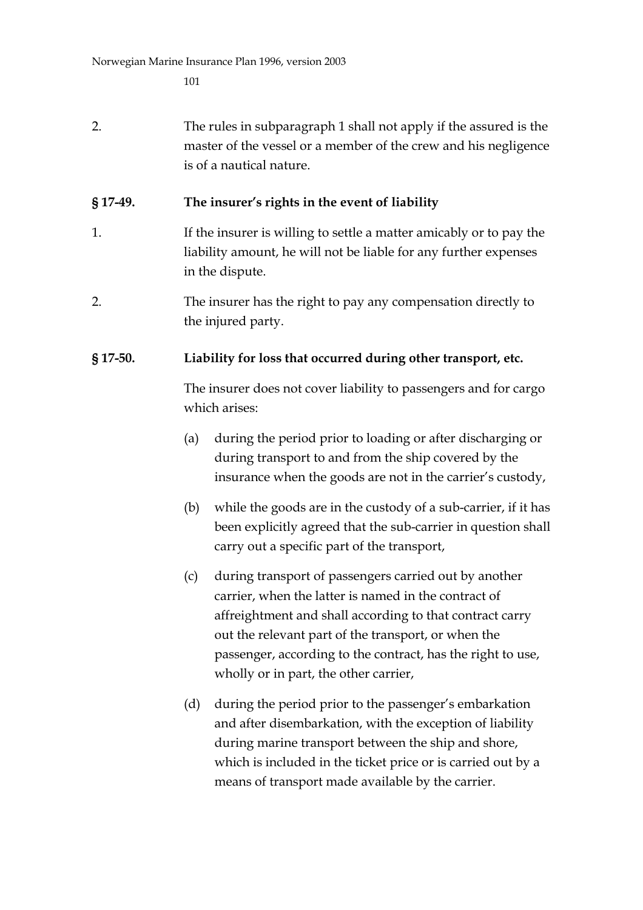2. The rules in subparagraph 1 shall not apply if the assured is the master of the vessel or a member of the crew and his negligence is of a nautical nature.

### § 17-49. The insurer's rights in the event of liability

1. If the insurer is willing to settle a matter amicably or to pay the liability amount, he will not be liable for any further expenses in the dispute.

2. The insurer has the right to pay any compensation directly to the injured party.

### § 17-50. Liability for loss that occurred during other transport, etc.

The insurer does not cover liability to passengers and for cargo which arises:

(a) during the period prior to loading or after discharging or during transport to and from the ship covered by the insurance when the goods are not in the carrier's custody,

(b) while the goods are in the custody of a sub-carrier, if it has been explicitly agreed that the sub-carrier in question shall carry out a specific part of the transport,

(c) during transport of passengers carried out by another carrier, when the latter is named in the contract of affreightment and shall according to that contract carry out the relevant part of the transport, or when the passenger, according to the contract, has the right to use, wholly or in part, the other carrier,

(d) during the period prior to the passenger's embarkation and after disembarkation, with the exception of liability during marine transport between the ship and shore, which is included in the ticket price or is carried out by a means of transport made available by the carrier.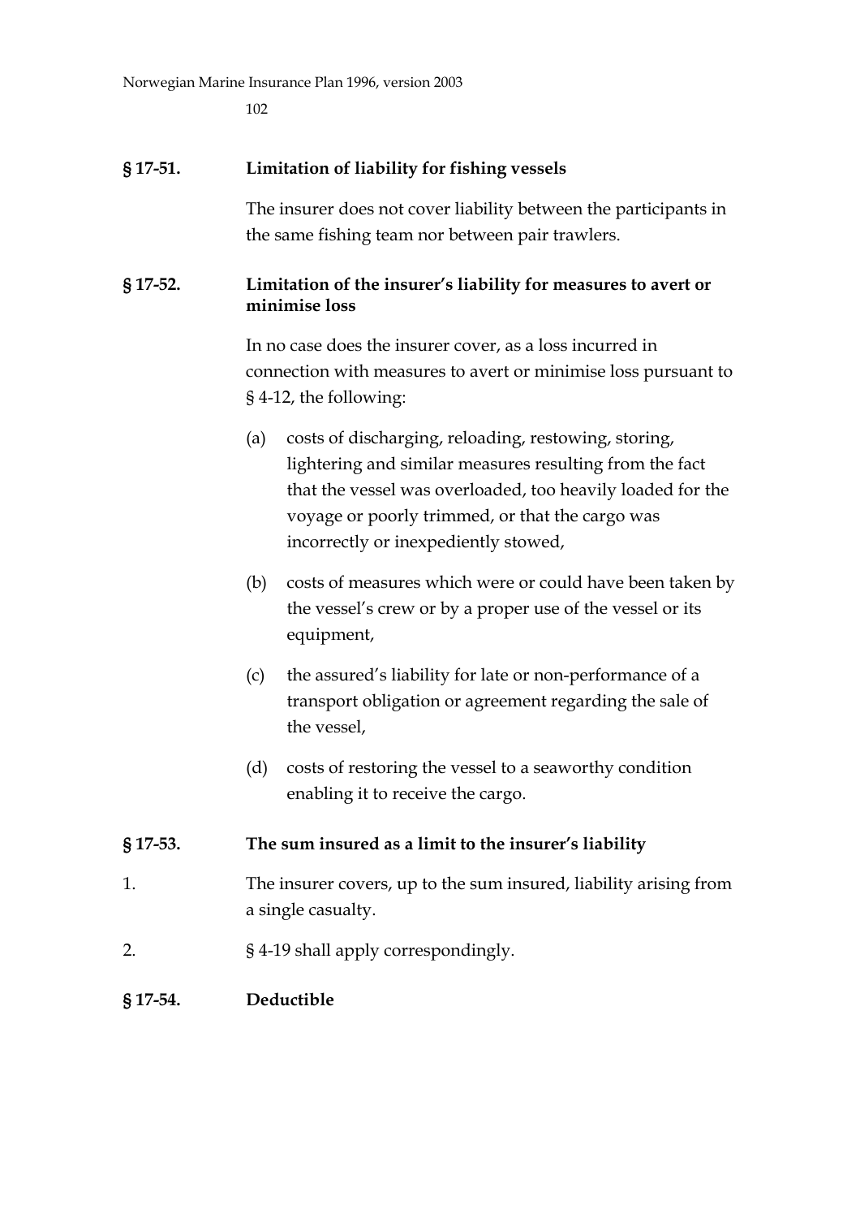### § 17-51. Limitation of liability for fishing vessels

The insurer does not cover liability between the participants in the same fishing team nor between pair trawlers.

### § 17-52. Limitation of the insurer's liability for measures to avert or minimise loss

In no case does the insurer cover, as a loss incurred in connection with measures to avert or minimise loss pursuant to § 4-12, the following:

(a) costs of discharging, reloading, restowing, storing, lightering and similar measures resulting from the fact that the vessel was overloaded, too heavily loaded for the voyage or poorly trimmed, or that the cargo was incorrectly or inexpediently stowed,

(b) costs of measures which were or could have been taken by the vessel's crew or by a proper use of the vessel or its equipment,

(c) the assured's liability for late or non-performance of a transport obligation or agreement regarding the sale of the vessel,

(d) costs of restoring the vessel to a seaworthy condition enabling it to receive the cargo.

### § 17-53. The sum insured as a limit to the insurer's liability

1. The insurer covers, up to the sum insured, liability arising from a single casualty.

2. § 4-19 shall apply correspondingly.

### § 17-54. Deductible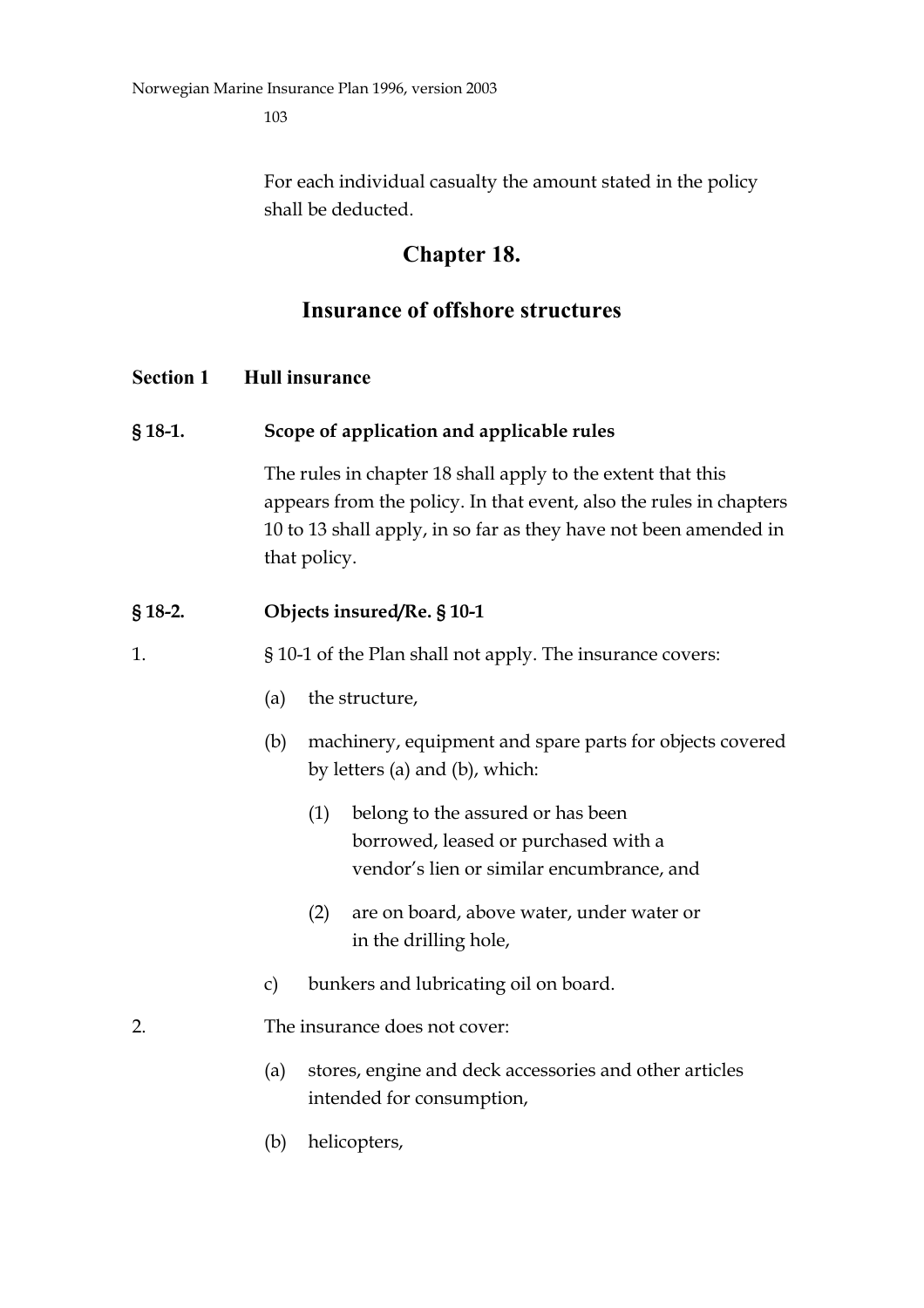For each individual casualty the amount stated in the policy shall be deducted.

# Chapter 18.

## Insurance of offshore structures

### Section 1 Hull insurance

**§ 18-1. Scope of application and applicable rules**

The rules in chapter 18 shall apply to the extent that this appears from the policy. In that event, also the rules in chapters 10 to 13 shall apply, in so far as they have not been amended in that policy.

**§ 18-2. Objects insured/Re. § 10-1**

1. § 10-1 of the Plan shall not apply. The insurance covers:

   (a) the structure,

   (b) machinery, equipment and spare parts for objects covered by letters (a) and (b), which:

      (1) belong to the assured or has been borrowed, leased or purchased with a vendor's lien or similar encumbrance, and

      (2) are on board, above water, under water or in the drilling hole,

   c) bunkers and lubricating oil on board.

2. The insurance does not cover:

   (a) stores, engine and deck accessories and other articles intended for consumption,

   (b) helicopters,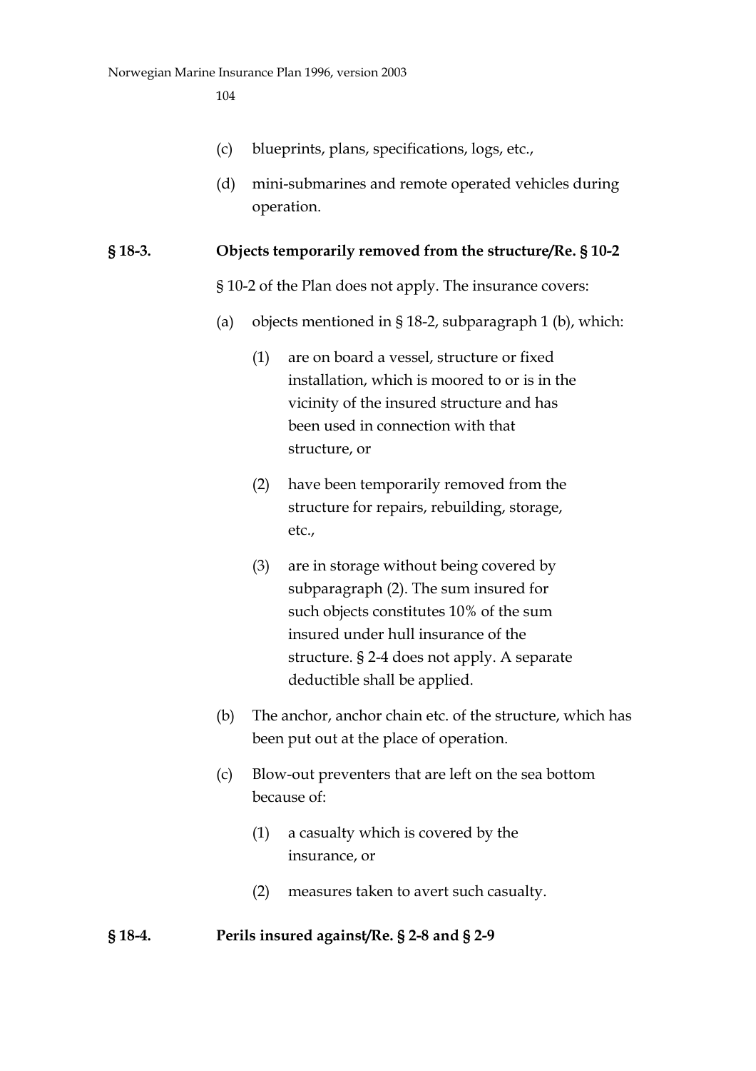(c) blueprints, plans, specifications, logs, etc.,

(d) mini-submarines and remote operated vehicles during operation.

### § 18-3. Objects temporarily removed from the structure/Re. § 10-2

§ 10-2 of the Plan does not apply. The insurance covers:

(a) objects mentioned in § 18-2, subparagraph 1 (b), which:

  (1) are on board a vessel, structure or fixed installation, which is moored to or is in the vicinity of the insured structure and has been used in connection with that structure, or

  (2) have been temporarily removed from the structure for repairs, rebuilding, storage, etc.,

  (3) are in storage without being covered by subparagraph (2). The sum insured for such objects constitutes 10% of the sum insured under hull insurance of the structure. § 2-4 does not apply. A separate deductible shall be applied.

(b) The anchor, anchor chain etc. of the structure, which has been put out at the place of operation.

(c) Blow-out preventers that are left on the sea bottom because of:

  (1) a casualty which is covered by the insurance, or

  (2) measures taken to avert such casualty.

### § 18-4. Perils insured against/Re. § 2-8 and § 2-9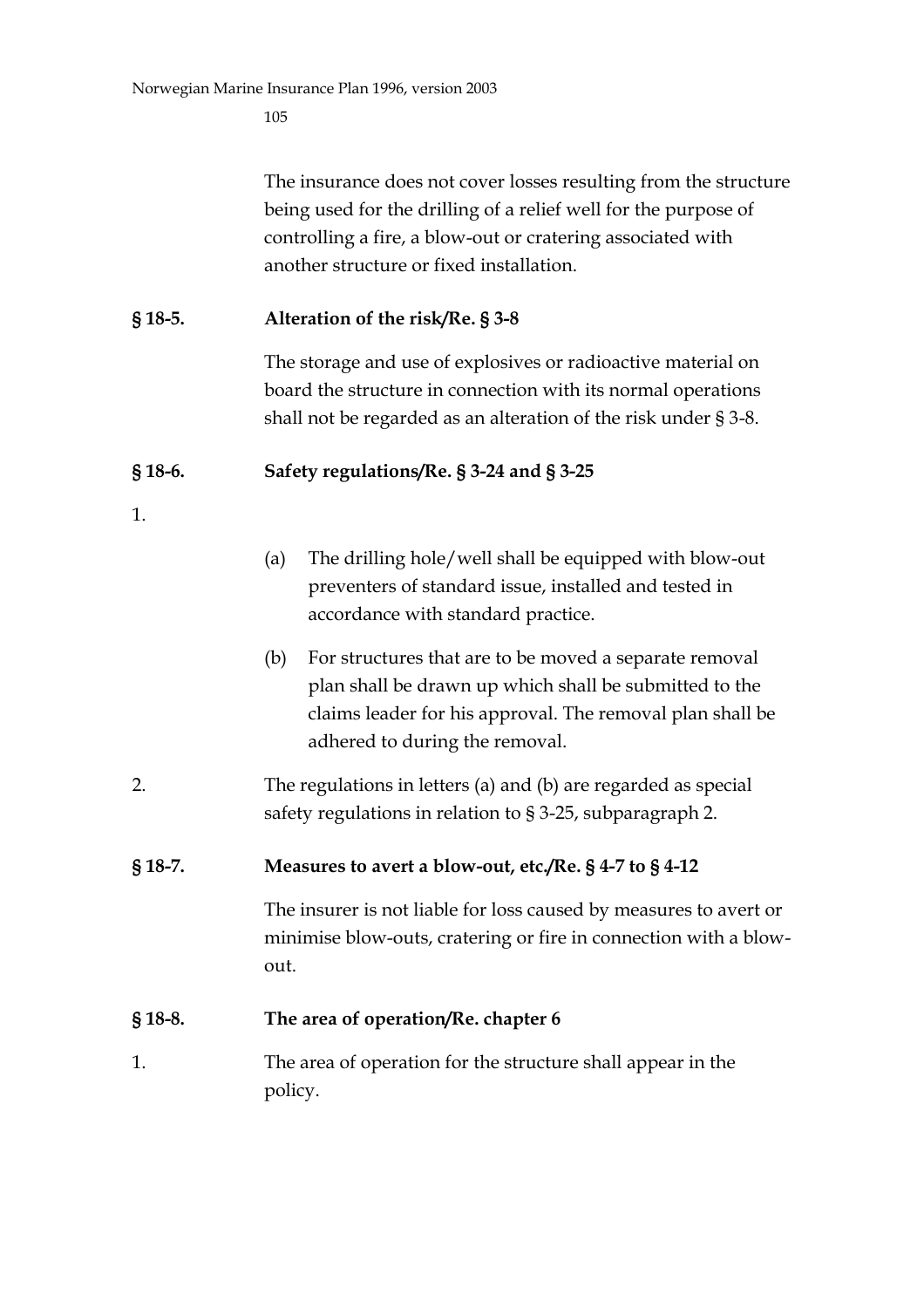The insurance does not cover losses resulting from the structure being used for the drilling of a relief well for the purpose of controlling a fire, a blow-out or cratering associated with another structure or fixed installation.

**§ 18-5. Alteration of the risk/Re. § 3-8**

The storage and use of explosives or radioactive material on board the structure in connection with its normal operations shall not be regarded as an alteration of the risk under § 3-8.

**§ 18-6. Safety regulations/Re. § 3-24 and § 3-25**

1.

(a) The drilling hole/well shall be equipped with blow-out preventers of standard issue, installed and tested in accordance with standard practice.

(b) For structures that are to be moved a separate removal plan shall be drawn up which shall be submitted to the claims leader for his approval. The removal plan shall be adhered to during the removal.

2. The regulations in letters (a) and (b) are regarded as special safety regulations in relation to § 3-25, subparagraph 2.

**§ 18-7. Measures to avert a blow-out, etc./Re. § 4-7 to § 4-12**

The insurer is not liable for loss caused by measures to avert or minimise blow-outs, cratering or fire in connection with a blow-out.

**§ 18-8. The area of operation/Re. chapter 6**

1. The area of operation for the structure shall appear in the policy.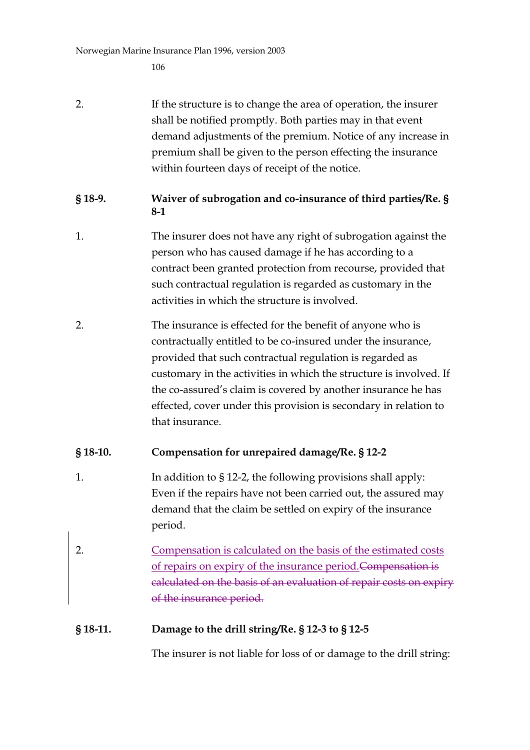2. If the structure is to change the area of operation, the insurer shall be notified promptly. Both parties may in that event demand adjustments of the premium. Notice of any increase in premium shall be given to the person effecting the insurance within fourteen days of receipt of the notice.

### § 18-9. Waiver of subrogation and co-insurance of third parties/Re. § 8-1

1. The insurer does not have any right of subrogation against the person who has caused damage if he has according to a contract been granted protection from recourse, provided that such contractual regulation is regarded as customary in the activities in which the structure is involved.

2. The insurance is effected for the benefit of anyone who is contractually entitled to be co-insured under the insurance, provided that such contractual regulation is regarded as customary in the activities in which the structure is involved. If the co-assured's claim is covered by another insurance he has effected, cover under this provision is secondary in relation to that insurance.

### § 18-10. Compensation for unrepaired damage/Re. § 12-2

1. In addition to § 12-2, the following provisions shall apply: Even if the repairs have not been carried out, the assured may demand that the claim be settled on expiry of the insurance period.

2. Compensation is calculated on the basis of the estimated costs of repairs on expiry of the insurance period.~~Compensation is calculated on the basis of an evaluation of repair costs on expiry of the insurance period.~~

### § 18-11. Damage to the drill string/Re. § 12-3 to § 12-5

The insurer is not liable for loss of or damage to the drill string: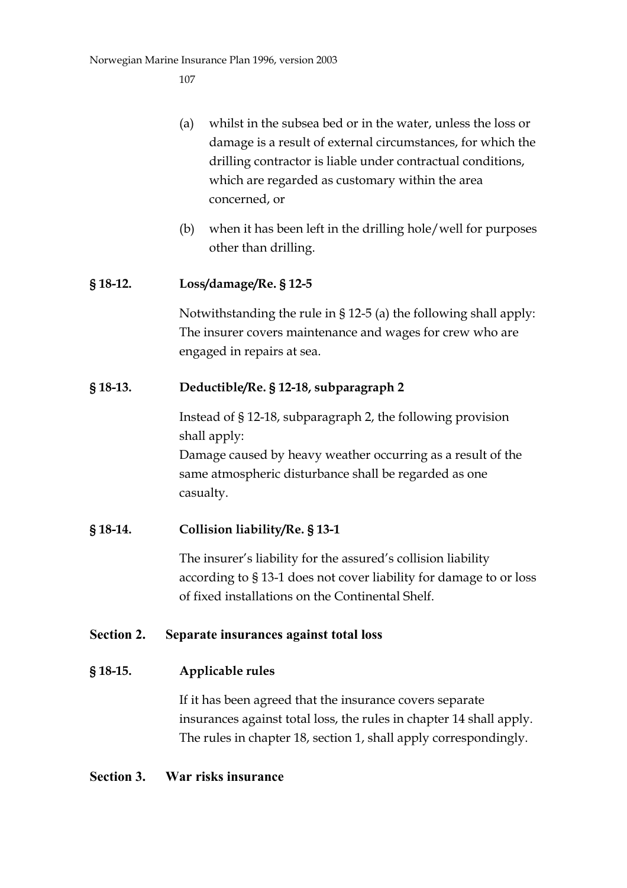(a) whilst in the subsea bed or in the water, unless the loss or damage is a result of external circumstances, for which the drilling contractor is liable under contractual conditions, which are regarded as customary within the area concerned, or

(b) when it has been left in the drilling hole/well for purposes other than drilling.

### § 18-12. Loss/damage/Re. § 12-5

Notwithstanding the rule in § 12-5 (a) the following shall apply: The insurer covers maintenance and wages for crew who are engaged in repairs at sea.

### § 18-13. Deductible/Re. § 12-18, subparagraph 2

Instead of § 12-18, subparagraph 2, the following provision shall apply:
Damage caused by heavy weather occurring as a result of the same atmospheric disturbance shall be regarded as one casualty.

### § 18-14. Collision liability/Re. § 13-1

The insurer's liability for the assured's collision liability according to § 13-1 does not cover liability for damage to or loss of fixed installations on the Continental Shelf.

## Section 2. Separate insurances against total loss

### § 18-15. Applicable rules

If it has been agreed that the insurance covers separate insurances against total loss, the rules in chapter 14 shall apply. The rules in chapter 18, section 1, shall apply correspondingly.

## Section 3. War risks insurance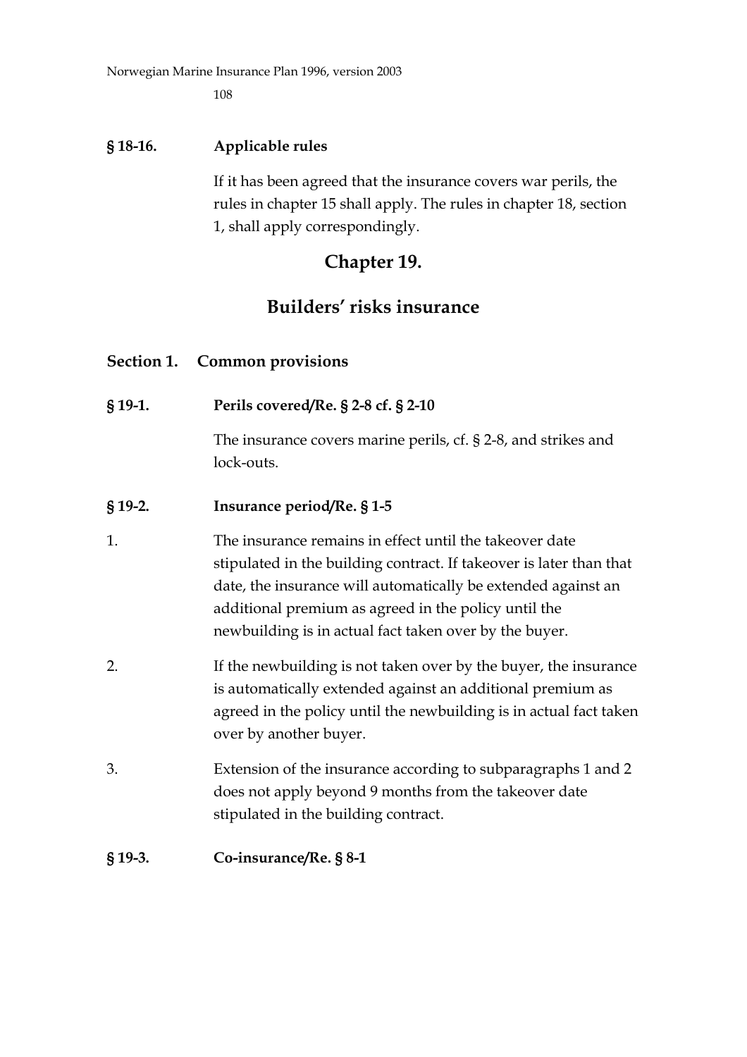**§ 18-16. Applicable rules**

If it has been agreed that the insurance covers war perils, the rules in chapter 15 shall apply. The rules in chapter 18, section 1, shall apply correspondingly.

# Chapter 19.

# Builders' risks insurance

## Section 1. Common provisions

**§ 19-1. Perils covered/Re. § 2-8 cf. § 2-10**

The insurance covers marine perils, cf. § 2-8, and strikes and lock-outs.

**§ 19-2. Insurance period/Re. § 1-5**

1. The insurance remains in effect until the takeover date stipulated in the building contract. If takeover is later than that date, the insurance will automatically be extended against an additional premium as agreed in the policy until the newbuilding is in actual fact taken over by the buyer.

2. If the newbuilding is not taken over by the buyer, the insurance is automatically extended against an additional premium as agreed in the policy until the newbuilding is in actual fact taken over by another buyer.

3. Extension of the insurance according to subparagraphs 1 and 2 does not apply beyond 9 months from the takeover date stipulated in the building contract.

**§ 19-3. Co-insurance/Re. § 8-1**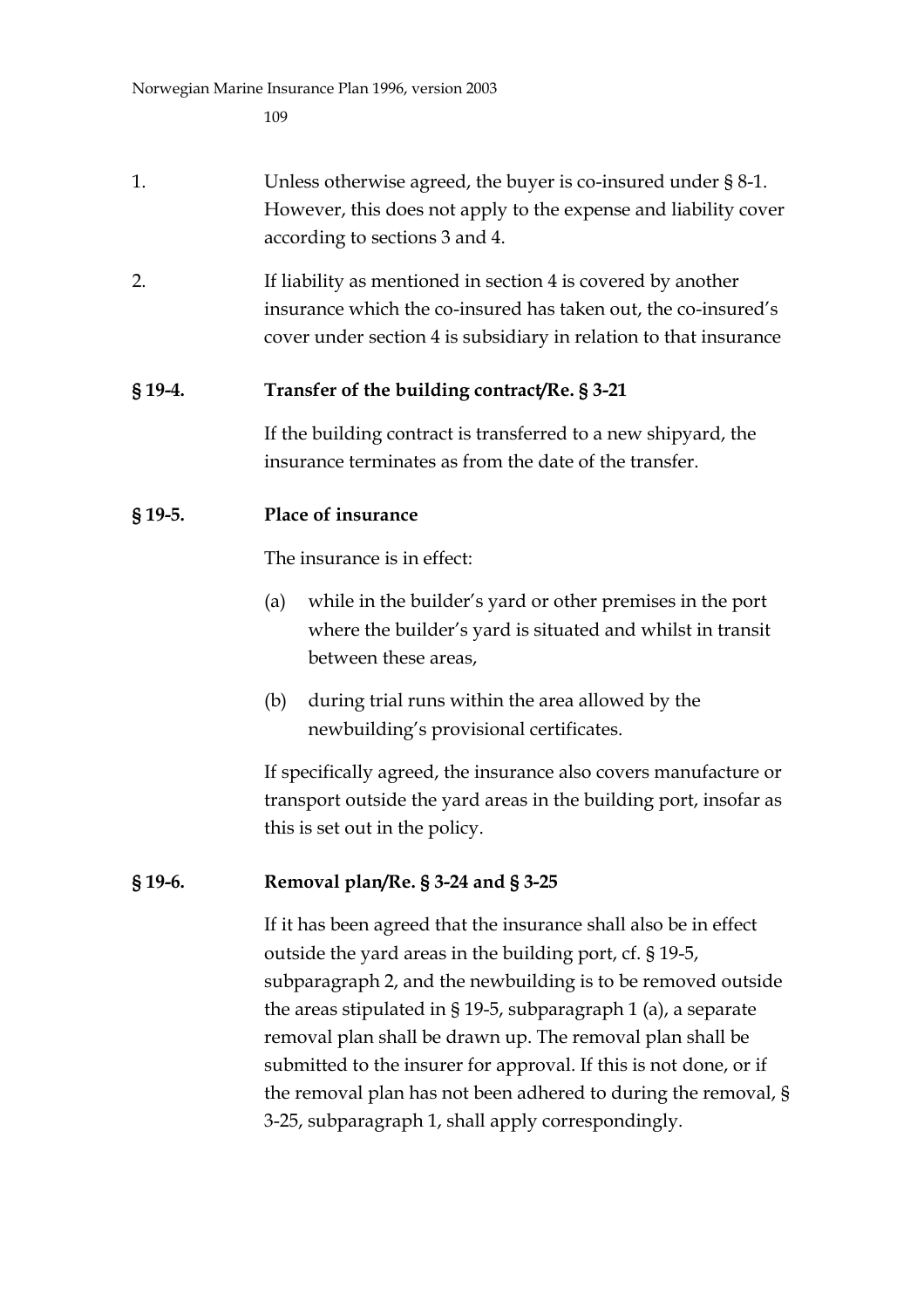1. Unless otherwise agreed, the buyer is co-insured under § 8-1. However, this does not apply to the expense and liability cover according to sections 3 and 4.

2. If liability as mentioned in section 4 is covered by another insurance which the co-insured has taken out, the co-insured's cover under section 4 is subsidiary in relation to that insurance

### § 19-4. Transfer of the building contract/Re. § 3-21

If the building contract is transferred to a new shipyard, the insurance terminates as from the date of the transfer.

### § 19-5. Place of insurance

The insurance is in effect:

(a) while in the builder's yard or other premises in the port where the builder's yard is situated and whilst in transit between these areas,

(b) during trial runs within the area allowed by the newbuilding's provisional certificates.

If specifically agreed, the insurance also covers manufacture or transport outside the yard areas in the building port, insofar as this is set out in the policy.

### § 19-6. Removal plan/Re. § 3-24 and § 3-25

If it has been agreed that the insurance shall also be in effect outside the yard areas in the building port, cf. § 19-5, subparagraph 2, and the newbuilding is to be removed outside the areas stipulated in § 19-5, subparagraph 1 (a), a separate removal plan shall be drawn up. The removal plan shall be submitted to the insurer for approval. If this is not done, or if the removal plan has not been adhered to during the removal, § 3-25, subparagraph 1, shall apply correspondingly.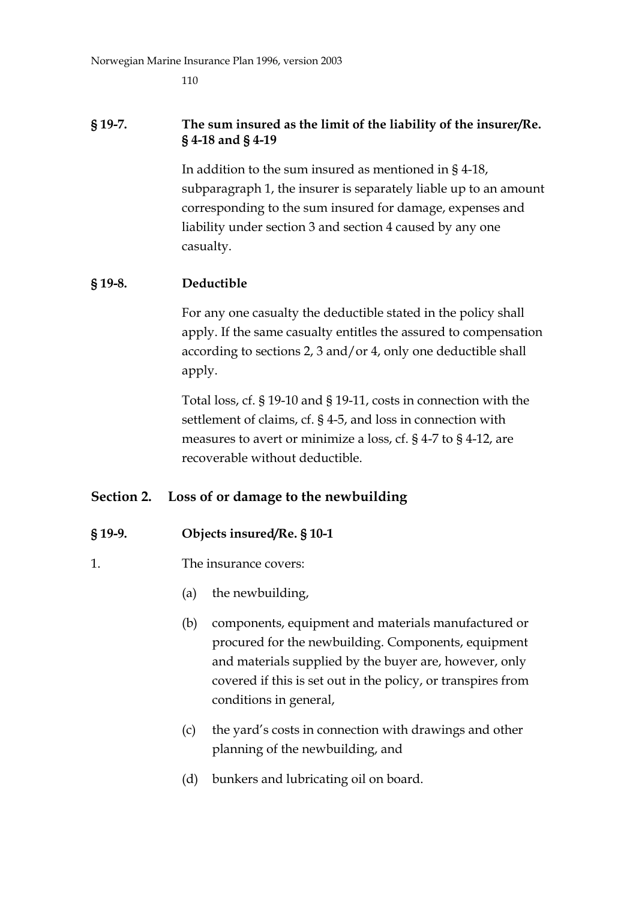### § 19-7. The sum insured as the limit of the liability of the insurer/Re. § 4-18 and § 4-19

In addition to the sum insured as mentioned in § 4-18, subparagraph 1, the insurer is separately liable up to an amount corresponding to the sum insured for damage, expenses and liability under section 3 and section 4 caused by any one casualty.

### § 19-8. Deductible

For any one casualty the deductible stated in the policy shall apply. If the same casualty entitles the assured to compensation according to sections 2, 3 and/or 4, only one deductible shall apply.

Total loss, cf. § 19-10 and § 19-11, costs in connection with the settlement of claims, cf. § 4-5, and loss in connection with measures to avert or minimize a loss, cf. § 4-7 to § 4-12, are recoverable without deductible.

## Section 2. Loss of or damage to the newbuilding

### § 19-9. Objects insured/Re. § 10-1

1. The insurance covers:

   (a) the newbuilding,

   (b) components, equipment and materials manufactured or procured for the newbuilding. Components, equipment and materials supplied by the buyer are, however, only covered if this is set out in the policy, or transpires from conditions in general,

   (c) the yard's costs in connection with drawings and other planning of the newbuilding, and

   (d) bunkers and lubricating oil on board.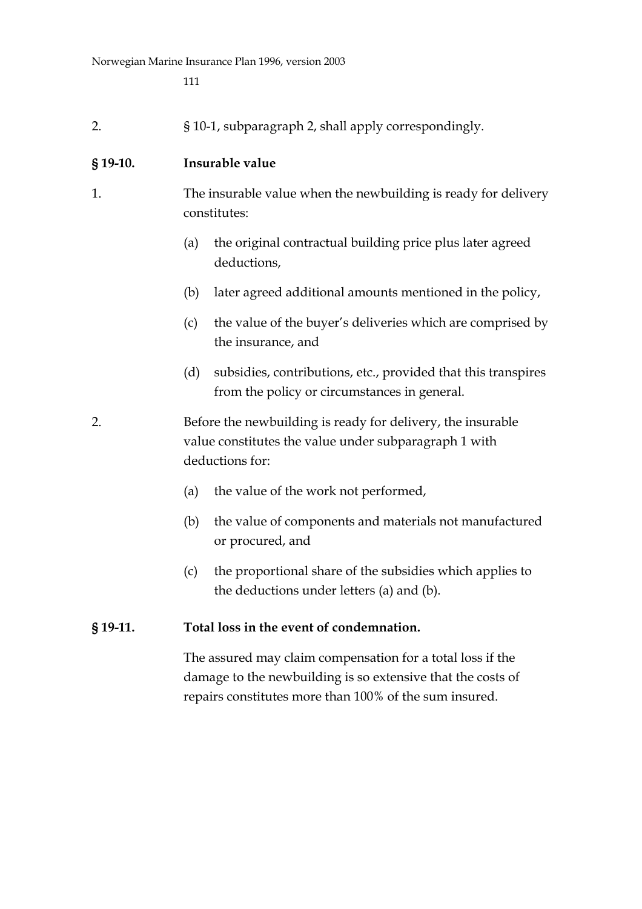2. § 10-1, subparagraph 2, shall apply correspondingly.

### § 19-10. Insurable value

1. The insurable value when the newbuilding is ready for delivery constitutes:

   (a) the original contractual building price plus later agreed deductions,

   (b) later agreed additional amounts mentioned in the policy,

   (c) the value of the buyer's deliveries which are comprised by the insurance, and

   (d) subsidies, contributions, etc., provided that this transpires from the policy or circumstances in general.

2. Before the newbuilding is ready for delivery, the insurable value constitutes the value under subparagraph 1 with deductions for:

   (a) the value of the work not performed,

   (b) the value of components and materials not manufactured or procured, and

   (c) the proportional share of the subsidies which applies to the deductions under letters (a) and (b).

### § 19-11. Total loss in the event of condemnation.

The assured may claim compensation for a total loss if the damage to the newbuilding is so extensive that the costs of repairs constitutes more than 100% of the sum insured.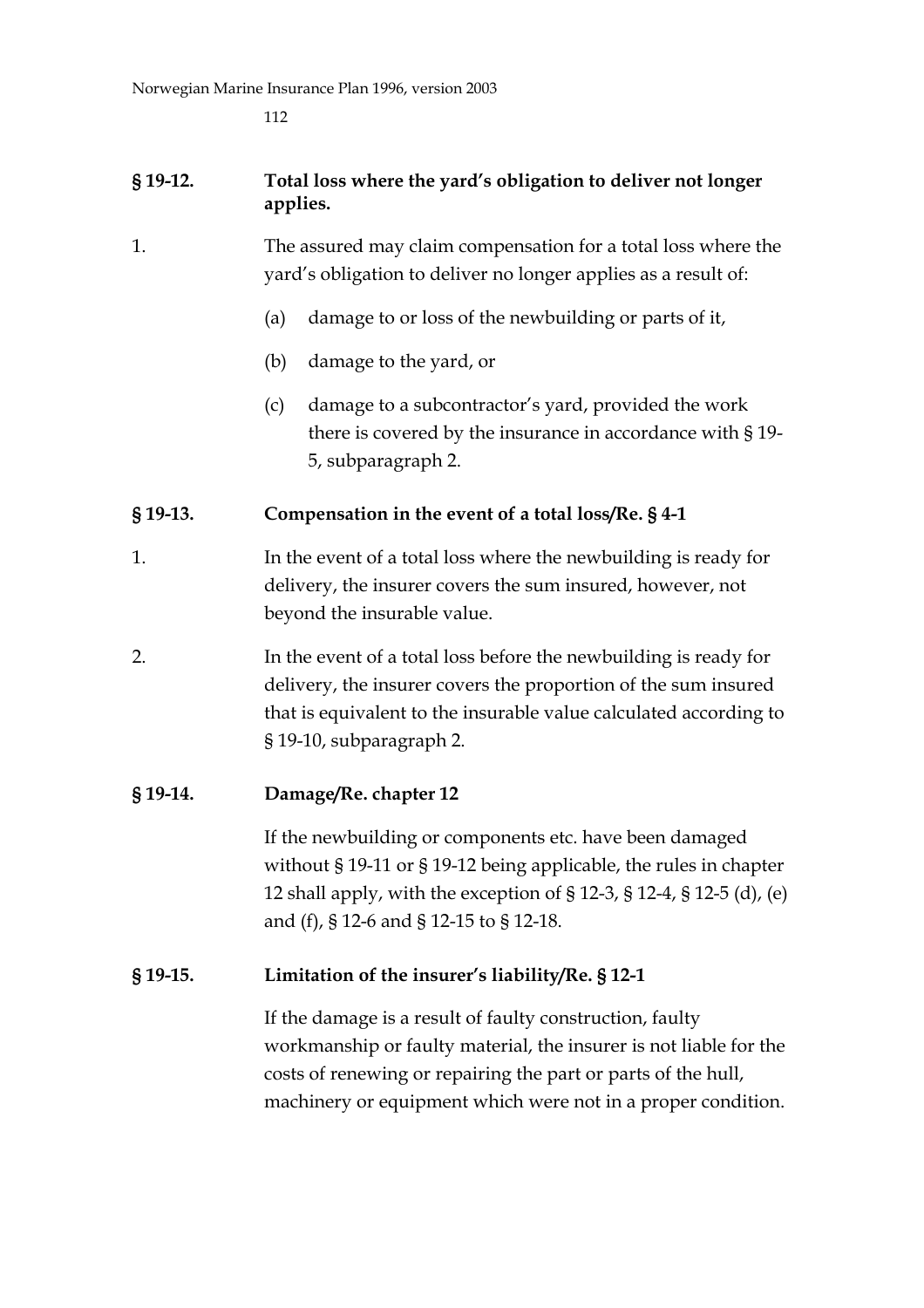### § 19-12. Total loss where the yard's obligation to deliver not longer applies.

1. The assured may claim compensation for a total loss where the yard's obligation to deliver no longer applies as a result of:

   (a) damage to or loss of the newbuilding or parts of it,

   (b) damage to the yard, or

   (c) damage to a subcontractor's yard, provided the work there is covered by the insurance in accordance with § 19-5, subparagraph 2.

### § 19-13. Compensation in the event of a total loss/Re. § 4-1

1. In the event of a total loss where the newbuilding is ready for delivery, the insurer covers the sum insured, however, not beyond the insurable value.

2. In the event of a total loss before the newbuilding is ready for delivery, the insurer covers the proportion of the sum insured that is equivalent to the insurable value calculated according to § 19-10, subparagraph 2.

### § 19-14. Damage/Re. chapter 12

If the newbuilding or components etc. have been damaged without § 19-11 or § 19-12 being applicable, the rules in chapter 12 shall apply, with the exception of § 12-3, § 12-4, § 12-5 (d), (e) and (f), § 12-6 and § 12-15 to § 12-18.

### § 19-15. Limitation of the insurer's liability/Re. § 12-1

If the damage is a result of faulty construction, faulty workmanship or faulty material, the insurer is not liable for the costs of renewing or repairing the part or parts of the hull, machinery or equipment which were not in a proper condition.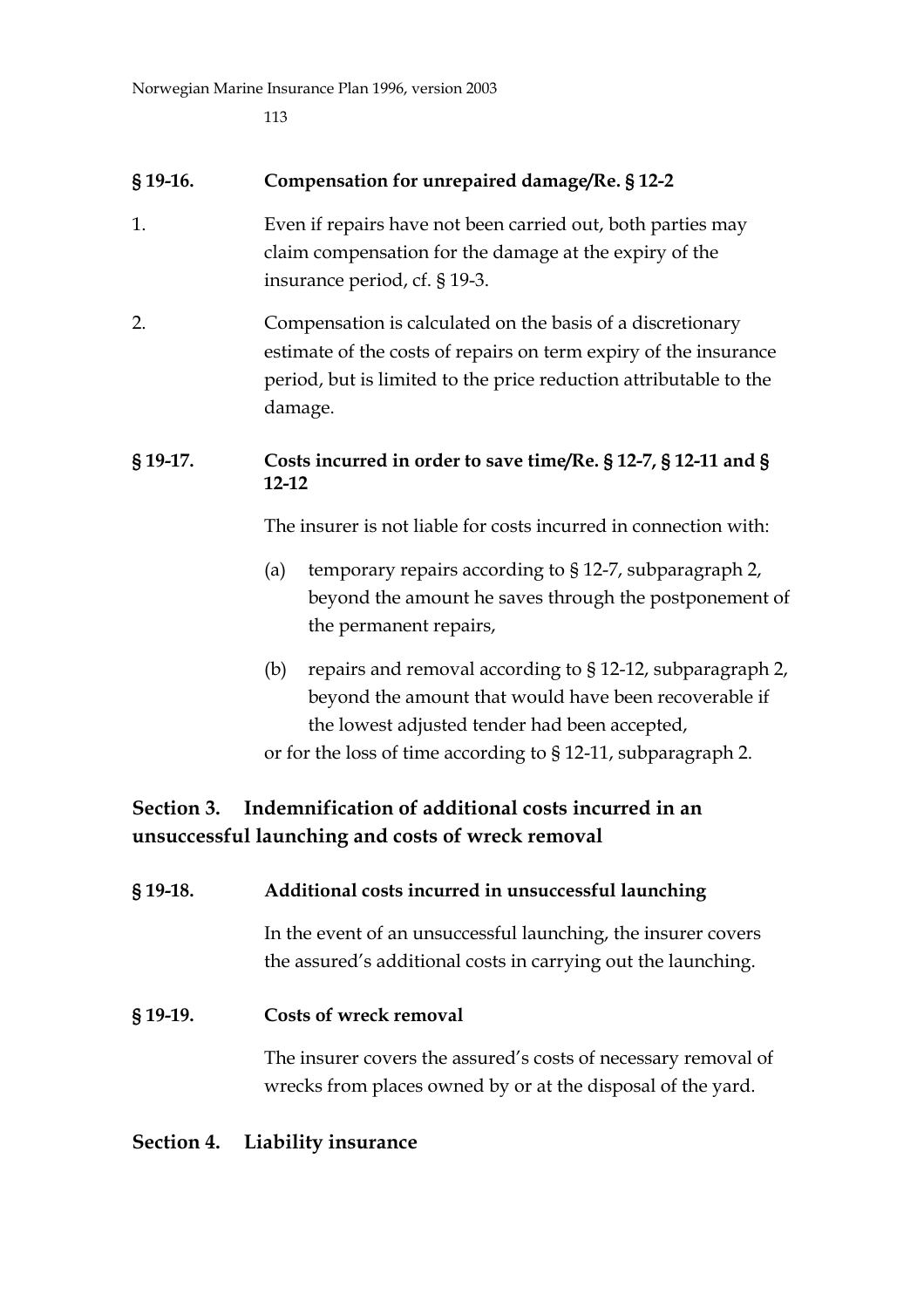**§ 19-16. Compensation for unrepaired damage/Re. § 12-2**

1. Even if repairs have not been carried out, both parties may claim compensation for the damage at the expiry of the insurance period, cf. § 19-3.

2. Compensation is calculated on the basis of a discretionary estimate of the costs of repairs on term expiry of the insurance period, but is limited to the price reduction attributable to the damage.

**§ 19-17. Costs incurred in order to save time/Re. § 12-7, § 12-11 and § 12-12**

The insurer is not liable for costs incurred in connection with:

(a) temporary repairs according to § 12-7, subparagraph 2, beyond the amount he saves through the postponement of the permanent repairs,

(b) repairs and removal according to § 12-12, subparagraph 2, beyond the amount that would have been recoverable if the lowest adjusted tender had been accepted,

or for the loss of time according to § 12-11, subparagraph 2.

## Section 3. Indemnification of additional costs incurred in an unsuccessful launching and costs of wreck removal

**§ 19-18. Additional costs incurred in unsuccessful launching**

In the event of an unsuccessful launching, the insurer covers the assured's additional costs in carrying out the launching.

**§ 19-19. Costs of wreck removal**

The insurer covers the assured's costs of necessary removal of wrecks from places owned by or at the disposal of the yard.

## Section 4. Liability insurance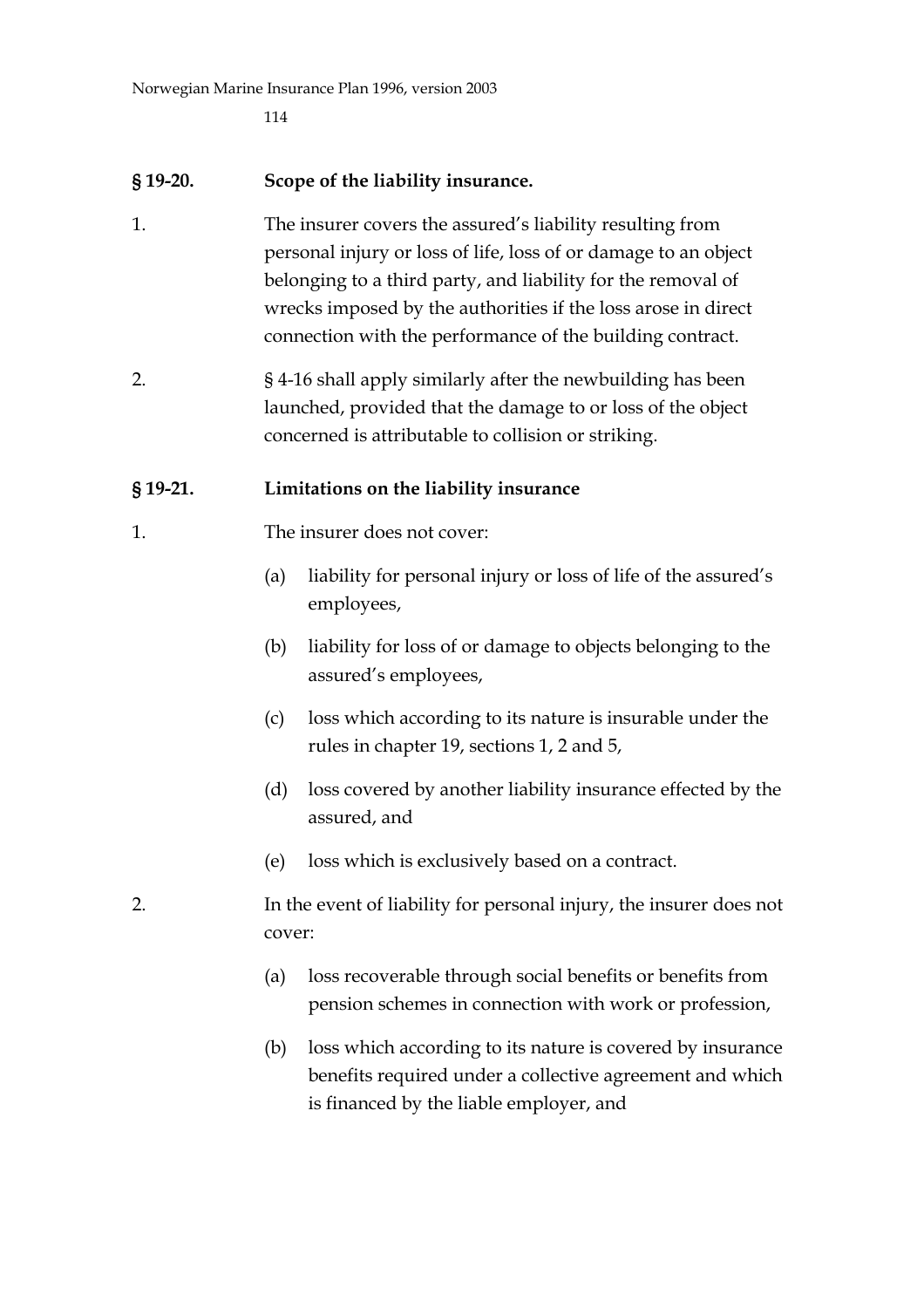## § 19-20. Scope of the liability insurance.

1. The insurer covers the assured's liability resulting from personal injury or loss of life, loss of or damage to an object belonging to a third party, and liability for the removal of wrecks imposed by the authorities if the loss arose in direct connection with the performance of the building contract.

2. § 4-16 shall apply similarly after the newbuilding has been launched, provided that the damage to or loss of the object concerned is attributable to collision or striking.

## § 19-21. Limitations on the liability insurance

1. The insurer does not cover:

   (a) liability for personal injury or loss of life of the assured's employees,

   (b) liability for loss of or damage to objects belonging to the assured's employees,

   (c) loss which according to its nature is insurable under the rules in chapter 19, sections 1, 2 and 5,

   (d) loss covered by another liability insurance effected by the assured, and

   (e) loss which is exclusively based on a contract.

2. In the event of liability for personal injury, the insurer does not cover:

   (a) loss recoverable through social benefits or benefits from pension schemes in connection with work or profession,

   (b) loss which according to its nature is covered by insurance benefits required under a collective agreement and which is financed by the liable employer, and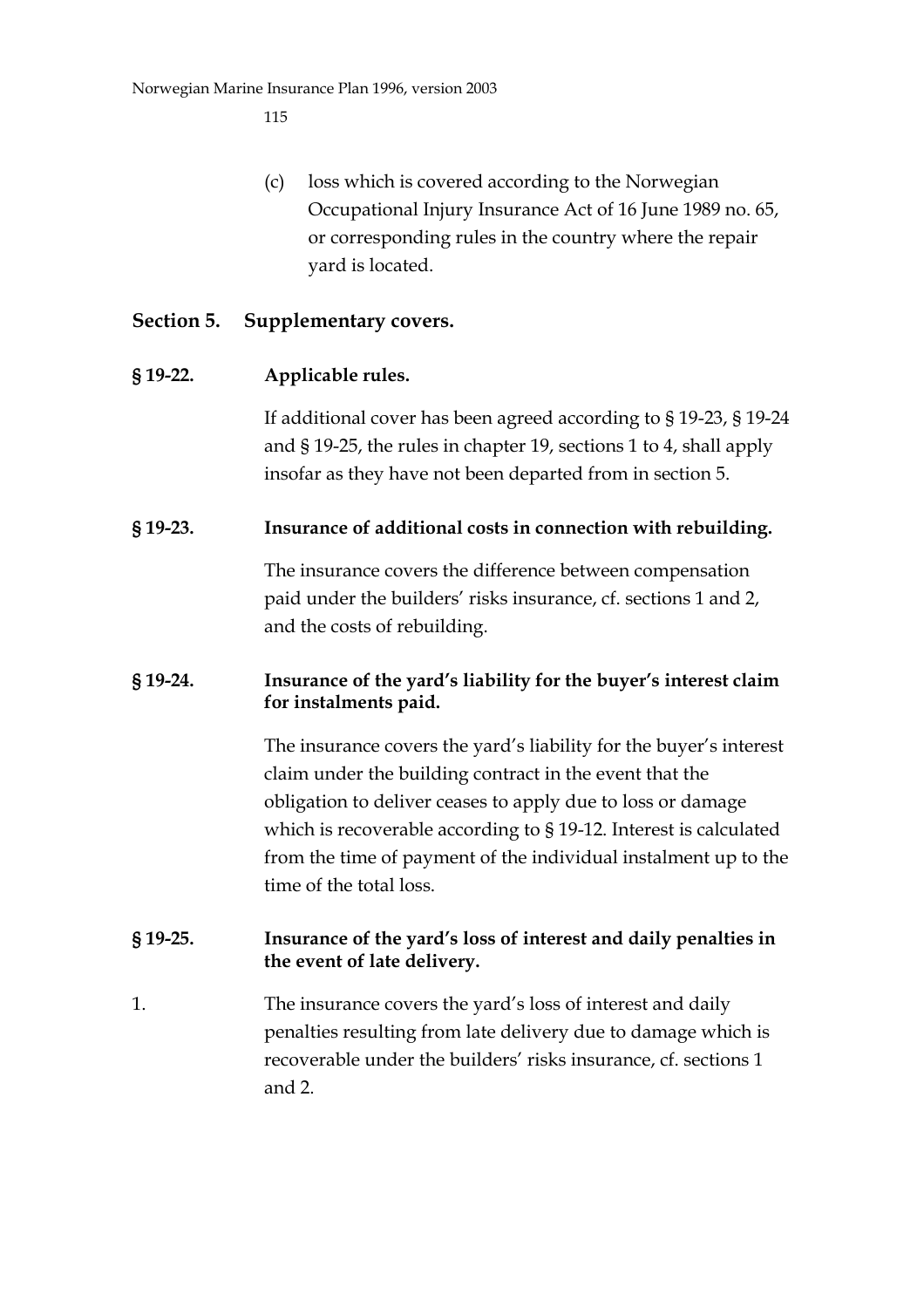(c) loss which is covered according to the Norwegian Occupational Injury Insurance Act of 16 June 1989 no. 65, or corresponding rules in the country where the repair yard is located.

## Section 5. Supplementary covers.

### § 19-22. Applicable rules.

If additional cover has been agreed according to § 19-23, § 19-24 and § 19-25, the rules in chapter 19, sections 1 to 4, shall apply insofar as they have not been departed from in section 5.

### § 19-23. Insurance of additional costs in connection with rebuilding.

The insurance covers the difference between compensation paid under the builders' risks insurance, cf. sections 1 and 2, and the costs of rebuilding.

### § 19-24. Insurance of the yard's liability for the buyer's interest claim for instalments paid.

The insurance covers the yard's liability for the buyer's interest claim under the building contract in the event that the obligation to deliver ceases to apply due to loss or damage which is recoverable according to § 19-12. Interest is calculated from the time of payment of the individual instalment up to the time of the total loss.

### § 19-25. Insurance of the yard's loss of interest and daily penalties in the event of late delivery.

1. The insurance covers the yard's loss of interest and daily penalties resulting from late delivery due to damage which is recoverable under the builders' risks insurance, cf. sections 1 and 2.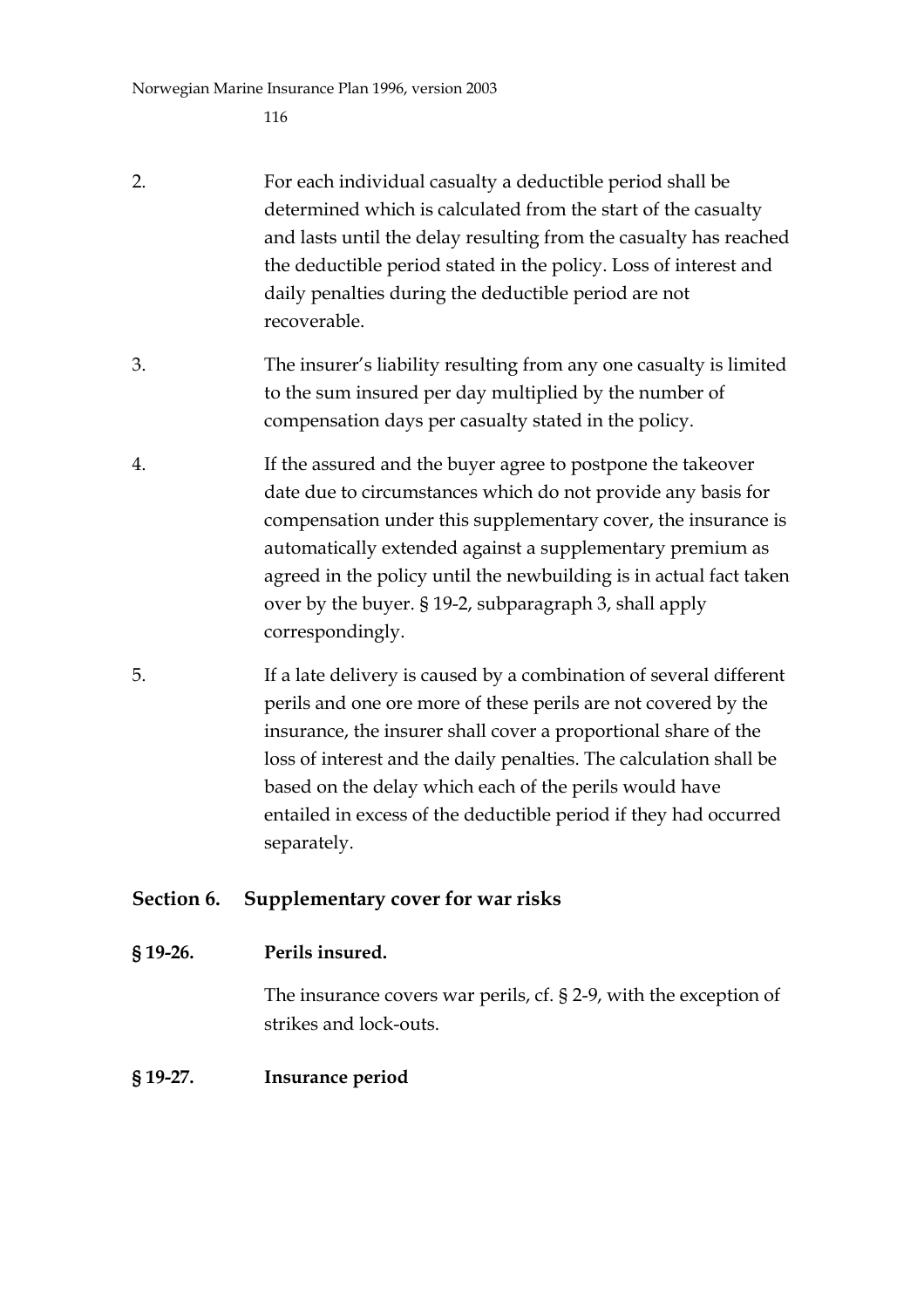2. For each individual casualty a deductible period shall be determined which is calculated from the start of the casualty and lasts until the delay resulting from the casualty has reached the deductible period stated in the policy. Loss of interest and daily penalties during the deductible period are not recoverable.

3. The insurer's liability resulting from any one casualty is limited to the sum insured per day multiplied by the number of compensation days per casualty stated in the policy.

4. If the assured and the buyer agree to postpone the takeover date due to circumstances which do not provide any basis for compensation under this supplementary cover, the insurance is automatically extended against a supplementary premium as agreed in the policy until the newbuilding is in actual fact taken over by the buyer. § 19-2, subparagraph 3, shall apply correspondingly.

5. If a late delivery is caused by a combination of several different perils and one ore more of these perils are not covered by the insurance, the insurer shall cover a proportional share of the loss of interest and the daily penalties. The calculation shall be based on the delay which each of the perils would have entailed in excess of the deductible period if they had occurred separately.

## Section 6. Supplementary cover for war risks

### § 19-26. Perils insured.

The insurance covers war perils, cf. § 2-9, with the exception of strikes and lock-outs.

### § 19-27. Insurance period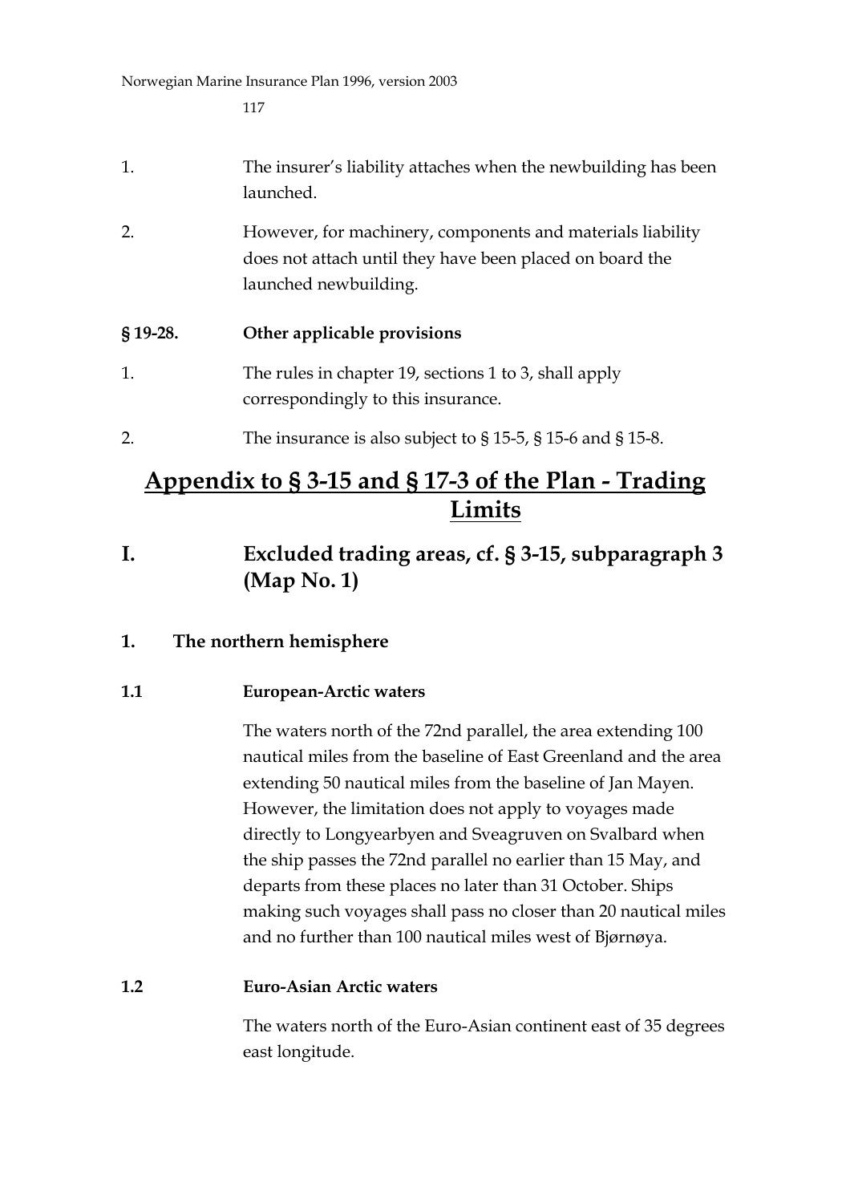1. The insurer's liability attaches when the newbuilding has been launched.

2. However, for machinery, components and materials liability does not attach until they have been placed on board the launched newbuilding.

**§ 19-28. Other applicable provisions**

1. The rules in chapter 19, sections 1 to 3, shall apply correspondingly to this insurance.

2. The insurance is also subject to § 15-5, § 15-6 and § 15-8.

# Appendix to § 3-15 and § 17-3 of the Plan - Trading Limits

## I. Excluded trading areas, cf. § 3-15, subparagraph 3 (Map No. 1)

### 1. The northern hemisphere

#### 1.1 European-Arctic waters

The waters north of the 72nd parallel, the area extending 100 nautical miles from the baseline of East Greenland and the area extending 50 nautical miles from the baseline of Jan Mayen. However, the limitation does not apply to voyages made directly to Longyearbyen and Sveagruven on Svalbard when the ship passes the 72nd parallel no earlier than 15 May, and departs from these places no later than 31 October. Ships making such voyages shall pass no closer than 20 nautical miles and no further than 100 nautical miles west of Bjørnøya.

#### 1.2 Euro-Asian Arctic waters

The waters north of the Euro-Asian continent east of 35 degrees east longitude.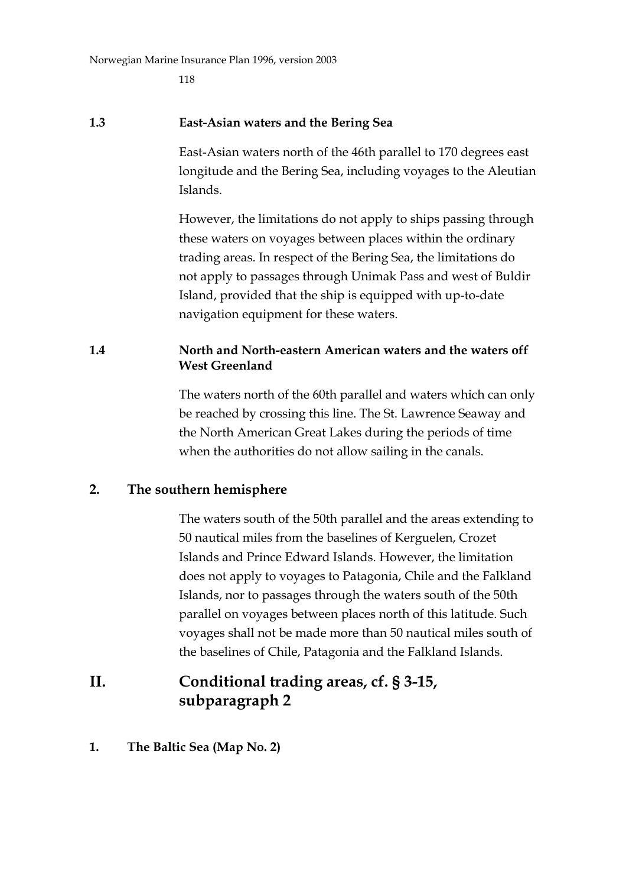### 1.3 East-Asian waters and the Bering Sea

East-Asian waters north of the 46th parallel to 170 degrees east longitude and the Bering Sea, including voyages to the Aleutian Islands.

However, the limitations do not apply to ships passing through these waters on voyages between places within the ordinary trading areas. In respect of the Bering Sea, the limitations do not apply to passages through Unimak Pass and west of Buldir Island, provided that the ship is equipped with up-to-date navigation equipment for these waters.

### 1.4 North and North-eastern American waters and the waters off West Greenland

The waters north of the 60th parallel and waters which can only be reached by crossing this line. The St. Lawrence Seaway and the North American Great Lakes during the periods of time when the authorities do not allow sailing in the canals.

### 2. The southern hemisphere

The waters south of the 50th parallel and the areas extending to 50 nautical miles from the baselines of Kerguelen, Crozet Islands and Prince Edward Islands. However, the limitation does not apply to voyages to Patagonia, Chile and the Falkland Islands, nor to passages through the waters south of the 50th parallel on voyages between places north of this latitude. Such voyages shall not be made more than 50 nautical miles south of the baselines of Chile, Patagonia and the Falkland Islands.

## II. Conditional trading areas, cf. § 3-15, subparagraph 2

### 1. The Baltic Sea (Map No. 2)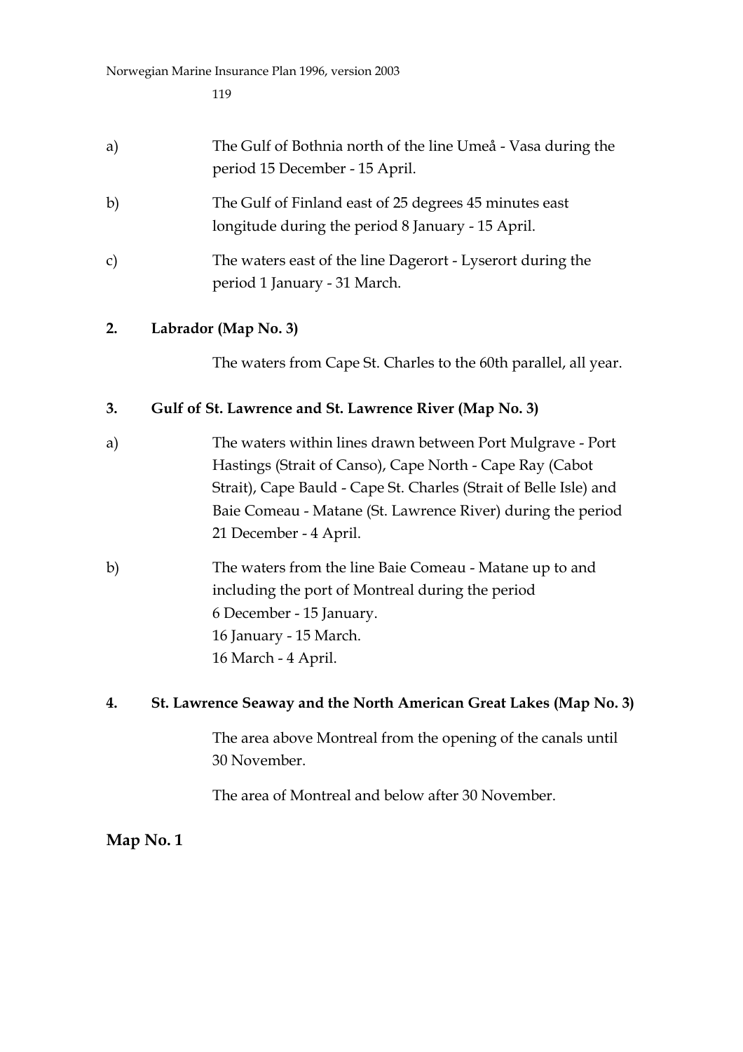a) The Gulf of Bothnia north of the line Umeå - Vasa during the period 15 December - 15 April.

b) The Gulf of Finland east of 25 degrees 45 minutes east longitude during the period 8 January - 15 April.

c) The waters east of the line Dagerort - Lyserort during the period 1 January - 31 March.

**2. Labrador (Map No. 3)**

The waters from Cape St. Charles to the 60th parallel, all year.

**3. Gulf of St. Lawrence and St. Lawrence River (Map No. 3)**

a) The waters within lines drawn between Port Mulgrave - Port Hastings (Strait of Canso), Cape North - Cape Ray (Cabot Strait), Cape Bauld - Cape St. Charles (Strait of Belle Isle) and Baie Comeau - Matane (St. Lawrence River) during the period 21 December - 4 April.

b) The waters from the line Baie Comeau - Matane up to and including the port of Montreal during the period
6 December - 15 January.
16 January - 15 March.
16 March - 4 April.

**4. St. Lawrence Seaway and the North American Great Lakes (Map No. 3)**

The area above Montreal from the opening of the canals until 30 November.

The area of Montreal and below after 30 November.

## Map No. 1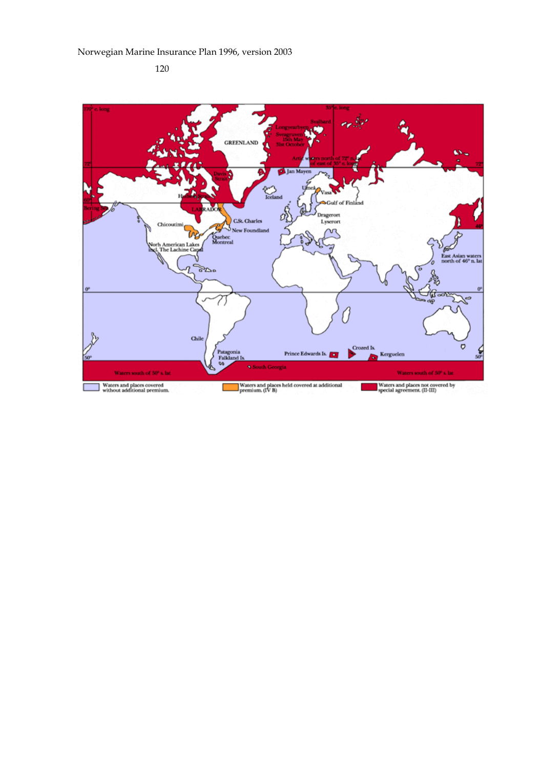Waters and places covered without additional premium.

Waters and places held covered at additional premium. (IV B)

Waters and places not covered by special agreement. (II-III)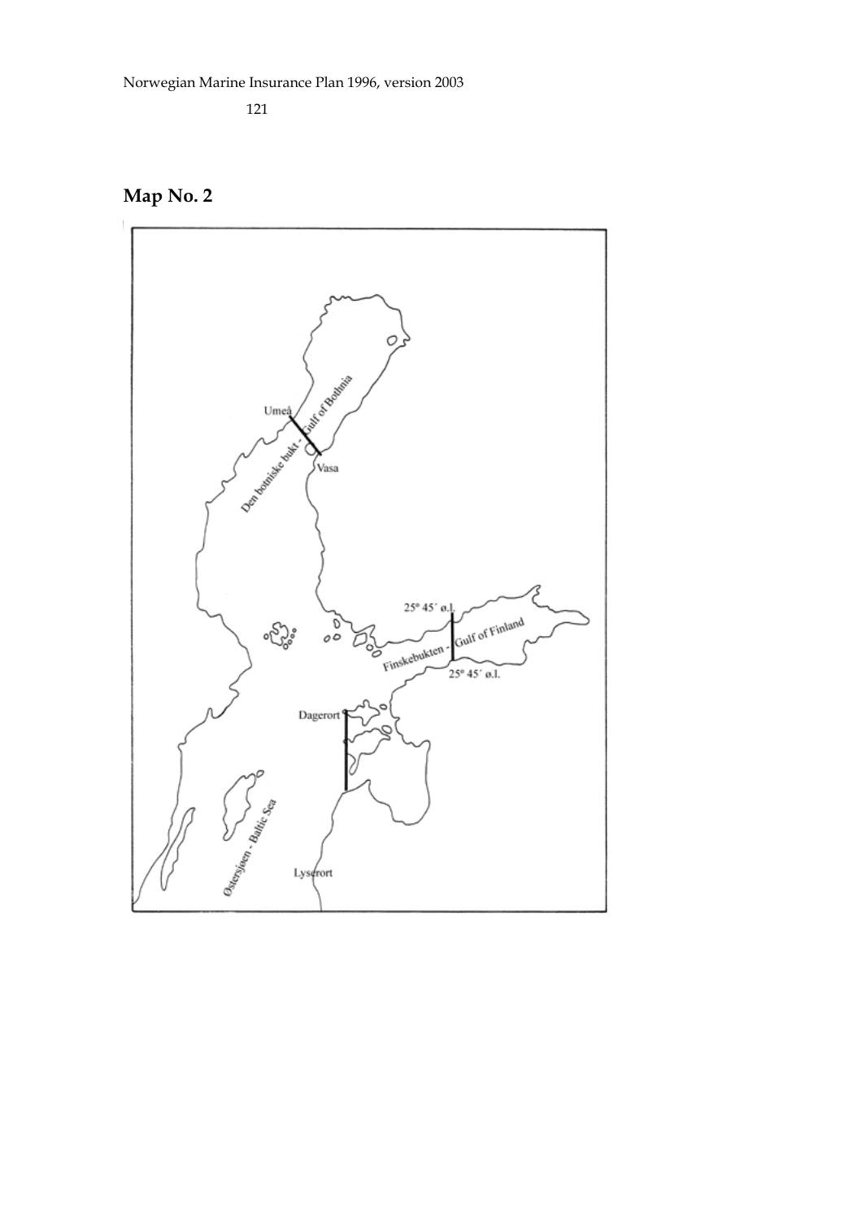## Map No. 2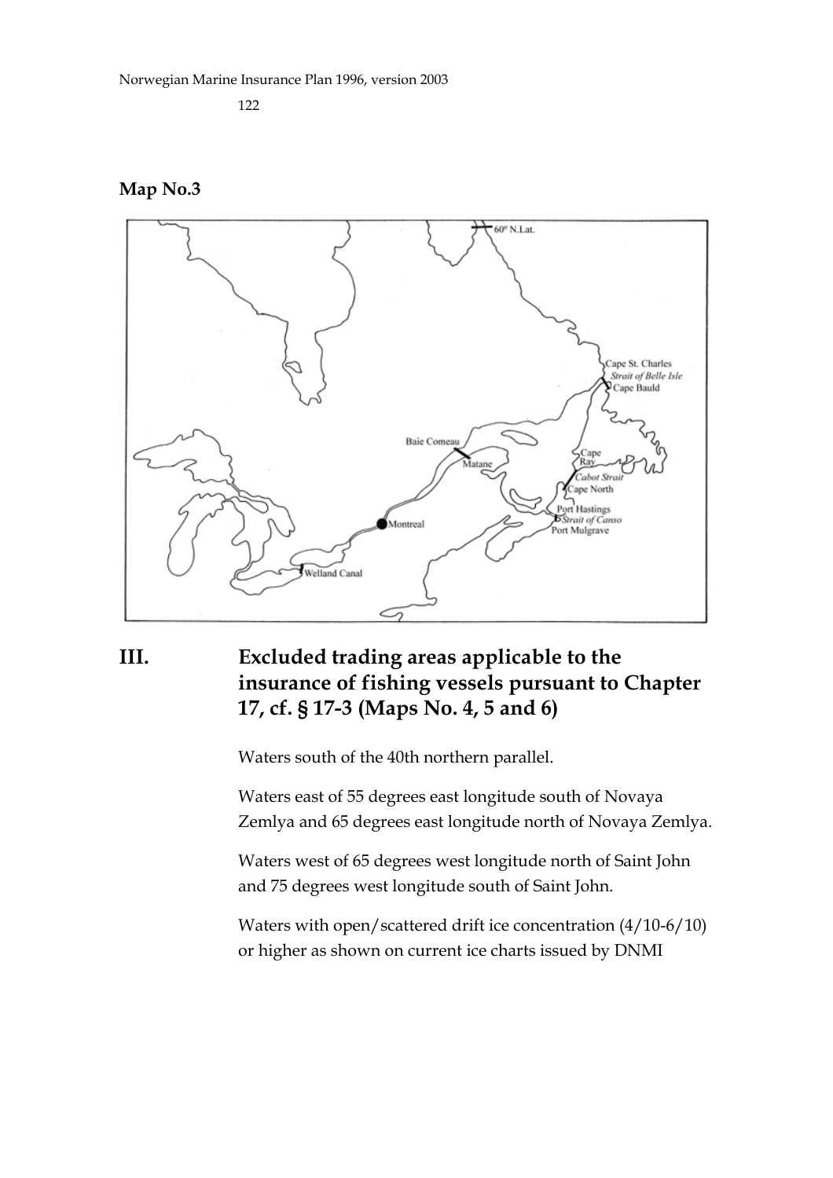**Map No.3**

# III. Excluded trading areas applicable to the insurance of fishing vessels pursuant to Chapter 17, cf. § 17-3 (Maps No. 4, 5 and 6)

Waters south of the 40th northern parallel.

Waters east of 55 degrees east longitude south of Novaya Zemlya and 65 degrees east longitude north of Novaya Zemlya.

Waters west of 65 degrees west longitude north of Saint John and 75 degrees west longitude south of Saint John.

Waters with open/scattered drift ice concentration (4/10-6/10) or higher as shown on current ice charts issued by DNMI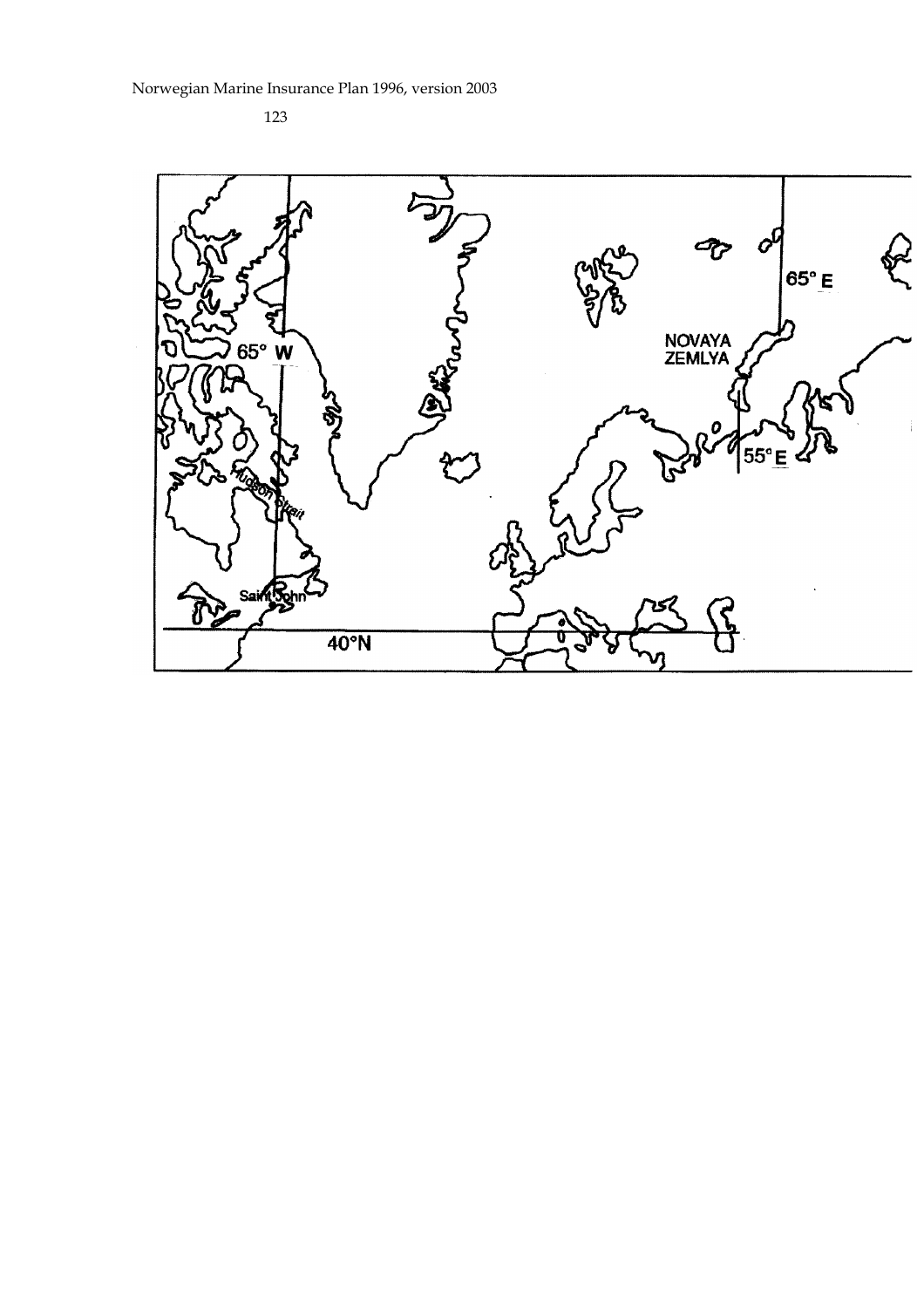65° W

65° E

NOVAYA
ZEMLYA

55° E

Hudson Strait

Saint John

40°N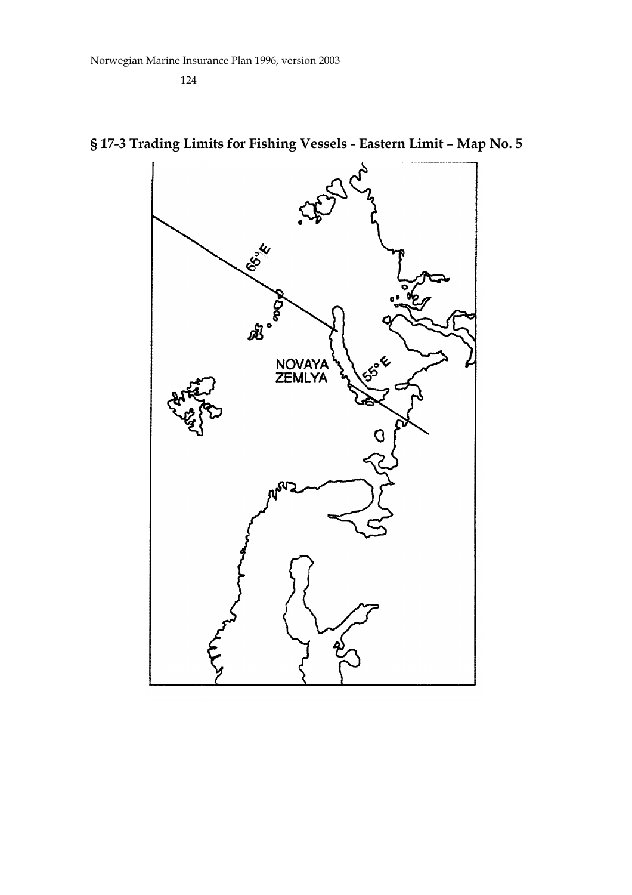## § 17-3 Trading Limits for Fishing Vessels - Eastern Limit – Map No. 5

65° E

55° E

NOVAYA ZEMLYA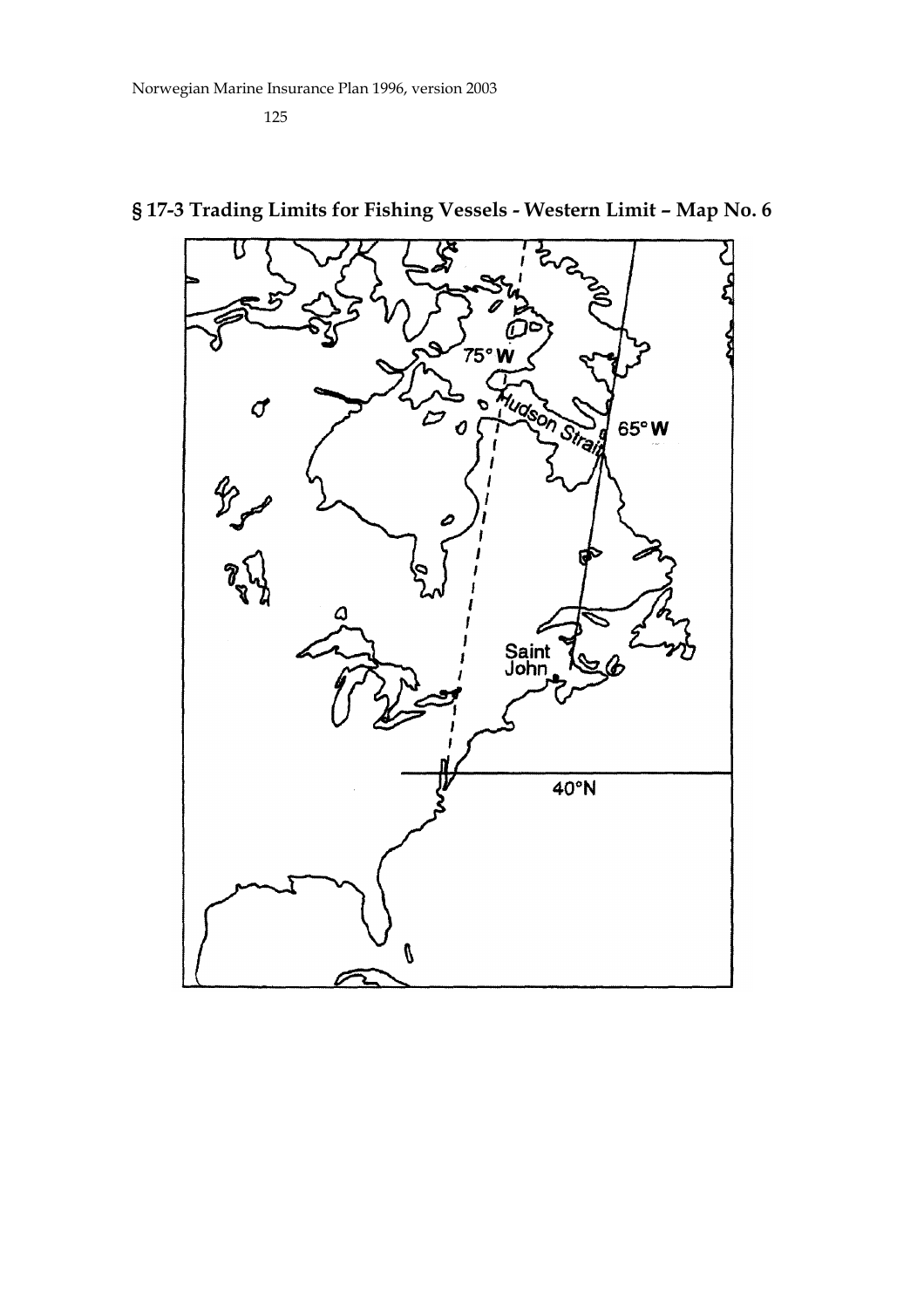# § 17-3 Trading Limits for Fishing Vessels - Western Limit – Map No. 6

75° W

Hudson Strait

65° W

Saint John

40°N